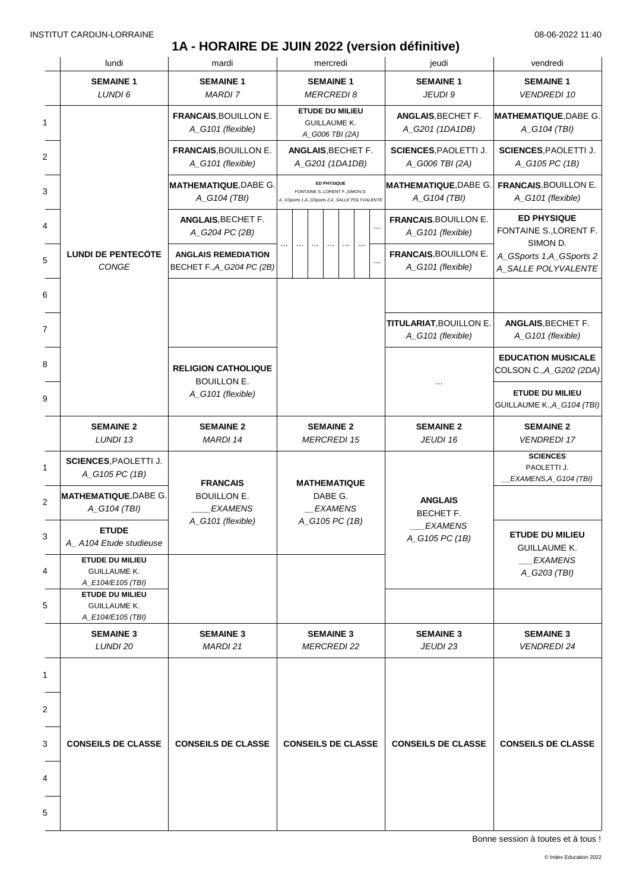# 1A - HORAIRE DE JUIN 2022 (version définitive)

INSTITUT CARDIJN-LORRAINE — 08-06-2022 11:40

| | lundi | mardi | mercredi | jeudi | vendredi |
|---|---|---|---|---|---|
| | **SEMAINE 1** *LUNDI 6* | **SEMAINE 1** *MARDI 7* | **SEMAINE 1** *MERCREDI 8* | **SEMAINE 1** *JEUDI 9* | **SEMAINE 1** *VENDREDI 10* |
| 1 | **LUNDI DE PENTECÔTE** *CONGE* | **FRANCAIS**, BOUILLON E. *A_G101 (flexible)* | **ETUDE DU MILIEU** GUILLAUME K. *A_G006 TBI (2A)* | **ANGLAIS**, BECHET F. *A_G201 (1DA1DB)* | **MATHEMATIQUE**, DABE G. *A_G104 (TBI)* |
| 2 | | **FRANCAIS**, BOUILLON E. *A_G101 (flexible)* | **ANGLAIS**, BECHET F. *A_G201 (1DA1DB)* | **SCIENCES**, PAOLETTI J. *A_G006 TBI (2A)* | **SCIENCES**, PAOLETTI J. *A_G105 PC (1B)* |
| 3 | | **MATHEMATIQUE**, DABE G. *A_G104 (TBI)* | **ED PHYSIQUE** FONTAINE S., LORENT F., SIMON D. *A_GSports 1, A_GSports 2, A_SALLE POLYVALENTE* | **MATHEMATIQUE**, DABE G. *A_G104 (TBI)* | **FRANCAIS**, BOUILLON E. *A_G101 (flexible)* |
| 4 | | **ANGLAIS**, BECHET F. *A_G204 PC (2B)* | ... | **FRANCAIS**, BOUILLON E. *A_G101 (flexible)* | **ED PHYSIQUE** FONTAINE S., LORENT F. SIMON D. *A_GSports 1, A_GSports 2 A_SALLE POLYVALENTE* |
| 5 | | **ANGLAIS REMEDIATION** BECHET F., *A_G204 PC (2B)* | ... | **FRANCAIS**, BOUILLON E. *A_G101 (flexible)* | |
| 6 | | | | | |
| 7 | | | | **TITULARIAT**, BOUILLON E. *A_G101 (flexible)* | **ANGLAIS**, BECHET F. *A_G101 (flexible)* |
| 8 | | **RELIGION CATHOLIQUE** BOUILLON E. *A_G101 (flexible)* | | ... | **EDUCATION MUSICALE** COLSON C., *A_G202 (2DA)* |
| 9 | | | | | **ETUDE DU MILIEU** GUILLAUME K., *A_G104 (TBI)* |
| | **SEMAINE 2** *LUNDI 13* | **SEMAINE 2** *MARDI 14* | **SEMAINE 2** *MERCREDI 15* | **SEMAINE 2** *JEUDI 16* | **SEMAINE 2** *VENDREDI 17* |
| 1 | **SCIENCES**, PAOLETTI J. *A_G105 PC (1B)* | **FRANCAIS** BOUILLON E. *____EXAMENS* *A_G101 (flexible)* | **MATHEMATIQUE** DABE G. *__EXAMENS* *A_G105 PC (1B)* | **ANGLAIS** BECHET F. *___EXAMENS* *A_G105 PC (1B)* | **SCIENCES** PAOLETTI J. *__EXAMENS, A_G104 (TBI)* |
| 2 | **MATHEMATIQUE**, DABE G. *A_G104 (TBI)* | | | | |
| 3 | **ETUDE** *A_ A104 Etude studieuse* | | | | **ETUDE DU MILIEU** GUILLAUME K. *___EXAMENS* *A_G203 (TBI)* |
| 4 | **ETUDE DU MILIEU** GUILLAUME K. *A_E104/E105 (TBI)* | | | | |
| 5 | **ETUDE DU MILIEU** GUILLAUME K. *A_E104/E105 (TBI)* | | | | |
| | **SEMAINE 3** *LUNDI 20* | **SEMAINE 3** *MARDI 21* | **SEMAINE 3** *MERCREDI 22* | **SEMAINE 3** *JEUDI 23* | **SEMAINE 3** *VENDREDI 24* |
| 1–5 | **CONSEILS DE CLASSE** | **CONSEILS DE CLASSE** | **CONSEILS DE CLASSE** | **CONSEILS DE CLASSE** | **CONSEILS DE CLASSE** |

Bonne session à toutes et à tous !

© Index Education 2022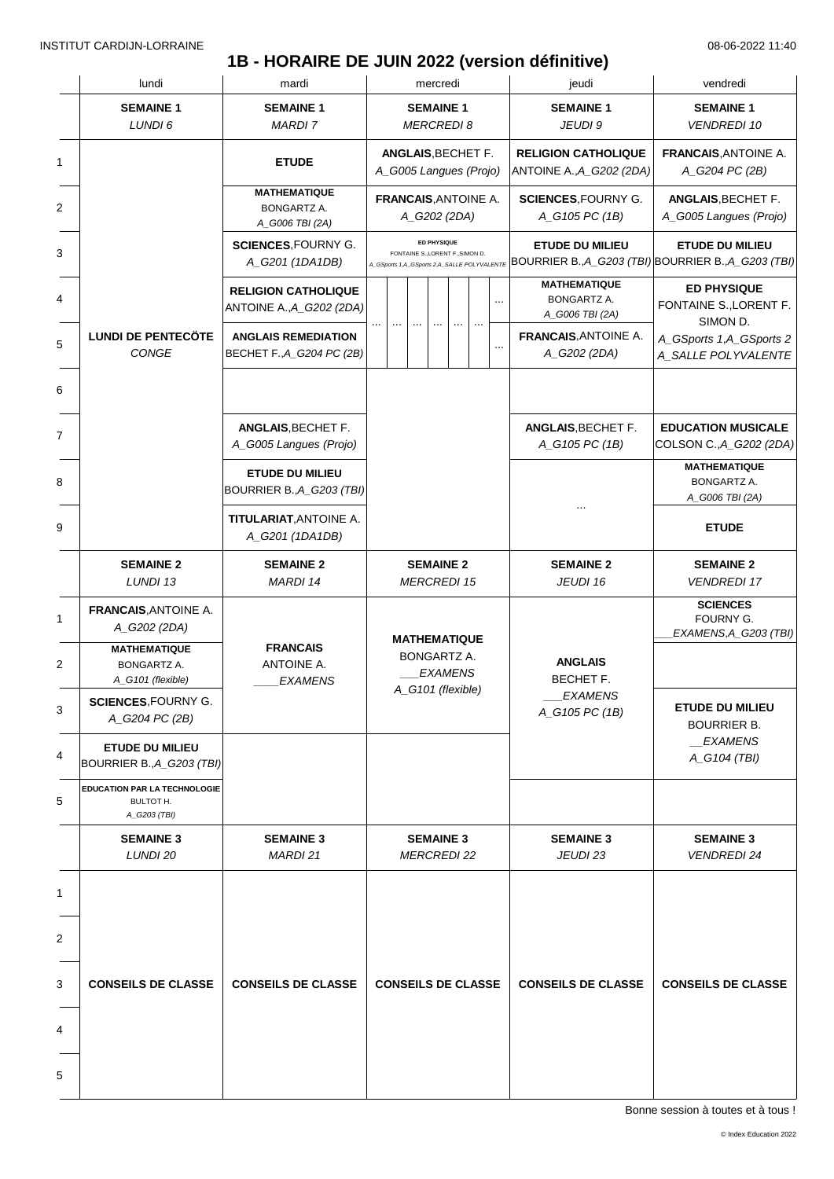INSTITUT CARDIJN-LORRAINE 08-06-2022 11:40

# 1B - HORAIRE DE JUIN 2022 (version définitive)

| | lundi | mardi | mercredi | jeudi | vendredi |
|---|---|---|---|---|---|
| | **SEMAINE 1** *LUNDI 6* | **SEMAINE 1** *MARDI 7* | **SEMAINE 1** *MERCREDI 8* | **SEMAINE 1** *JEUDI 9* | **SEMAINE 1** *VENDREDI 10* |
| 1 | **LUNDI DE PENTECÔTE** *CONGE* | **ETUDE** | **ANGLAIS**,BECHET F. *A_G005 Langues (Projo)* | **RELIGION CATHOLIQUE** ANTOINE A.,*A_G202 (2DA)* | **FRANCAIS**,ANTOINE A. *A_G204 PC (2B)* |
| 2 | | **MATHEMATIQUE** BONGARTZ A. *A_G006 TBI (2A)* | **FRANCAIS**,ANTOINE A. *A_G202 (2DA)* | **SCIENCES**,FOURNY G. *A_G105 PC (1B)* | **ANGLAIS**,BECHET F. *A_G005 Langues (Projo)* |
| 3 | | **SCIENCES**,FOURNY G. *A_G201 (1DA1DB)* | **ED PHYSIQUE** FONTAINE S.,LORENT F.,SIMON D. *A_GSports 1,A_GSports 2,A_SALLE POLYVALENTE* | **ETUDE DU MILIEU** BOURRIER B.,*A_G203 (TBI)* | **ETUDE DU MILIEU** BOURRIER B.,*A_G203 (TBI)* |
| 4 | | **RELIGION CATHOLIQUE** ANTOINE A.,*A_G202 (2DA)* | ... | **MATHEMATIQUE** BONGARTZ A. *A_G006 TBI (2A)* | **ED PHYSIQUE** FONTAINE S.,LORENT F. SIMON D. *A_GSports 1,A_GSports 2 A_SALLE POLYVALENTE* |
| 5 | | **ANGLAIS REMEDIATION** BECHET F.,*A_G204 PC (2B)* | ... | **FRANCAIS**,ANTOINE A. *A_G202 (2DA)* | |
| 6 | | | | | |
| 7 | | **ANGLAIS**,BECHET F. *A_G005 Langues (Projo)* | | **ANGLAIS**,BECHET F. *A_G105 PC (1B)* | **EDUCATION MUSICALE** COLSON C.,*A_G202 (2DA)* |
| 8 | | **ETUDE DU MILIEU** BOURRIER B.,*A_G203 (TBI)* | | ... | **MATHEMATIQUE** BONGARTZ A. *A_G006 TBI (2A)* |
| 9 | | **TITULARIAT**,ANTOINE A. *A_G201 (1DA1DB)* | | | **ETUDE** |
| | **SEMAINE 2** *LUNDI 13* | **SEMAINE 2** *MARDI 14* | **SEMAINE 2** *MERCREDI 15* | **SEMAINE 2** *JEUDI 16* | **SEMAINE 2** *VENDREDI 17* |
| 1 | **FRANCAIS**,ANTOINE A. *A_G202 (2DA)* | **FRANCAIS** ANTOINE A. *____EXAMENS* | **MATHEMATIQUE** BONGARTZ A. *___EXAMENS* *A_G101 (flexible)* | **ANGLAIS** BECHET F. *___EXAMENS* *A_G105 PC (1B)* | **SCIENCES** FOURNY G. *___EXAMENS,A_G203 (TBI)* |
| 2 | **MATHEMATIQUE** BONGARTZ A. *A_G101 (flexible)* | | | | |
| 3 | **SCIENCES**,FOURNY G. *A_G204 PC (2B)* | | | | **ETUDE DU MILIEU** BOURRIER B. *__EXAMENS* *A_G104 (TBI)* |
| 4 | **ETUDE DU MILIEU** BOURRIER B.,*A_G203 (TBI)* | | | | |
| 5 | **EDUCATION PAR LA TECHNOLOGIE** BULTOT H. *A_G203 (TBI)* | | | | |
| | **SEMAINE 3** *LUNDI 20* | **SEMAINE 3** *MARDI 21* | **SEMAINE 3** *MERCREDI 22* | **SEMAINE 3** *JEUDI 23* | **SEMAINE 3** *VENDREDI 24* |
| 1–5 | **CONSEILS DE CLASSE** | **CONSEILS DE CLASSE** | **CONSEILS DE CLASSE** | **CONSEILS DE CLASSE** | **CONSEILS DE CLASSE** |

Bonne session à toutes et à tous !

© Index Education 2022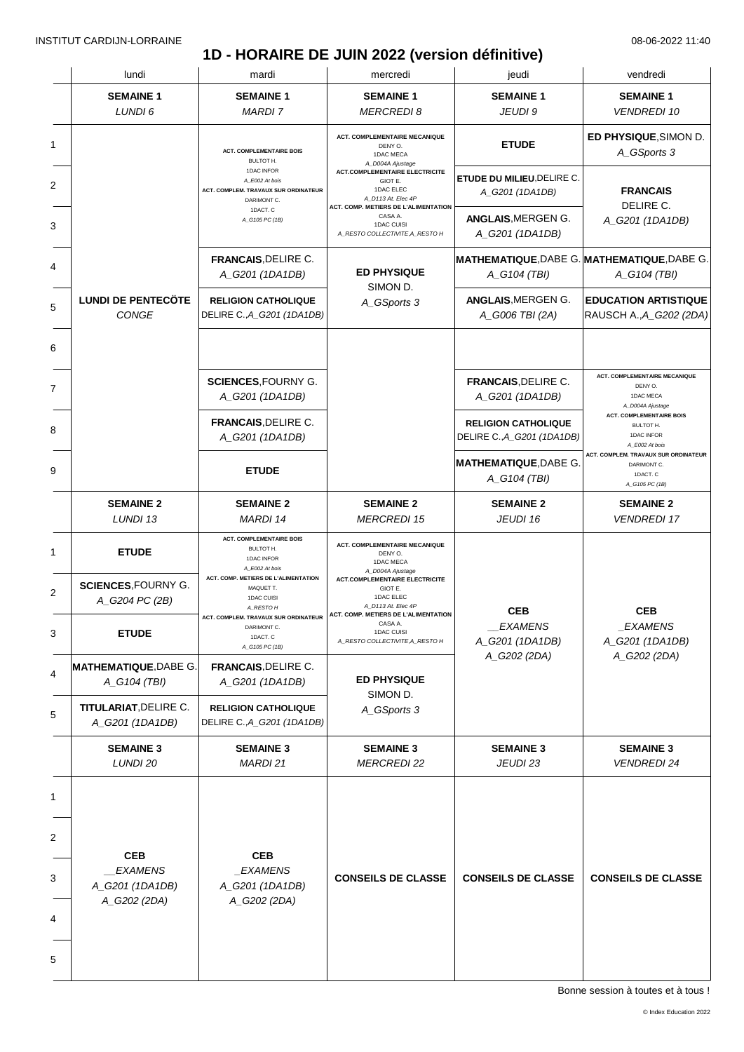INSTITUT CARDIJN-LORRAINE 08-06-2022 11:40

# 1D - HORAIRE DE JUIN 2022 (version définitive)

| | lundi | mardi | mercredi | jeudi | vendredi |
|---|---|---|---|---|---|
| | **SEMAINE 1** *LUNDI 6* | **SEMAINE 1** *MARDI 7* | **SEMAINE 1** *MERCREDI 8* | **SEMAINE 1** *JEUDI 9* | **SEMAINE 1** *VENDREDI 10* |
| 1 | **LUNDI DE PENTECÖTE** *CONGE* | **ACT. COMPLEMENTAIRE BOIS** BULTOT H. 1DAC INFOR *A_E002 At bois* **ACT. COMPLEM. TRAVAUX SUR ORDINATEUR** DARIMONT C. 1DACT. C *A_G105 PC (1B)* | **ACT. COMPLEMENTAIRE MECANIQUE** DENY O. 1DAC MECA *A_D004A Ajustage* **ACT.COMPLEMENTAIRE ELECTRICITE** GIOT E. 1DAC ELEC *A_D113 At. Elec 4P* **ACT. COMP. METIERS DE L'ALIMENTATION** CASA A. 1DAC CUISI *A_RESTO COLLECTIVITE,A_RESTO H* | **ETUDE** | **ED PHYSIQUE**,SIMON D. *A_GSports 3* |
| 2 | | | | **ETUDE DU MILIEU**,DELIRE C. *A_G201 (1DA1DB)* | **FRANCAIS** DELIRE C. *A_G201 (1DA1DB)* |
| 3 | | | | **ANGLAIS**,MERGEN G. *A_G201 (1DA1DB)* | |
| 4 | | **FRANCAIS**,DELIRE C. *A_G201 (1DA1DB)* | **ED PHYSIQUE** SIMON D. *A_GSports 3* | **MATHEMATIQUE**,DABE G. *A_G104 (TBI)* | **MATHEMATIQUE**,DABE G. *A_G104 (TBI)* |
| 5 | | **RELIGION CATHOLIQUE** DELIRE C.,*A_G201 (1DA1DB)* | | **ANGLAIS**,MERGEN G. *A_G006 TBI (2A)* | **EDUCATION ARTISTIQUE** RAUSCH A.,*A_G202 (2DA)* |
| 6 | | | | | |
| 7 | | **SCIENCES**,FOURNY G. *A_G201 (1DA1DB)* | | **FRANCAIS**,DELIRE C. *A_G201 (1DA1DB)* | **ACT. COMPLEMENTAIRE MECANIQUE** DENY O. 1DAC MECA *A_D004A Ajustage* **ACT. COMPLEMENTAIRE BOIS** BULTOT H. 1DAC INFOR *A_E002 At bois* **ACT. COMPLEM. TRAVAUX SUR ORDINATEUR** DARIMONT C. 1DACT. C *A_G105 PC (1B)* |
| 8 | | **FRANCAIS**,DELIRE C. *A_G201 (1DA1DB)* | | **RELIGION CATHOLIQUE** DELIRE C.,*A_G201 (1DA1DB)* | |
| 9 | | **ETUDE** | | **MATHEMATIQUE**,DABE G. *A_G104 (TBI)* | |
| | **SEMAINE 2** *LUNDI 13* | **SEMAINE 2** *MARDI 14* | **SEMAINE 2** *MERCREDI 15* | **SEMAINE 2** *JEUDI 16* | **SEMAINE 2** *VENDREDI 17* |
| 1 | **ETUDE** | **ACT. COMPLEMENTAIRE BOIS** BULTOT H. 1DAC INFOR *A_E002 At bois* **ACT. COMP. METIERS DE L'ALIMENTATION** MAQUET T. 1DAC CUISI *A_RESTO H* **ACT. COMPLEM. TRAVAUX SUR ORDINATEUR** DARIMONT C. 1DACT. C *A_G105 PC (1B)* | **ACT. COMPLEMENTAIRE MECANIQUE** DENY O. 1DAC MECA *A_D004A Ajustage* **ACT.COMPLEMENTAIRE ELECTRICITE** GIOT E. 1DAC ELEC *A_D113 At. Elec 4P* **ACT. COMP. METIERS DE L'ALIMENTATION** CASA A. 1DAC CUISI *A_RESTO COLLECTIVITE,A_RESTO H* | **CEB** *__EXAMENS* *A_G201 (1DA1DB)* *A_G202 (2DA)* | **CEB** *_EXAMENS* *A_G201 (1DA1DB)* *A_G202 (2DA)* |
| 2 | **SCIENCES**,FOURNY G. *A_G204 PC (2B)* | | | | |
| 3 | **ETUDE** | | | | |
| 4 | **MATHEMATIQUE**,DABE G. *A_G104 (TBI)* | **FRANCAIS**,DELIRE C. *A_G201 (1DA1DB)* | **ED PHYSIQUE** SIMON D. *A_GSports 3* | | |
| 5 | **TITULARIAT**,DELIRE C. *A_G201 (1DA1DB)* | **RELIGION CATHOLIQUE** DELIRE C.,*A_G201 (1DA1DB)* | | | |
| | **SEMAINE 3** *LUNDI 20* | **SEMAINE 3** *MARDI 21* | **SEMAINE 3** *MERCREDI 22* | **SEMAINE 3** *JEUDI 23* | **SEMAINE 3** *VENDREDI 24* |
| 1 | **CEB** *__EXAMENS* *A_G201 (1DA1DB)* *A_G202 (2DA)* | **CEB** *_EXAMENS* *A_G201 (1DA1DB)* *A_G202 (2DA)* | **CONSEILS DE CLASSE** | **CONSEILS DE CLASSE** | **CONSEILS DE CLASSE** |
| 2 | | | | | |
| 3 | | | | | |
| 4 | | | | | |
| 5 | | | | | |

Bonne session à toutes et à tous !

© Index Education 2022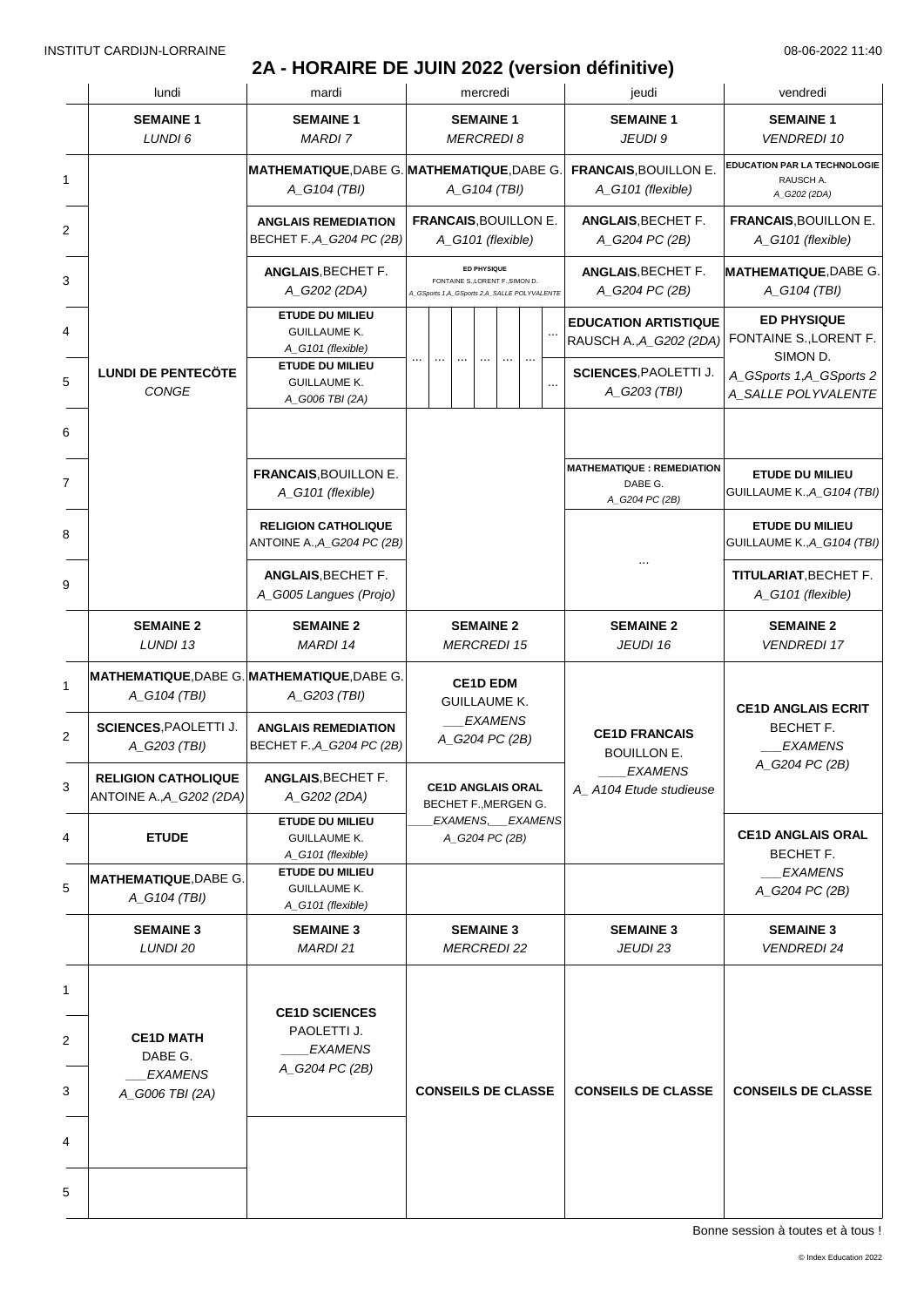INSTITUT CARDIJN-LORRAINE 08-06-2022 11:40

# 2A - HORAIRE DE JUIN 2022 (version définitive)

| | lundi | mardi | mercredi | jeudi | vendredi |
|---|---|---|---|---|---|
| | **SEMAINE 1** *LUNDI 6* | **SEMAINE 1** *MARDI 7* | **SEMAINE 1** *MERCREDI 8* | **SEMAINE 1** *JEUDI 9* | **SEMAINE 1** *VENDREDI 10* |
| 1 | **LUNDI DE PENTECÔTE** *CONGE* | **MATHEMATIQUE**,DABE G. *A_G104 (TBI)* | **MATHEMATIQUE**,DABE G. *A_G104 (TBI)* | **FRANCAIS**,BOUILLON E. *A_G101 (flexible)* | **EDUCATION PAR LA TECHNOLOGIE** RAUSCH A. *A_G202 (2DA)* |
| 2 | | **ANGLAIS REMEDIATION** BECHET F.,*A_G204 PC (2B)* | **FRANCAIS**,BOUILLON E. *A_G101 (flexible)* | **ANGLAIS**,BECHET F. *A_G204 PC (2B)* | **FRANCAIS**,BOUILLON E. *A_G101 (flexible)* |
| 3 | | **ANGLAIS**,BECHET F. *A_G202 (2DA)* | **ED PHYSIQUE** FONTAINE S.,LORENT F.,SIMON D. *A_GSports 1,A_GSports 2,A_SALLE POLYVALENTE* | **ANGLAIS**,BECHET F. *A_G204 PC (2B)* | **MATHEMATIQUE**,DABE G. *A_G104 (TBI)* |
| 4 | | **ETUDE DU MILIEU** GUILLAUME K. *A_G101 (flexible)* | ... | **EDUCATION ARTISTIQUE** RAUSCH A.,*A_G202 (2DA)* | **ED PHYSIQUE** FONTAINE S.,LORENT F. SIMON D. *A_GSports 1,A_GSports 2 A_SALLE POLYVALENTE* |
| 5 | | **ETUDE DU MILIEU** GUILLAUME K. *A_G006 TBI (2A)* | ... | **SCIENCES**,PAOLETTI J. *A_G203 (TBI)* | |
| 6 | | | | | |
| 7 | | **FRANCAIS**,BOUILLON E. *A_G101 (flexible)* | | **MATHEMATIQUE : REMEDIATION** DABE G. *A_G204 PC (2B)* | **ETUDE DU MILIEU** GUILLAUME K.,*A_G104 (TBI)* |
| 8 | | **RELIGION CATHOLIQUE** ANTOINE A.,*A_G204 PC (2B)* | | ... | **ETUDE DU MILIEU** GUILLAUME K.,*A_G104 (TBI)* |
| 9 | | **ANGLAIS**,BECHET F. *A_G005 Langues (Projo)* | | | **TITULARIAT**,BECHET F. *A_G101 (flexible)* |
| | **SEMAINE 2** *LUNDI 13* | **SEMAINE 2** *MARDI 14* | **SEMAINE 2** *MERCREDI 15* | **SEMAINE 2** *JEUDI 16* | **SEMAINE 2** *VENDREDI 17* |
| 1 | **MATHEMATIQUE**,DABE G. *A_G104 (TBI)* | **MATHEMATIQUE**,DABE G. *A_G203 (TBI)* | **CE1D EDM** GUILLAUME K. *___EXAMENS A_G204 PC (2B)* | **CE1D FRANCAIS** BOUILLON E. *____EXAMENS A_ A104 Etude studieuse* | **CE1D ANGLAIS ECRIT** BECHET F. *___EXAMENS A_G204 PC (2B)* |
| 2 | **SCIENCES**,PAOLETTI J. *A_G203 (TBI)* | **ANGLAIS REMEDIATION** BECHET F.,*A_G204 PC (2B)* | | | |
| 3 | **RELIGION CATHOLIQUE** ANTOINE A.,*A_G202 (2DA)* | **ANGLAIS**,BECHET F. *A_G202 (2DA)* | **CE1D ANGLAIS ORAL** BECHET F.,MERGEN G. *____EXAMENS,___EXAMENS A_G204 PC (2B)* | | |
| 4 | **ETUDE** | **ETUDE DU MILIEU** GUILLAUME K. *A_G101 (flexible)* | | | **CE1D ANGLAIS ORAL** BECHET F. *___EXAMENS A_G204 PC (2B)* |
| 5 | **MATHEMATIQUE**,DABE G. *A_G104 (TBI)* | **ETUDE DU MILIEU** GUILLAUME K. *A_G101 (flexible)* | | | |
| | **SEMAINE 3** *LUNDI 20* | **SEMAINE 3** *MARDI 21* | **SEMAINE 3** *MERCREDI 22* | **SEMAINE 3** *JEUDI 23* | **SEMAINE 3** *VENDREDI 24* |
| 1 | **CE1D MATH** DABE G. *___EXAMENS A_G006 TBI (2A)* | **CE1D SCIENCES** PAOLETTI J. *____EXAMENS A_G204 PC (2B)* | **CONSEILS DE CLASSE** | **CONSEILS DE CLASSE** | **CONSEILS DE CLASSE** |
| 2 | | | | | |
| 3 | | | | | |
| 4 | | | | | |
| 5 | | | | | |

Bonne session à toutes et à tous !

© Index Education 2022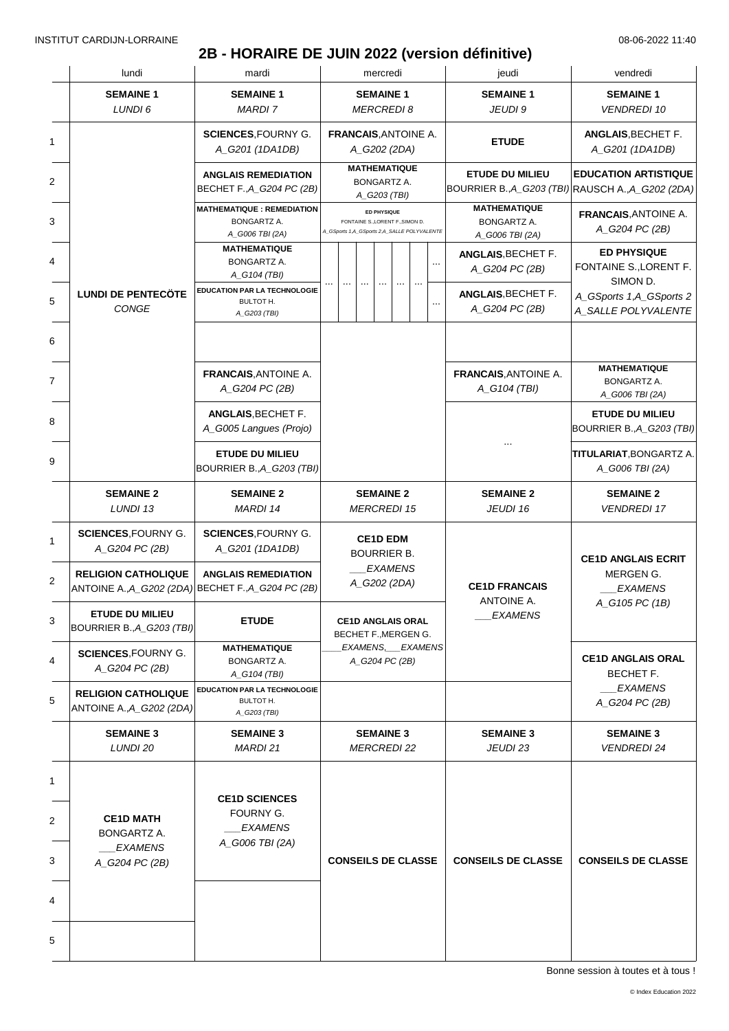INSTITUT CARDIJN-LORRAINE 08-06-2022 11:40

# 2B - HORAIRE DE JUIN 2022 (version définitive)

| | lundi | mardi | mercredi | jeudi | vendredi |
|---|---|---|---|---|---|
| | **SEMAINE 1** *LUNDI 6* | **SEMAINE 1** *MARDI 7* | **SEMAINE 1** *MERCREDI 8* | **SEMAINE 1** *JEUDI 9* | **SEMAINE 1** *VENDREDI 10* |
| 1 | **LUNDI DE PENTECÖTE** *CONGE* | **SCIENCES**,FOURNY G. *A_G201 (1DA1DB)* | **FRANCAIS**,ANTOINE A. *A_G202 (2DA)* | **ETUDE** | **ANGLAIS**,BECHET F. *A_G201 (1DA1DB)* |
| 2 | | **ANGLAIS REMEDIATION** BECHET F.,*A_G204 PC (2B)* | **MATHEMATIQUE** BONGARTZ A. *A_G203 (TBI)* | **ETUDE DU MILIEU** BOURRIER B.,*A_G203 (TBI)* | **EDUCATION ARTISTIQUE** RAUSCH A.,*A_G202 (2DA)* |
| 3 | | **MATHEMATIQUE : REMEDIATION** BONGARTZ A. *A_G006 TBI (2A)* | **ED PHYSIQUE** FONTAINE S.,LORENT F.,SIMON D. *A_GSports 1,A_GSports 2,A_SALLE POLYVALENTE* | **MATHEMATIQUE** BONGARTZ A. *A_G006 TBI (2A)* | **FRANCAIS**,ANTOINE A. *A_G204 PC (2B)* |
| 4 | | **MATHEMATIQUE** BONGARTZ A. *A_G104 (TBI)* | ... | **ANGLAIS**,BECHET F. *A_G204 PC (2B)* | **ED PHYSIQUE** FONTAINE S.,LORENT F. SIMON D. *A_GSports 1,A_GSports 2 A_SALLE POLYVALENTE* |
| 5 | | **EDUCATION PAR LA TECHNOLOGIE** BULTOT H. *A_G203 (TBI)* | ... | **ANGLAIS**,BECHET F. *A_G204 PC (2B)* | |
| 6 | | | | | |
| 7 | | **FRANCAIS**,ANTOINE A. *A_G204 PC (2B)* | | **FRANCAIS**,ANTOINE A. *A_G104 (TBI)* | **MATHEMATIQUE** BONGARTZ A. *A_G006 TBI (2A)* |
| 8 | | **ANGLAIS**,BECHET F. *A_G005 Langues (Projo)* | | ... | **ETUDE DU MILIEU** BOURRIER B.,*A_G203 (TBI)* |
| 9 | | **ETUDE DU MILIEU** BOURRIER B.,*A_G203 (TBI)* | | | **TITULARIAT**,BONGARTZ A. *A_G006 TBI (2A)* |
| | **SEMAINE 2** *LUNDI 13* | **SEMAINE 2** *MARDI 14* | **SEMAINE 2** *MERCREDI 15* | **SEMAINE 2** *JEUDI 16* | **SEMAINE 2** *VENDREDI 17* |
| 1 | **SCIENCES**,FOURNY G. *A_G204 PC (2B)* | **SCIENCES**,FOURNY G. *A_G201 (1DA1DB)* | **CE1D EDM** BOURRIER B. *___EXAMENS* *A_G202 (2DA)* | **CE1D FRANCAIS** ANTOINE A. *___EXAMENS* | **CE1D ANGLAIS ECRIT** MERGEN G. *___EXAMENS* *A_G105 PC (1B)* |
| 2 | **RELIGION CATHOLIQUE** ANTOINE A.,*A_G202 (2DA)* | **ANGLAIS REMEDIATION** BECHET F.,*A_G204 PC (2B)* | | | |
| 3 | **ETUDE DU MILIEU** BOURRIER B.,*A_G203 (TBI)* | **ETUDE** | **CE1D ANGLAIS ORAL** BECHET F.,MERGEN G. *___EXAMENS,___EXAMENS* *A_G204 PC (2B)* | | |
| 4 | **SCIENCES**,FOURNY G. *A_G204 PC (2B)* | **MATHEMATIQUE** BONGARTZ A. *A_G104 (TBI)* | | | **CE1D ANGLAIS ORAL** BECHET F. *___EXAMENS* *A_G204 PC (2B)* |
| 5 | **RELIGION CATHOLIQUE** ANTOINE A.,*A_G202 (2DA)* | **EDUCATION PAR LA TECHNOLOGIE** BULTOT H. *A_G203 (TBI)* | | | |
| | **SEMAINE 3** *LUNDI 20* | **SEMAINE 3** *MARDI 21* | **SEMAINE 3** *MERCREDI 22* | **SEMAINE 3** *JEUDI 23* | **SEMAINE 3** *VENDREDI 24* |
| 1 | **CE1D MATH** BONGARTZ A. *___EXAMENS* *A_G204 PC (2B)* | **CE1D SCIENCES** FOURNY G. *___EXAMENS* *A_G006 TBI (2A)* | **CONSEILS DE CLASSE** | **CONSEILS DE CLASSE** | **CONSEILS DE CLASSE** |
| 2 | | | | | |
| 3 | | | | | |
| 4 | | | | | |
| 5 | | | | | |

Bonne session à toutes et à tous !

© Index Education 2022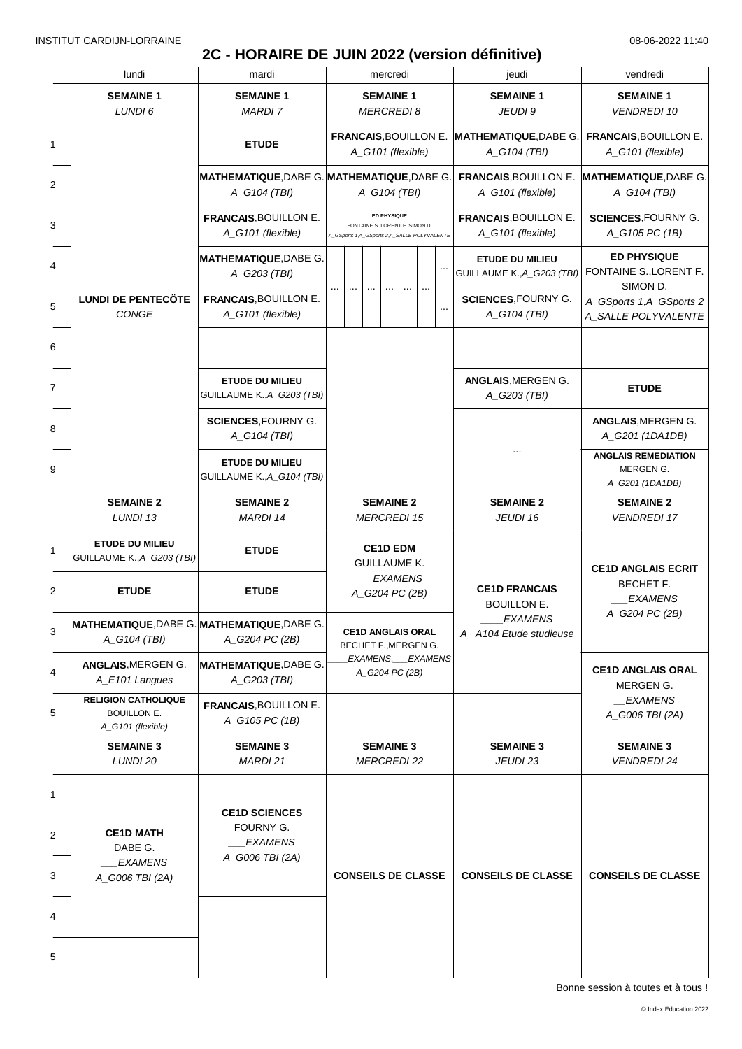INSTITUT CARDIJN-LORRAINE

08-06-2022 11:40

# 2C - HORAIRE DE JUIN 2022 (version définitive)

| | lundi | mardi | mercredi | jeudi | vendredi |
|---|---|---|---|---|---|
| | **SEMAINE 1** *LUNDI 6* | **SEMAINE 1** *MARDI 7* | **SEMAINE 1** *MERCREDI 8* | **SEMAINE 1** *JEUDI 9* | **SEMAINE 1** *VENDREDI 10* |
| 1 | **LUNDI DE PENTECÖTE** *CONGE* | **ETUDE** | **FRANCAIS**,BOUILLON E. *A_G101 (flexible)* | **MATHEMATIQUE**,DABE G. *A_G104 (TBI)* | **FRANCAIS**,BOUILLON E. *A_G101 (flexible)* |
| 2 | | **MATHEMATIQUE**,DABE G. *A_G104 (TBI)* | **MATHEMATIQUE**,DABE G. *A_G104 (TBI)* | **FRANCAIS**,BOUILLON E. *A_G101 (flexible)* | **MATHEMATIQUE**,DABE G. *A_G104 (TBI)* |
| 3 | | **FRANCAIS**,BOUILLON E. *A_G101 (flexible)* | **ED PHYSIQUE** FONTAINE S.,LORENT F.,SIMON D. *A_GSports 1,A_GSports 2,A_SALLE POLYVALENTE* | **FRANCAIS**,BOUILLON E. *A_G101 (flexible)* | **SCIENCES**,FOURNY G. *A_G105 PC (1B)* |
| 4 | | **MATHEMATIQUE**,DABE G. *A_G203 (TBI)* | ... ... ... ... ... ... ... | **ETUDE DU MILIEU** GUILLAUME K.,*A_G203 (TBI)* | **ED PHYSIQUE** FONTAINE S.,LORENT F. SIMON D. *A_GSports 1,A_GSports 2 A_SALLE POLYVALENTE* |
| 5 | | **FRANCAIS**,BOUILLON E. *A_G101 (flexible)* | ... | **SCIENCES**,FOURNY G. *A_G104 (TBI)* | |
| 6 | | | | | |
| 7 | | **ETUDE DU MILIEU** GUILLAUME K.,*A_G203 (TBI)* | | **ANGLAIS**,MERGEN G. *A_G203 (TBI)* | **ETUDE** |
| 8 | | **SCIENCES**,FOURNY G. *A_G104 (TBI)* | | ... | **ANGLAIS**,MERGEN G. *A_G201 (1DA1DB)* |
| 9 | | **ETUDE DU MILIEU** GUILLAUME K.,*A_G104 (TBI)* | | | **ANGLAIS REMEDIATION** MERGEN G. *A_G201 (1DA1DB)* |
| | **SEMAINE 2** *LUNDI 13* | **SEMAINE 2** *MARDI 14* | **SEMAINE 2** *MERCREDI 15* | **SEMAINE 2** *JEUDI 16* | **SEMAINE 2** *VENDREDI 17* |
| 1 | **ETUDE DU MILIEU** GUILLAUME K.,*A_G203 (TBI)* | **ETUDE** | **CE1D EDM** GUILLAUME K. *___EXAMENS A_G204 PC (2B)* | **CE1D FRANCAIS** BOUILLON E. *____EXAMENS A_ A104 Etude studieuse* | **CE1D ANGLAIS ECRIT** BECHET F. *___EXAMENS A_G204 PC (2B)* |
| 2 | **ETUDE** | **ETUDE** | | | |
| 3 | **MATHEMATIQUE**,DABE G. *A_G104 (TBI)* | **MATHEMATIQUE**,DABE G. *A_G204 PC (2B)* | **CE1D ANGLAIS ORAL** BECHET F.,MERGEN G. *___EXAMENS,___EXAMENS A_G204 PC (2B)* | | |
| 4 | **ANGLAIS**,MERGEN G. *A_E101 Langues* | **MATHEMATIQUE**,DABE G. *A_G203 (TBI)* | | | **CE1D ANGLAIS ORAL** MERGEN G. *__EXAMENS A_G006 TBI (2A)* |
| 5 | **RELIGION CATHOLIQUE** BOUILLON E. *A_G101 (flexible)* | **FRANCAIS**,BOUILLON E. *A_G105 PC (1B)* | | | |
| | **SEMAINE 3** *LUNDI 20* | **SEMAINE 3** *MARDI 21* | **SEMAINE 3** *MERCREDI 22* | **SEMAINE 3** *JEUDI 23* | **SEMAINE 3** *VENDREDI 24* |
| 1 | **CE1D MATH** DABE G. *___EXAMENS A_G006 TBI (2A)* | **CE1D SCIENCES** FOURNY G. *___EXAMENS A_G006 TBI (2A)* | **CONSEILS DE CLASSE** | **CONSEILS DE CLASSE** | **CONSEILS DE CLASSE** |
| 2 | | | | | |
| 3 | | | | | |
| 4 | | | | | |
| 5 | | | | | |

Bonne session à toutes et à tous !

© Index Education 2022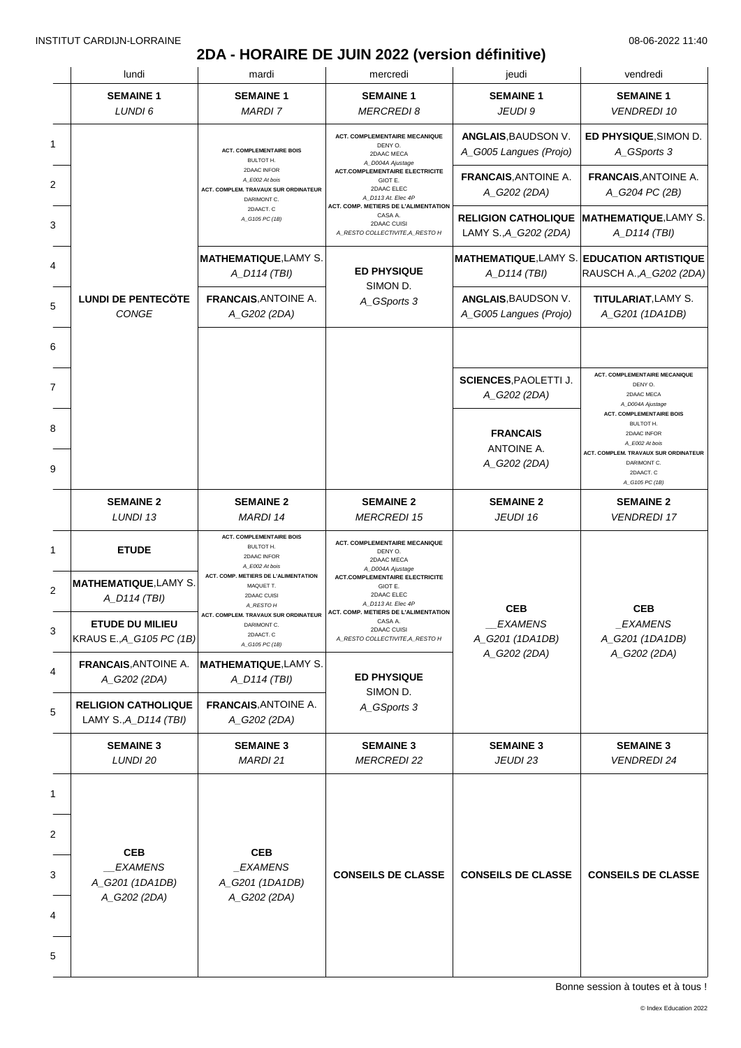# 2DA - HORAIRE DE JUIN 2022 (version définitive)

INSTITUT CARDIJN-LORRAINE — 08-06-2022 11:40

| | lundi | mardi | mercredi | jeudi | vendredi |
|---|---|---|---|---|---|
| | **SEMAINE 1** *LUNDI 6* | **SEMAINE 1** *MARDI 7* | **SEMAINE 1** *MERCREDI 8* | **SEMAINE 1** *JEUDI 9* | **SEMAINE 1** *VENDREDI 10* |
| 1 | **LUNDI DE PENTECÖTE** *CONGE* | **ACT. COMPLEMENTAIRE BOIS** BULTOT H. 2DAAC INFOR *A_E002 At bois* **ACT. COMPLEM. TRAVAUX SUR ORDINATEUR** DARIMONT C. 2DAACT. C *A_G105 PC (1B)* | **ACT. COMPLEMENTAIRE MECANIQUE** DENY O. 2DAAC MECA *A_D004A Ajustage* **ACT.COMPLEMENTAIRE ELECTRICITE** GIOT E. 2DAAC ELEC *A_D113 At. Elec 4P* **ACT. COMP. METIERS DE L'ALIMENTATION** CASA A. 2DAAC CUISI *A_RESTO COLLECTIVITE,A_RESTO H* | **ANGLAIS**,BAUDSON V. *A_G005 Langues (Projo)* | **ED PHYSIQUE**,SIMON D. *A_GSports 3* |
| 2 | | | | **FRANCAIS**,ANTOINE A. *A_G202 (2DA)* | **FRANCAIS**,ANTOINE A. *A_G204 PC (2B)* |
| 3 | | | | **RELIGION CATHOLIQUE** LAMY S.,*A_G202 (2DA)* | **MATHEMATIQUE**,LAMY S. *A_D114 (TBI)* |
| 4 | | **MATHEMATIQUE**,LAMY S. *A_D114 (TBI)* | **ED PHYSIQUE** SIMON D. *A_GSports 3* | **MATHEMATIQUE**,LAMY S. *A_D114 (TBI)* | **EDUCATION ARTISTIQUE** RAUSCH A.,*A_G202 (2DA)* |
| 5 | | **FRANCAIS**,ANTOINE A. *A_G202 (2DA)* | | **ANGLAIS**,BAUDSON V. *A_G005 Langues (Projo)* | **TITULARIAT**,LAMY S. *A_G201 (1DA1DB)* |
| 6 | | | | | |
| 7 | | | | **SCIENCES**,PAOLETTI J. *A_G202 (2DA)* | **ACT. COMPLEMENTAIRE MECANIQUE** DENY O. 2DAAC MECA *A_D004A Ajustage* **ACT. COMPLEMENTAIRE BOIS** BULTOT H. 2DAAC INFOR *A_E002 At bois* **ACT. COMPLEM. TRAVAUX SUR ORDINATEUR** DARIMONT C. 2DAACT. C *A_G105 PC (1B)* |
| 8 | | | | **FRANCAIS** ANTOINE A. *A_G202 (2DA)* | |
| 9 | | | | | |
| | **SEMAINE 2** *LUNDI 13* | **SEMAINE 2** *MARDI 14* | **SEMAINE 2** *MERCREDI 15* | **SEMAINE 2** *JEUDI 16* | **SEMAINE 2** *VENDREDI 17* |
| 1 | **ETUDE** | **ACT. COMPLEMENTAIRE BOIS** BULTOT H. 2DAAC INFOR *A_E002 At bois* **ACT. COMP. METIERS DE L'ALIMENTATION** MAQUET T. 2DAAC CUISI *A_RESTO H* **ACT. COMPLEM. TRAVAUX SUR ORDINATEUR** DARIMONT C. 2DAACT. C *A_G105 PC (1B)* | **ACT. COMPLEMENTAIRE MECANIQUE** DENY O. 2DAAC MECA *A_D004A Ajustage* **ACT.COMPLEMENTAIRE ELECTRICITE** GIOT E. 2DAAC ELEC *A_D113 At. Elec 4P* **ACT. COMP. METIERS DE L'ALIMENTATION** CASA A. 2DAAC CUISI *A_RESTO COLLECTIVITE,A_RESTO H* | **CEB** *__EXAMENS* *A_G201 (1DA1DB)* *A_G202 (2DA)* | **CEB** *_EXAMENS* *A_G201 (1DA1DB)* *A_G202 (2DA)* |
| 2 | **MATHEMATIQUE**,LAMY S. *A_D114 (TBI)* | | | | |
| 3 | **ETUDE DU MILIEU** KRAUS E.,*A_G105 PC (1B)* | | | | |
| 4 | **FRANCAIS**,ANTOINE A. *A_G202 (2DA)* | **MATHEMATIQUE**,LAMY S. *A_D114 (TBI)* | **ED PHYSIQUE** SIMON D. *A_GSports 3* | | |
| 5 | **RELIGION CATHOLIQUE** LAMY S.,*A_D114 (TBI)* | **FRANCAIS**,ANTOINE A. *A_G202 (2DA)* | | | |
| | **SEMAINE 3** *LUNDI 20* | **SEMAINE 3** *MARDI 21* | **SEMAINE 3** *MERCREDI 22* | **SEMAINE 3** *JEUDI 23* | **SEMAINE 3** *VENDREDI 24* |
| 1 | **CEB** *__EXAMENS* *A_G201 (1DA1DB)* *A_G202 (2DA)* | **CEB** *_EXAMENS* *A_G201 (1DA1DB)* *A_G202 (2DA)* | **CONSEILS DE CLASSE** | **CONSEILS DE CLASSE** | **CONSEILS DE CLASSE** |
| 2 | | | | | |
| 3 | | | | | |
| 4 | | | | | |
| 5 | | | | | |

Bonne session à toutes et à tous !

© Index Education 2022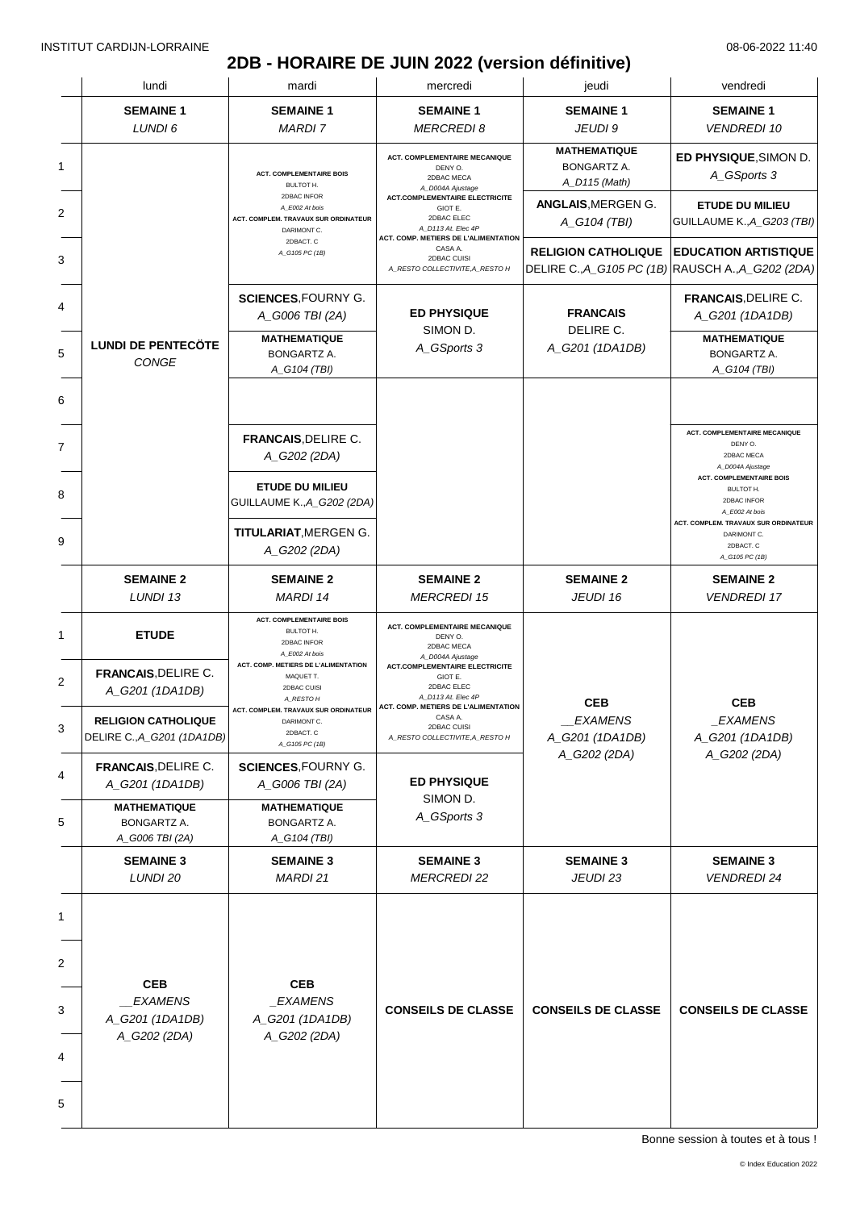INSTITUT CARDIJN-LORRAINE 08-06-2022 11:40

# 2DB - HORAIRE DE JUIN 2022 (version définitive)

| | lundi | mardi | mercredi | jeudi | vendredi |
|---|---|---|---|---|---|
| | **SEMAINE 1** *LUNDI 6* | **SEMAINE 1** *MARDI 7* | **SEMAINE 1** *MERCREDI 8* | **SEMAINE 1** *JEUDI 9* | **SEMAINE 1** *VENDREDI 10* |
| 1 | **LUNDI DE PENTECÔTE** *CONGE* | **ACT. COMPLEMENTAIRE BOIS** BULTOT H. 2DBAC INFOR *A_E002 At bois* **ACT. COMPLEM. TRAVAUX SUR ORDINATEUR** DARIMONT C. 2DBACT. C *A_G105 PC (1B)* | **ACT. COMPLEMENTAIRE MECANIQUE** DENY O. 2DBAC MECA *A_D004A Ajustage* **ACT.COMPLEMENTAIRE ELECTRICITE** GIOT E. 2DBAC ELEC *A_D113 At. Elec 4P* **ACT. COMP. METIERS DE L'ALIMENTATION** CASA A. 2DBAC CUISI *A_RESTO COLLECTIVITE,A_RESTO H* | **MATHEMATIQUE** BONGARTZ A. *A_D115 (Math)* | **ED PHYSIQUE**,SIMON D. *A_GSports 3* |
| 2 | | | | **ANGLAIS**,MERGEN G. *A_G104 (TBI)* | **ETUDE DU MILIEU** GUILLAUME K.,*A_G203 (TBI)* |
| 3 | | | | **RELIGION CATHOLIQUE** DELIRE C.,*A_G105 PC (1B)* | **EDUCATION ARTISTIQUE** RAUSCH A.,*A_G202 (2DA)* |
| 4 | | **SCIENCES**,FOURNY G. *A_G006 TBI (2A)* | **ED PHYSIQUE** SIMON D. *A_GSports 3* | **FRANCAIS** DELIRE C. *A_G201 (1DA1DB)* | **FRANCAIS**,DELIRE C. *A_G201 (1DA1DB)* |
| 5 | | **MATHEMATIQUE** BONGARTZ A. *A_G104 (TBI)* | | | **MATHEMATIQUE** BONGARTZ A. *A_G104 (TBI)* |
| 6 | | | | | |
| 7 | | **FRANCAIS**,DELIRE C. *A_G202 (2DA)* | | | **ACT. COMPLEMENTAIRE MECANIQUE** DENY O. 2DBAC MECA *A_D004A Ajustage* **ACT. COMPLEMENTAIRE BOIS** BULTOT H. 2DBAC INFOR *A_E002 At bois* **ACT. COMPLEM. TRAVAUX SUR ORDINATEUR** DARIMONT C. 2DBACT. C *A_G105 PC (1B)* |
| 8 | | **ETUDE DU MILIEU** GUILLAUME K.,*A_G202 (2DA)* | | | |
| 9 | | **TITULARIAT**,MERGEN G. *A_G202 (2DA)* | | | |
| | **SEMAINE 2** *LUNDI 13* | **SEMAINE 2** *MARDI 14* | **SEMAINE 2** *MERCREDI 15* | **SEMAINE 2** *JEUDI 16* | **SEMAINE 2** *VENDREDI 17* |
| 1 | **ETUDE** | **ACT. COMPLEMENTAIRE BOIS** BULTOT H. 2DBAC INFOR *A_E002 At bois* **ACT. COMP. METIERS DE L'ALIMENTATION** MAQUET T. 2DBAC CUISI *A_RESTO H* **ACT. COMPLEM. TRAVAUX SUR ORDINATEUR** DARIMONT C. 2DBACT. C *A_G105 PC (1B)* | **ACT. COMPLEMENTAIRE MECANIQUE** DENY O. 2DBAC MECA *A_D004A Ajustage* **ACT.COMPLEMENTAIRE ELECTRICITE** GIOT E. 2DBAC ELEC *A_D113 At. Elec 4P* **ACT. COMP. METIERS DE L'ALIMENTATION** CASA A. 2DBAC CUISI *A_RESTO COLLECTIVITE,A_RESTO H* | **CEB** *__EXAMENS* *A_G201 (1DA1DB)* *A_G202 (2DA)* | **CEB** *_EXAMENS* *A_G201 (1DA1DB)* *A_G202 (2DA)* |
| 2 | **FRANCAIS**,DELIRE C. *A_G201 (1DA1DB)* | | | | |
| 3 | **RELIGION CATHOLIQUE** DELIRE C.,*A_G201 (1DA1DB)* | | | | |
| 4 | **FRANCAIS**,DELIRE C. *A_G201 (1DA1DB)* | **SCIENCES**,FOURNY G. *A_G006 TBI (2A)* | **ED PHYSIQUE** SIMON D. *A_GSports 3* | | |
| 5 | **MATHEMATIQUE** BONGARTZ A. *A_G006 TBI (2A)* | **MATHEMATIQUE** BONGARTZ A. *A_G104 (TBI)* | | | |
| | **SEMAINE 3** *LUNDI 20* | **SEMAINE 3** *MARDI 21* | **SEMAINE 3** *MERCREDI 22* | **SEMAINE 3** *JEUDI 23* | **SEMAINE 3** *VENDREDI 24* |
| 1–5 | **CEB** *__EXAMENS* *A_G201 (1DA1DB)* *A_G202 (2DA)* | **CEB** *_EXAMENS* *A_G201 (1DA1DB)* *A_G202 (2DA)* | **CONSEILS DE CLASSE** | **CONSEILS DE CLASSE** | **CONSEILS DE CLASSE** |

Bonne session à toutes et à tous !

© Index Education 2022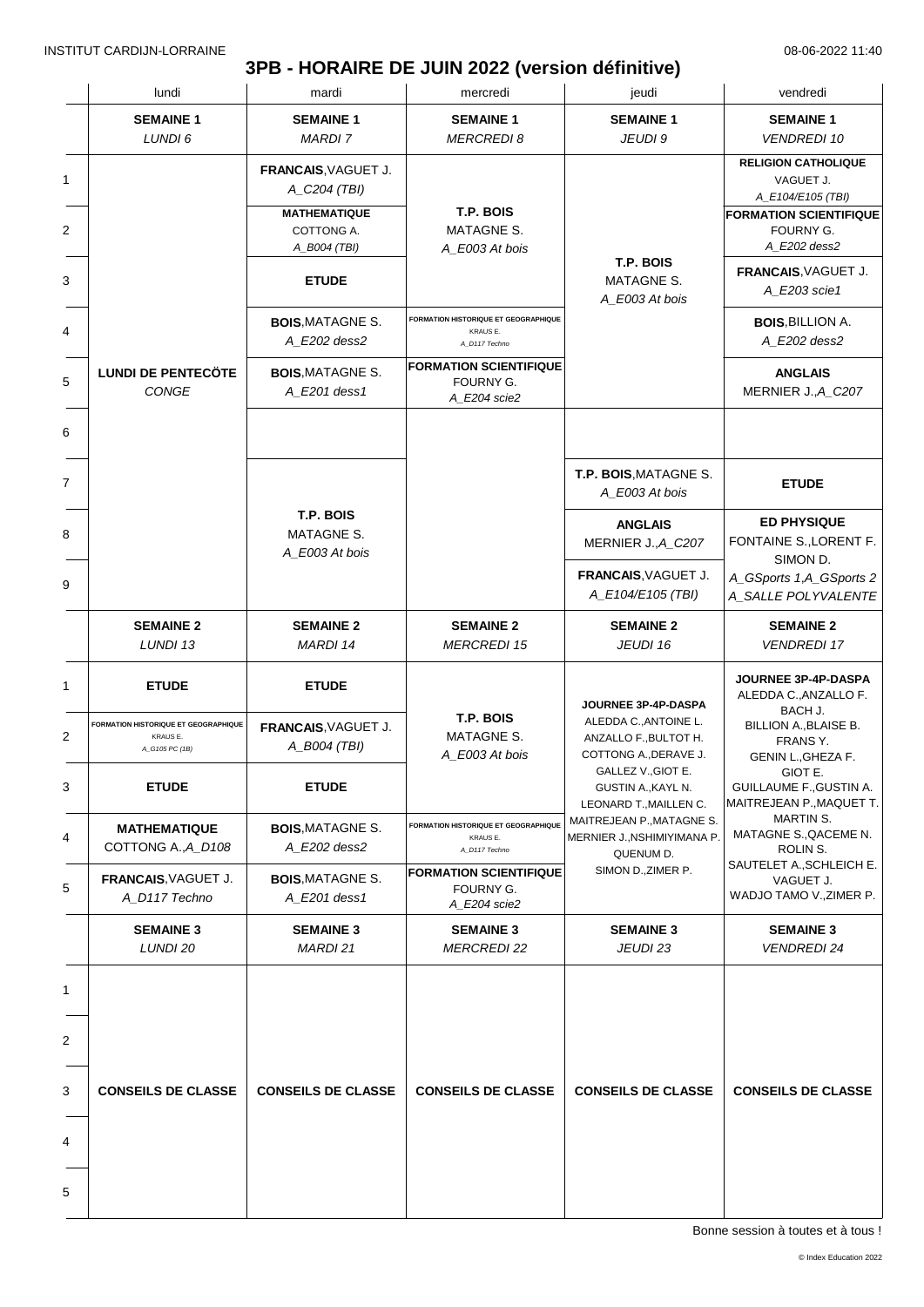INSTITUT CARDIJN-LORRAINE

08-06-2022 11:40

# 3PB - HORAIRE DE JUIN 2022 (version définitive)

| | lundi | mardi | mercredi | jeudi | vendredi |
|---|---|---|---|---|---|
| | **SEMAINE 1** *LUNDI 6* | **SEMAINE 1** *MARDI 7* | **SEMAINE 1** *MERCREDI 8* | **SEMAINE 1** *JEUDI 9* | **SEMAINE 1** *VENDREDI 10* |
| 1 | **LUNDI DE PENTECÔTE** *CONGE* | **FRANCAIS**, VAGUET J. *A_C204 (TBI)* | **T.P. BOIS** MATAGNE S. *A_E003 At bois* | **T.P. BOIS** MATAGNE S. *A_E003 At bois* | **RELIGION CATHOLIQUE** VAGUET J. *A_E104/E105 (TBI)* |
| 2 | | **MATHEMATIQUE** COTTONG A. *A_B004 (TBI)* | | | **FORMATION SCIENTIFIQUE** FOURNY G. *A_E202 dess2* |
| 3 | | **ETUDE** | | | **FRANCAIS**, VAGUET J. *A_E203 scie1* |
| 4 | | **BOIS**, MATAGNE S. *A_E202 dess2* | **FORMATION HISTORIQUE ET GEOGRAPHIQUE** KRAUS E. *A_D117 Techno* | | **BOIS**, BILLION A. *A_E202 dess2* |
| 5 | | **BOIS**, MATAGNE S. *A_E201 dess1* | **FORMATION SCIENTIFIQUE** FOURNY G. *A_E204 scie2* | | **ANGLAIS** MERNIER J., *A_C207* |
| 6 | | | | | |
| 7 | | **T.P. BOIS** MATAGNE S. *A_E003 At bois* | | **T.P. BOIS**, MATAGNE S. *A_E003 At bois* | **ETUDE** |
| 8 | | | | **ANGLAIS** MERNIER J., *A_C207* | **ED PHYSIQUE** FONTAINE S., LORENT F. SIMON D. *A_GSports 1, A_GSports 2 A_SALLE POLYVALENTE* |
| 9 | | | | **FRANCAIS**, VAGUET J. *A_E104/E105 (TBI)* | |
| | **SEMAINE 2** *LUNDI 13* | **SEMAINE 2** *MARDI 14* | **SEMAINE 2** *MERCREDI 15* | **SEMAINE 2** *JEUDI 16* | **SEMAINE 2** *VENDREDI 17* |
| 1 | **ETUDE** | **ETUDE** | **T.P. BOIS** MATAGNE S. *A_E003 At bois* | **JOURNEE 3P-4P-DASPA** ALEDDA C., ANTOINE L. ANZALLO F., BULTOT H. COTTONG A., DERAVE J. GALLEZ V., GIOT E. GUSTIN A., KAYL N. LEONARD T., MAILLEN C. MAITREJEAN P., MATAGNE S. MERNIER J., NSHIMIYIMANA P. QUENUM D. SIMON D., ZIMER P. | **JOURNEE 3P-4P-DASPA** ALEDDA C., ANZALLO F. BACH J. BILLION A., BLAISE B. FRANS Y. GENIN L., GHEZA F. GIOT E. GUILLAUME F., GUSTIN A. MAITREJEAN P., MAQUET T. MARTIN S. MATAGNE S., QACEME N. ROLIN S. SAUTELET A., SCHLEICH E. VAGUET J. WADJO TAMO V., ZIMER P. |
| 2 | **FORMATION HISTORIQUE ET GEOGRAPHIQUE** KRAUS E. *A_G105 PC (1B)* | **FRANCAIS**, VAGUET J. *A_B004 (TBI)* | | | |
| 3 | **ETUDE** | **ETUDE** | | | |
| 4 | **MATHEMATIQUE** COTTONG A., *A_D108* | **BOIS**, MATAGNE S. *A_E202 dess2* | **FORMATION HISTORIQUE ET GEOGRAPHIQUE** KRAUS E. *A_D117 Techno* | | |
| 5 | **FRANCAIS**, VAGUET J. *A_D117 Techno* | **BOIS**, MATAGNE S. *A_E201 dess1* | **FORMATION SCIENTIFIQUE** FOURNY G. *A_E204 scie2* | | |
| | **SEMAINE 3** *LUNDI 20* | **SEMAINE 3** *MARDI 21* | **SEMAINE 3** *MERCREDI 22* | **SEMAINE 3** *JEUDI 23* | **SEMAINE 3** *VENDREDI 24* |
| 1-5 | **CONSEILS DE CLASSE** | **CONSEILS DE CLASSE** | **CONSEILS DE CLASSE** | **CONSEILS DE CLASSE** | **CONSEILS DE CLASSE** |

Bonne session à toutes et à tous !

© Index Education 2022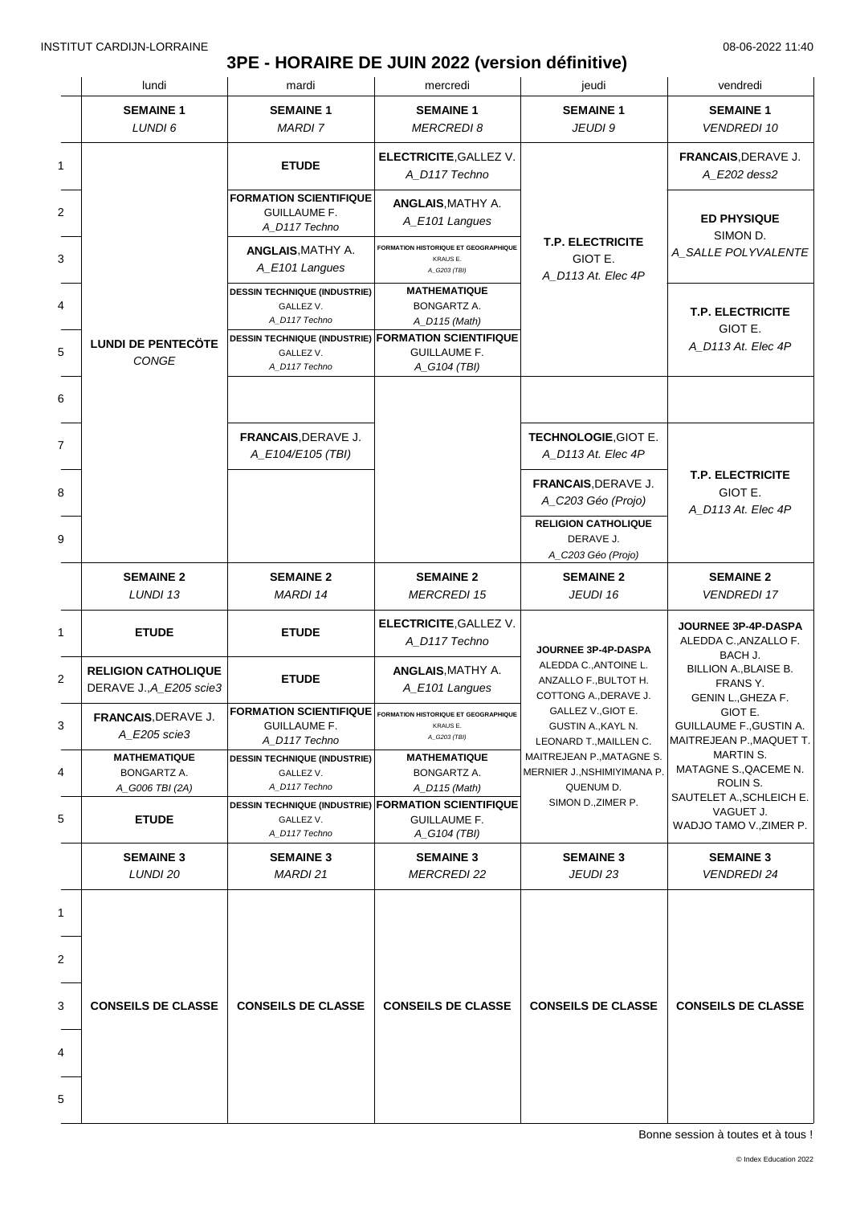INSTITUT CARDIJN-LORRAINE 08-06-2022 11:40

# 3PE - HORAIRE DE JUIN 2022 (version définitive)

| | lundi | mardi | mercredi | jeudi | vendredi |
|---|---|---|---|---|---|
| | **SEMAINE 1** *LUNDI 6* | **SEMAINE 1** *MARDI 7* | **SEMAINE 1** *MERCREDI 8* | **SEMAINE 1** *JEUDI 9* | **SEMAINE 1** *VENDREDI 10* |
| 1 | **LUNDI DE PENTECÖTE** *CONGE* | **ETUDE** | **ELECTRICITE**, GALLEZ V. *A_D117 Techno* | **T.P. ELECTRICITE** GIOT E. *A_D113 At. Elec 4P* | **FRANCAIS**, DERAVE J. *A_E202 dess2* |
| 2 | | **FORMATION SCIENTIFIQUE** GUILLAUME F. *A_D117 Techno* | **ANGLAIS**, MATHY A. *A_E101 Langues* | | **ED PHYSIQUE** SIMON D. *A_SALLE POLYVALENTE* |
| 3 | | **ANGLAIS**, MATHY A. *A_E101 Langues* | **FORMATION HISTORIQUE ET GEOGRAPHIQUE** KRAUS E. *A_G203 (TBI)* | | |
| 4 | | **DESSIN TECHNIQUE (INDUSTRIE)** GALLEZ V. *A_D117 Techno* | **MATHEMATIQUE** BONGARTZ A. *A_D115 (Math)* | | **T.P. ELECTRICITE** GIOT E. *A_D113 At. Elec 4P* |
| 5 | | **DESSIN TECHNIQUE (INDUSTRIE)** GALLEZ V. *A_D117 Techno* | **FORMATION SCIENTIFIQUE** GUILLAUME F. *A_G104 (TBI)* | | |
| 6 | | | | | |
| 7 | | **FRANCAIS**, DERAVE J. *A_E104/E105 (TBI)* | | **TECHNOLOGIE**, GIOT E. *A_D113 At. Elec 4P* | **T.P. ELECTRICITE** GIOT E. *A_D113 At. Elec 4P* |
| 8 | | | | **FRANCAIS**, DERAVE J. *A_C203 Géo (Projo)* | |
| 9 | | | | **RELIGION CATHOLIQUE** DERAVE J. *A_C203 Géo (Projo)* | |
| | **SEMAINE 2** *LUNDI 13* | **SEMAINE 2** *MARDI 14* | **SEMAINE 2** *MERCREDI 15* | **SEMAINE 2** *JEUDI 16* | **SEMAINE 2** *VENDREDI 17* |
| 1 | **ETUDE** | **ETUDE** | **ELECTRICITE**, GALLEZ V. *A_D117 Techno* | **JOURNEE 3P-4P-DASPA** ALEDDA C., ANTOINE L. ANZALLO F., BULTOT H. COTTONG A., DERAVE J. GALLEZ V., GIOT E. GUSTIN A., KAYL N. LEONARD T., MAILLEN C. MAITREJEAN P., MATAGNE S. MERNIER J., NSHIMIYIMANA P. QUENUM D. SIMON D., ZIMER P. | **JOURNEE 3P-4P-DASPA** ALEDDA C., ANZALLO F. BACH J. BILLION A., BLAISE B. FRANS Y. GENIN L., GHEZA F. GIOT E. GUILLAUME F., GUSTIN A. MAITREJEAN P., MAQUET T. MARTIN S. MATAGNE S., QACEME N. ROLIN S. SAUTELET A., SCHLEICH E. VAGUET J. WADJO TAMO V., ZIMER P. |
| 2 | **RELIGION CATHOLIQUE** DERAVE J., *A_E205 scie3* | **ETUDE** | **ANGLAIS**, MATHY A. *A_E101 Langues* | | |
| 3 | **FRANCAIS**, DERAVE J. *A_E205 scie3* | **FORMATION SCIENTIFIQUE** GUILLAUME F. *A_D117 Techno* | **FORMATION HISTORIQUE ET GEOGRAPHIQUE** KRAUS E. *A_G203 (TBI)* | | |
| 4 | **MATHEMATIQUE** BONGARTZ A. *A_G006 TBI (2A)* | **DESSIN TECHNIQUE (INDUSTRIE)** GALLEZ V. *A_D117 Techno* | **MATHEMATIQUE** BONGARTZ A. *A_D115 (Math)* | | |
| 5 | **ETUDE** | **DESSIN TECHNIQUE (INDUSTRIE)** GALLEZ V. *A_D117 Techno* | **FORMATION SCIENTIFIQUE** GUILLAUME F. *A_G104 (TBI)* | | |
| | **SEMAINE 3** *LUNDI 20* | **SEMAINE 3** *MARDI 21* | **SEMAINE 3** *MERCREDI 22* | **SEMAINE 3** *JEUDI 23* | **SEMAINE 3** *VENDREDI 24* |
| 1–5 | **CONSEILS DE CLASSE** | **CONSEILS DE CLASSE** | **CONSEILS DE CLASSE** | **CONSEILS DE CLASSE** | **CONSEILS DE CLASSE** |

Bonne session à toutes et à tous !

© Index Education 2022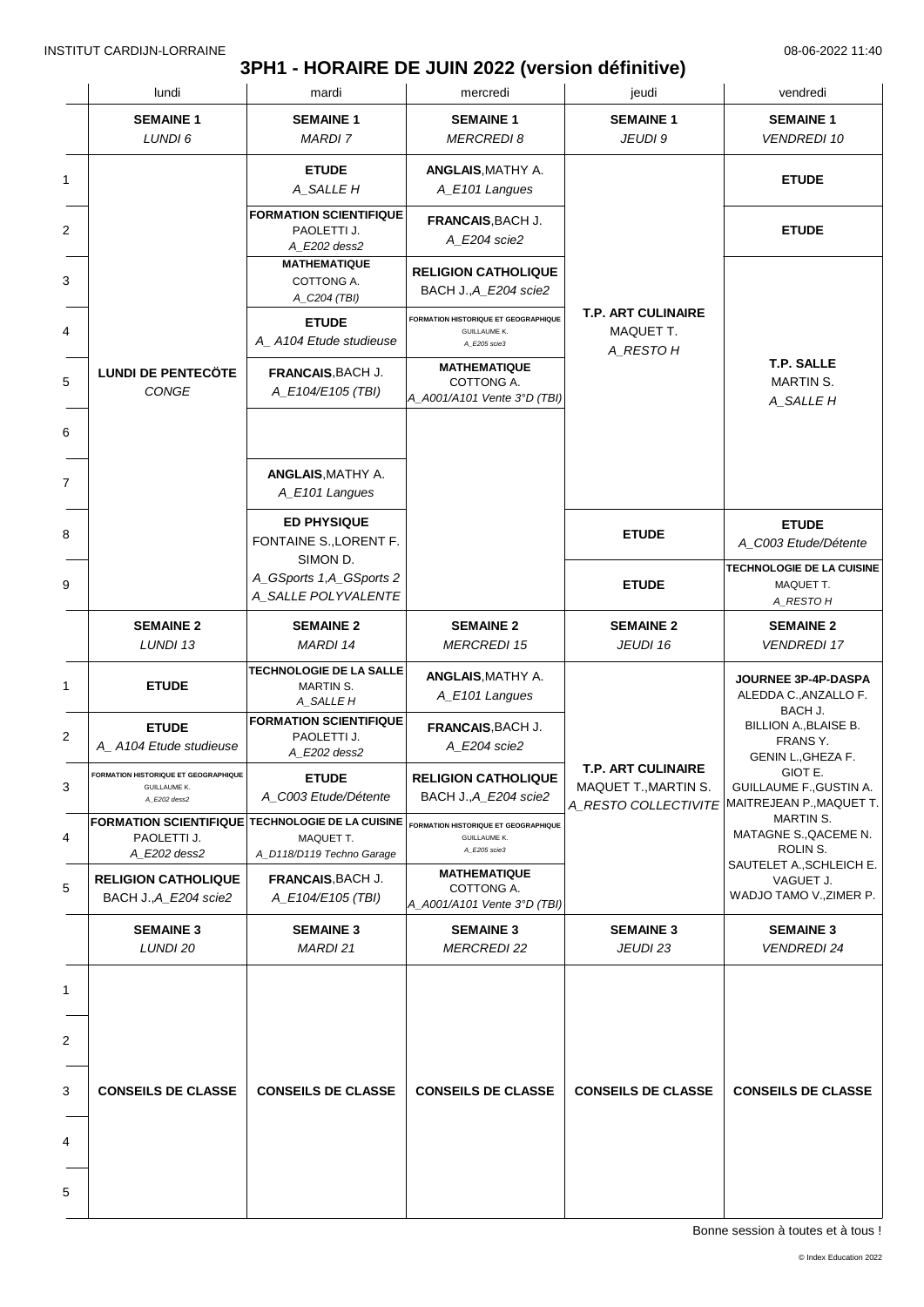INSTITUT CARDIJN-LORRAINE 08-06-2022 11:40

# 3PH1 - HORAIRE DE JUIN 2022 (version définitive)

| | lundi | mardi | mercredi | jeudi | vendredi |
|---|---|---|---|---|---|
| | **SEMAINE 1** *LUNDI 6* | **SEMAINE 1** *MARDI 7* | **SEMAINE 1** *MERCREDI 8* | **SEMAINE 1** *JEUDI 9* | **SEMAINE 1** *VENDREDI 10* |
| 1 | **LUNDI DE PENTECÖTE** *CONGE* | **ETUDE** *A_SALLE H* | **ANGLAIS**, MATHY A. *A_E101 Langues* | **T.P. ART CULINAIRE** MAQUET T. *A_RESTO H* | **ETUDE** |
| 2 | | **FORMATION SCIENTIFIQUE** PAOLETTI J. *A_E202 dess2* | **FRANCAIS**, BACH J. *A_E204 scie2* | | **ETUDE** |
| 3 | | **MATHEMATIQUE** COTTONG A. *A_C204 (TBI)* | **RELIGION CATHOLIQUE** BACH J., *A_E204 scie2* | | **T.P. SALLE** MARTIN S. *A_SALLE H* |
| 4 | | **ETUDE** *A_ A104 Etude studieuse* | **FORMATION HISTORIQUE ET GEOGRAPHIQUE** GUILLAUME K. *A_E205 scie3* | | |
| 5 | | **FRANCAIS**, BACH J. *A_E104/E105 (TBI)* | **MATHEMATIQUE** COTTONG A. *A_A001/A101 Vente 3°D (TBI)* | | |
| 6 | | | | | |
| 7 | | **ANGLAIS**, MATHY A. *A_E101 Langues* | | | |
| 8 | | **ED PHYSIQUE** FONTAINE S., LORENT F. SIMON D. *A_GSports 1,A_GSports 2 A_SALLE POLYVALENTE* | | **ETUDE** | **ETUDE** *A_C003 Etude/Détente* |
| 9 | | | | **ETUDE** | **TECHNOLOGIE DE LA CUISINE** MAQUET T. *A_RESTO H* |
| | **SEMAINE 2** *LUNDI 13* | **SEMAINE 2** *MARDI 14* | **SEMAINE 2** *MERCREDI 15* | **SEMAINE 2** *JEUDI 16* | **SEMAINE 2** *VENDREDI 17* |
| 1 | **ETUDE** | **TECHNOLOGIE DE LA SALLE** MARTIN S. *A_SALLE H* | **ANGLAIS**, MATHY A. *A_E101 Langues* | **T.P. ART CULINAIRE** MAQUET T., MARTIN S. *A_RESTO COLLECTIVITE* | **JOURNEE 3P-4P-DASPA** ALEDDA C., ANZALLO F. BACH J. BILLION A., BLAISE B. FRANS Y. GENIN L., GHEZA F. GIOT E. GUILLAUME F., GUSTIN A. MAITREJEAN P., MAQUET T. MARTIN S. MATAGNE S., QACEME N. ROLIN S. SAUTELET A., SCHLEICH E. VAGUET J. WADJO TAMO V., ZIMER P. |
| 2 | **ETUDE** *A_ A104 Etude studieuse* | **FORMATION SCIENTIFIQUE** PAOLETTI J. *A_E202 dess2* | **FRANCAIS**, BACH J. *A_E204 scie2* | | |
| 3 | **FORMATION HISTORIQUE ET GEOGRAPHIQUE** GUILLAUME K. *A_E202 dess2* | **ETUDE** *A_C003 Etude/Détente* | **RELIGION CATHOLIQUE** BACH J., *A_E204 scie2* | | |
| 4 | **FORMATION SCIENTIFIQUE** PAOLETTI J. *A_E202 dess2* | **TECHNOLOGIE DE LA CUISINE** MAQUET T. *A_D118/D119 Techno Garage* | **FORMATION HISTORIQUE ET GEOGRAPHIQUE** GUILLAUME K. *A_E205 scie3* | | |
| 5 | **RELIGION CATHOLIQUE** BACH J., *A_E204 scie2* | **FRANCAIS**, BACH J. *A_E104/E105 (TBI)* | **MATHEMATIQUE** COTTONG A. *A_A001/A101 Vente 3°D (TBI)* | | |
| | **SEMAINE 3** *LUNDI 20* | **SEMAINE 3** *MARDI 21* | **SEMAINE 3** *MERCREDI 22* | **SEMAINE 3** *JEUDI 23* | **SEMAINE 3** *VENDREDI 24* |
| 1-5 | **CONSEILS DE CLASSE** | **CONSEILS DE CLASSE** | **CONSEILS DE CLASSE** | **CONSEILS DE CLASSE** | **CONSEILS DE CLASSE** |

Bonne session à toutes et à tous !

© Index Education 2022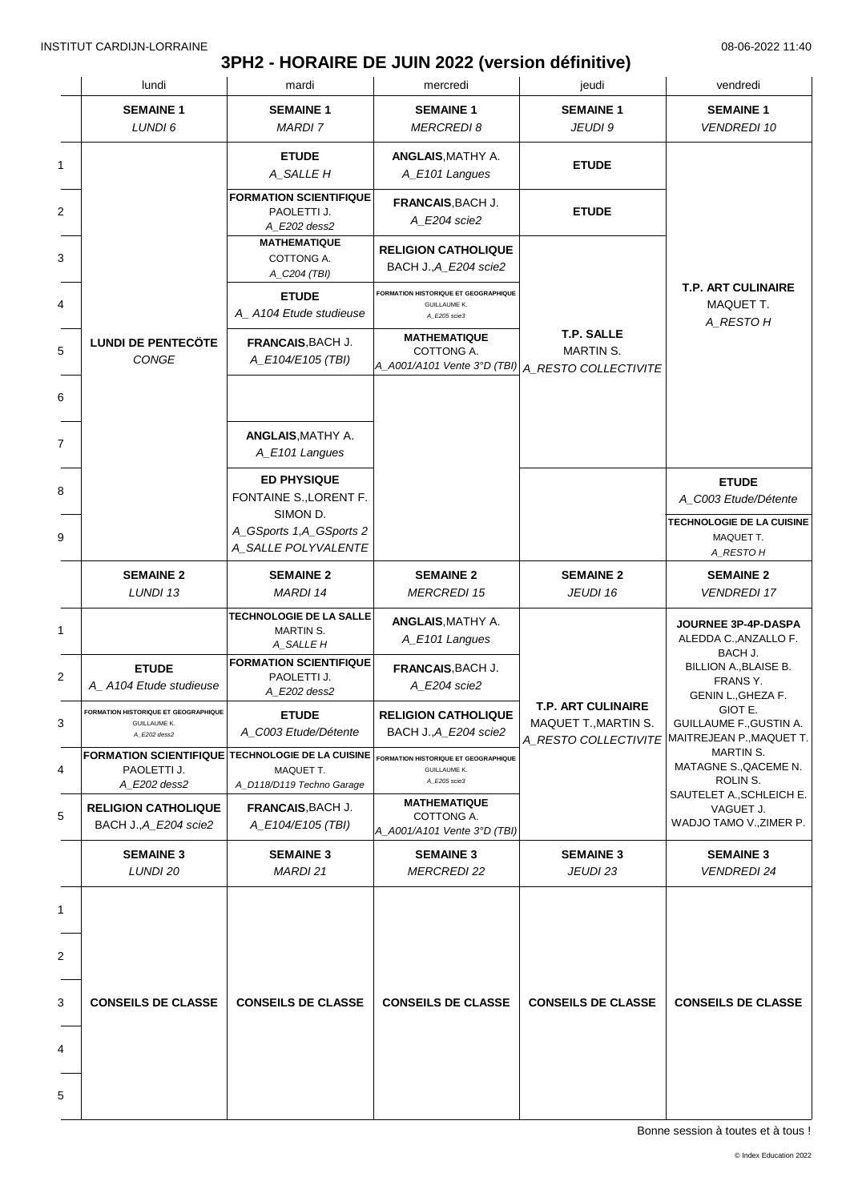INSTITUT CARDIJN-LORRAINE 08-06-2022 11:40

# 3PH2 - HORAIRE DE JUIN 2022 (version définitive)

| | lundi | mardi | mercredi | jeudi | vendredi |
|---|---|---|---|---|---|
| | **SEMAINE 1** *LUNDI 6* | **SEMAINE 1** *MARDI 7* | **SEMAINE 1** *MERCREDI 8* | **SEMAINE 1** *JEUDI 9* | **SEMAINE 1** *VENDREDI 10* |
| 1 | **LUNDI DE PENTECÔTE** *CONGE* | **ETUDE** *A_SALLE H* | **ANGLAIS**,MATHY A. *A_E101 Langues* | **ETUDE** | **T.P. ART CULINAIRE** MAQUET T. *A_RESTO H* |
| 2 | | **FORMATION SCIENTIFIQUE** PAOLETTI J. *A_E202 dess2* | **FRANCAIS**,BACH J. *A_E204 scie2* | **ETUDE** | |
| 3 | | **MATHEMATIQUE** COTTONG A. *A_C204 (TBI)* | **RELIGION CATHOLIQUE** BACH J.,*A_E204 scie2* | **T.P. SALLE** MARTIN S. *A_RESTO COLLECTIVITE* | |
| 4 | | **ETUDE** *A_ A104 Etude studieuse* | **FORMATION HISTORIQUE ET GEOGRAPHIQUE** GUILLAUME K. *A_E205 scie3* | | |
| 5 | | **FRANCAIS**,BACH J. *A_E104/E105 (TBI)* | **MATHEMATIQUE** COTTONG A. *A_A001/A101 Vente 3°D (TBI)* | | |
| 6 | | | | | |
| 7 | | **ANGLAIS**,MATHY A. *A_E101 Langues* | | | |
| 8 | | **ED PHYSIQUE** FONTAINE S.,LORENT F. SIMON D. *A_GSports 1,A_GSports 2 A_SALLE POLYVALENTE* | | | **ETUDE** *A_C003 Etude/Détente* |
| 9 | | | | | **TECHNOLOGIE DE LA CUISINE** MAQUET T. *A_RESTO H* |
| | **SEMAINE 2** *LUNDI 13* | **SEMAINE 2** *MARDI 14* | **SEMAINE 2** *MERCREDI 15* | **SEMAINE 2** *JEUDI 16* | **SEMAINE 2** *VENDREDI 17* |
| 1 | | **TECHNOLOGIE DE LA SALLE** MARTIN S. *A_SALLE H* | **ANGLAIS**,MATHY A. *A_E101 Langues* | **T.P. ART CULINAIRE** MAQUET T.,MARTIN S. *A_RESTO COLLECTIVITE* | **JOURNEE 3P-4P-DASPA** ALEDDA C.,ANZALLO F. BACH J. BILLION A.,BLAISE B. FRANS Y. GENIN L.,GHEZA F. GIOT E. GUILLAUME F.,GUSTIN A. MAITREJEAN P.,MAQUET T. MARTIN S. MATAGNE S.,QACEME N. ROLIN S. SAUTELET A.,SCHLEICH E. VAGUET J. WADJO TAMO V.,ZIMER P. |
| 2 | **ETUDE** *A_ A104 Etude studieuse* | **FORMATION SCIENTIFIQUE** PAOLETTI J. *A_E202 dess2* | **FRANCAIS**,BACH J. *A_E204 scie2* | | |
| 3 | **FORMATION HISTORIQUE ET GEOGRAPHIQUE** GUILLAUME K. *A_E202 dess2* | **ETUDE** *A_C003 Etude/Détente* | **RELIGION CATHOLIQUE** BACH J.,*A_E204 scie2* | | |
| 4 | **FORMATION SCIENTIFIQUE** PAOLETTI J. *A_E202 dess2* | **TECHNOLOGIE DE LA CUISINE** MAQUET T. *A_D118/D119 Techno Garage* | **FORMATION HISTORIQUE ET GEOGRAPHIQUE** GUILLAUME K. *A_E205 scie3* | | |
| 5 | **RELIGION CATHOLIQUE** BACH J.,*A_E204 scie2* | **FRANCAIS**,BACH J. *A_E104/E105 (TBI)* | **MATHEMATIQUE** COTTONG A. *A_A001/A101 Vente 3°D (TBI)* | | |
| | **SEMAINE 3** *LUNDI 20* | **SEMAINE 3** *MARDI 21* | **SEMAINE 3** *MERCREDI 22* | **SEMAINE 3** *JEUDI 23* | **SEMAINE 3** *VENDREDI 24* |
| 1-5 | **CONSEILS DE CLASSE** | **CONSEILS DE CLASSE** | **CONSEILS DE CLASSE** | **CONSEILS DE CLASSE** | **CONSEILS DE CLASSE** |

Bonne session à toutes et à tous !

© Index Education 2022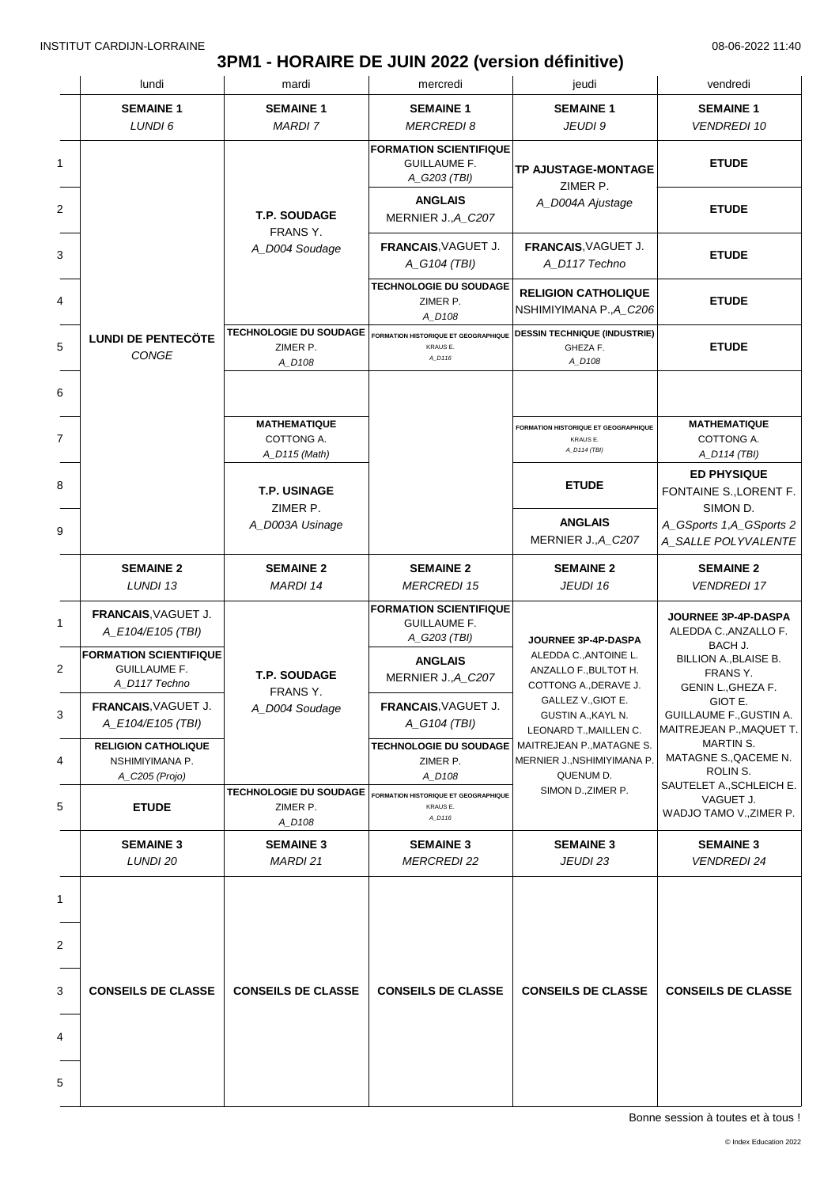INSTITUT CARDIJN-LORRAINE 08-06-2022 11:40

# 3PM1 - HORAIRE DE JUIN 2022 (version définitive)

| | lundi | mardi | mercredi | jeudi | vendredi |
|---|---|---|---|---|---|
| | **SEMAINE 1** *LUNDI 6* | **SEMAINE 1** *MARDI 7* | **SEMAINE 1** *MERCREDI 8* | **SEMAINE 1** *JEUDI 9* | **SEMAINE 1** *VENDREDI 10* |
| 1 | **LUNDI DE PENTECÔTE** *CONGE* | **T.P. SOUDAGE** FRANS Y. *A_D004 Soudage* | **FORMATION SCIENTIFIQUE** GUILLAUME F. *A_G203 (TBI)* | **TP AJUSTAGE-MONTAGE** ZIMER P. *A_D004A Ajustage* | **ETUDE** |
| 2 | | | **ANGLAIS** MERNIER J.,*A_C207* | | **ETUDE** |
| 3 | | | **FRANCAIS**,VAGUET J. *A_G104 (TBI)* | **FRANCAIS**,VAGUET J. *A_D117 Techno* | **ETUDE** |
| 4 | | | **TECHNOLOGIE DU SOUDAGE** ZIMER P. *A_D108* | **RELIGION CATHOLIQUE** NSHIMIYIMANA P.,*A_C206* | **ETUDE** |
| 5 | | **TECHNOLOGIE DU SOUDAGE** ZIMER P. *A_D108* | **FORMATION HISTORIQUE ET GEOGRAPHIQUE** KRAUS E. *A_D116* | **DESSIN TECHNIQUE (INDUSTRIE)** GHEZA F. *A_D108* | **ETUDE** |
| 6 | | | | | |
| 7 | | **MATHEMATIQUE** COTTONG A. *A_D115 (Math)* | | **FORMATION HISTORIQUE ET GEOGRAPHIQUE** KRAUS E. *A_D114 (TBI)* | **MATHEMATIQUE** COTTONG A. *A_D114 (TBI)* |
| 8 | | **T.P. USINAGE** ZIMER P. *A_D003A Usinage* | | **ETUDE** | **ED PHYSIQUE** FONTAINE S.,LORENT F. SIMON D. *A_GSports 1,A_GSports 2 A_SALLE POLYVALENTE* |
| 9 | | | | **ANGLAIS** MERNIER J.,*A_C207* | |
| | **SEMAINE 2** *LUNDI 13* | **SEMAINE 2** *MARDI 14* | **SEMAINE 2** *MERCREDI 15* | **SEMAINE 2** *JEUDI 16* | **SEMAINE 2** *VENDREDI 17* |
| 1 | **FRANCAIS**,VAGUET J. *A_E104/E105 (TBI)* | **T.P. SOUDAGE** FRANS Y. *A_D004 Soudage* | **FORMATION SCIENTIFIQUE** GUILLAUME F. *A_G203 (TBI)* | **JOURNEE 3P-4P-DASPA** ALEDDA C.,ANTOINE L. ANZALLO F.,BULTOT H. COTTONG A.,DERAVE J. GALLEZ V.,GIOT E. GUSTIN A.,KAYL N. LEONARD T.,MAILLEN C. MAITREJEAN P.,MATAGNE S. MERNIER J.,NSHIMIYIMANA P. QUENUM D. SIMON D.,ZIMER P. | **JOURNEE 3P-4P-DASPA** ALEDDA C.,ANZALLO F. BACH J. BILLION A.,BLAISE B. FRANS Y. GENIN L.,GHEZA F. GIOT E. GUILLAUME F.,GUSTIN A. MAITREJEAN P.,MAQUET T. MARTIN S. MATAGNE S.,QACEME N. ROLIN S. SAUTELET A.,SCHLEICH E. VAGUET J. WADJO TAMO V.,ZIMER P. |
| 2 | **FORMATION SCIENTIFIQUE** GUILLAUME F. *A_D117 Techno* | | **ANGLAIS** MERNIER J.,*A_C207* | | |
| 3 | **FRANCAIS**,VAGUET J. *A_E104/E105 (TBI)* | | **FRANCAIS**,VAGUET J. *A_G104 (TBI)* | | |
| 4 | **RELIGION CATHOLIQUE** NSHIMIYIMANA P. *A_C205 (Projo)* | | **TECHNOLOGIE DU SOUDAGE** ZIMER P. *A_D108* | | |
| 5 | **ETUDE** | **TECHNOLOGIE DU SOUDAGE** ZIMER P. *A_D108* | **FORMATION HISTORIQUE ET GEOGRAPHIQUE** KRAUS E. *A_D116* | | |
| | **SEMAINE 3** *LUNDI 20* | **SEMAINE 3** *MARDI 21* | **SEMAINE 3** *MERCREDI 22* | **SEMAINE 3** *JEUDI 23* | **SEMAINE 3** *VENDREDI 24* |
| 1 | **CONSEILS DE CLASSE** | **CONSEILS DE CLASSE** | **CONSEILS DE CLASSE** | **CONSEILS DE CLASSE** | **CONSEILS DE CLASSE** |
| 2 | | | | | |
| 3 | | | | | |
| 4 | | | | | |
| 5 | | | | | |

Bonne session à toutes et à tous !

© Index Education 2022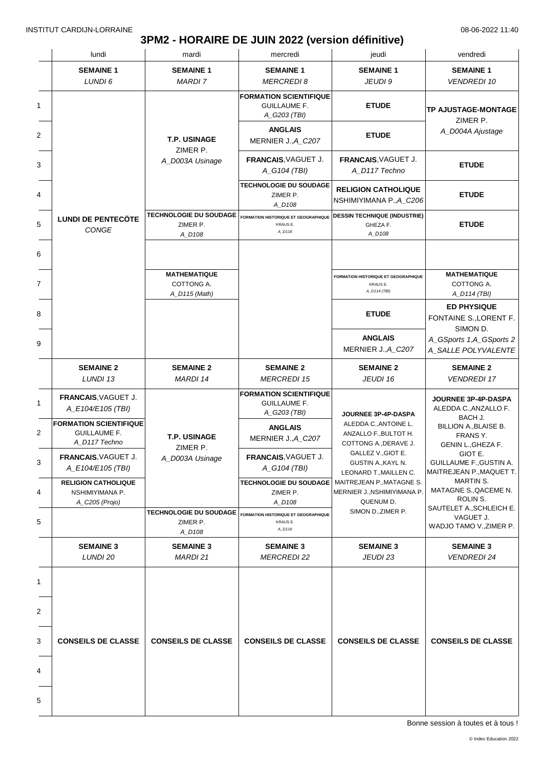INSTITUT CARDIJN-LORRAINE 08-06-2022 11:40

# 3PM2 - HORAIRE DE JUIN 2022 (version définitive)

| | lundi | mardi | mercredi | jeudi | vendredi |
|---|---|---|---|---|---|
| | **SEMAINE 1** *LUNDI 6* | **SEMAINE 1** *MARDI 7* | **SEMAINE 1** *MERCREDI 8* | **SEMAINE 1** *JEUDI 9* | **SEMAINE 1** *VENDREDI 10* |
| 1 | **LUNDI DE PENTECÖTE** *CONGE* | **T.P. USINAGE** ZIMER P. *A_D003A Usinage* | **FORMATION SCIENTIFIQUE** GUILLAUME F. *A_G203 (TBI)* | **ETUDE** | **TP AJUSTAGE-MONTAGE** ZIMER P. *A_D004A Ajustage* |
| 2 | | | **ANGLAIS** MERNIER J.,*A_C207* | **ETUDE** | |
| 3 | | | **FRANCAIS**,VAGUET J. *A_G104 (TBI)* | **FRANCAIS**,VAGUET J. *A_D117 Techno* | **ETUDE** |
| 4 | | | **TECHNOLOGIE DU SOUDAGE** ZIMER P. *A_D108* | **RELIGION CATHOLIQUE** NSHIMIYIMANA P.,*A_C206* | **ETUDE** |
| 5 | | **TECHNOLOGIE DU SOUDAGE** ZIMER P. *A_D108* | **FORMATION HISTORIQUE ET GEOGRAPHIQUE** KRAUS E. *A_D116* | **DESSIN TECHNIQUE (INDUSTRIE)** GHEZA F. *A_D108* | **ETUDE** |
| 6 | | | | | |
| 7 | | **MATHEMATIQUE** COTTONG A. *A_D115 (Math)* | | **FORMATION HISTORIQUE ET GEOGRAPHIQUE** KRAUS E. *A_D114 (TBI)* | **MATHEMATIQUE** COTTONG A. *A_D114 (TBI)* |
| 8 | | | | **ETUDE** | **ED PHYSIQUE** FONTAINE S.,LORENT F. SIMON D. *A_GSports 1,A_GSports 2 A_SALLE POLYVALENTE* |
| 9 | | | | **ANGLAIS** MERNIER J.,*A_C207* | |
| | **SEMAINE 2** *LUNDI 13* | **SEMAINE 2** *MARDI 14* | **SEMAINE 2** *MERCREDI 15* | **SEMAINE 2** *JEUDI 16* | **SEMAINE 2** *VENDREDI 17* |
| 1 | **FRANCAIS**,VAGUET J. *A_E104/E105 (TBI)* | **T.P. USINAGE** ZIMER P. *A_D003A Usinage* | **FORMATION SCIENTIFIQUE** GUILLAUME F. *A_G203 (TBI)* | **JOURNEE 3P-4P-DASPA** ALEDDA C.,ANTOINE L. ANZALLO F.,BULTOT H. COTTONG A.,DERAVE J. GALLEZ V.,GIOT E. GUSTIN A.,KAYL N. LEONARD T.,MAILLEN C. MAITREJEAN P.,MATAGNE S. MERNIER J.,NSHIMIYIMANA P. QUENUM D. SIMON D.,ZIMER P. | **JOURNEE 3P-4P-DASPA** ALEDDA C.,ANZALLO F. BACH J. BILLION A.,BLAISE B. FRANS Y. GENIN L.,GHEZA F. GIOT E. GUILLAUME F.,GUSTIN A. MAITREJEAN P.,MAQUET T. MARTIN S. MATAGNE S.,QACEME N. ROLIN S. SAUTELET A.,SCHLEICH E. VAGUET J. WADJO TAMO V.,ZIMER P. |
| 2 | **FORMATION SCIENTIFIQUE** GUILLAUME F. *A_D117 Techno* | | **ANGLAIS** MERNIER J.,*A_C207* | | |
| 3 | **FRANCAIS**,VAGUET J. *A_E104/E105 (TBI)* | | **FRANCAIS**,VAGUET J. *A_G104 (TBI)* | | |
| 4 | **RELIGION CATHOLIQUE** NSHIMIYIMANA P. *A_C205 (Projo)* | | **TECHNOLOGIE DU SOUDAGE** ZIMER P. *A_D108* | | |
| 5 | | **TECHNOLOGIE DU SOUDAGE** ZIMER P. *A_D108* | **FORMATION HISTORIQUE ET GEOGRAPHIQUE** KRAUS E. *A_D116* | | |
| | **SEMAINE 3** *LUNDI 20* | **SEMAINE 3** *MARDI 21* | **SEMAINE 3** *MERCREDI 22* | **SEMAINE 3** *JEUDI 23* | **SEMAINE 3** *VENDREDI 24* |
| 1 | **CONSEILS DE CLASSE** | **CONSEILS DE CLASSE** | **CONSEILS DE CLASSE** | **CONSEILS DE CLASSE** | **CONSEILS DE CLASSE** |
| 2 | | | | | |
| 3 | | | | | |
| 4 | | | | | |
| 5 | | | | | |

Bonne session à toutes et à tous !

© Index Education 2022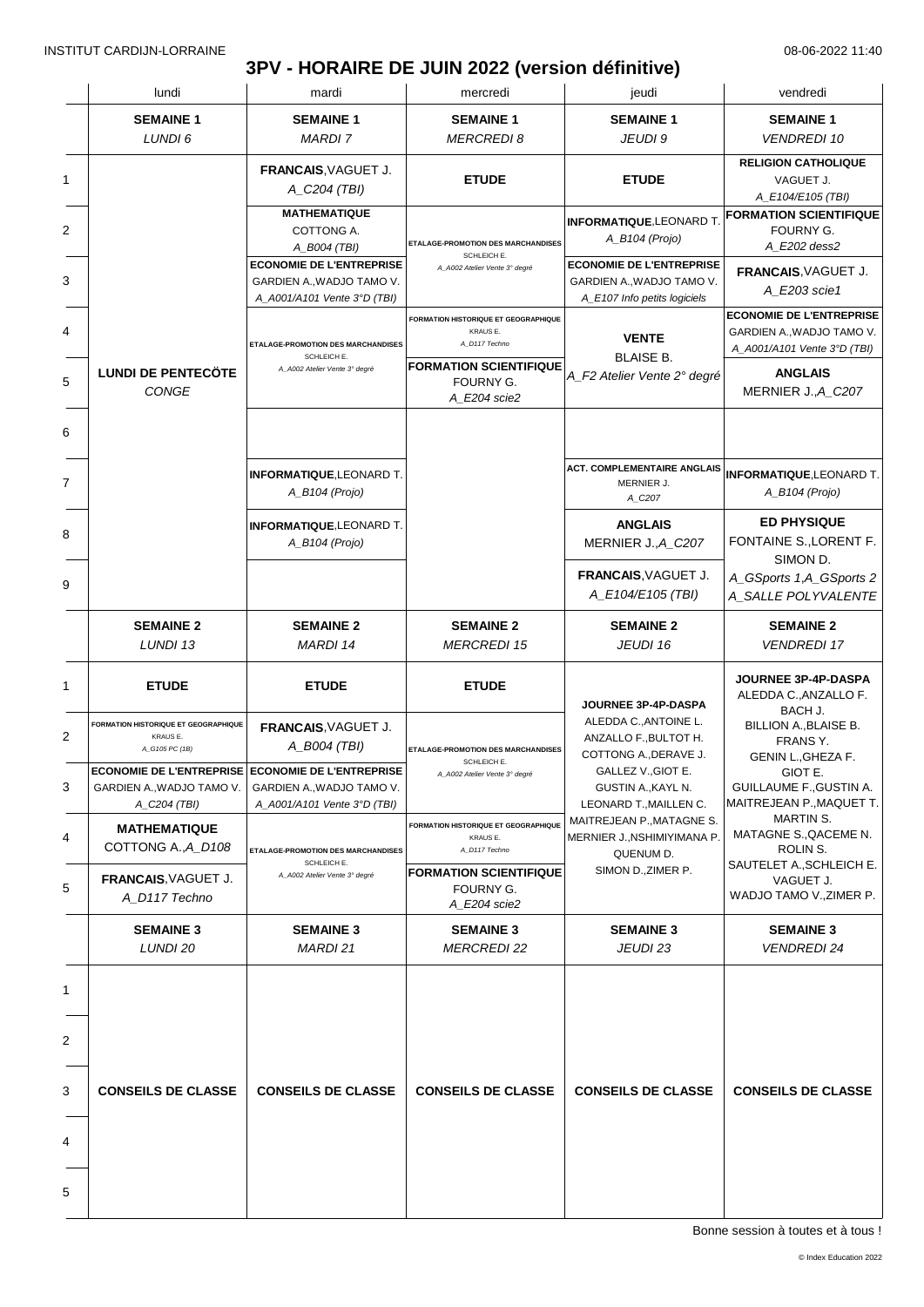INSTITUT CARDIJN-LORRAINE 08-06-2022 11:40

# 3PV - HORAIRE DE JUIN 2022 (version définitive)

| | lundi | mardi | mercredi | jeudi | vendredi |
|---|---|---|---|---|---|
| | **SEMAINE 1** *LUNDI 6* | **SEMAINE 1** *MARDI 7* | **SEMAINE 1** *MERCREDI 8* | **SEMAINE 1** *JEUDI 9* | **SEMAINE 1** *VENDREDI 10* |
| 1 | **LUNDI DE PENTECÖTE** *CONGE* | **FRANCAIS**, VAGUET J. *A_C204 (TBI)* | **ETUDE** | **ETUDE** | **RELIGION CATHOLIQUE** VAGUET J. *A_E104/E105 (TBI)* |
| 2 | | **MATHEMATIQUE** COTTONG A. *A_B004 (TBI)* | **ETALAGE-PROMOTION DES MARCHANDISES** SCHLEICH E. *A_A002 Atelier Vente 3° degré* | **INFORMATIQUE**, LEONARD T. *A_B104 (Projo)* | **FORMATION SCIENTIFIQUE** FOURNY G. *A_E202 dess2* |
| 3 | | **ECONOMIE DE L'ENTREPRISE** GARDIEN A., WADJO TAMO V. *A_A001/A101 Vente 3°D (TBI)* | | **ECONOMIE DE L'ENTREPRISE** GARDIEN A., WADJO TAMO V. *A_E107 Info petits logiciels* | **FRANCAIS**, VAGUET J. *A_E203 scie1* |
| 4 | | **ETALAGE-PROMOTION DES MARCHANDISES** SCHLEICH E. *A_A002 Atelier Vente 3° degré* | **FORMATION HISTORIQUE ET GEOGRAPHIQUE** KRAUS E. *A_D117 Techno* | **VENTE** BLAISE B. *A_F2 Atelier Vente 2° degré* | **ECONOMIE DE L'ENTREPRISE** GARDIEN A., WADJO TAMO V. *A_A001/A101 Vente 3°D (TBI)* |
| 5 | | | **FORMATION SCIENTIFIQUE** FOURNY G. *A_E204 scie2* | | **ANGLAIS** MERNIER J., *A_C207* |
| 6 | | | | | |
| 7 | | **INFORMATIQUE**, LEONARD T. *A_B104 (Projo)* | | **ACT. COMPLEMENTAIRE ANGLAIS** MERNIER J. *A_C207* | **INFORMATIQUE**, LEONARD T. *A_B104 (Projo)* |
| 8 | | **INFORMATIQUE**, LEONARD T. *A_B104 (Projo)* | | **ANGLAIS** MERNIER J., *A_C207* | **ED PHYSIQUE** FONTAINE S., LORENT F. SIMON D. *A_GSports 1, A_GSports 2 A_SALLE POLYVALENTE* |
| 9 | | | | **FRANCAIS**, VAGUET J. *A_E104/E105 (TBI)* | |
| | **SEMAINE 2** *LUNDI 13* | **SEMAINE 2** *MARDI 14* | **SEMAINE 2** *MERCREDI 15* | **SEMAINE 2** *JEUDI 16* | **SEMAINE 2** *VENDREDI 17* |
| 1 | **ETUDE** | **ETUDE** | **ETUDE** | **JOURNEE 3P-4P-DASPA** ALEDDA C., ANTOINE L. ANZALLO F., BULTOT H. COTTONG A., DERAVE J. GALLEZ V., GIOT E. GUSTIN A., KAYL N. LEONARD T., MAILLEN C. MAITREJEAN P., MATAGNE S. MERNIER J., NSHIMIYIMANA P. QUENUM D. SIMON D., ZIMER P. | **JOURNEE 3P-4P-DASPA** ALEDDA C., ANZALLO F. BACH J. BILLION A., BLAISE B. FRANS Y. GENIN L., GHEZA F. GIOT E. GUILLAUME F., GUSTIN A. MAITREJEAN P., MAQUET T. MARTIN S. MATAGNE S., QACEME N. ROLIN S. SAUTELET A., SCHLEICH E. VAGUET J. WADJO TAMO V., ZIMER P. |
| 2 | **FORMATION HISTORIQUE ET GEOGRAPHIQUE** KRAUS E. *A_G105 PC (1B)* | **FRANCAIS**, VAGUET J. *A_B004 (TBI)* | **ETALAGE-PROMOTION DES MARCHANDISES** SCHLEICH E. *A_A002 Atelier Vente 3° degré* | | |
| 3 | **ECONOMIE DE L'ENTREPRISE** GARDIEN A., WADJO TAMO V. *A_C204 (TBI)* | **ECONOMIE DE L'ENTREPRISE** GARDIEN A., WADJO TAMO V. *A_A001/A101 Vente 3°D (TBI)* | | | |
| 4 | **MATHEMATIQUE** COTTONG A., *A_D108* | **ETALAGE-PROMOTION DES MARCHANDISES** SCHLEICH E. *A_A002 Atelier Vente 3° degré* | **FORMATION HISTORIQUE ET GEOGRAPHIQUE** KRAUS E. *A_D117 Techno* | | |
| 5 | **FRANCAIS**, VAGUET J. *A_D117 Techno* | | **FORMATION SCIENTIFIQUE** FOURNY G. *A_E204 scie2* | | |
| | **SEMAINE 3** *LUNDI 20* | **SEMAINE 3** *MARDI 21* | **SEMAINE 3** *MERCREDI 22* | **SEMAINE 3** *JEUDI 23* | **SEMAINE 3** *VENDREDI 24* |
| 1-5 | **CONSEILS DE CLASSE** | **CONSEILS DE CLASSE** | **CONSEILS DE CLASSE** | **CONSEILS DE CLASSE** | **CONSEILS DE CLASSE** |

Bonne session à toutes et à tous !

© Index Education 2022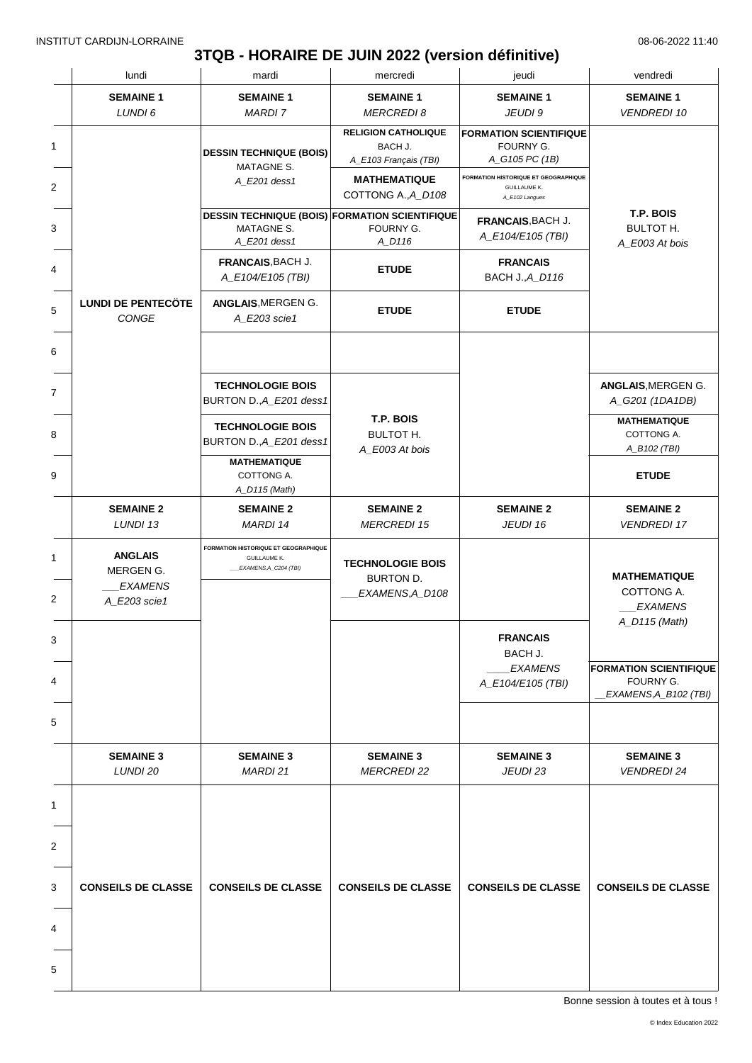INSTITUT CARDIJN-LORRAINE 08-06-2022 11:40

# 3TQB - HORAIRE DE JUIN 2022 (version définitive)

| | lundi | mardi | mercredi | jeudi | vendredi |
|---|---|---|---|---|---|
| | **SEMAINE 1** *LUNDI 6* | **SEMAINE 1** *MARDI 7* | **SEMAINE 1** *MERCREDI 8* | **SEMAINE 1** *JEUDI 9* | **SEMAINE 1** *VENDREDI 10* |
| 1 | **LUNDI DE PENTECÔTE** *CONGE* | **DESSIN TECHNIQUE (BOIS)** MATAGNE S. *A_E201 dess1* | **RELIGION CATHOLIQUE** BACH J. *A_E103 Français (TBI)* | **FORMATION SCIENTIFIQUE** FOURNY G. *A_G105 PC (1B)* | **T.P. BOIS** BULTOT H. *A_E003 At bois* |
| 2 | | | **MATHEMATIQUE** COTTONG A.,*A_D108* | **FORMATION HISTORIQUE ET GEOGRAPHIQUE** GUILLAUME K. *A_E102 Langues* | |
| 3 | | **DESSIN TECHNIQUE (BOIS)** MATAGNE S. *A_E201 dess1* | **FORMATION SCIENTIFIQUE** FOURNY G. *A_D116* | **FRANCAIS**,BACH J. *A_E104/E105 (TBI)* | |
| 4 | | **FRANCAIS**,BACH J. *A_E104/E105 (TBI)* | **ETUDE** | **FRANCAIS** BACH J.,*A_D116* | |
| 5 | | **ANGLAIS**,MERGEN G. *A_E203 scie1* | **ETUDE** | **ETUDE** | |
| 6 | | | | | |
| 7 | | **TECHNOLOGIE BOIS** BURTON D.,*A_E201 dess1* | **T.P. BOIS** BULTOT H. *A_E003 At bois* | | **ANGLAIS**,MERGEN G. *A_G201 (1DA1DB)* |
| 8 | | **TECHNOLOGIE BOIS** BURTON D.,*A_E201 dess1* | | | **MATHEMATIQUE** COTTONG A. *A_B102 (TBI)* |
| 9 | | **MATHEMATIQUE** COTTONG A. *A_D115 (Math)* | | | **ETUDE** |
| | **SEMAINE 2** *LUNDI 13* | **SEMAINE 2** *MARDI 14* | **SEMAINE 2** *MERCREDI 15* | **SEMAINE 2** *JEUDI 16* | **SEMAINE 2** *VENDREDI 17* |
| 1 | **ANGLAIS** MERGEN G. *___EXAMENS* *A_E203 scie1* | **FORMATION HISTORIQUE ET GEOGRAPHIQUE** GUILLAUME K. *___EXAMENS,A_C204 (TBI)* | **TECHNOLOGIE BOIS** BURTON D. *___EXAMENS,A_D108* | | **MATHEMATIQUE** COTTONG A. *___EXAMENS* *A_D115 (Math)* |
| 2 | | | | | |
| 3 | | | | **FRANCAIS** BACH J. *____EXAMENS* *A_E104/E105 (TBI)* | |
| 4 | | | | | **FORMATION SCIENTIFIQUE** FOURNY G. *__EXAMENS,A_B102 (TBI)* |
| 5 | | | | | |
| | **SEMAINE 3** *LUNDI 20* | **SEMAINE 3** *MARDI 21* | **SEMAINE 3** *MERCREDI 22* | **SEMAINE 3** *JEUDI 23* | **SEMAINE 3** *VENDREDI 24* |
| 1–5 | **CONSEILS DE CLASSE** | **CONSEILS DE CLASSE** | **CONSEILS DE CLASSE** | **CONSEILS DE CLASSE** | **CONSEILS DE CLASSE** |

Bonne session à toutes et à tous !

© Index Education 2022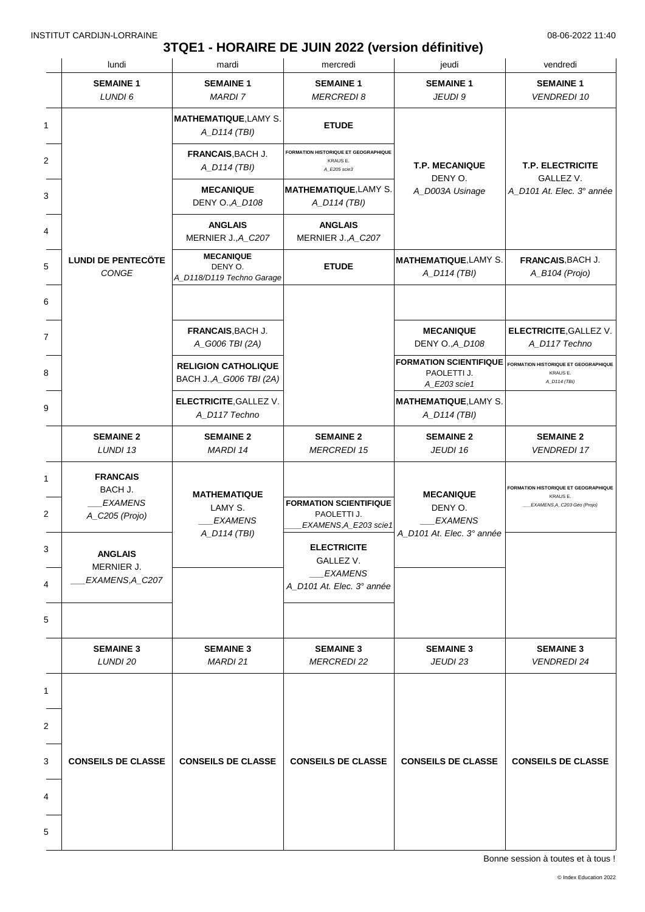# 3TQE1 - HORAIRE DE JUIN 2022 (version définitive)

| | lundi | mardi | mercredi | jeudi | vendredi |
|---|---|---|---|---|---|
| | **SEMAINE 1** *LUNDI 6* | **SEMAINE 1** *MARDI 7* | **SEMAINE 1** *MERCREDI 8* | **SEMAINE 1** *JEUDI 9* | **SEMAINE 1** *VENDREDI 10* |
| 1 | **LUNDI DE PENTECÖTE** *CONGE* | **MATHEMATIQUE**, LAMY S. *A_D114 (TBI)* | **ETUDE** | **T.P. MECANIQUE** DENY O. *A_D003A Usinage* | **T.P. ELECTRICITE** GALLEZ V. *A_D101 At. Elec. 3° année* |
| 2 | | **FRANCAIS**, BACH J. *A_D114 (TBI)* | **FORMATION HISTORIQUE ET GEOGRAPHIQUE** KRAUS E. *A_E205 scie3* | | |
| 3 | | **MECANIQUE** DENY O., *A_D108* | **MATHEMATIQUE**, LAMY S. *A_D114 (TBI)* | | |
| 4 | | **ANGLAIS** MERNIER J., *A_C207* | **ANGLAIS** MERNIER J., *A_C207* | | |
| 5 | | **MECANIQUE** DENY O. *A_D118/D119 Techno Garage* | **ETUDE** | **MATHEMATIQUE**, LAMY S. *A_D114 (TBI)* | **FRANCAIS**, BACH J. *A_B104 (Projo)* |
| 6 | | | | | |
| 7 | | **FRANCAIS**, BACH J. *A_G006 TBI (2A)* | | **MECANIQUE** DENY O., *A_D108* | **ELECTRICITE**, GALLEZ V. *A_D117 Techno* |
| 8 | | **RELIGION CATHOLIQUE** BACH J., *A_G006 TBI (2A)* | | **FORMATION SCIENTIFIQUE** PAOLETTI J. *A_E203 scie1* | **FORMATION HISTORIQUE ET GEOGRAPHIQUE** KRAUS E. *A_D114 (TBI)* |
| 9 | | **ELECTRICITE**, GALLEZ V. *A_D117 Techno* | | **MATHEMATIQUE**, LAMY S. *A_D114 (TBI)* | |
| | **SEMAINE 2** *LUNDI 13* | **SEMAINE 2** *MARDI 14* | **SEMAINE 2** *MERCREDI 15* | **SEMAINE 2** *JEUDI 16* | **SEMAINE 2** *VENDREDI 17* |
| 1 | **FRANCAIS** BACH J. *___EXAMENS* *A_C205 (Projo)* | **MATHEMATIQUE** LAMY S. *___EXAMENS* *A_D114 (TBI)* | | **MECANIQUE** DENY O. *___EXAMENS* *A_D101 At. Elec. 3° année* | **FORMATION HISTORIQUE ET GEOGRAPHIQUE** KRAUS E. *___EXAMENS,A_C203 Géo (Projo)* |
| 2 | | | **FORMATION SCIENTIFIQUE** PAOLETTI J. *___EXAMENS,A_E203 scie1* | | |
| 3 | **ANGLAIS** MERNIER J. *___EXAMENS,A_C207* | | **ELECTRICITE** GALLEZ V. *___EXAMENS* *A_D101 At. Elec. 3° année* | | |
| 4 | | | | | |
| 5 | | | | | |
| | **SEMAINE 3** *LUNDI 20* | **SEMAINE 3** *MARDI 21* | **SEMAINE 3** *MERCREDI 22* | **SEMAINE 3** *JEUDI 23* | **SEMAINE 3** *VENDREDI 24* |
| 1–5 | **CONSEILS DE CLASSE** | **CONSEILS DE CLASSE** | **CONSEILS DE CLASSE** | **CONSEILS DE CLASSE** | **CONSEILS DE CLASSE** |

Bonne session à toutes et à tous !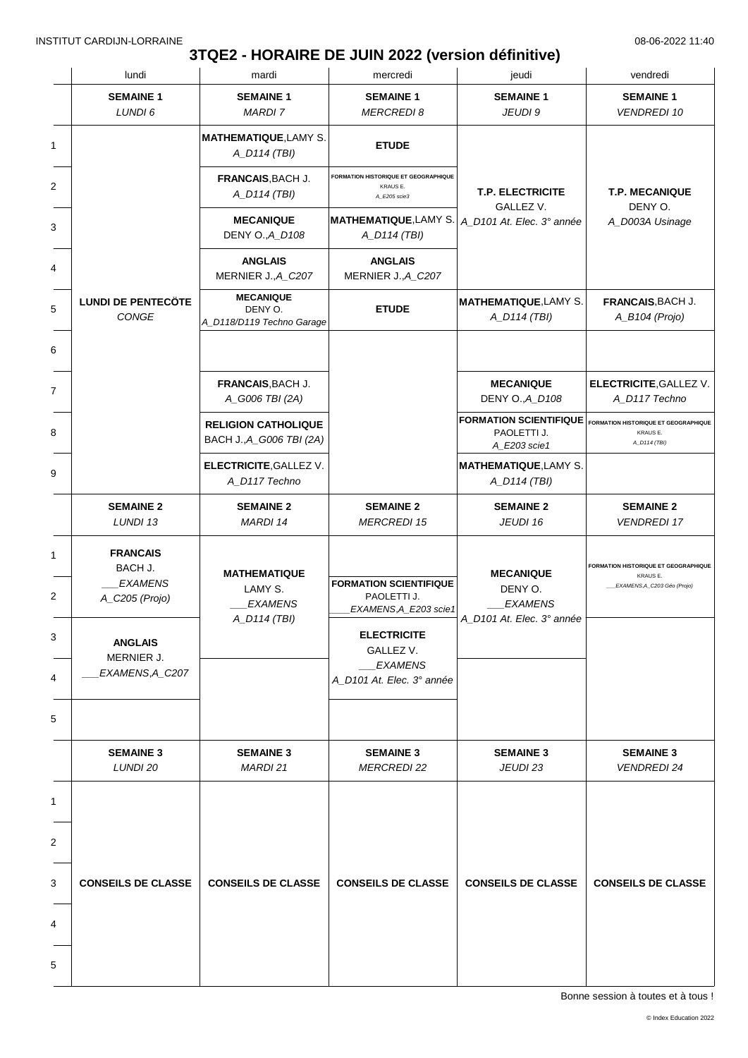INSTITUT CARDIJN-LORRAINE 08-06-2022 11:40

# 3TQE2 - HORAIRE DE JUIN 2022 (version définitive)

| | lundi | mardi | mercredi | jeudi | vendredi |
|---|---|---|---|---|---|
| | **SEMAINE 1** *LUNDI 6* | **SEMAINE 1** *MARDI 7* | **SEMAINE 1** *MERCREDI 8* | **SEMAINE 1** *JEUDI 9* | **SEMAINE 1** *VENDREDI 10* |
| 1 | **LUNDI DE PENTECÖTE** *CONGE* | **MATHEMATIQUE**, LAMY S. *A_D114 (TBI)* | **ETUDE** | **T.P. ELECTRICITE** GALLEZ V. *A_D101 At. Elec. 3° année* | **T.P. MECANIQUE** DENY O. *A_D003A Usinage* |
| 2 | | **FRANCAIS**, BACH J. *A_D114 (TBI)* | **FORMATION HISTORIQUE ET GEOGRAPHIQUE** KRAUS E. *A_E205 scie3* | | |
| 3 | | **MECANIQUE** DENY O., *A_D108* | **MATHEMATIQUE**, LAMY S. *A_D114 (TBI)* | | |
| 4 | | **ANGLAIS** MERNIER J., *A_C207* | **ANGLAIS** MERNIER J., *A_C207* | | |
| 5 | | **MECANIQUE** DENY O. *A_D118/D119 Techno Garage* | **ETUDE** | **MATHEMATIQUE**, LAMY S. *A_D114 (TBI)* | **FRANCAIS**, BACH J. *A_B104 (Projo)* |
| 6 | | | | | |
| 7 | | **FRANCAIS**, BACH J. *A_G006 TBI (2A)* | | **MECANIQUE** DENY O., *A_D108* | **ELECTRICITE**, GALLEZ V. *A_D117 Techno* |
| 8 | | **RELIGION CATHOLIQUE** BACH J., *A_G006 TBI (2A)* | | **FORMATION SCIENTIFIQUE** PAOLETTI J. *A_E203 scie1* | **FORMATION HISTORIQUE ET GEOGRAPHIQUE** KRAUS E. *A_D114 (TBI)* |
| 9 | | **ELECTRICITE**, GALLEZ V. *A_D117 Techno* | | **MATHEMATIQUE**, LAMY S. *A_D114 (TBI)* | |
| | **SEMAINE 2** *LUNDI 13* | **SEMAINE 2** *MARDI 14* | **SEMAINE 2** *MERCREDI 15* | **SEMAINE 2** *JEUDI 16* | **SEMAINE 2** *VENDREDI 17* |
| 1 | **FRANCAIS** BACH J. *___EXAMENS* *A_C205 (Projo)* | **MATHEMATIQUE** LAMY S. *___EXAMENS* *A_D114 (TBI)* | | **MECANIQUE** DENY O. *___EXAMENS* *A_D101 At. Elec. 3° année* | **FORMATION HISTORIQUE ET GEOGRAPHIQUE** KRAUS E. *___EXAMENS,A_C203 Géo (Projo)* |
| 2 | | | **FORMATION SCIENTIFIQUE** PAOLETTI J. *___EXAMENS,A_E203 scie1* | | |
| 3 | **ANGLAIS** MERNIER J. *___EXAMENS,A_C207* | | **ELECTRICITE** GALLEZ V. *___EXAMENS* *A_D101 At. Elec. 3° année* | | |
| 4 | | | | | |
| 5 | | | | | |
| | **SEMAINE 3** *LUNDI 20* | **SEMAINE 3** *MARDI 21* | **SEMAINE 3** *MERCREDI 22* | **SEMAINE 3** *JEUDI 23* | **SEMAINE 3** *VENDREDI 24* |
| 1-5 | **CONSEILS DE CLASSE** | **CONSEILS DE CLASSE** | **CONSEILS DE CLASSE** | **CONSEILS DE CLASSE** | **CONSEILS DE CLASSE** |

Bonne session à toutes et à tous !

© Index Education 2022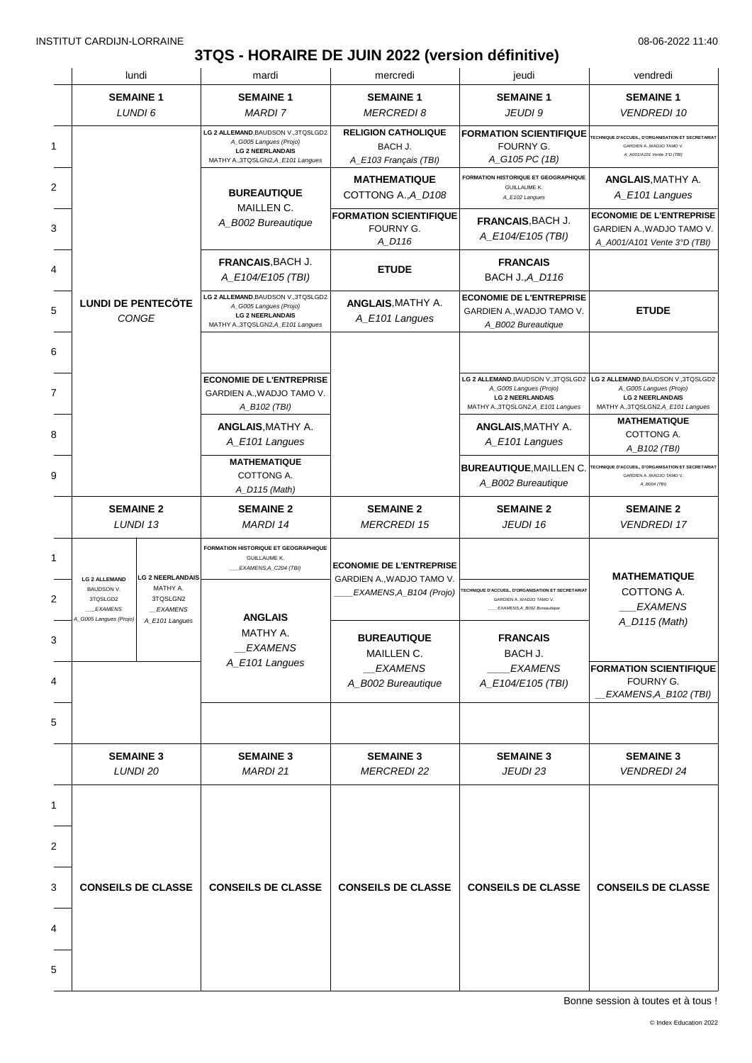INSTITUT CARDIJN-LORRAINE 08-06-2022 11:40

# 3TQS - HORAIRE DE JUIN 2022 (version définitive)

| | lundi | mardi | mercredi | jeudi | vendredi |
|---|---|---|---|---|---|
| | **SEMAINE 1** *LUNDI 6* | **SEMAINE 1** *MARDI 7* | **SEMAINE 1** *MERCREDI 8* | **SEMAINE 1** *JEUDI 9* | **SEMAINE 1** *VENDREDI 10* |
| 1 | **LUNDI DE PENTECÖTE** *CONGE* | **LG 2 ALLEMAND**,BAUDSON V.,3TQSLGD2 *A_G005 Langues (Projo)* **LG 2 NEERLANDAIS** MATHY A.,3TQSLGN2,*A_E101 Langues* | **RELIGION CATHOLIQUE** BACH J. *A_E103 Français (TBI)* | **FORMATION SCIENTIFIQUE** FOURNY G. *A_G105 PC (1B)* | **TECHNIQUE D'ACCUEIL, D'ORGANISATION ET SECRETARIAT** GARDIEN A.,WADJO TAMO V. *A_A001/A101 Vente 3°D (TBI)* |
| 2 | | **BUREAUTIQUE** MAILLEN C. *A_B002 Bureautique* | **MATHEMATIQUE** COTTONG A.,*A_D108* | **FORMATION HISTORIQUE ET GEOGRAPHIQUE** GUILLAUME K. *A_E102 Langues* | **ANGLAIS**,MATHY A. *A_E101 Langues* |
| 3 | | | **FORMATION SCIENTIFIQUE** FOURNY G. *A_D116* | **FRANCAIS**,BACH J. *A_E104/E105 (TBI)* | **ECONOMIE DE L'ENTREPRISE** GARDIEN A.,WADJO TAMO V. *A_A001/A101 Vente 3°D (TBI)* |
| 4 | | **FRANCAIS**,BACH J. *A_E104/E105 (TBI)* | **ETUDE** | **FRANCAIS** BACH J.,*A_D116* | |
| 5 | | **LG 2 ALLEMAND**,BAUDSON V.,3TQSLGD2 *A_G005 Langues (Projo)* **LG 2 NEERLANDAIS** MATHY A.,3TQSLGN2,*A_E101 Langues* | **ANGLAIS**,MATHY A. *A_E101 Langues* | **ECONOMIE DE L'ENTREPRISE** GARDIEN A.,WADJO TAMO V. *A_B002 Bureautique* | **ETUDE** |
| 6 | | | | | |
| 7 | | **ECONOMIE DE L'ENTREPRISE** GARDIEN A.,WADJO TAMO V. *A_B102 (TBI)* | | **LG 2 ALLEMAND**,BAUDSON V.,3TQSLGD2 *A_G005 Langues (Projo)* **LG 2 NEERLANDAIS** MATHY A.,3TQSLGN2,*A_E101 Langues* | **LG 2 ALLEMAND**,BAUDSON V.,3TQSLGD2 *A_G005 Langues (Projo)* **LG 2 NEERLANDAIS** MATHY A.,3TQSLGN2,*A_E101 Langues* |
| 8 | | **ANGLAIS**,MATHY A. *A_E101 Langues* | | **ANGLAIS**,MATHY A. *A_E101 Langues* | **MATHEMATIQUE** COTTONG A. *A_B102 (TBI)* |
| 9 | | **MATHEMATIQUE** COTTONG A. *A_D115 (Math)* | | **BUREAUTIQUE**,MAILLEN C. *A_B002 Bureautique* | **TECHNIQUE D'ACCUEIL, D'ORGANISATION ET SECRETARIAT** GARDIEN A.,WADJO TAMO V. *A_B004 (TBI)* |
| | **SEMAINE 2** *LUNDI 13* | **SEMAINE 2** *MARDI 14* | **SEMAINE 2** *MERCREDI 15* | **SEMAINE 2** *JEUDI 16* | **SEMAINE 2** *VENDREDI 17* |
| 1 | **LG 2 ALLEMAND** BAUDSON V. 3TQSLGD2 *___EXAMENS* *A_G005 Langues (Projo)* / **LG 2 NEERLANDAIS** MATHY A. 3TQSLGN2 *__EXAMENS* *A_E101 Langues* | **FORMATION HISTORIQUE ET GEOGRAPHIQUE** GUILLAUME K. *___EXAMENS,A_C204 (TBI)* | **ECONOMIE DE L'ENTREPRISE** GARDIEN A.,WADJO TAMO V. *____EXAMENS,A_B104 (Projo)* | | **MATHEMATIQUE** COTTONG A. *___EXAMENS* *A_D115 (Math)* |
| 2 | | **ANGLAIS** MATHY A. *__EXAMENS* *A_E101 Langues* | | **TECHNIQUE D'ACCUEIL, D'ORGANISATION ET SECRETARIAT** GARDIEN A.,WADJO TAMO V. *____EXAMENS,A_B002 Bureautique* | |
| 3 | | | **BUREAUTIQUE** MAILLEN C. *__EXAMENS* *A_B002 Bureautique* | **FRANCAIS** BACH J. *____EXAMENS* *A_E104/E105 (TBI)* | |
| 4 | | | | | **FORMATION SCIENTIFIQUE** FOURNY G. *__EXAMENS,A_B102 (TBI)* |
| 5 | | | | | |
| | **SEMAINE 3** *LUNDI 20* | **SEMAINE 3** *MARDI 21* | **SEMAINE 3** *MERCREDI 22* | **SEMAINE 3** *JEUDI 23* | **SEMAINE 3** *VENDREDI 24* |
| 1–5 | **CONSEILS DE CLASSE** | **CONSEILS DE CLASSE** | **CONSEILS DE CLASSE** | **CONSEILS DE CLASSE** | **CONSEILS DE CLASSE** |

Bonne session à toutes et à tous !

© Index Education 2022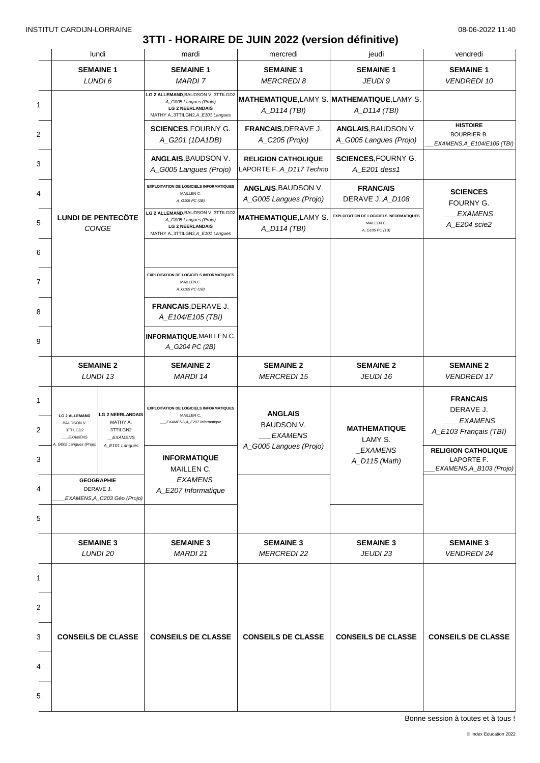INSTITUT CARDIJN-LORRAINE

08-06-2022 11:40

# 3TTI - HORAIRE DE JUIN 2022 (version définitive)

| | lundi | mardi | mercredi | jeudi | vendredi |
|---|---|---|---|---|---|
| | **SEMAINE 1** *LUNDI 6* | **SEMAINE 1** *MARDI 7* | **SEMAINE 1** *MERCREDI 8* | **SEMAINE 1** *JEUDI 9* | **SEMAINE 1** *VENDREDI 10* |
| 1 | **LUNDI DE PENTECÖTE** *CONGE* | **LG 2 ALLEMAND**,BAUDSON V.,3TTILGD2 *A_G005 Langues (Projo)* **LG 2 NEERLANDAIS** MATHY A.,3TTILGN2,*A_E101 Langues* | **MATHEMATIQUE**,LAMY S. *A_D114 (TBI)* | **MATHEMATIQUE**,LAMY S. *A_D114 (TBI)* | |
| 2 | | **SCIENCES**,FOURNY G. *A_G201 (1DA1DB)* | **FRANCAIS**,DERAVE J. *A_C205 (Projo)* | **ANGLAIS**,BAUDSON V. *A_G005 Langues (Projo)* | **HISTOIRE** BOURRIER B. *___EXAMENS,A_E104/E105 (TBI)* |
| 3 | | **ANGLAIS**,BAUDSON V. *A_G005 Langues (Projo)* | **RELIGION CATHOLIQUE** LAPORTE F.,*A_D117 Techno* | **SCIENCES**,FOURNY G. *A_E201 dess1* | |
| 4 | | **EXPLOITATION DE LOGICIELS INFORMATIQUES** MAILLEN C. *A_G105 PC (1B)* | **ANGLAIS**,BAUDSON V. *A_G005 Langues (Projo)* | **FRANCAIS** DERAVE J.,*A_D108* | **SCIENCES** FOURNY G. *___EXAMENS* *A_E204 scie2* |
| 5 | | **LG 2 ALLEMAND**,BAUDSON V.,3TTILGD2 *A_G005 Langues (Projo)* **LG 2 NEERLANDAIS** MATHY A.,3TTILGN2,*A_E101 Langues* | **MATHEMATIQUE**,LAMY S. *A_D114 (TBI)* | **EXPLOITATION DE LOGICIELS INFORMATIQUES** MAILLEN C. *A_G105 PC (1B)* | |
| 6 | | | | | |
| 7 | | **EXPLOITATION DE LOGICIELS INFORMATIQUES** MAILLEN C. *A_G105 PC (1B)* | | | |
| 8 | | **FRANCAIS**,DERAVE J. *A_E104/E105 (TBI)* | | | |
| 9 | | **INFORMATIQUE**,MAILLEN C. *A_G204 PC (2B)* | | | |
| | **SEMAINE 2** *LUNDI 13* | **SEMAINE 2** *MARDI 14* | **SEMAINE 2** *MERCREDI 15* | **SEMAINE 2** *JEUDI 16* | **SEMAINE 2** *VENDREDI 17* |
| 1-3 | **LG 2 ALLEMAND** BAUDSON V. 3TTILGD2 *___EXAMENS* *A_G005 Langues (Projo)* / **LG 2 NEERLANDAIS** MATHY A. 3TTILGN2 *__EXAMENS* *A_E101 Langues* | **EXPLOITATION DE LOGICIELS INFORMATIQUES** MAILLEN C. *___EXAMENS,A_E207 Informatique* | **ANGLAIS** BAUDSON V. *___EXAMENS* *A_G005 Langues (Projo)* | **MATHEMATIQUE** LAMY S. *_EXAMENS* *A_D115 (Math)* | **FRANCAIS** DERAVE J. *____EXAMENS* *A_E103 Français (TBI)* |
| 3-4 | | **INFORMATIQUE** MAILLEN C. *__EXAMENS* *A_E207 Informatique* | | | **RELIGION CATHOLIQUE** LAPORTE F. *___EXAMENS,A_B103 (Projo)* |
| 4 | **GEOGRAPHIE** DERAVE J. *____EXAMENS,A_C203 Géo (Projo)* | | | | |
| 5 | | | | | |
| | **SEMAINE 3** *LUNDI 20* | **SEMAINE 3** *MARDI 21* | **SEMAINE 3** *MERCREDI 22* | **SEMAINE 3** *JEUDI 23* | **SEMAINE 3** *VENDREDI 24* |
| 1-5 | **CONSEILS DE CLASSE** | **CONSEILS DE CLASSE** | **CONSEILS DE CLASSE** | **CONSEILS DE CLASSE** | **CONSEILS DE CLASSE** |

Bonne session à toutes et à tous !

© Index Education 2022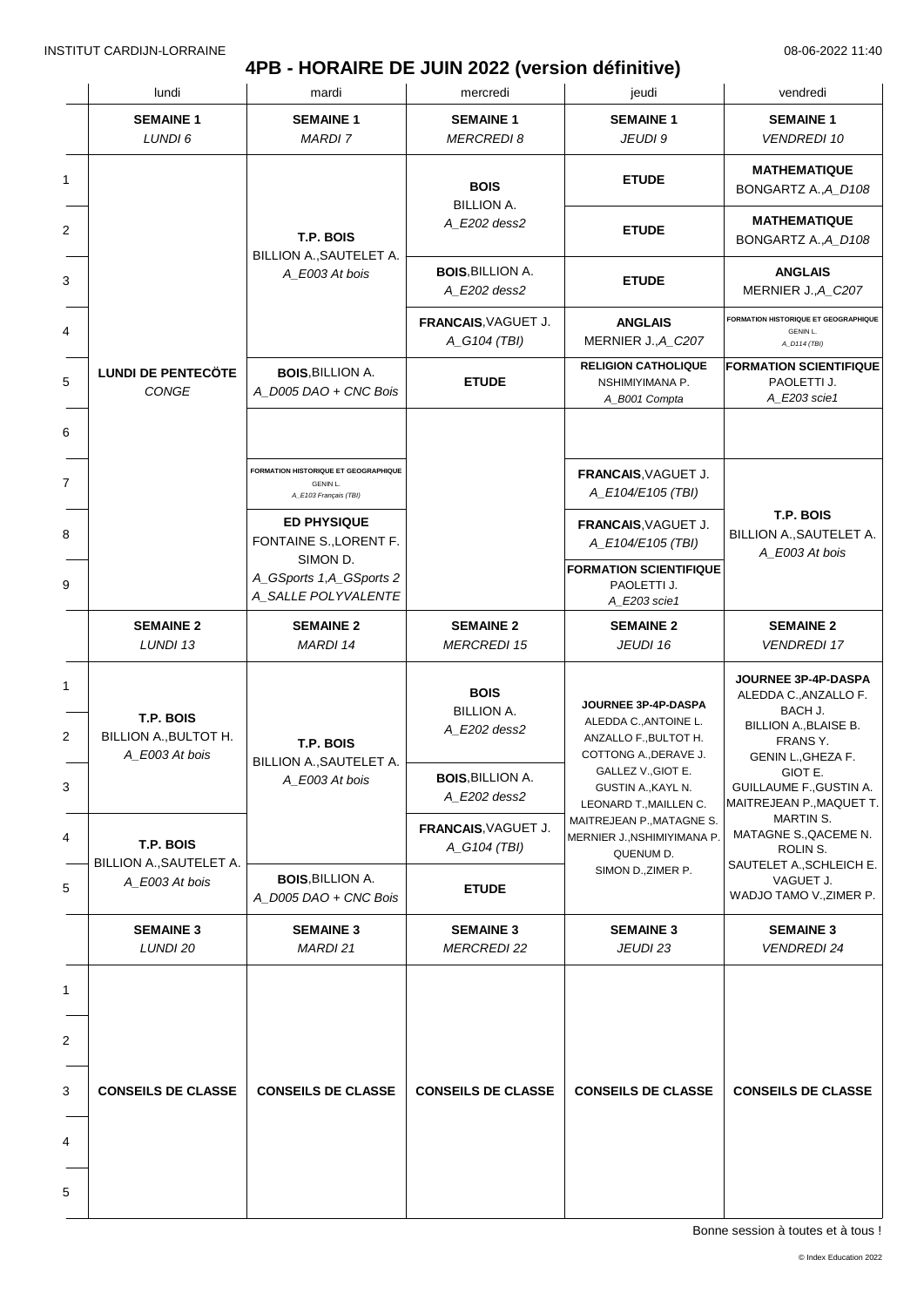INSTITUT CARDIJN-LORRAINE

08-06-2022 11:40

# 4PB - HORAIRE DE JUIN 2022 (version définitive)

| | lundi | mardi | mercredi | jeudi | vendredi |
|---|---|---|---|---|---|
| | **SEMAINE 1** *LUNDI 6* | **SEMAINE 1** *MARDI 7* | **SEMAINE 1** *MERCREDI 8* | **SEMAINE 1** *JEUDI 9* | **SEMAINE 1** *VENDREDI 10* |
| 1 | **LUNDI DE PENTECÖTE** *CONGE* | **T.P. BOIS** BILLION A.,SAUTELET A. *A_E003 At bois* | **BOIS** BILLION A. *A_E202 dess2* | **ETUDE** | **MATHEMATIQUE** BONGARTZ A.,*A_D108* |
| 2 | | | | **ETUDE** | **MATHEMATIQUE** BONGARTZ A.,*A_D108* |
| 3 | | | **BOIS**,BILLION A. *A_E202 dess2* | **ETUDE** | **ANGLAIS** MERNIER J.,*A_C207* |
| 4 | | | **FRANCAIS**,VAGUET J. *A_G104 (TBI)* | **ANGLAIS** MERNIER J.,*A_C207* | **FORMATION HISTORIQUE ET GEOGRAPHIQUE** GENIN L. *A_D114 (TBI)* |
| 5 | | **BOIS**,BILLION A. *A_D005 DAO + CNC Bois* | **ETUDE** | **RELIGION CATHOLIQUE** NSHIMIYIMANA P. *A_B001 Compta* | **FORMATION SCIENTIFIQUE** PAOLETTI J. *A_E203 scie1* |
| 6 | | | | | |
| 7 | | **FORMATION HISTORIQUE ET GEOGRAPHIQUE** GENIN L. *A_E103 Français (TBI)* | | **FRANCAIS**,VAGUET J. *A_E104/E105 (TBI)* | **T.P. BOIS** BILLION A.,SAUTELET A. *A_E003 At bois* |
| 8 | | **ED PHYSIQUE** FONTAINE S.,LORENT F. SIMON D. *A_GSports 1,A_GSports 2 A_SALLE POLYVALENTE* | | **FRANCAIS**,VAGUET J. *A_E104/E105 (TBI)* | |
| 9 | | | | **FORMATION SCIENTIFIQUE** PAOLETTI J. *A_E203 scie1* | |
| | **SEMAINE 2** *LUNDI 13* | **SEMAINE 2** *MARDI 14* | **SEMAINE 2** *MERCREDI 15* | **SEMAINE 2** *JEUDI 16* | **SEMAINE 2** *VENDREDI 17* |
| 1 | **T.P. BOIS** BILLION A.,BULTOT H. *A_E003 At bois* | **T.P. BOIS** BILLION A.,SAUTELET A. *A_E003 At bois* | **BOIS** BILLION A. *A_E202 dess2* | **JOURNEE 3P-4P-DASPA** ALEDDA C.,ANTOINE L. ANZALLO F.,BULTOT H. COTTONG A.,DERAVE J. GALLEZ V.,GIOT E. GUSTIN A.,KAYL N. LEONARD T.,MAILLEN C. MAITREJEAN P.,MATAGNE S. MERNIER J.,NSHIMIYIMANA P. QUENUM D. SIMON D.,ZIMER P. | **JOURNEE 3P-4P-DASPA** ALEDDA C.,ANZALLO F. BACH J. BILLION A.,BLAISE B. FRANS Y. GENIN L.,GHEZA F. GIOT E. GUILLAUME F.,GUSTIN A. MAITREJEAN P.,MAQUET T. MARTIN S. MATAGNE S.,QACEME N. ROLIN S. SAUTELET A.,SCHLEICH E. VAGUET J. WADJO TAMO V.,ZIMER P. |
| 2 | | | | | |
| 3 | | | **BOIS**,BILLION A. *A_E202 dess2* | | |
| 4 | **T.P. BOIS** BILLION A.,SAUTELET A. *A_E003 At bois* | | **FRANCAIS**,VAGUET J. *A_G104 (TBI)* | | |
| 5 | | **BOIS**,BILLION A. *A_D005 DAO + CNC Bois* | **ETUDE** | | |
| | **SEMAINE 3** *LUNDI 20* | **SEMAINE 3** *MARDI 21* | **SEMAINE 3** *MERCREDI 22* | **SEMAINE 3** *JEUDI 23* | **SEMAINE 3** *VENDREDI 24* |
| 1–5 | **CONSEILS DE CLASSE** | **CONSEILS DE CLASSE** | **CONSEILS DE CLASSE** | **CONSEILS DE CLASSE** | **CONSEILS DE CLASSE** |

Bonne session à toutes et à tous !

© Index Education 2022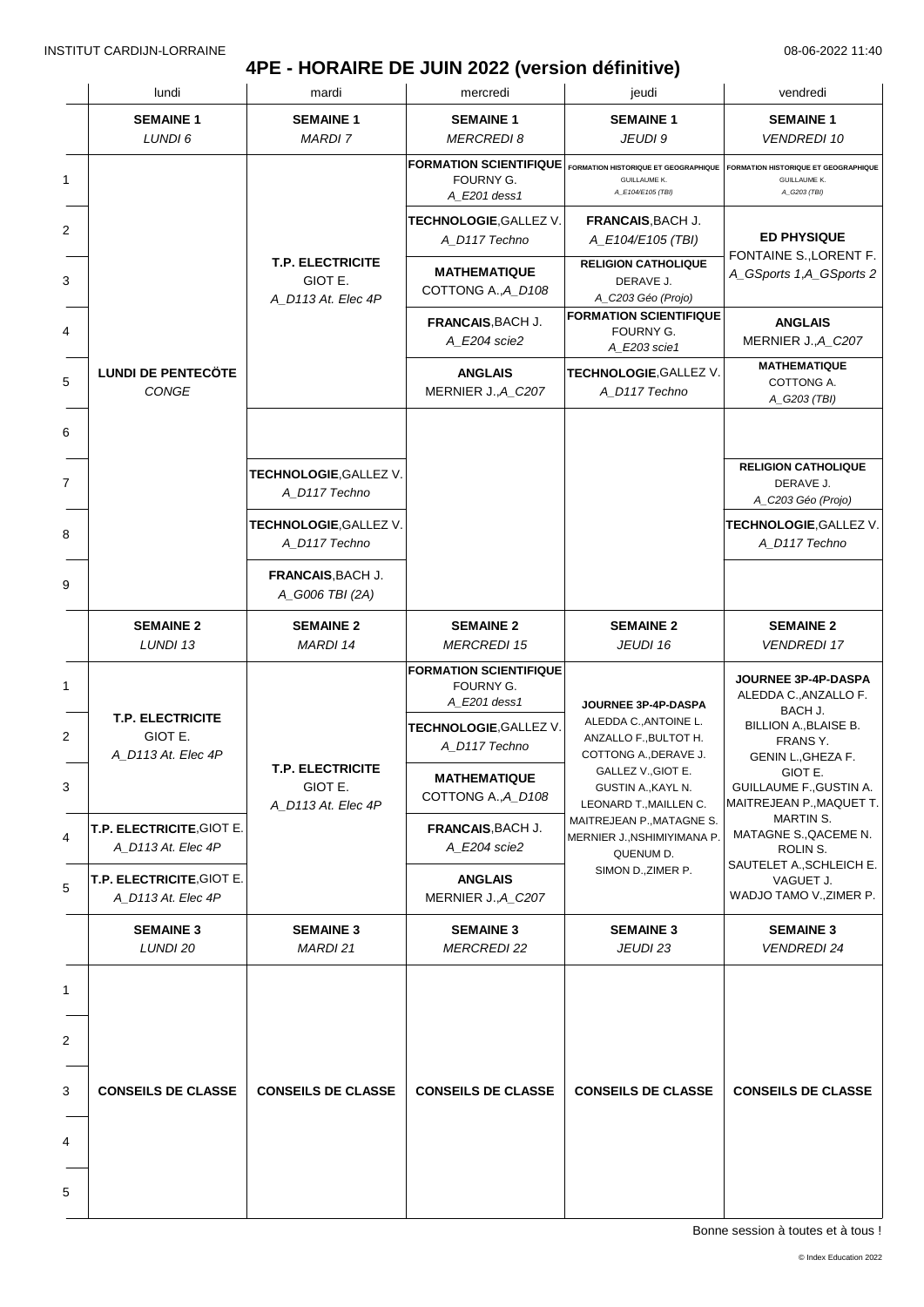INSTITUT CARDIJN-LORRAINE 08-06-2022 11:40

# 4PE - HORAIRE DE JUIN 2022 (version définitive)

| | lundi | mardi | mercredi | jeudi | vendredi |
|---|---|---|---|---|---|
| | **SEMAINE 1** *LUNDI 6* | **SEMAINE 1** *MARDI 7* | **SEMAINE 1** *MERCREDI 8* | **SEMAINE 1** *JEUDI 9* | **SEMAINE 1** *VENDREDI 10* |
| 1 | **LUNDI DE PENTECÖTE** *CONGE* | | **FORMATION SCIENTIFIQUE** FOURNY G. *A_E201 dess1* | **FORMATION HISTORIQUE ET GEOGRAPHIQUE** GUILLAUME K. *A_E104/E105 (TBI)* | **FORMATION HISTORIQUE ET GEOGRAPHIQUE** GUILLAUME K. *A_G203 (TBI)* |
| 2 | | **T.P. ELECTRICITE** GIOT E. *A_D113 At. Elec 4P* | **TECHNOLOGIE**, GALLEZ V. *A_D117 Techno* | **FRANCAIS**, BACH J. *A_E104/E105 (TBI)* | **ED PHYSIQUE** FONTAINE S., LORENT F. *A_GSports 1, A_GSports 2* |
| 3 | | | **MATHEMATIQUE** COTTONG A., *A_D108* | **RELIGION CATHOLIQUE** DERAVE J. *A_C203 Géo (Projo)* | |
| 4 | | | **FRANCAIS**, BACH J. *A_E204 scie2* | **FORMATION SCIENTIFIQUE** FOURNY G. *A_E203 scie1* | **ANGLAIS** MERNIER J., *A_C207* |
| 5 | | | **ANGLAIS** MERNIER J., *A_C207* | **TECHNOLOGIE**, GALLEZ V. *A_D117 Techno* | **MATHEMATIQUE** COTTONG A. *A_G203 (TBI)* |
| 6 | | | | | |
| 7 | | **TECHNOLOGIE**, GALLEZ V. *A_D117 Techno* | | | **RELIGION CATHOLIQUE** DERAVE J. *A_C203 Géo (Projo)* |
| 8 | | **TECHNOLOGIE**, GALLEZ V. *A_D117 Techno* | | | **TECHNOLOGIE**, GALLEZ V. *A_D117 Techno* |
| 9 | | **FRANCAIS**, BACH J. *A_G006 TBI (2A)* | | | |
| | **SEMAINE 2** *LUNDI 13* | **SEMAINE 2** *MARDI 14* | **SEMAINE 2** *MERCREDI 15* | **SEMAINE 2** *JEUDI 16* | **SEMAINE 2** *VENDREDI 17* |
| 1 | **T.P. ELECTRICITE** GIOT E. *A_D113 At. Elec 4P* | **T.P. ELECTRICITE** GIOT E. *A_D113 At. Elec 4P* | **FORMATION SCIENTIFIQUE** FOURNY G. *A_E201 dess1* | **JOURNEE 3P-4P-DASPA** ALEDDA C., ANTOINE L. ANZALLO F., BULTOT H. COTTONG A., DERAVE J. GALLEZ V., GIOT E. GUSTIN A., KAYL N. LEONARD T., MAILLEN C. MAITREJEAN P., MATAGNE S. MERNIER J., NSHIMIYIMANA P. QUENUM D. SIMON D., ZIMER P. | **JOURNEE 3P-4P-DASPA** ALEDDA C., ANZALLO F. BACH J. BILLION A., BLAISE B. FRANS Y. GENIN L., GHEZA F. GIOT E. GUILLAUME F., GUSTIN A. MAITREJEAN P., MAQUET T. MARTIN S. MATAGNE S., QACEME N. ROLIN S. SAUTELET A., SCHLEICH E. VAGUET J. WADJO TAMO V., ZIMER P. |
| 2 | | | **TECHNOLOGIE**, GALLEZ V. *A_D117 Techno* | | |
| 3 | | | **MATHEMATIQUE** COTTONG A., *A_D108* | | |
| 4 | **T.P. ELECTRICITE**, GIOT E. *A_D113 At. Elec 4P* | | **FRANCAIS**, BACH J. *A_E204 scie2* | | |
| 5 | **T.P. ELECTRICITE**, GIOT E. *A_D113 At. Elec 4P* | | **ANGLAIS** MERNIER J., *A_C207* | | |
| | **SEMAINE 3** *LUNDI 20* | **SEMAINE 3** *MARDI 21* | **SEMAINE 3** *MERCREDI 22* | **SEMAINE 3** *JEUDI 23* | **SEMAINE 3** *VENDREDI 24* |
| 1–5 | **CONSEILS DE CLASSE** | **CONSEILS DE CLASSE** | **CONSEILS DE CLASSE** | **CONSEILS DE CLASSE** | **CONSEILS DE CLASSE** |

Bonne session à toutes et à tous !

© Index Education 2022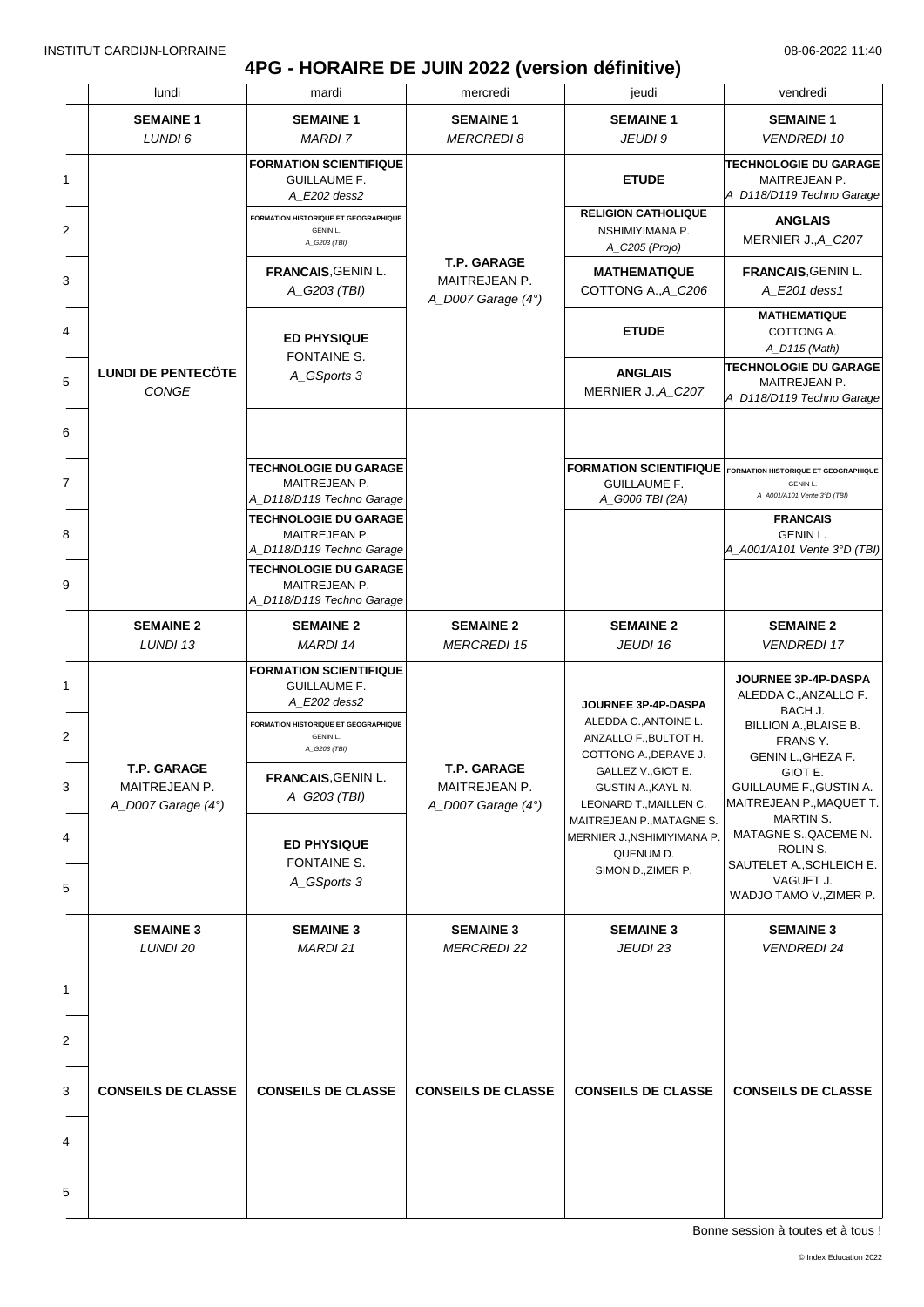INSTITUT CARDIJN-LORRAINE 08-06-2022 11:40

# 4PG - HORAIRE DE JUIN 2022 (version définitive)

| | lundi | mardi | mercredi | jeudi | vendredi |
|---|---|---|---|---|---|
| | **SEMAINE 1** *LUNDI 6* | **SEMAINE 1** *MARDI 7* | **SEMAINE 1** *MERCREDI 8* | **SEMAINE 1** *JEUDI 9* | **SEMAINE 1** *VENDREDI 10* |
| 1 | **LUNDI DE PENTECÔTE** *CONGE* | **FORMATION SCIENTIFIQUE** GUILLAUME F. *A_E202 dess2* | **T.P. GARAGE** MAITREJEAN P. *A_D007 Garage (4°)* | **ETUDE** | **TECHNOLOGIE DU GARAGE** MAITREJEAN P. *A_D118/D119 Techno Garage* |
| 2 | | **FORMATION HISTORIQUE ET GEOGRAPHIQUE** GENIN L. *A_G203 (TBI)* | | **RELIGION CATHOLIQUE** NSHIMIYIMANA P. *A_C205 (Projo)* | **ANGLAIS** MERNIER J.,*A_C207* |
| 3 | | **FRANCAIS**,GENIN L. *A_G203 (TBI)* | | **MATHEMATIQUE** COTTONG A.,*A_C206* | **FRANCAIS**,GENIN L. *A_E201 dess1* |
| 4 | | **ED PHYSIQUE** FONTAINE S. *A_GSports 3* | | **ETUDE** | **MATHEMATIQUE** COTTONG A. *A_D115 (Math)* |
| 5 | | | | **ANGLAIS** MERNIER J.,*A_C207* | **TECHNOLOGIE DU GARAGE** MAITREJEAN P. *A_D118/D119 Techno Garage* |
| 6 | | | | | |
| 7 | | **TECHNOLOGIE DU GARAGE** MAITREJEAN P. *A_D118/D119 Techno Garage* | | **FORMATION SCIENTIFIQUE** GUILLAUME F. *A_G006 TBI (2A)* | **FORMATION HISTORIQUE ET GEOGRAPHIQUE** GENIN L. *A_A001/A101 Vente 3°D (TBI)* |
| 8 | | **TECHNOLOGIE DU GARAGE** MAITREJEAN P. *A_D118/D119 Techno Garage* | | | **FRANCAIS** GENIN L. *A_A001/A101 Vente 3°D (TBI)* |
| 9 | | **TECHNOLOGIE DU GARAGE** MAITREJEAN P. *A_D118/D119 Techno Garage* | | | |
| | **SEMAINE 2** *LUNDI 13* | **SEMAINE 2** *MARDI 14* | **SEMAINE 2** *MERCREDI 15* | **SEMAINE 2** *JEUDI 16* | **SEMAINE 2** *VENDREDI 17* |
| 1 | **T.P. GARAGE** MAITREJEAN P. *A_D007 Garage (4°)* | **FORMATION SCIENTIFIQUE** GUILLAUME F. *A_E202 dess2* | **T.P. GARAGE** MAITREJEAN P. *A_D007 Garage (4°)* | **JOURNEE 3P-4P-DASPA** ALEDDA C.,ANTOINE L. ANZALLO F.,BULTOT H. COTTONG A.,DERAVE J. GALLEZ V.,GIOT E. GUSTIN A.,KAYL N. LEONARD T.,MAILLEN C. MAITREJEAN P.,MATAGNE S. MERNIER J.,NSHIMIYIMANA P. QUENUM D. SIMON D.,ZIMER P. | **JOURNEE 3P-4P-DASPA** ALEDDA C.,ANZALLO F. BACH J. BILLION A.,BLAISE B. FRANS Y. GENIN L.,GHEZA F. GIOT E. GUILLAUME F.,GUSTIN A. MAITREJEAN P.,MAQUET T. MARTIN S. MATAGNE S.,QACEME N. ROLIN S. SAUTELET A.,SCHLEICH E. VAGUET J. WADJO TAMO V.,ZIMER P. |
| 2 | | **FORMATION HISTORIQUE ET GEOGRAPHIQUE** GENIN L. *A_G203 (TBI)* | | | |
| 3 | | **FRANCAIS**,GENIN L. *A_G203 (TBI)* | | | |
| 4 | | **ED PHYSIQUE** FONTAINE S. *A_GSports 3* | | | |
| 5 | | | | | |
| | **SEMAINE 3** *LUNDI 20* | **SEMAINE 3** *MARDI 21* | **SEMAINE 3** *MERCREDI 22* | **SEMAINE 3** *JEUDI 23* | **SEMAINE 3** *VENDREDI 24* |
| 1–5 | **CONSEILS DE CLASSE** | **CONSEILS DE CLASSE** | **CONSEILS DE CLASSE** | **CONSEILS DE CLASSE** | **CONSEILS DE CLASSE** |

Bonne session à toutes et à tous !

© Index Education 2022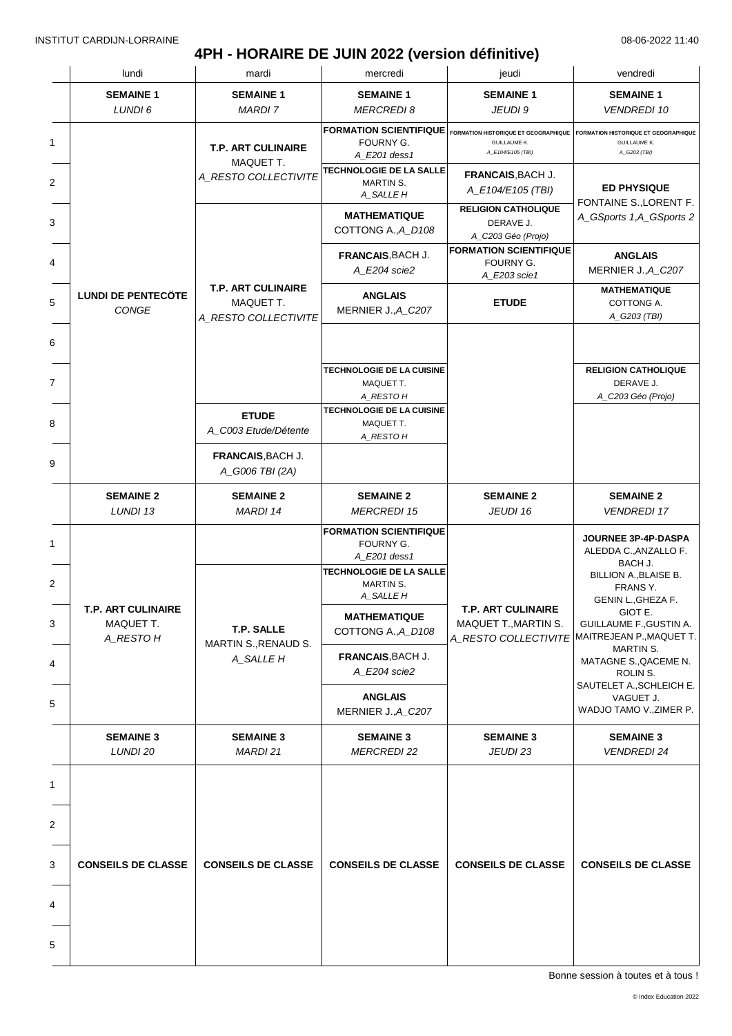INSTITUT CARDIJN-LORRAINE 08-06-2022 11:40

# 4PH - HORAIRE DE JUIN 2022 (version définitive)

| | lundi | mardi | mercredi | jeudi | vendredi |
|---|---|---|---|---|---|
| | **SEMAINE 1** *LUNDI 6* | **SEMAINE 1** *MARDI 7* | **SEMAINE 1** *MERCREDI 8* | **SEMAINE 1** *JEUDI 9* | **SEMAINE 1** *VENDREDI 10* |
| 1 | **LUNDI DE PENTECÖTE** *CONGE* | **T.P. ART CULINAIRE** MAQUET T. *A_RESTO COLLECTIVITE* | **FORMATION SCIENTIFIQUE** FOURNY G. *A_E201 dess1* | **FORMATION HISTORIQUE ET GEOGRAPHIQUE** GUILLAUME K. *A_E104/E105 (TBI)* | **FORMATION HISTORIQUE ET GEOGRAPHIQUE** GUILLAUME K. *A_G203 (TBI)* |
| 2 | | | **TECHNOLOGIE DE LA SALLE** MARTIN S. *A_SALLE H* | **FRANCAIS**, BACH J. *A_E104/E105 (TBI)* | **ED PHYSIQUE** FONTAINE S., LORENT F. *A_GSports 1, A_GSports 2* |
| 3 | | **T.P. ART CULINAIRE** MAQUET T. *A_RESTO COLLECTIVITE* | **MATHEMATIQUE** COTTONG A., *A_D108* | **RELIGION CATHOLIQUE** DERAVE J. *A_C203 Géo (Projo)* | |
| 4 | | | **FRANCAIS**, BACH J. *A_E204 scie2* | **FORMATION SCIENTIFIQUE** FOURNY G. *A_E203 scie1* | **ANGLAIS** MERNIER J., *A_C207* |
| 5 | | | **ANGLAIS** MERNIER J., *A_C207* | **ETUDE** | **MATHEMATIQUE** COTTONG A. *A_G203 (TBI)* |
| 6 | | | | | |
| 7 | | | **TECHNOLOGIE DE LA CUISINE** MAQUET T. *A_RESTO H* | | **RELIGION CATHOLIQUE** DERAVE J. *A_C203 Géo (Projo)* |
| 8 | | **ETUDE** *A_C003 Etude/Détente* | **TECHNOLOGIE DE LA CUISINE** MAQUET T. *A_RESTO H* | | |
| 9 | | **FRANCAIS**, BACH J. *A_G006 TBI (2A)* | | | |
| | **SEMAINE 2** *LUNDI 13* | **SEMAINE 2** *MARDI 14* | **SEMAINE 2** *MERCREDI 15* | **SEMAINE 2** *JEUDI 16* | **SEMAINE 2** *VENDREDI 17* |
| 1 | **T.P. ART CULINAIRE** MAQUET T. *A_RESTO H* | | **FORMATION SCIENTIFIQUE** FOURNY G. *A_E201 dess1* | **T.P. ART CULINAIRE** MAQUET T., MARTIN S. *A_RESTO COLLECTIVITE* | **JOURNEE 3P-4P-DASPA** ALEDDA C., ANZALLO F. BACH J. BILLION A., BLAISE B. FRANS Y. GENIN L., GHEZA F. GIOT E. GUILLAUME F., GUSTIN A. MAITREJEAN P., MAQUET T. MARTIN S. MATAGNE S., QACEME N. ROLIN S. SAUTELET A., SCHLEICH E. VAGUET J. WADJO TAMO V., ZIMER P. |
| 2 | | **T.P. SALLE** MARTIN S., RENAUD S. *A_SALLE H* | **TECHNOLOGIE DE LA SALLE** MARTIN S. *A_SALLE H* | | |
| 3 | | | **MATHEMATIQUE** COTTONG A., *A_D108* | | |
| 4 | | | **FRANCAIS**, BACH J. *A_E204 scie2* | | |
| 5 | | | **ANGLAIS** MERNIER J., *A_C207* | | |
| | **SEMAINE 3** *LUNDI 20* | **SEMAINE 3** *MARDI 21* | **SEMAINE 3** *MERCREDI 22* | **SEMAINE 3** *JEUDI 23* | **SEMAINE 3** *VENDREDI 24* |
| 1-5 | **CONSEILS DE CLASSE** | **CONSEILS DE CLASSE** | **CONSEILS DE CLASSE** | **CONSEILS DE CLASSE** | **CONSEILS DE CLASSE** |

Bonne session à toutes et à tous !

© Index Education 2022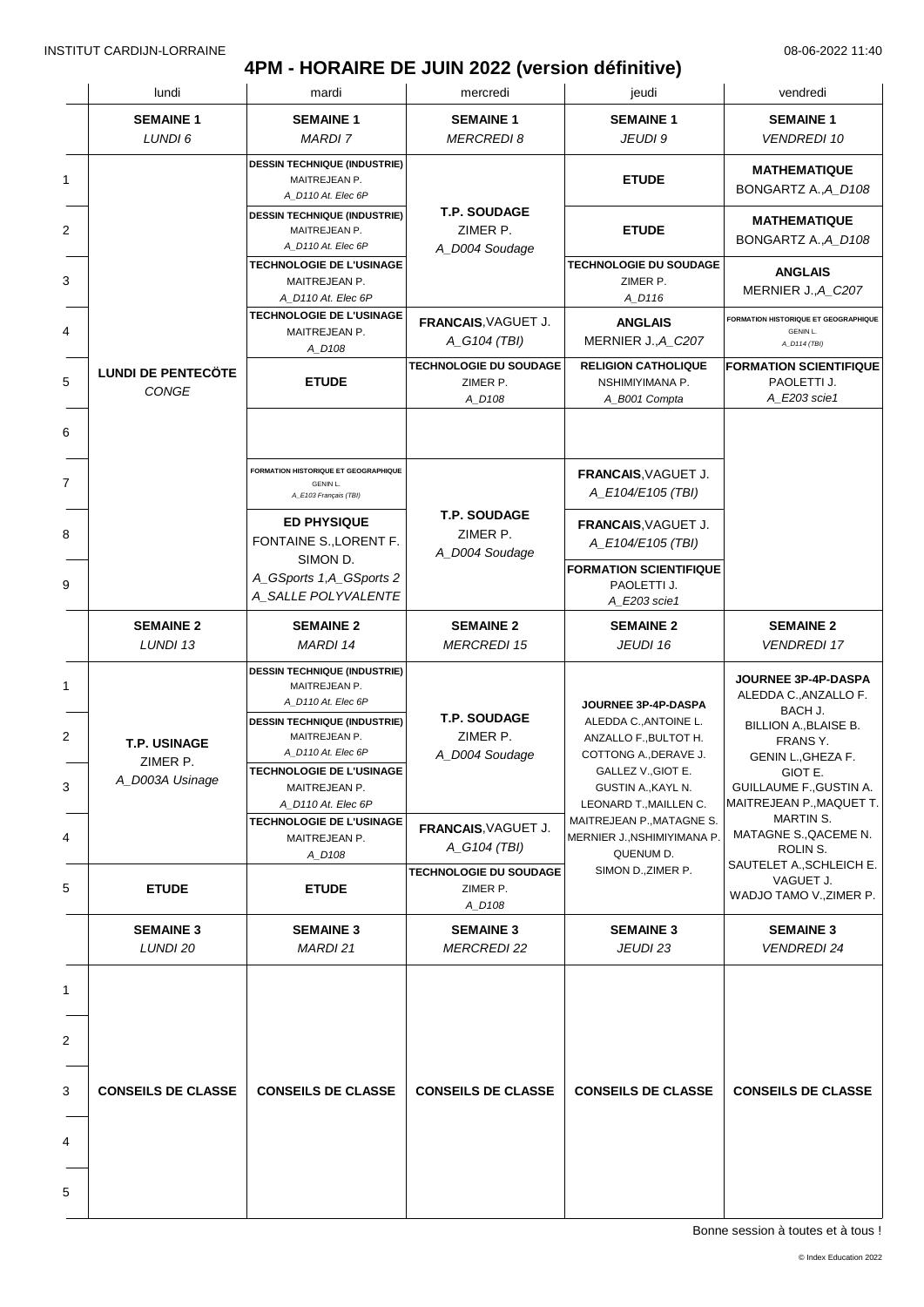# 4PM - HORAIRE DE JUIN 2022 (version définitive)

| | lundi | mardi | mercredi | jeudi | vendredi |
|---|---|---|---|---|---|
| | **SEMAINE 1** *LUNDI 6* | **SEMAINE 1** *MARDI 7* | **SEMAINE 1** *MERCREDI 8* | **SEMAINE 1** *JEUDI 9* | **SEMAINE 1** *VENDREDI 10* |
| 1 | **LUNDI DE PENTECÖTE** *CONGE* | **DESSIN TECHNIQUE (INDUSTRIE)** MAITREJEAN P. *A_D110 At. Elec 6P* | **T.P. SOUDAGE** ZIMER P. *A_D004 Soudage* | **ETUDE** | **MATHEMATIQUE** BONGARTZ A.,*A_D108* |
| 2 | | **DESSIN TECHNIQUE (INDUSTRIE)** MAITREJEAN P. *A_D110 At. Elec 6P* | | **ETUDE** | **MATHEMATIQUE** BONGARTZ A.,*A_D108* |
| 3 | | **TECHNOLOGIE DE L'USINAGE** MAITREJEAN P. *A_D110 At. Elec 6P* | | **TECHNOLOGIE DU SOUDAGE** ZIMER P. *A_D116* | **ANGLAIS** MERNIER J.,*A_C207* |
| 4 | | **TECHNOLOGIE DE L'USINAGE** MAITREJEAN P. *A_D108* | **FRANCAIS**, VAGUET J. *A_G104 (TBI)* | **ANGLAIS** MERNIER J.,*A_C207* | **FORMATION HISTORIQUE ET GEOGRAPHIQUE** GENIN L. *A_D114 (TBI)* |
| 5 | | **ETUDE** | **TECHNOLOGIE DU SOUDAGE** ZIMER P. *A_D108* | **RELIGION CATHOLIQUE** NSHIMIYIMANA P. *A_B001 Compta* | **FORMATION SCIENTIFIQUE** PAOLETTI J. *A_E203 scie1* |
| 6 | | | | | |
| 7 | | **FORMATION HISTORIQUE ET GEOGRAPHIQUE** GENIN L. *A_E103 Français (TBI)* | **T.P. SOUDAGE** ZIMER P. *A_D004 Soudage* | **FRANCAIS**, VAGUET J. *A_E104/E105 (TBI)* | |
| 8 | | **ED PHYSIQUE** FONTAINE S., LORENT F. SIMON D. *A_GSports 1, A_GSports 2 A_SALLE POLYVALENTE* | | **FRANCAIS**, VAGUET J. *A_E104/E105 (TBI)* | |
| 9 | | | | **FORMATION SCIENTIFIQUE** PAOLETTI J. *A_E203 scie1* | |
| | **SEMAINE 2** *LUNDI 13* | **SEMAINE 2** *MARDI 14* | **SEMAINE 2** *MERCREDI 15* | **SEMAINE 2** *JEUDI 16* | **SEMAINE 2** *VENDREDI 17* |
| 1 | **T.P. USINAGE** ZIMER P. *A_D003A Usinage* | **DESSIN TECHNIQUE (INDUSTRIE)** MAITREJEAN P. *A_D110 At. Elec 6P* | **T.P. SOUDAGE** ZIMER P. *A_D004 Soudage* | **JOURNEE 3P-4P-DASPA** ALEDDA C., ANTOINE L. ANZALLO F., BULTOT H. COTTONG A., DERAVE J. GALLEZ V., GIOT E. GUSTIN A., KAYL N. LEONARD T., MAILLEN C. MAITREJEAN P., MATAGNE S. MERNIER J., NSHIMIYIMANA P. QUENUM D. SIMON D., ZIMER P. | **JOURNEE 3P-4P-DASPA** ALEDDA C., ANZALLO F. BACH J. BILLION A., BLAISE B. FRANS Y. GENIN L., GHEZA F. GIOT E. GUILLAUME F., GUSTIN A. MAITREJEAN P., MAQUET T. MARTIN S. MATAGNE S., QACEME N. ROLIN S. SAUTELET A., SCHLEICH E. VAGUET J. WADJO TAMO V., ZIMER P. |
| 2 | | **DESSIN TECHNIQUE (INDUSTRIE)** MAITREJEAN P. *A_D110 At. Elec 6P* | | | |
| 3 | | **TECHNOLOGIE DE L'USINAGE** MAITREJEAN P. *A_D110 At. Elec 6P* | | | |
| 4 | | **TECHNOLOGIE DE L'USINAGE** MAITREJEAN P. *A_D108* | **FRANCAIS**, VAGUET J. *A_G104 (TBI)* | | |
| 5 | **ETUDE** | **ETUDE** | **TECHNOLOGIE DU SOUDAGE** ZIMER P. *A_D108* | | |
| | **SEMAINE 3** *LUNDI 20* | **SEMAINE 3** *MARDI 21* | **SEMAINE 3** *MERCREDI 22* | **SEMAINE 3** *JEUDI 23* | **SEMAINE 3** *VENDREDI 24* |
| 1-5 | **CONSEILS DE CLASSE** | **CONSEILS DE CLASSE** | **CONSEILS DE CLASSE** | **CONSEILS DE CLASSE** | **CONSEILS DE CLASSE** |

Bonne session à toutes et à tous !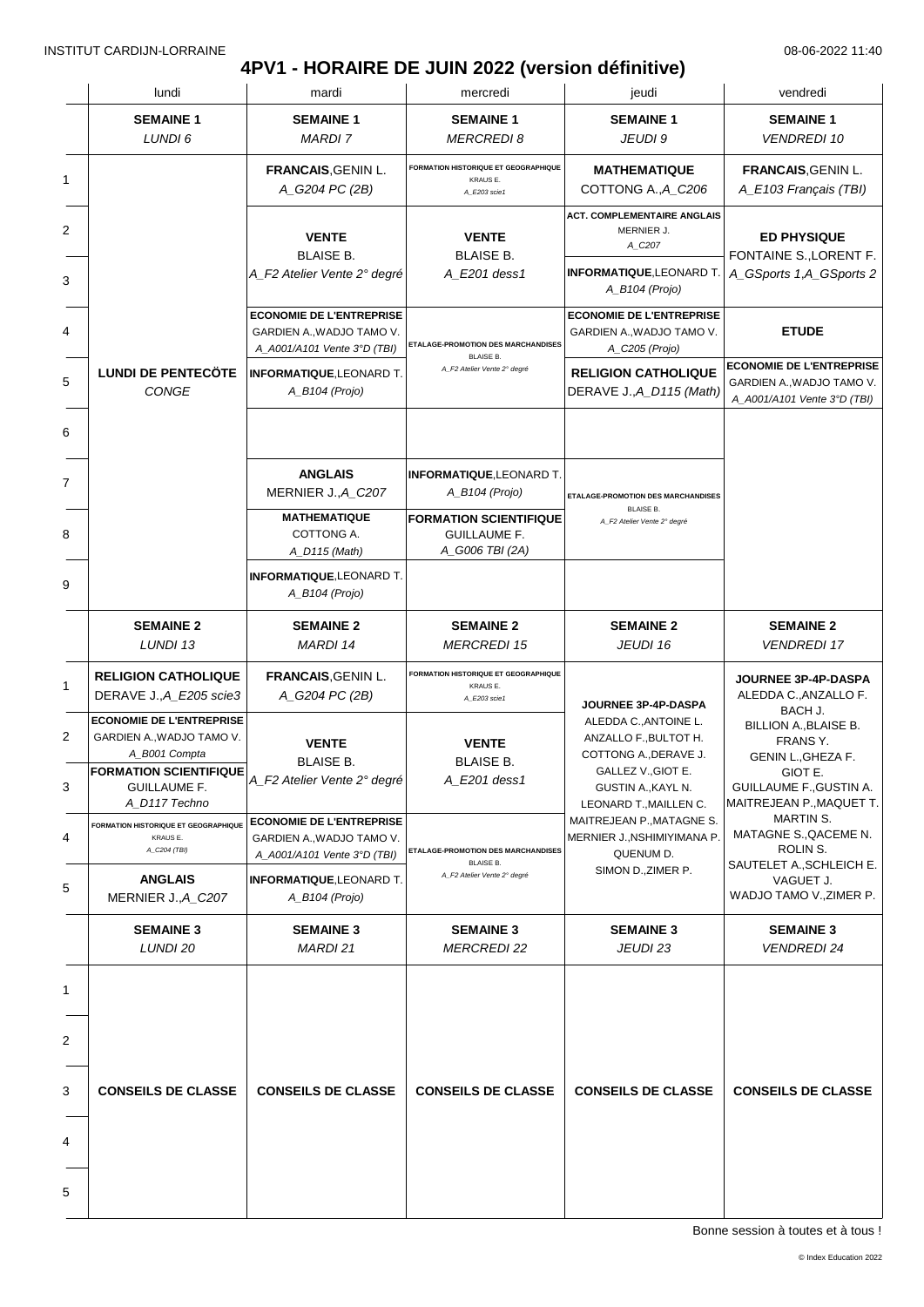INSTITUT CARDIJN-LORRAINE 08-06-2022 11:40

# 4PV1 - HORAIRE DE JUIN 2022 (version définitive)

| | lundi | mardi | mercredi | jeudi | vendredi |
|---|---|---|---|---|---|
| | **SEMAINE 1** *LUNDI 6* | **SEMAINE 1** *MARDI 7* | **SEMAINE 1** *MERCREDI 8* | **SEMAINE 1** *JEUDI 9* | **SEMAINE 1** *VENDREDI 10* |
| 1 | **LUNDI DE PENTECÔTE** *CONGE* | **FRANCAIS**, GENIN L. *A_G204 PC (2B)* | **FORMATION HISTORIQUE ET GEOGRAPHIQUE** KRAUS E. *A_E203 scie1* | **MATHEMATIQUE** COTTONG A., *A_C206* | **FRANCAIS**, GENIN L. *A_E103 Français (TBI)* |
| 2 | | **VENTE** BLAISE B. *A_F2 Atelier Vente 2° degré* | **VENTE** BLAISE B. *A_E201 dess1* | **ACT. COMPLEMENTAIRE ANGLAIS** MERNIER J. *A_C207* | **ED PHYSIQUE** FONTAINE S., LORENT F. *A_GSports 1, A_GSports 2* |
| 3 | | | | **INFORMATIQUE**, LEONARD T. *A_B104 (Projo)* | |
| 4 | | **ECONOMIE DE L'ENTREPRISE** GARDIEN A., WADJO TAMO V. *A_A001/A101 Vente 3°D (TBI)* | **ETALAGE-PROMOTION DES MARCHANDISES** BLAISE B. *A_F2 Atelier Vente 2° degré* | **ECONOMIE DE L'ENTREPRISE** GARDIEN A., WADJO TAMO V. *A_C205 (Projo)* | **ETUDE** |
| 5 | | **INFORMATIQUE**, LEONARD T. *A_B104 (Projo)* | | **RELIGION CATHOLIQUE** DERAVE J., *A_D115 (Math)* | **ECONOMIE DE L'ENTREPRISE** GARDIEN A., WADJO TAMO V. *A_A001/A101 Vente 3°D (TBI)* |
| 6 | | | | | |
| 7 | | **ANGLAIS** MERNIER J., *A_C207* | **INFORMATIQUE**, LEONARD T. *A_B104 (Projo)* | **ETALAGE-PROMOTION DES MARCHANDISES** BLAISE B. *A_F2 Atelier Vente 2° degré* | |
| 8 | | **MATHEMATIQUE** COTTONG A. *A_D115 (Math)* | **FORMATION SCIENTIFIQUE** GUILLAUME F. *A_G006 TBI (2A)* | | |
| 9 | | **INFORMATIQUE**, LEONARD T. *A_B104 (Projo)* | | | |
| | **SEMAINE 2** *LUNDI 13* | **SEMAINE 2** *MARDI 14* | **SEMAINE 2** *MERCREDI 15* | **SEMAINE 2** *JEUDI 16* | **SEMAINE 2** *VENDREDI 17* |
| 1 | **RELIGION CATHOLIQUE** DERAVE J., *A_E205 scie3* | **FRANCAIS**, GENIN L. *A_G204 PC (2B)* | **FORMATION HISTORIQUE ET GEOGRAPHIQUE** KRAUS E. *A_E203 scie1* | **JOURNEE 3P-4P-DASPA** ALEDDA C., ANTOINE L. ANZALLO F., BULTOT H. COTTONG A., DERAVE J. GALLEZ V., GIOT E. GUSTIN A., KAYL N. LEONARD T., MAILLEN C. MAITREJEAN P., MATAGNE S. MERNIER J., NSHIMIYIMANA P. QUENUM D. SIMON D., ZIMER P. | **JOURNEE 3P-4P-DASPA** ALEDDA C., ANZALLO F. BACH J. BILLION A., BLAISE B. FRANS Y. GENIN L., GHEZA F. GIOT E. GUILLAUME F., GUSTIN A. MAITREJEAN P., MAQUET T. MARTIN S. MATAGNE S., QACEME N. ROLIN S. SAUTELET A., SCHLEICH E. VAGUET J. WADJO TAMO V., ZIMER P. |
| 2 | **ECONOMIE DE L'ENTREPRISE** GARDIEN A., WADJO TAMO V. *A_B001 Compta* | **VENTE** BLAISE B. *A_F2 Atelier Vente 2° degré* | **VENTE** BLAISE B. *A_E201 dess1* | | |
| 3 | **FORMATION SCIENTIFIQUE** GUILLAUME F. *A_D117 Techno* | | | | |
| 4 | **FORMATION HISTORIQUE ET GEOGRAPHIQUE** KRAUS E. *A_C204 (TBI)* | **ECONOMIE DE L'ENTREPRISE** GARDIEN A., WADJO TAMO V. *A_A001/A101 Vente 3°D (TBI)* | **ETALAGE-PROMOTION DES MARCHANDISES** BLAISE B. *A_F2 Atelier Vente 2° degré* | | |
| 5 | **ANGLAIS** MERNIER J., *A_C207* | **INFORMATIQUE**, LEONARD T. *A_B104 (Projo)* | | | |
| | **SEMAINE 3** *LUNDI 20* | **SEMAINE 3** *MARDI 21* | **SEMAINE 3** *MERCREDI 22* | **SEMAINE 3** *JEUDI 23* | **SEMAINE 3** *VENDREDI 24* |
| 1-5 | **CONSEILS DE CLASSE** | **CONSEILS DE CLASSE** | **CONSEILS DE CLASSE** | **CONSEILS DE CLASSE** | **CONSEILS DE CLASSE** |

Bonne session à toutes et à tous !

© Index Education 2022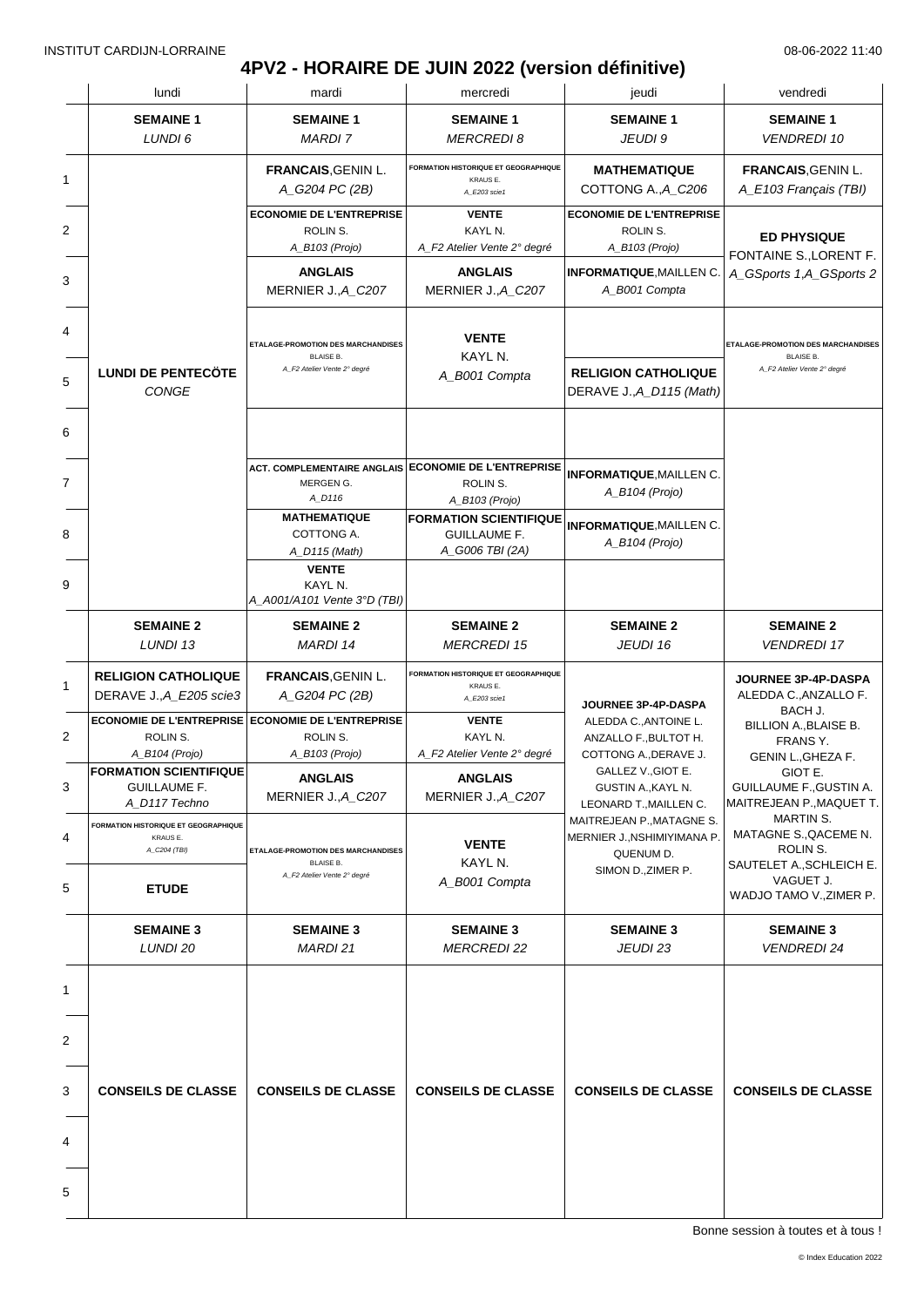INSTITUT CARDIJN-LORRAINE 08-06-2022 11:40

# 4PV2 - HORAIRE DE JUIN 2022 (version définitive)

| | lundi | mardi | mercredi | jeudi | vendredi |
|---|---|---|---|---|---|
| | **SEMAINE 1** *LUNDI 6* | **SEMAINE 1** *MARDI 7* | **SEMAINE 1** *MERCREDI 8* | **SEMAINE 1** *JEUDI 9* | **SEMAINE 1** *VENDREDI 10* |
| 1 | **LUNDI DE PENTECÖTE** *CONGE* | **FRANCAIS**,GENIN L. *A_G204 PC (2B)* | **FORMATION HISTORIQUE ET GEOGRAPHIQUE** KRAUS E. *A_E203 scie1* | **MATHEMATIQUE** COTTONG A.,*A_C206* | **FRANCAIS**,GENIN L. *A_E103 Français (TBI)* |
| 2 | | **ECONOMIE DE L'ENTREPRISE** ROLIN S. *A_B103 (Projo)* | **VENTE** KAYL N. *A_F2 Atelier Vente 2° degré* | **ECONOMIE DE L'ENTREPRISE** ROLIN S. *A_B103 (Projo)* | **ED PHYSIQUE** FONTAINE S.,LORENT F. *A_GSports 1,A_GSports 2* |
| 3 | | **ANGLAIS** MERNIER J.,*A_C207* | **ANGLAIS** MERNIER J.,*A_C207* | **INFORMATIQUE**,MAILLEN C. *A_B001 Compta* | |
| 4 | | **ETALAGE-PROMOTION DES MARCHANDISES** BLAISE B. *A_F2 Atelier Vente 2° degré* | **VENTE** KAYL N. *A_B001 Compta* | | **ETALAGE-PROMOTION DES MARCHANDISES** BLAISE B. *A_F2 Atelier Vente 2° degré* |
| 5 | | | | **RELIGION CATHOLIQUE** DERAVE J.,*A_D115 (Math)* | |
| 6 | | | | | |
| 7 | | **ACT. COMPLEMENTAIRE ANGLAIS** MERGEN G. *A_D116* | **ECONOMIE DE L'ENTREPRISE** ROLIN S. *A_B103 (Projo)* | **INFORMATIQUE**,MAILLEN C. *A_B104 (Projo)* | |
| 8 | | **MATHEMATIQUE** COTTONG A. *A_D115 (Math)* | **FORMATION SCIENTIFIQUE** GUILLAUME F. *A_G006 TBI (2A)* | **INFORMATIQUE**,MAILLEN C. *A_B104 (Projo)* | |
| 9 | | **VENTE** KAYL N. *A_A001/A101 Vente 3°D (TBI)* | | | |
| | **SEMAINE 2** *LUNDI 13* | **SEMAINE 2** *MARDI 14* | **SEMAINE 2** *MERCREDI 15* | **SEMAINE 2** *JEUDI 16* | **SEMAINE 2** *VENDREDI 17* |
| 1 | **RELIGION CATHOLIQUE** DERAVE J.,*A_E205 scie3* | **FRANCAIS**,GENIN L. *A_G204 PC (2B)* | **FORMATION HISTORIQUE ET GEOGRAPHIQUE** KRAUS E. *A_E203 scie1* | **JOURNEE 3P-4P-DASPA** ALEDDA C.,ANTOINE L. ANZALLO F.,BULTOT H. COTTONG A.,DERAVE J. GALLEZ V.,GIOT E. GUSTIN A.,KAYL N. LEONARD T.,MAILLEN C. MAITREJEAN P.,MATAGNE S. MERNIER J.,NSHIMIYIMANA P. QUENUM D. SIMON D.,ZIMER P. | **JOURNEE 3P-4P-DASPA** ALEDDA C.,ANZALLO F. BACH J. BILLION A.,BLAISE B. FRANS Y. GENIN L.,GHEZA F. GIOT E. GUILLAUME F.,GUSTIN A. MAITREJEAN P.,MAQUET T. MARTIN S. MATAGNE S.,QACEME N. ROLIN S. SAUTELET A.,SCHLEICH E. VAGUET J. WADJO TAMO V.,ZIMER P. |
| 2 | **ECONOMIE DE L'ENTREPRISE** ROLIN S. *A_B104 (Projo)* | **ECONOMIE DE L'ENTREPRISE** ROLIN S. *A_B103 (Projo)* | **VENTE** KAYL N. *A_F2 Atelier Vente 2° degré* | | |
| 3 | **FORMATION SCIENTIFIQUE** GUILLAUME F. *A_D117 Techno* | **ANGLAIS** MERNIER J.,*A_C207* | **ANGLAIS** MERNIER J.,*A_C207* | | |
| 4 | **FORMATION HISTORIQUE ET GEOGRAPHIQUE** KRAUS E. *A_C204 (TBI)* | **ETALAGE-PROMOTION DES MARCHANDISES** BLAISE B. *A_F2 Atelier Vente 2° degré* | **VENTE** KAYL N. *A_B001 Compta* | | |
| 5 | **ETUDE** | | | | |
| | **SEMAINE 3** *LUNDI 20* | **SEMAINE 3** *MARDI 21* | **SEMAINE 3** *MERCREDI 22* | **SEMAINE 3** *JEUDI 23* | **SEMAINE 3** *VENDREDI 24* |
| 1-5 | **CONSEILS DE CLASSE** | **CONSEILS DE CLASSE** | **CONSEILS DE CLASSE** | **CONSEILS DE CLASSE** | **CONSEILS DE CLASSE** |

Bonne session à toutes et à tous !

© Index Education 2022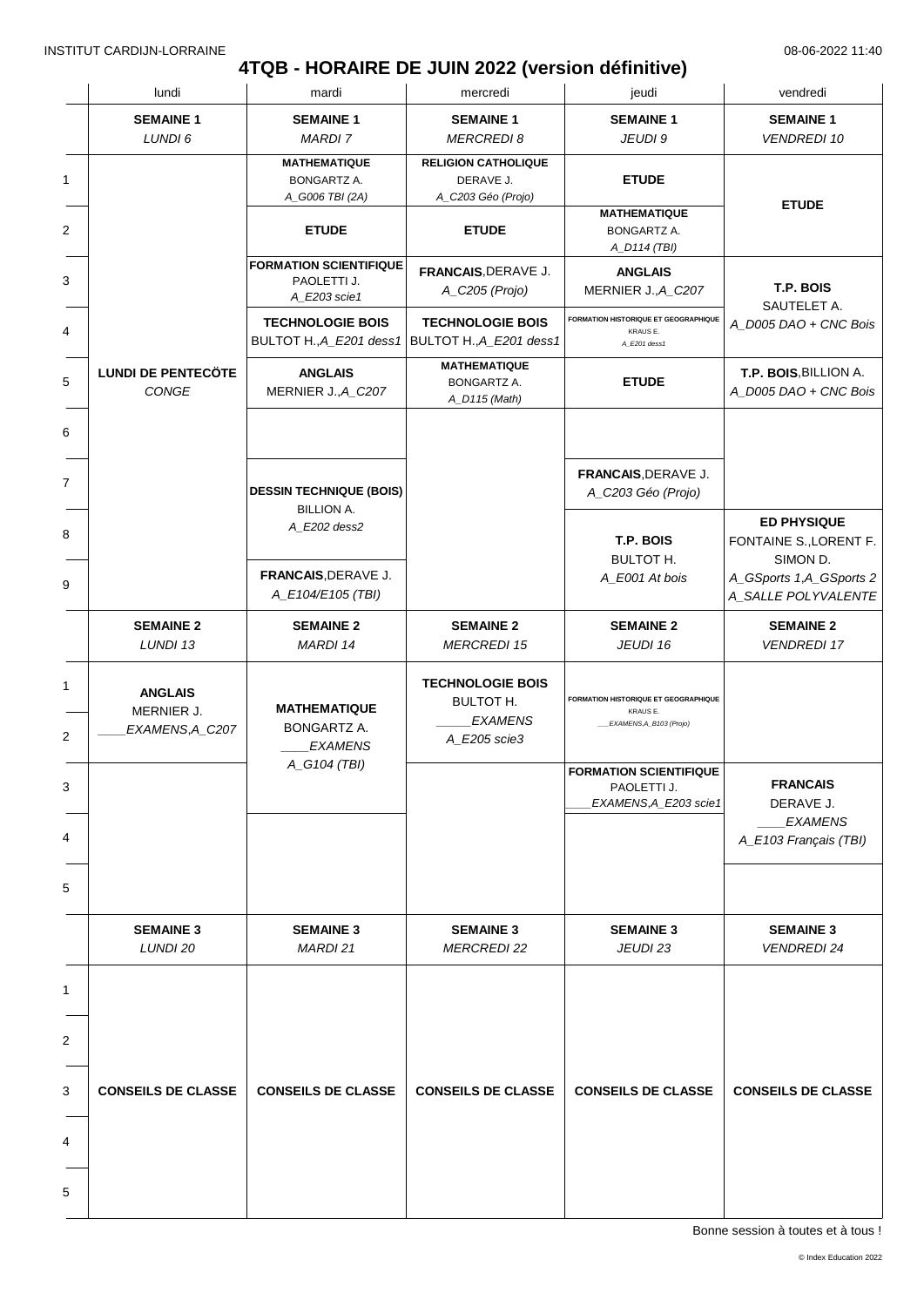INSTITUT CARDIJN-LORRAINE 08-06-2022 11:40

# 4TQB - HORAIRE DE JUIN 2022 (version définitive)

| | lundi | mardi | mercredi | jeudi | vendredi |
|---|---|---|---|---|---|
| | **SEMAINE 1** *LUNDI 6* | **SEMAINE 1** *MARDI 7* | **SEMAINE 1** *MERCREDI 8* | **SEMAINE 1** *JEUDI 9* | **SEMAINE 1** *VENDREDI 10* |
| 1 | **LUNDI DE PENTECÔTE** *CONGE* | **MATHEMATIQUE** BONGARTZ A. *A_G006 TBI (2A)* | **RELIGION CATHOLIQUE** DERAVE J. *A_C203 Géo (Projo)* | **ETUDE** | **ETUDE** |
| 2 | | **ETUDE** | **ETUDE** | **MATHEMATIQUE** BONGARTZ A. *A_D114 (TBI)* | |
| 3 | | **FORMATION SCIENTIFIQUE** PAOLETTI J. *A_E203 scie1* | **FRANCAIS**, DERAVE J. *A_C205 (Projo)* | **ANGLAIS** MERNIER J., *A_C207* | **T.P. BOIS** SAUTELET A. *A_D005 DAO + CNC Bois* |
| 4 | | **TECHNOLOGIE BOIS** BULTOT H., *A_E201 dess1* | **TECHNOLOGIE BOIS** BULTOT H., *A_E201 dess1* | **FORMATION HISTORIQUE ET GEOGRAPHIQUE** KRAUS E. *A_E201 dess1* | |
| 5 | | **ANGLAIS** MERNIER J., *A_C207* | **MATHEMATIQUE** BONGARTZ A. *A_D115 (Math)* | **ETUDE** | **T.P. BOIS**, BILLION A. *A_D005 DAO + CNC Bois* |
| 6 | | | | | |
| 7 | | **DESSIN TECHNIQUE (BOIS)** BILLION A. *A_E202 dess2* | | **FRANCAIS**, DERAVE J. *A_C203 Géo (Projo)* | |
| 8 | | | | **T.P. BOIS** BULTOT H. *A_E001 At bois* | **ED PHYSIQUE** FONTAINE S., LORENT F. SIMON D. *A_GSports 1, A_GSports 2 A_SALLE POLYVALENTE* |
| 9 | | **FRANCAIS**, DERAVE J. *A_E104/E105 (TBI)* | | | |
| | **SEMAINE 2** *LUNDI 13* | **SEMAINE 2** *MARDI 14* | **SEMAINE 2** *MERCREDI 15* | **SEMAINE 2** *JEUDI 16* | **SEMAINE 2** *VENDREDI 17* |
| 1 | **ANGLAIS** MERNIER J. *____EXAMENS, A_C207* | **MATHEMATIQUE** BONGARTZ A. *____EXAMENS A_G104 (TBI)* | **TECHNOLOGIE BOIS** BULTOT H. *_____EXAMENS A_E205 scie3* | **FORMATION HISTORIQUE ET GEOGRAPHIQUE** KRAUS E. *___EXAMENS, A_B103 (Projo)* | |
| 2 | | | | | |
| 3 | | | | **FORMATION SCIENTIFIQUE** PAOLETTI J. *____EXAMENS, A_E203 scie1* | **FRANCAIS** DERAVE J. *____EXAMENS A_E103 Français (TBI)* |
| 4 | | | | | |
| 5 | | | | | |
| | **SEMAINE 3** *LUNDI 20* | **SEMAINE 3** *MARDI 21* | **SEMAINE 3** *MERCREDI 22* | **SEMAINE 3** *JEUDI 23* | **SEMAINE 3** *VENDREDI 24* |
| 1–5 | **CONSEILS DE CLASSE** | **CONSEILS DE CLASSE** | **CONSEILS DE CLASSE** | **CONSEILS DE CLASSE** | **CONSEILS DE CLASSE** |

Bonne session à toutes et à tous !

© Index Education 2022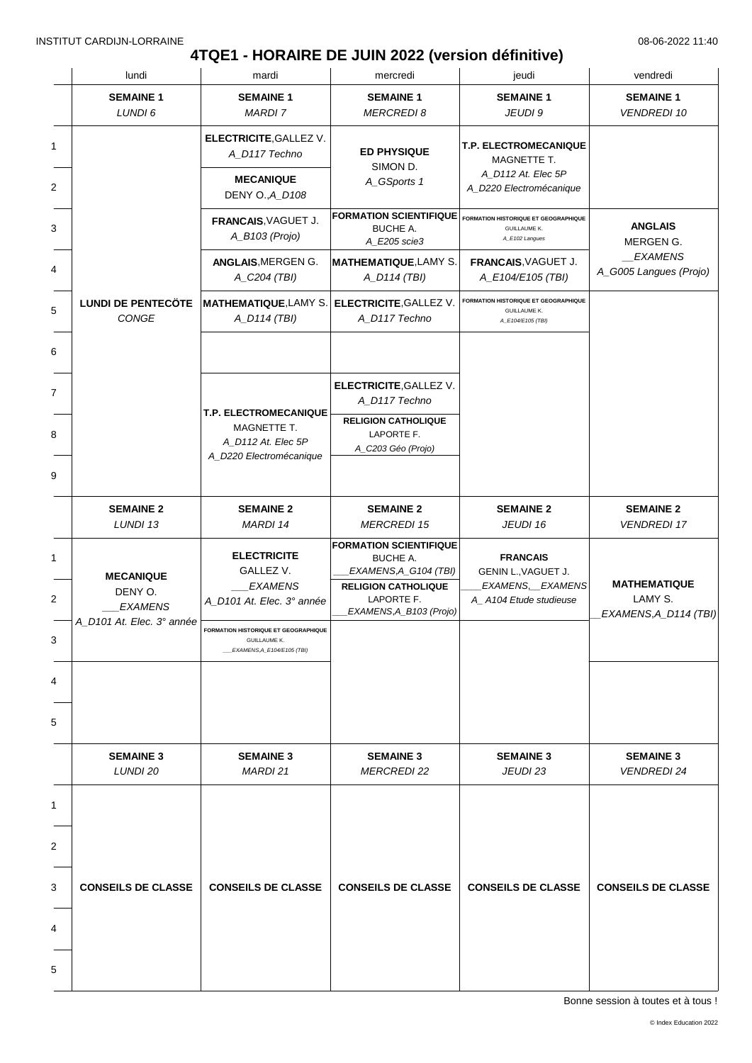INSTITUT CARDIJN-LORRAINE 08-06-2022 11:40

# 4TQE1 - HORAIRE DE JUIN 2022 (version définitive)

| | lundi | mardi | mercredi | jeudi | vendredi |
|---|---|---|---|---|---|
| | **SEMAINE 1** *LUNDI 6* | **SEMAINE 1** *MARDI 7* | **SEMAINE 1** *MERCREDI 8* | **SEMAINE 1** *JEUDI 9* | **SEMAINE 1** *VENDREDI 10* |
| 1 | **LUNDI DE PENTECÖTE** *CONGE* | **ELECTRICITE**, GALLEZ V. *A_D117 Techno* | **ED PHYSIQUE** SIMON D. *A_GSports 1* | **T.P. ELECTROMECANIQUE** MAGNETTE T. *A_D112 At. Elec 5P* *A_D220 Electromécanique* | |
| 2 | | **MECANIQUE** DENY O., *A_D108* | | | |
| 3 | | **FRANCAIS**, VAGUET J. *A_B103 (Projo)* | **FORMATION SCIENTIFIQUE** BUCHE A. *A_E205 scie3* | **FORMATION HISTORIQUE ET GEOGRAPHIQUE** GUILLAUME K. *A_E102 Langues* | **ANGLAIS** MERGEN G. *__EXAMENS* *A_G005 Langues (Projo)* |
| 4 | | **ANGLAIS**, MERGEN G. *A_C204 (TBI)* | **MATHEMATIQUE**, LAMY S. *A_D114 (TBI)* | **FRANCAIS**, VAGUET J. *A_E104/E105 (TBI)* | |
| 5 | | **MATHEMATIQUE**, LAMY S. *A_D114 (TBI)* | **ELECTRICITE**, GALLEZ V. *A_D117 Techno* | **FORMATION HISTORIQUE ET GEOGRAPHIQUE** GUILLAUME K. *A_E104/E105 (TBI)* | |
| 6 | | | | | |
| 7 | | **T.P. ELECTROMECANIQUE** MAGNETTE T. *A_D112 At. Elec 5P* *A_D220 Electromécanique* | **ELECTRICITE**, GALLEZ V. *A_D117 Techno* | | |
| 8 | | | **RELIGION CATHOLIQUE** LAPORTE F. *A_C203 Géo (Projo)* | | |
| 9 | | | | | |
| | **SEMAINE 2** *LUNDI 13* | **SEMAINE 2** *MARDI 14* | **SEMAINE 2** *MERCREDI 15* | **SEMAINE 2** *JEUDI 16* | **SEMAINE 2** *VENDREDI 17* |
| 1 | **MECANIQUE** DENY O. *___EXAMENS* *A_D101 At. Elec. 3° année* | **ELECTRICITE** GALLEZ V. *___EXAMENS* *A_D101 At. Elec. 3° année* | **FORMATION SCIENTIFIQUE** BUCHE A. *___EXAMENS,A_G104 (TBI)* | **FRANCAIS** GENIN L., VAGUET J. *___EXAMENS,__EXAMENS* *A_ A104 Etude studieuse* | **MATHEMATIQUE** LAMY S. *__EXAMENS,A_D114 (TBI)* |
| 2 | | | **RELIGION CATHOLIQUE** LAPORTE F. *___EXAMENS,A_B103 (Projo)* | | |
| 3 | | **FORMATION HISTORIQUE ET GEOGRAPHIQUE** GUILLAUME K. *___EXAMENS,A_E104/E105 (TBI)* | | | |
| 4 | | | | | |
| 5 | | | | | |
| | **SEMAINE 3** *LUNDI 20* | **SEMAINE 3** *MARDI 21* | **SEMAINE 3** *MERCREDI 22* | **SEMAINE 3** *JEUDI 23* | **SEMAINE 3** *VENDREDI 24* |
| 1–5 | **CONSEILS DE CLASSE** | **CONSEILS DE CLASSE** | **CONSEILS DE CLASSE** | **CONSEILS DE CLASSE** | **CONSEILS DE CLASSE** |

Bonne session à toutes et à tous !

© Index Education 2022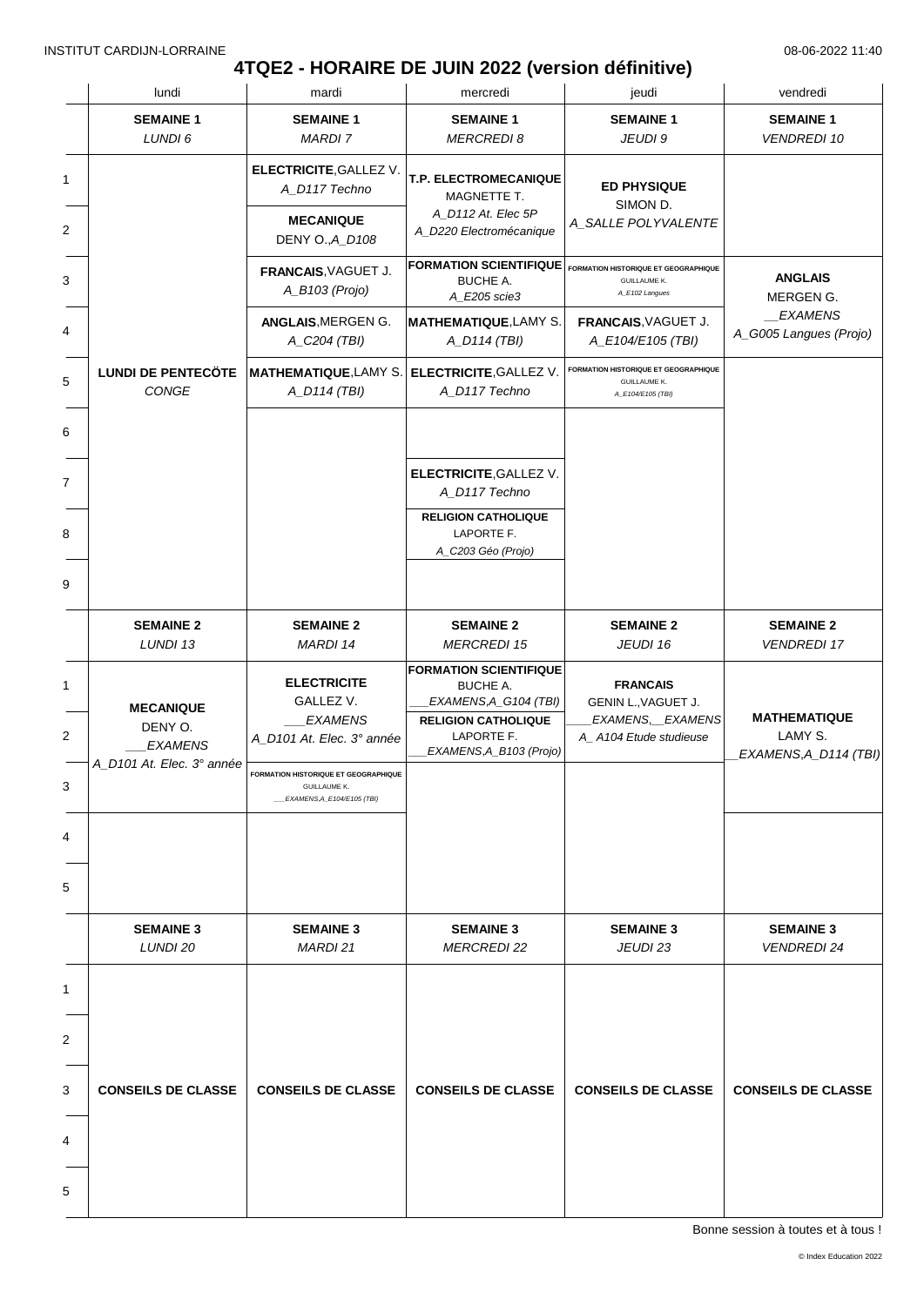INSTITUT CARDIJN-LORRAINE 08-06-2022 11:40

# 4TQE2 - HORAIRE DE JUIN 2022 (version définitive)

| | lundi | mardi | mercredi | jeudi | vendredi |
|---|---|---|---|---|---|
| | **SEMAINE 1** *LUNDI 6* | **SEMAINE 1** *MARDI 7* | **SEMAINE 1** *MERCREDI 8* | **SEMAINE 1** *JEUDI 9* | **SEMAINE 1** *VENDREDI 10* |
| 1 | **LUNDI DE PENTECÖTE** *CONGE* | **ELECTRICITE**, GALLEZ V. *A_D117 Techno* | **T.P. ELECTROMECANIQUE** MAGNETTE T. *A_D112 At. Elec 5P A_D220 Electromécanique* | **ED PHYSIQUE** SIMON D. *A_SALLE POLYVALENTE* | |
| 2 | | **MECANIQUE** DENY O., *A_D108* | | | |
| 3 | | **FRANCAIS**, VAGUET J. *A_B103 (Projo)* | **FORMATION SCIENTIFIQUE** BUCHE A. *A_E205 scie3* | **FORMATION HISTORIQUE ET GEOGRAPHIQUE** GUILLAUME K. *A_E102 Langues* | **ANGLAIS** MERGEN G. *__EXAMENS A_G005 Langues (Projo)* |
| 4 | | **ANGLAIS**, MERGEN G. *A_C204 (TBI)* | **MATHEMATIQUE**, LAMY S. *A_D114 (TBI)* | **FRANCAIS**, VAGUET J. *A_E104/E105 (TBI)* | |
| 5 | | **MATHEMATIQUE**, LAMY S. *A_D114 (TBI)* | **ELECTRICITE**, GALLEZ V. *A_D117 Techno* | **FORMATION HISTORIQUE ET GEOGRAPHIQUE** GUILLAUME K. *A_E104/E105 (TBI)* | |
| 6 | | | | | |
| 7 | | | **ELECTRICITE**, GALLEZ V. *A_D117 Techno* | | |
| 8 | | | **RELIGION CATHOLIQUE** LAPORTE F. *A_C203 Géo (Projo)* | | |
| 9 | | | | | |
| | **SEMAINE 2** *LUNDI 13* | **SEMAINE 2** *MARDI 14* | **SEMAINE 2** *MERCREDI 15* | **SEMAINE 2** *JEUDI 16* | **SEMAINE 2** *VENDREDI 17* |
| 1 | **MECANIQUE** DENY O. *___EXAMENS A_D101 At. Elec. 3° année* | **ELECTRICITE** GALLEZ V. *___EXAMENS A_D101 At. Elec. 3° année* | **FORMATION SCIENTIFIQUE** BUCHE A. *___EXAMENS,A_G104 (TBI)* | **FRANCAIS** GENIN L., VAGUET J. *___EXAMENS,__EXAMENS A_ A104 Etude studieuse* | **MATHEMATIQUE** LAMY S. *__EXAMENS,A_D114 (TBI)* |
| 2 | | | **RELIGION CATHOLIQUE** LAPORTE F. *___EXAMENS,A_B103 (Projo)* | | |
| 3 | | **FORMATION HISTORIQUE ET GEOGRAPHIQUE** GUILLAUME K. *___EXAMENS,A_E104/E105 (TBI)* | | | |
| 4 | | | | | |
| 5 | | | | | |
| | **SEMAINE 3** *LUNDI 20* | **SEMAINE 3** *MARDI 21* | **SEMAINE 3** *MERCREDI 22* | **SEMAINE 3** *JEUDI 23* | **SEMAINE 3** *VENDREDI 24* |
| 1 | **CONSEILS DE CLASSE** | **CONSEILS DE CLASSE** | **CONSEILS DE CLASSE** | **CONSEILS DE CLASSE** | **CONSEILS DE CLASSE** |
| 2 | | | | | |
| 3 | | | | | |
| 4 | | | | | |
| 5 | | | | | |

Bonne session à toutes et à tous !

© Index Education 2022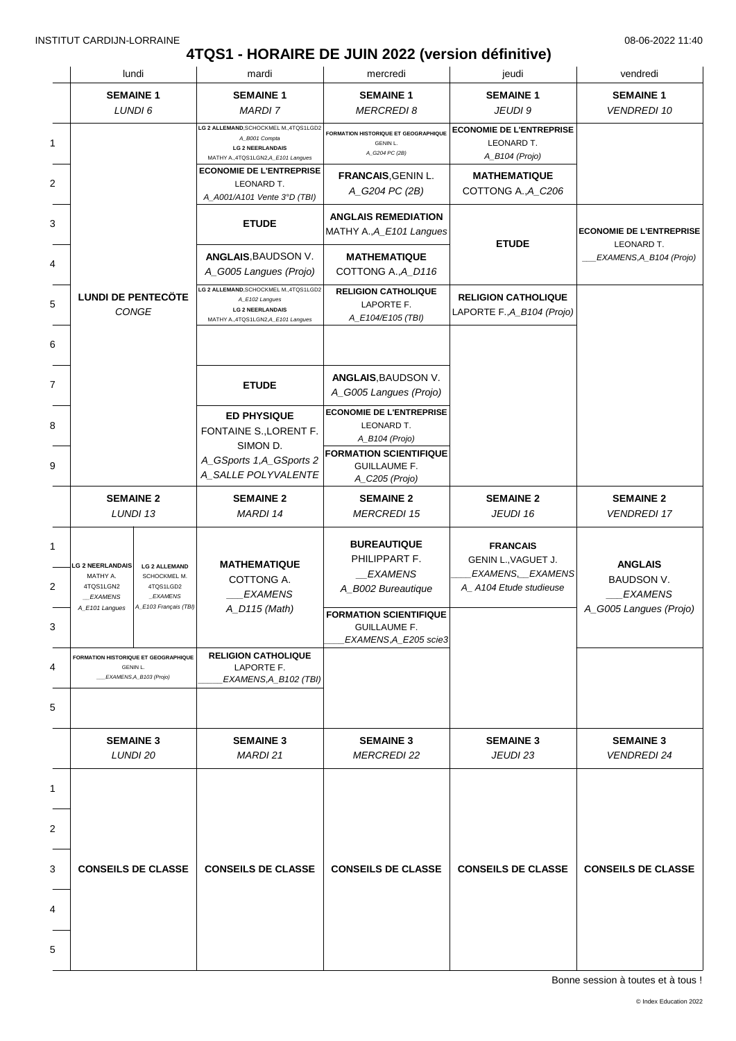INSTITUT CARDIJN-LORRAINE

08-06-2022 11:40

# 4TQS1 - HORAIRE DE JUIN 2022 (version définitive)

| | lundi | mardi | mercredi | jeudi | vendredi |
|---|---|---|---|---|---|
| | **SEMAINE 1** *LUNDI 6* | **SEMAINE 1** *MARDI 7* | **SEMAINE 1** *MERCREDI 8* | **SEMAINE 1** *JEUDI 9* | **SEMAINE 1** *VENDREDI 10* |
| 1 | **LUNDI DE PENTECÔTE** *CONGE* | **LG 2 ALLEMAND**,SCHOCKMEL M.,4TQS1LGD2 *A_B001 Compta* **LG 2 NEERLANDAIS** MATHY A.,4TQS1LGN2,*A_E101 Langues* | **FORMATION HISTORIQUE ET GEOGRAPHIQUE** GENIN L. *A_G204 PC (2B)* | **ECONOMIE DE L'ENTREPRISE** LEONARD T. *A_B104 (Projo)* | |
| 2 | | **ECONOMIE DE L'ENTREPRISE** LEONARD T. *A_A001/A101 Vente 3°D (TBI)* | **FRANCAIS**,GENIN L. *A_G204 PC (2B)* | **MATHEMATIQUE** COTTONG A.,*A_C206* | |
| 3 | | **ETUDE** | **ANGLAIS REMEDIATION** MATHY A.,*A_E101 Langues* | **ETUDE** | **ECONOMIE DE L'ENTREPRISE** LEONARD T. *___EXAMENS,A_B104 (Projo)* |
| 4 | | **ANGLAIS**,BAUDSON V. *A_G005 Langues (Projo)* | **MATHEMATIQUE** COTTONG A.,*A_D116* | | |
| 5 | | **LG 2 ALLEMAND**,SCHOCKMEL M.,4TQS1LGD2 *A_E102 Langues* **LG 2 NEERLANDAIS** MATHY A.,4TQS1LGN2,*A_E101 Langues* | **RELIGION CATHOLIQUE** LAPORTE F. *A_E104/E105 (TBI)* | **RELIGION CATHOLIQUE** LAPORTE F.,*A_B104 (Projo)* | |
| 6 | | | | | |
| 7 | | **ETUDE** | **ANGLAIS**,BAUDSON V. *A_G005 Langues (Projo)* | | |
| 8 | | **ED PHYSIQUE** FONTAINE S.,LORENT F. SIMON D. *A_GSports 1,A_GSports 2 A_SALLE POLYVALENTE* | **ECONOMIE DE L'ENTREPRISE** LEONARD T. *A_B104 (Projo)* | | |
| 9 | | | **FORMATION SCIENTIFIQUE** GUILLAUME F. *A_C205 (Projo)* | | |
| | **SEMAINE 2** *LUNDI 13* | **SEMAINE 2** *MARDI 14* | **SEMAINE 2** *MERCREDI 15* | **SEMAINE 2** *JEUDI 16* | **SEMAINE 2** *VENDREDI 17* |
| 1 | **LG 2 NEERLANDAIS** MATHY A. 4TQS1LGN2 *__EXAMENS A_E101 Langues* / **LG 2 ALLEMAND** SCHOCKMEL M. 4TQS1LGD2 *_EXAMENS A_E103 Français (TBI)* | **MATHEMATIQUE** COTTONG A. *___EXAMENS A_D115 (Math)* | **BUREAUTIQUE** PHILIPPART F. *__EXAMENS A_B002 Bureautique* | **FRANCAIS** GENIN L.,VAGUET J. *____EXAMENS,__EXAMENS A_ A104 Etude studieuse* | **ANGLAIS** BAUDSON V. *___EXAMENS A_G005 Langues (Projo)* |
| 2 | | | | | |
| 3 | | | **FORMATION SCIENTIFIQUE** GUILLAUME F. *____EXAMENS,A_E205 scie3* | | |
| 4 | **FORMATION HISTORIQUE ET GEOGRAPHIQUE** GENIN L. *___EXAMENS,A_B103 (Projo)* | **RELIGION CATHOLIQUE** LAPORTE F. *_____EXAMENS,A_B102 (TBI)* | | | |
| 5 | | | | | |
| | **SEMAINE 3** *LUNDI 20* | **SEMAINE 3** *MARDI 21* | **SEMAINE 3** *MERCREDI 22* | **SEMAINE 3** *JEUDI 23* | **SEMAINE 3** *VENDREDI 24* |
| 1 | **CONSEILS DE CLASSE** | **CONSEILS DE CLASSE** | **CONSEILS DE CLASSE** | **CONSEILS DE CLASSE** | **CONSEILS DE CLASSE** |
| 2 | | | | | |
| 3 | | | | | |
| 4 | | | | | |
| 5 | | | | | |

Bonne session à toutes et à tous !

© Index Education 2022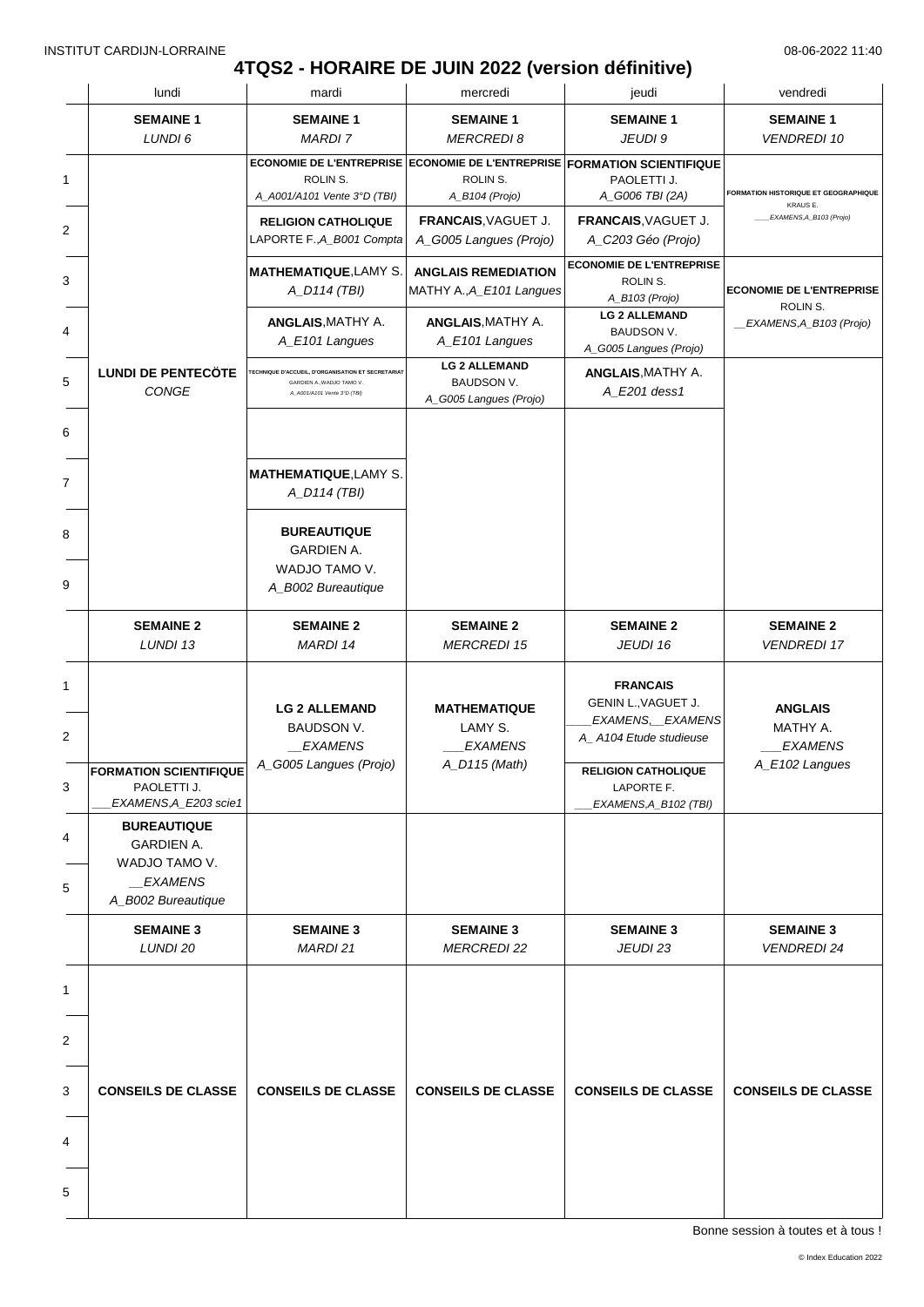INSTITUT CARDIJN-LORRAINE 08-06-2022 11:40

# 4TQS2 - HORAIRE DE JUIN 2022 (version définitive)

| | lundi | mardi | mercredi | jeudi | vendredi |
|---|---|---|---|---|---|
| | **SEMAINE 1** *LUNDI 6* | **SEMAINE 1** *MARDI 7* | **SEMAINE 1** *MERCREDI 8* | **SEMAINE 1** *JEUDI 9* | **SEMAINE 1** *VENDREDI 10* |
| 1 | **LUNDI DE PENTECÖTE** *CONGE* | **ECONOMIE DE L'ENTREPRISE** ROLIN S. *A_A001/A101 Vente 3°D (TBI)* | **ECONOMIE DE L'ENTREPRISE** ROLIN S. *A_B104 (Projo)* | **FORMATION SCIENTIFIQUE** PAOLETTI J. *A_G006 TBI (2A)* | **FORMATION HISTORIQUE ET GEOGRAPHIQUE** KRAUS E. *___EXAMENS,A_B103 (Projo)* |
| 2 | | **RELIGION CATHOLIQUE** LAPORTE F.,*A_B001 Compta* | **FRANCAIS**,VAGUET J. *A_G005 Langues (Projo)* | **FRANCAIS**,VAGUET J. *A_C203 Géo (Projo)* | |
| 3 | | **MATHEMATIQUE**,LAMY S. *A_D114 (TBI)* | **ANGLAIS REMEDIATION** MATHY A.,*A_E101 Langues* | **ECONOMIE DE L'ENTREPRISE** ROLIN S. *A_B103 (Projo)* | **ECONOMIE DE L'ENTREPRISE** ROLIN S. *__EXAMENS,A_B103 (Projo)* |
| 4 | | **ANGLAIS**,MATHY A. *A_E101 Langues* | **ANGLAIS**,MATHY A. *A_E101 Langues* | **LG 2 ALLEMAND** BAUDSON V. *A_G005 Langues (Projo)* | |
| 5 | | **TECHNIQUE D'ACCUEIL, D'ORGANISATION ET SECRETARIAT** GARDIEN A.,WADJO TAMO V. *A_A001/A101 Vente 3°D (TBI)* | **LG 2 ALLEMAND** BAUDSON V. *A_G005 Langues (Projo)* | **ANGLAIS**,MATHY A. *A_E201 dess1* | |
| 6 | | | | | |
| 7 | | **MATHEMATIQUE**,LAMY S. *A_D114 (TBI)* | | | |
| 8 | | **BUREAUTIQUE** GARDIEN A. WADJO TAMO V. *A_B002 Bureautique* | | | |
| 9 | | | | | |
| | **SEMAINE 2** *LUNDI 13* | **SEMAINE 2** *MARDI 14* | **SEMAINE 2** *MERCREDI 15* | **SEMAINE 2** *JEUDI 16* | **SEMAINE 2** *VENDREDI 17* |
| 1 | | **LG 2 ALLEMAND** BAUDSON V. *__EXAMENS* *A_G005 Langues (Projo)* | **MATHEMATIQUE** LAMY S. *___EXAMENS* *A_D115 (Math)* | **FRANCAIS** GENIN L.,VAGUET J. *____EXAMENS,__EXAMENS* *A_ A104 Etude studieuse* | **ANGLAIS** MATHY A. *___EXAMENS* *A_E102 Langues* |
| 2 | | | | | |
| 3 | **FORMATION SCIENTIFIQUE** PAOLETTI J. *___EXAMENS,A_E203 scie1* | | | **RELIGION CATHOLIQUE** LAPORTE F. *___EXAMENS,A_B102 (TBI)* | |
| 4 | **BUREAUTIQUE** GARDIEN A. WADJO TAMO V. *__EXAMENS* *A_B002 Bureautique* | | | | |
| 5 | | | | | |
| | **SEMAINE 3** *LUNDI 20* | **SEMAINE 3** *MARDI 21* | **SEMAINE 3** *MERCREDI 22* | **SEMAINE 3** *JEUDI 23* | **SEMAINE 3** *VENDREDI 24* |
| 1 | **CONSEILS DE CLASSE** | **CONSEILS DE CLASSE** | **CONSEILS DE CLASSE** | **CONSEILS DE CLASSE** | **CONSEILS DE CLASSE** |
| 2 | | | | | |
| 3 | | | | | |
| 4 | | | | | |
| 5 | | | | | |

Bonne session à toutes et à tous !

© Index Education 2022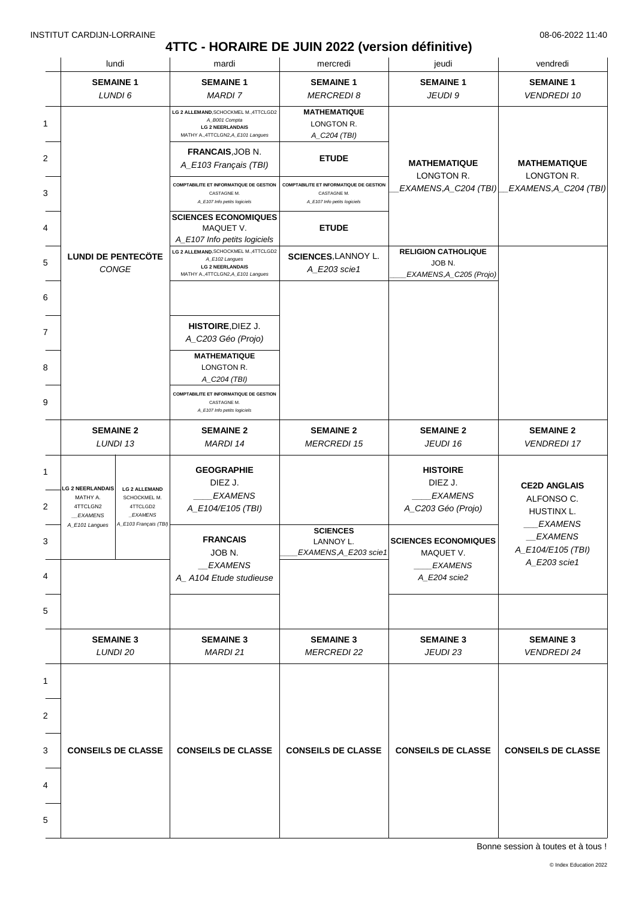INSTITUT CARDIJN-LORRAINE

08-06-2022 11:40

# 4TTC - HORAIRE DE JUIN 2022 (version définitive)

| | lundi | mardi | mercredi | jeudi | vendredi |
|---|---|---|---|---|---|
| | **SEMAINE 1** *LUNDI 6* | **SEMAINE 1** *MARDI 7* | **SEMAINE 1** *MERCREDI 8* | **SEMAINE 1** *JEUDI 9* | **SEMAINE 1** *VENDREDI 10* |
| 1 | **LUNDI DE PENTECÔTE** *CONGE* | **LG 2 ALLEMAND**,SCHOCKMEL M.,4TTCLGD2 *A_B001 Compta* **LG 2 NEERLANDAIS** MATHY A.,4TTCLGN2,*A_E101 Langues* | **MATHEMATIQUE** LONGTON R. *A_C204 (TBI)* | | |
| 2 | | **FRANCAIS**,JOB N. *A_E103 Français (TBI)* | **ETUDE** | **MATHEMATIQUE** LONGTON R. *__EXAMENS,A_C204 (TBI)* | **MATHEMATIQUE** LONGTON R. *__EXAMENS,A_C204 (TBI)* |
| 3 | | **COMPTABILITE ET INFORMATIQUE DE GESTION** CASTAGNE M. *A_E107 Info petits logiciels* | **COMPTABILITE ET INFORMATIQUE DE GESTION** CASTAGNE M. *A_E107 Info petits logiciels* | | |
| 4 | | **SCIENCES ECONOMIQUES** MAQUET V. *A_E107 Info petits logiciels* | **ETUDE** | | |
| 5 | | **LG 2 ALLEMAND**,SCHOCKMEL M.,4TTCLGD2 *A_E102 Langues* **LG 2 NEERLANDAIS** MATHY A.,4TTCLGN2,*A_E101 Langues* | **SCIENCES**,LANNOY L. *A_E203 scie1* | **RELIGION CATHOLIQUE** JOB N. *____EXAMENS,A_C205 (Projo)* | |
| 6 | | | | | |
| 7 | | **HISTOIRE**,DIEZ J. *A_C203 Géo (Projo)* | | | |
| 8 | | **MATHEMATIQUE** LONGTON R. *A_C204 (TBI)* | | | |
| 9 | | **COMPTABILITE ET INFORMATIQUE DE GESTION** CASTAGNE M. *A_E107 Info petits logiciels* | | | |
| | **SEMAINE 2** *LUNDI 13* | **SEMAINE 2** *MARDI 14* | **SEMAINE 2** *MERCREDI 15* | **SEMAINE 2** *JEUDI 16* | **SEMAINE 2** *VENDREDI 17* |
| 1 | | **GEOGRAPHIE** DIEZ J. *____EXAMENS* *A_E104/E105 (TBI)* | | **HISTOIRE** DIEZ J. *____EXAMENS* *A_C203 Géo (Projo)* | **CE2D ANGLAIS** ALFONSO C. HUSTINX L. *___EXAMENS* *__EXAMENS* *A_E104/E105 (TBI)* *A_E203 scie1* |
| 2 | **LG 2 NEERLANDAIS** MATHY A. 4TTCLGN2 *__EXAMENS* *A_E101 Langues* / **LG 2 ALLEMAND** SCHOCKMEL M. 4TTCLGD2 *_EXAMENS* *A_E103 Français (TBI)* | | | | |
| 3 | | **FRANCAIS** JOB N. *__EXAMENS* *A_ A104 Etude studieuse* | **SCIENCES** LANNOY L. *____EXAMENS,A_E203 scie1* | **SCIENCES ECONOMIQUES** MAQUET V. *____EXAMENS* *A_E204 scie2* | |
| 4 | | | | | |
| 5 | | | | | |
| | **SEMAINE 3** *LUNDI 20* | **SEMAINE 3** *MARDI 21* | **SEMAINE 3** *MERCREDI 22* | **SEMAINE 3** *JEUDI 23* | **SEMAINE 3** *VENDREDI 24* |
| 1-5 | **CONSEILS DE CLASSE** | **CONSEILS DE CLASSE** | **CONSEILS DE CLASSE** | **CONSEILS DE CLASSE** | **CONSEILS DE CLASSE** |

Bonne session à toutes et à tous !

© Index Education 2022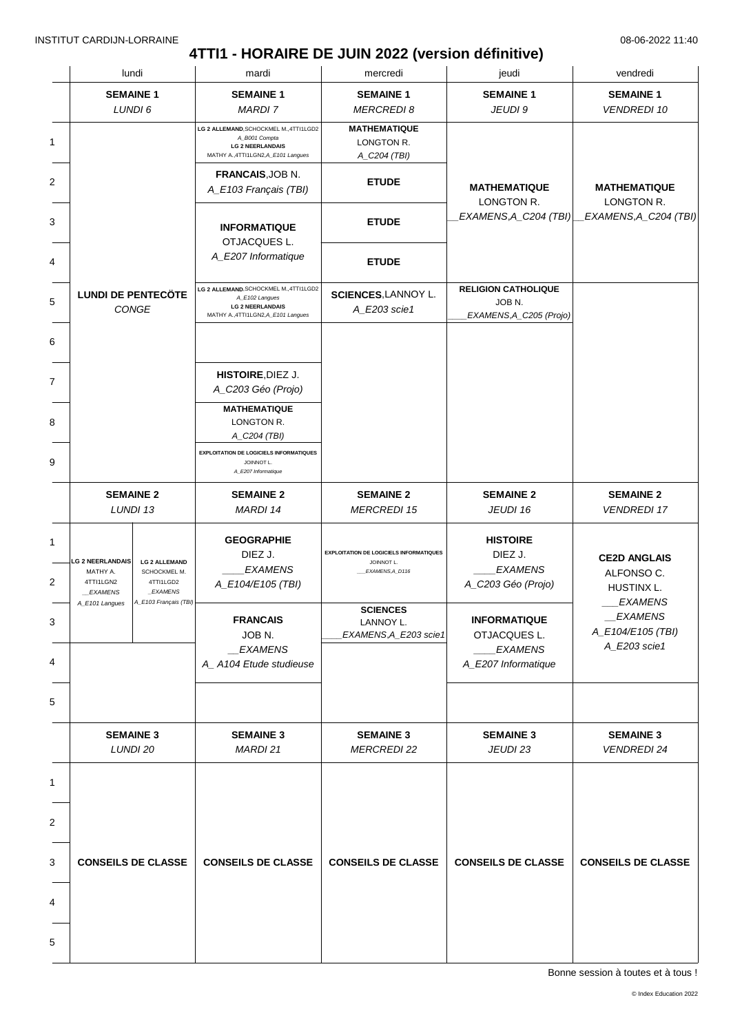INSTITUT CARDIJN-LORRAINE — 08-06-2022 11:40

# 4TTI1 - HORAIRE DE JUIN 2022 (version définitive)

| | lundi | mardi | mercredi | jeudi | vendredi |
|---|---|---|---|---|---|
| | **SEMAINE 1** *LUNDI 6* | **SEMAINE 1** *MARDI 7* | **SEMAINE 1** *MERCREDI 8* | **SEMAINE 1** *JEUDI 9* | **SEMAINE 1** *VENDREDI 10* |
| 1 | **LUNDI DE PENTECÖTE** *CONGE* | **LG 2 ALLEMAND**, SCHOCKMEL M., 4TTI1LGD2 *A_B001 Compta* **LG 2 NEERLANDAIS** MATHY A., 4TTI1LGN2, *A_E101 Langues* | **MATHEMATIQUE** LONGTON R. *A_C204 (TBI)* | | |
| 2 | | **FRANCAIS**, JOB N. *A_E103 Français (TBI)* | **ETUDE** | **MATHEMATIQUE** LONGTON R. *__EXAMENS, A_C204 (TBI)* | **MATHEMATIQUE** LONGTON R. *__EXAMENS, A_C204 (TBI)* |
| 3 | | **INFORMATIQUE** OTJACQUES L. *A_E207 Informatique* | **ETUDE** | | |
| 4 | | | **ETUDE** | | |
| 5 | | **LG 2 ALLEMAND**, SCHOCKMEL M., 4TTI1LGD2 *A_E102 Langues* **LG 2 NEERLANDAIS** MATHY A., 4TTI1LGN2, *A_E101 Langues* | **SCIENCES**, LANNOY L. *A_E203 scie1* | **RELIGION CATHOLIQUE** JOB N. *____EXAMENS, A_C205 (Projo)* | |
| 6 | | | | | |
| 7 | | **HISTOIRE**, DIEZ J. *A_C203 Géo (Projo)* | | | |
| 8 | | **MATHEMATIQUE** LONGTON R. *A_C204 (TBI)* | | | |
| 9 | | **EXPLOITATION DE LOGICIELS INFORMATIQUES** JOINNOT L. *A_E207 Informatique* | | | |
| | **SEMAINE 2** *LUNDI 13* | **SEMAINE 2** *MARDI 14* | **SEMAINE 2** *MERCREDI 15* | **SEMAINE 2** *JEUDI 16* | **SEMAINE 2** *VENDREDI 17* |
| 1 | | **GEOGRAPHIE** DIEZ J. *____EXAMENS* *A_E104/E105 (TBI)* | **EXPLOITATION DE LOGICIELS INFORMATIQUES** JOINNOT L. *___EXAMENS, A_D116* | **HISTOIRE** DIEZ J. *____EXAMENS* *A_C203 Géo (Projo)* | **CE2D ANGLAIS** ALFONSO C. HUSTINX L. *___EXAMENS* *__EXAMENS* *A_E104/E105 (TBI)* *A_E203 scie1* |
| 2 | **LG 2 NEERLANDAIS** MATHY A. 4TTI1LGN2 *__EXAMENS* *A_E101 Langues* / **LG 2 ALLEMAND** SCHOCKMEL M. 4TTI1LGD2 *_EXAMENS* *A_E103 Français (TBI)* | | | | |
| 3 | | **FRANCAIS** JOB N. *__EXAMENS* *A_ A104 Etude studieuse* | **SCIENCES** LANNOY L. *____EXAMENS, A_E203 scie1* | **INFORMATIQUE** OTJACQUES L. *____EXAMENS* *A_E207 Informatique* | |
| 4 | | | | | |
| 5 | | | | | |
| | **SEMAINE 3** *LUNDI 20* | **SEMAINE 3** *MARDI 21* | **SEMAINE 3** *MERCREDI 22* | **SEMAINE 3** *JEUDI 23* | **SEMAINE 3** *VENDREDI 24* |
| 1–5 | **CONSEILS DE CLASSE** | **CONSEILS DE CLASSE** | **CONSEILS DE CLASSE** | **CONSEILS DE CLASSE** | **CONSEILS DE CLASSE** |

Bonne session à toutes et à tous !

© Index Education 2022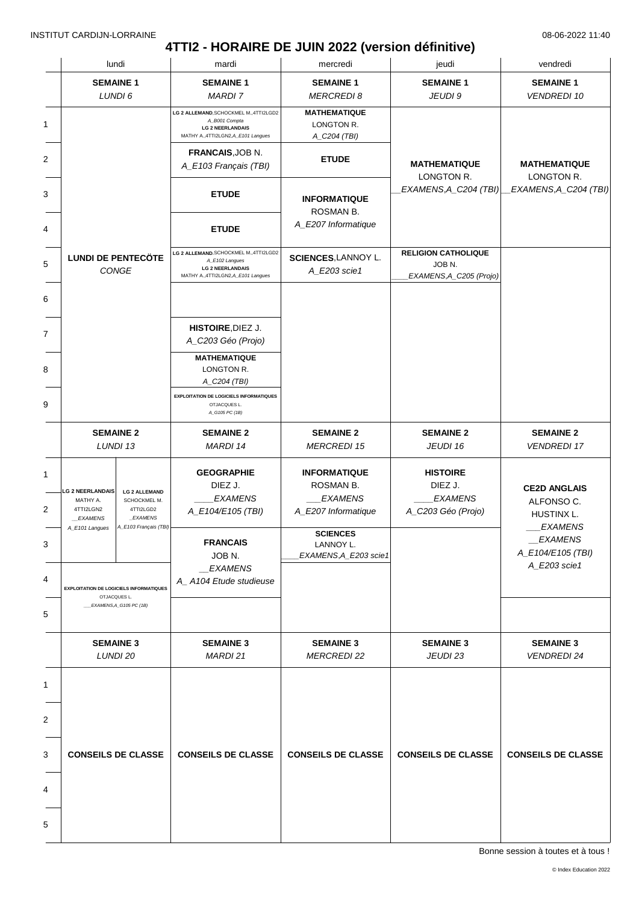INSTITUT CARDIJN-LORRAINE 08-06-2022 11:40

# 4TTI2 - HORAIRE DE JUIN 2022 (version définitive)

| | lundi | mardi | mercredi | jeudi | vendredi |
|---|---|---|---|---|---|
| | **SEMAINE 1** *LUNDI 6* | **SEMAINE 1** *MARDI 7* | **SEMAINE 1** *MERCREDI 8* | **SEMAINE 1** *JEUDI 9* | **SEMAINE 1** *VENDREDI 10* |
| 1 | **LUNDI DE PENTECÔTE** *CONGE* | **LG 2 ALLEMAND**,SCHOCKMEL M.,4TTI2LGD2 *A_B001 Compta* **LG 2 NEERLANDAIS** MATHY A.,4TTI2LGN2,*A_E101 Langues* | **MATHEMATIQUE** LONGTON R. *A_C204 (TBI)* | **MATHEMATIQUE** LONGTON R. *\_EXAMENS,A_C204 (TBI)* | **MATHEMATIQUE** LONGTON R. *\_EXAMENS,A_C204 (TBI)* |
| 2 | | **FRANCAIS**,JOB N. *A_E103 Français (TBI)* | **ETUDE** | | |
| 3 | | **ETUDE** | **INFORMATIQUE** ROSMAN B. *A_E207 Informatique* | | |
| 4 | | **ETUDE** | | | |
| 5 | | **LG 2 ALLEMAND**,SCHOCKMEL M.,4TTI2LGD2 *A_E102 Langues* **LG 2 NEERLANDAIS** MATHY A.,4TTI2LGN2,*A_E101 Langues* | **SCIENCES**,LANNOY L. *A_E203 scie1* | **RELIGION CATHOLIQUE** JOB N. *\_\_\_\_EXAMENS,A_C205 (Projo)* | |
| 6 | | | | | |
| 7 | | **HISTOIRE**,DIEZ J. *A_C203 Géo (Projo)* | | | |
| 8 | | **MATHEMATIQUE** LONGTON R. *A_C204 (TBI)* | | | |
| 9 | | **EXPLOITATION DE LOGICIELS INFORMATIQUES** OTJACQUES L. *A_G105 PC (1B)* | | | |
| | **SEMAINE 2** *LUNDI 13* | **SEMAINE 2** *MARDI 14* | **SEMAINE 2** *MERCREDI 15* | **SEMAINE 2** *JEUDI 16* | **SEMAINE 2** *VENDREDI 17* |
| 1 | **LG 2 NEERLANDAIS** MATHY A. 4TTI2LGN2 *\_\_EXAMENS* *A_E101 Langues* / **LG 2 ALLEMAND** SCHOCKMEL M. 4TTI2LGD2 *\_EXAMENS* *A_E103 Français (TBI)* | **GEOGRAPHIE** DIEZ J. *\_\_\_\_EXAMENS* *A_E104/E105 (TBI)* | **INFORMATIQUE** ROSMAN B. *\_\_\_EXAMENS* *A_E207 Informatique* | **HISTOIRE** DIEZ J. *\_\_\_\_EXAMENS* *A_C203 Géo (Projo)* | **CE2D ANGLAIS** ALFONSO C. HUSTINX L. *\_\_\_EXAMENS* *\_\_EXAMENS* *A_E104/E105 (TBI)* *A_E203 scie1* |
| 2 | | | | | |
| 3 | | **FRANCAIS** JOB N. *\_\_EXAMENS* *A\_ A104 Etude studieuse* | **SCIENCES** LANNOY L. *\_\_\_\_EXAMENS,A_E203 scie1* | | |
| 4 | **EXPLOITATION DE LOGICIELS INFORMATIQUES** OTJACQUES L. *\_\_\_EXAMENS,A_G105 PC (1B)* | | | | |
| 5 | | | | | |
| | **SEMAINE 3** *LUNDI 20* | **SEMAINE 3** *MARDI 21* | **SEMAINE 3** *MERCREDI 22* | **SEMAINE 3** *JEUDI 23* | **SEMAINE 3** *VENDREDI 24* |
| 1–5 | **CONSEILS DE CLASSE** | **CONSEILS DE CLASSE** | **CONSEILS DE CLASSE** | **CONSEILS DE CLASSE** | **CONSEILS DE CLASSE** |

Bonne session à toutes et à tous !

© Index Education 2022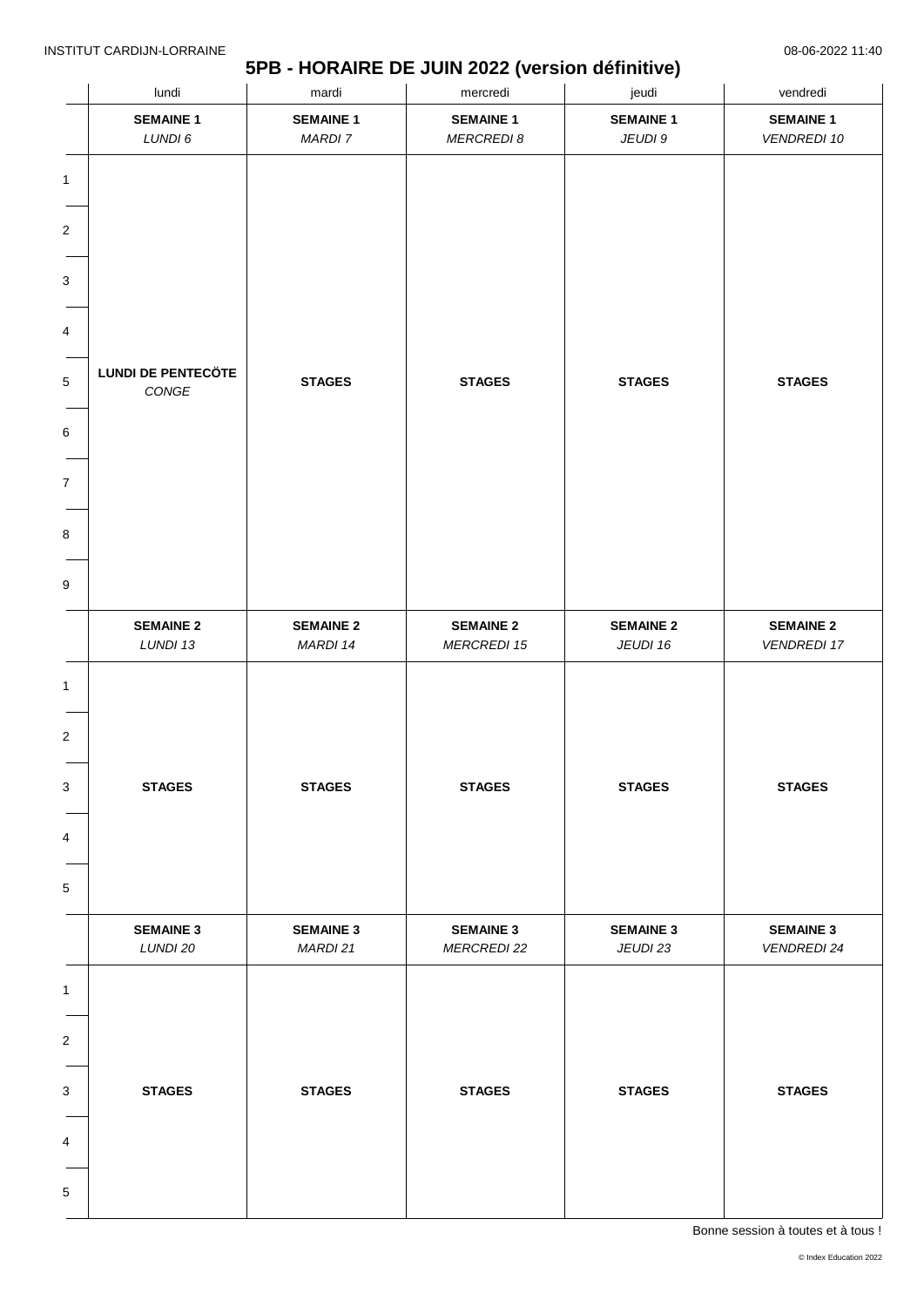INSTITUT CARDIJN-LORRAINE 08-06-2022 11:40

# 5PB - HORAIRE DE JUIN 2022 (version définitive)

| | lundi | mardi | mercredi | jeudi | vendredi |
|---|---|---|---|---|---|
| | **SEMAINE 1** *LUNDI 6* | **SEMAINE 1** *MARDI 7* | **SEMAINE 1** *MERCREDI 8* | **SEMAINE 1** *JEUDI 9* | **SEMAINE 1** *VENDREDI 10* |
| 1–9 | **LUNDI DE PENTECÔTE** *CONGE* | **STAGES** | **STAGES** | **STAGES** | **STAGES** |
| | **SEMAINE 2** *LUNDI 13* | **SEMAINE 2** *MARDI 14* | **SEMAINE 2** *MERCREDI 15* | **SEMAINE 2** *JEUDI 16* | **SEMAINE 2** *VENDREDI 17* |
| 1–5 | **STAGES** | **STAGES** | **STAGES** | **STAGES** | **STAGES** |
| | **SEMAINE 3** *LUNDI 20* | **SEMAINE 3** *MARDI 21* | **SEMAINE 3** *MERCREDI 22* | **SEMAINE 3** *JEUDI 23* | **SEMAINE 3** *VENDREDI 24* |
| 1–5 | **STAGES** | **STAGES** | **STAGES** | **STAGES** | **STAGES** |

Bonne session à toutes et à tous !

© Index Education 2022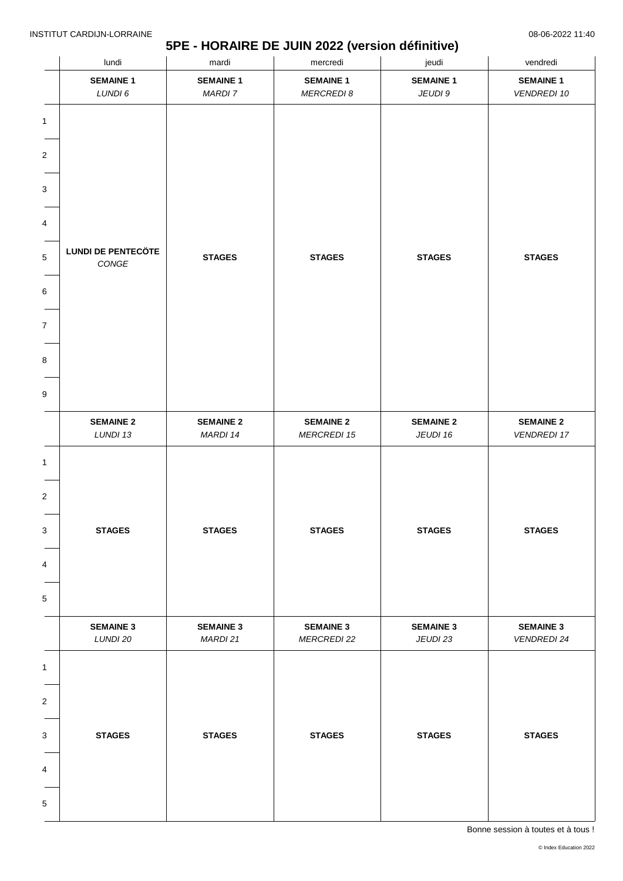INSTITUT CARDIJN-LORRAINE

08-06-2022 11:40

# 5PE - HORAIRE DE JUIN 2022 (version définitive)

| | lundi | mardi | mercredi | jeudi | vendredi |
|---|---|---|---|---|---|
| | **SEMAINE 1** *LUNDI 6* | **SEMAINE 1** *MARDI 7* | **SEMAINE 1** *MERCREDI 8* | **SEMAINE 1** *JEUDI 9* | **SEMAINE 1** *VENDREDI 10* |
| 1–9 | **LUNDI DE PENTECÖTE** *CONGE* | **STAGES** | **STAGES** | **STAGES** | **STAGES** |
| | **SEMAINE 2** *LUNDI 13* | **SEMAINE 2** *MARDI 14* | **SEMAINE 2** *MERCREDI 15* | **SEMAINE 2** *JEUDI 16* | **SEMAINE 2** *VENDREDI 17* |
| 1–5 | **STAGES** | **STAGES** | **STAGES** | **STAGES** | **STAGES** |
| | **SEMAINE 3** *LUNDI 20* | **SEMAINE 3** *MARDI 21* | **SEMAINE 3** *MERCREDI 22* | **SEMAINE 3** *JEUDI 23* | **SEMAINE 3** *VENDREDI 24* |
| 1–5 | **STAGES** | **STAGES** | **STAGES** | **STAGES** | **STAGES** |

Bonne session à toutes et à tous !

© Index Education 2022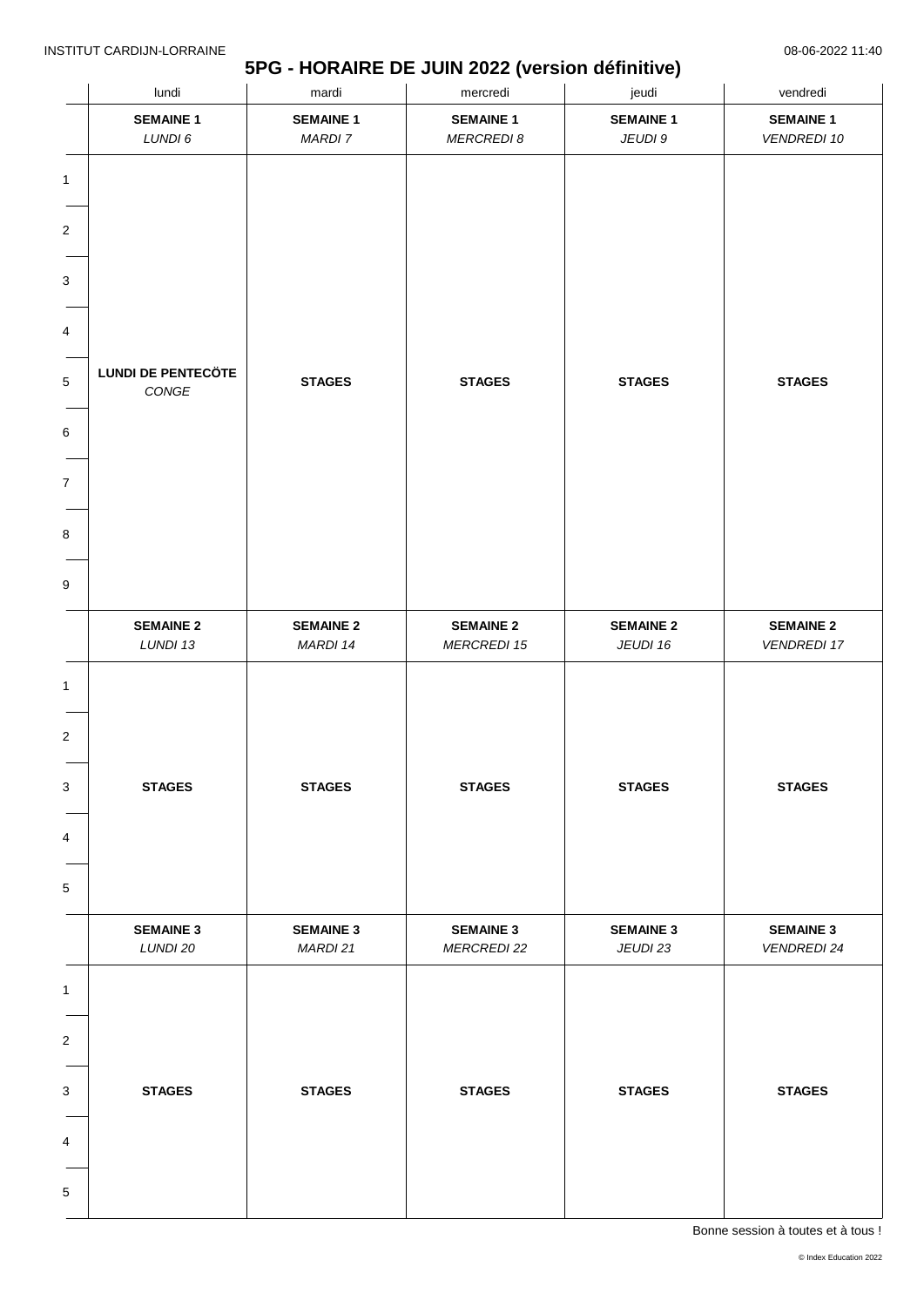# 5PG - HORAIRE DE JUIN 2022 (version définitive)

| | lundi | mardi | mercredi | jeudi | vendredi |
|---|---|---|---|---|---|
| | **SEMAINE 1** *LUNDI 6* | **SEMAINE 1** *MARDI 7* | **SEMAINE 1** *MERCREDI 8* | **SEMAINE 1** *JEUDI 9* | **SEMAINE 1** *VENDREDI 10* |
| 1-9 | **LUNDI DE PENTECÖTE** *CONGE* | **STAGES** | **STAGES** | **STAGES** | **STAGES** |
| | **SEMAINE 2** *LUNDI 13* | **SEMAINE 2** *MARDI 14* | **SEMAINE 2** *MERCREDI 15* | **SEMAINE 2** *JEUDI 16* | **SEMAINE 2** *VENDREDI 17* |
| 1-5 | **STAGES** | **STAGES** | **STAGES** | **STAGES** | **STAGES** |
| | **SEMAINE 3** *LUNDI 20* | **SEMAINE 3** *MARDI 21* | **SEMAINE 3** *MERCREDI 22* | **SEMAINE 3** *JEUDI 23* | **SEMAINE 3** *VENDREDI 24* |
| 1-5 | **STAGES** | **STAGES** | **STAGES** | **STAGES** | **STAGES** |

Bonne session à toutes et à tous !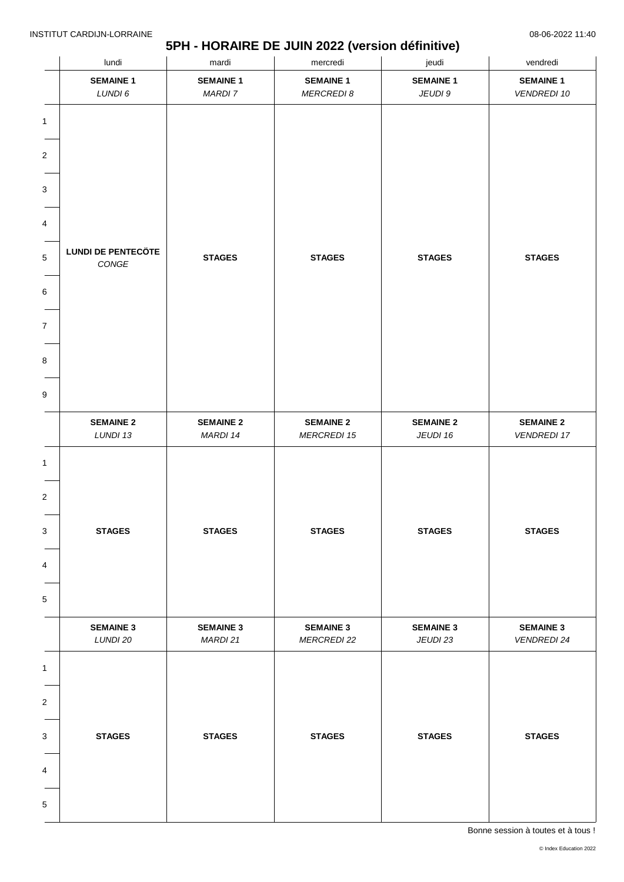INSTITUT CARDIJN-LORRAINE 08-06-2022 11:40

# 5PH - HORAIRE DE JUIN 2022 (version définitive)

| | lundi | mardi | mercredi | jeudi | vendredi |
|---|---|---|---|---|---|
| | **SEMAINE 1** *LUNDI 6* | **SEMAINE 1** *MARDI 7* | **SEMAINE 1** *MERCREDI 8* | **SEMAINE 1** *JEUDI 9* | **SEMAINE 1** *VENDREDI 10* |
| 1–9 | **LUNDI DE PENTECÖTE** *CONGE* | **STAGES** | **STAGES** | **STAGES** | **STAGES** |
| | **SEMAINE 2** *LUNDI 13* | **SEMAINE 2** *MARDI 14* | **SEMAINE 2** *MERCREDI 15* | **SEMAINE 2** *JEUDI 16* | **SEMAINE 2** *VENDREDI 17* |
| 1–5 | **STAGES** | **STAGES** | **STAGES** | **STAGES** | **STAGES** |
| | **SEMAINE 3** *LUNDI 20* | **SEMAINE 3** *MARDI 21* | **SEMAINE 3** *MERCREDI 22* | **SEMAINE 3** *JEUDI 23* | **SEMAINE 3** *VENDREDI 24* |
| 1–5 | **STAGES** | **STAGES** | **STAGES** | **STAGES** | **STAGES** |

Bonne session à toutes et à tous !

© Index Education 2022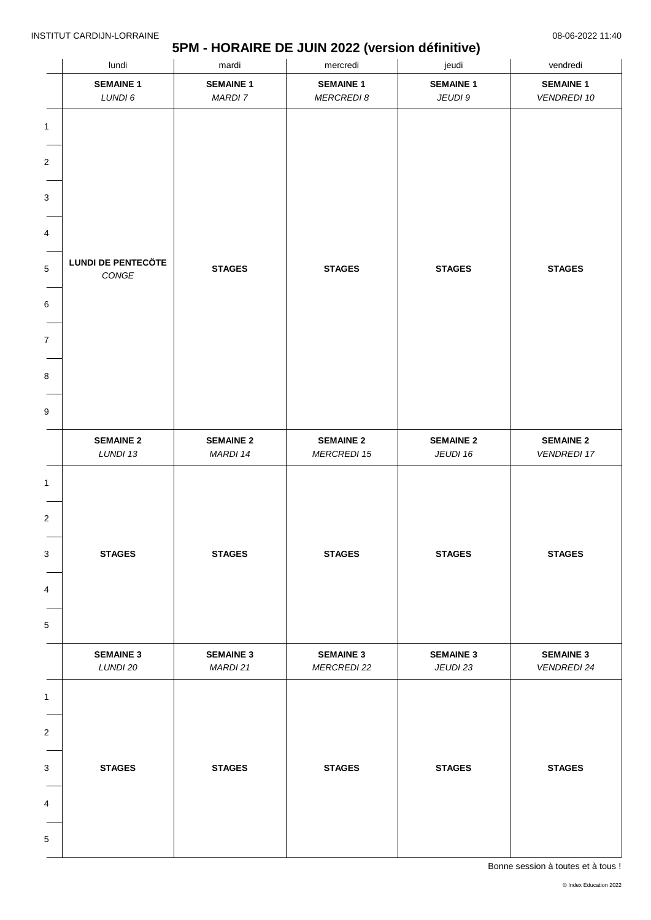# 5PM - HORAIRE DE JUIN 2022 (version définitive)

| | lundi | mardi | mercredi | jeudi | vendredi |
|---|---|---|---|---|---|
| | **SEMAINE 1** *LUNDI 6* | **SEMAINE 1** *MARDI 7* | **SEMAINE 1** *MERCREDI 8* | **SEMAINE 1** *JEUDI 9* | **SEMAINE 1** *VENDREDI 10* |
| 1–9 | **LUNDI DE PENTECÖTE** *CONGE* | **STAGES** | **STAGES** | **STAGES** | **STAGES** |
| | **SEMAINE 2** *LUNDI 13* | **SEMAINE 2** *MARDI 14* | **SEMAINE 2** *MERCREDI 15* | **SEMAINE 2** *JEUDI 16* | **SEMAINE 2** *VENDREDI 17* |
| 1–5 | **STAGES** | **STAGES** | **STAGES** | **STAGES** | **STAGES** |
| | **SEMAINE 3** *LUNDI 20* | **SEMAINE 3** *MARDI 21* | **SEMAINE 3** *MERCREDI 22* | **SEMAINE 3** *JEUDI 23* | **SEMAINE 3** *VENDREDI 24* |
| 1–5 | **STAGES** | **STAGES** | **STAGES** | **STAGES** | **STAGES** |

Bonne session à toutes et à tous !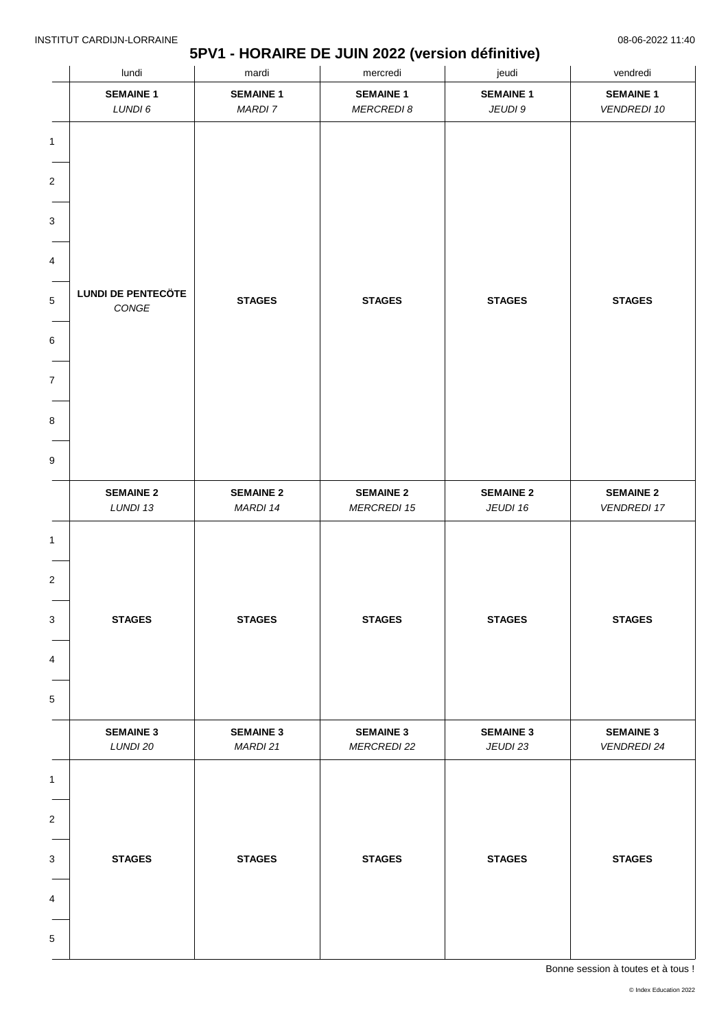# 5PV1 - HORAIRE DE JUIN 2022 (version définitive)

INSTITUT CARDIJN-LORRAINE — 08-06-2022 11:40

| | lundi | mardi | mercredi | jeudi | vendredi |
|---|---|---|---|---|---|
| | **SEMAINE 1** *LUNDI 6* | **SEMAINE 1** *MARDI 7* | **SEMAINE 1** *MERCREDI 8* | **SEMAINE 1** *JEUDI 9* | **SEMAINE 1** *VENDREDI 10* |
| 1–9 | **LUNDI DE PENTECÔTE** *CONGE* | **STAGES** | **STAGES** | **STAGES** | **STAGES** |
| | **SEMAINE 2** *LUNDI 13* | **SEMAINE 2** *MARDI 14* | **SEMAINE 2** *MERCREDI 15* | **SEMAINE 2** *JEUDI 16* | **SEMAINE 2** *VENDREDI 17* |
| 1–5 | **STAGES** | **STAGES** | **STAGES** | **STAGES** | **STAGES** |
| | **SEMAINE 3** *LUNDI 20* | **SEMAINE 3** *MARDI 21* | **SEMAINE 3** *MERCREDI 22* | **SEMAINE 3** *JEUDI 23* | **SEMAINE 3** *VENDREDI 24* |
| 1–5 | **STAGES** | **STAGES** | **STAGES** | **STAGES** | **STAGES** |

Bonne session à toutes et à tous !

© Index Education 2022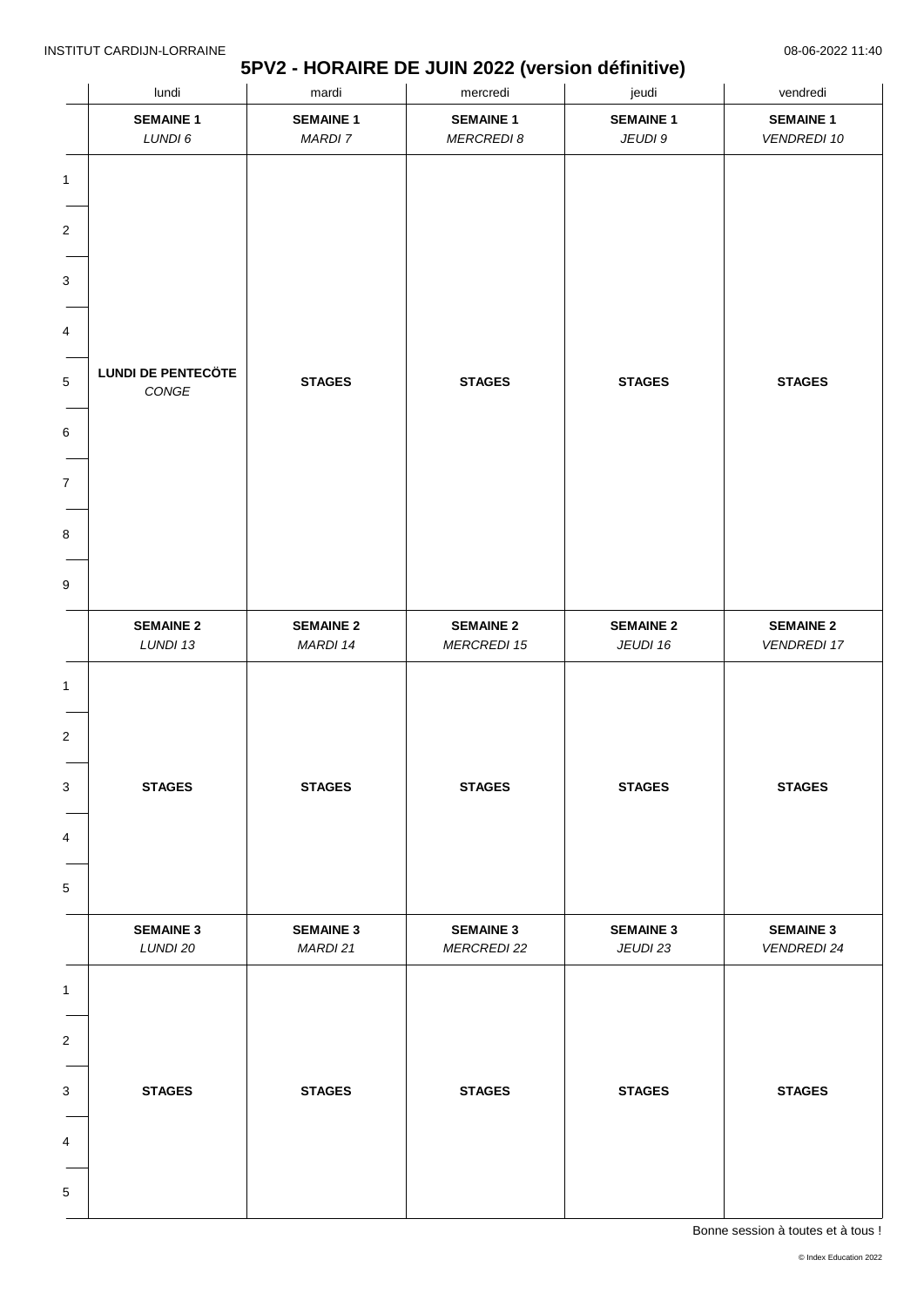# 5PV2 - HORAIRE DE JUIN 2022 (version définitive)

| | lundi | mardi | mercredi | jeudi | vendredi |
|---|---|---|---|---|---|
| | **SEMAINE 1** *LUNDI 6* | **SEMAINE 1** *MARDI 7* | **SEMAINE 1** *MERCREDI 8* | **SEMAINE 1** *JEUDI 9* | **SEMAINE 1** *VENDREDI 10* |
| 1-9 | **LUNDI DE PENTECÔTE** *CONGE* | **STAGES** | **STAGES** | **STAGES** | **STAGES** |
| | **SEMAINE 2** *LUNDI 13* | **SEMAINE 2** *MARDI 14* | **SEMAINE 2** *MERCREDI 15* | **SEMAINE 2** *JEUDI 16* | **SEMAINE 2** *VENDREDI 17* |
| 1-5 | **STAGES** | **STAGES** | **STAGES** | **STAGES** | **STAGES** |
| | **SEMAINE 3** *LUNDI 20* | **SEMAINE 3** *MARDI 21* | **SEMAINE 3** *MERCREDI 22* | **SEMAINE 3** *JEUDI 23* | **SEMAINE 3** *VENDREDI 24* |
| 1-5 | **STAGES** | **STAGES** | **STAGES** | **STAGES** | **STAGES** |

Bonne session à toutes et à tous !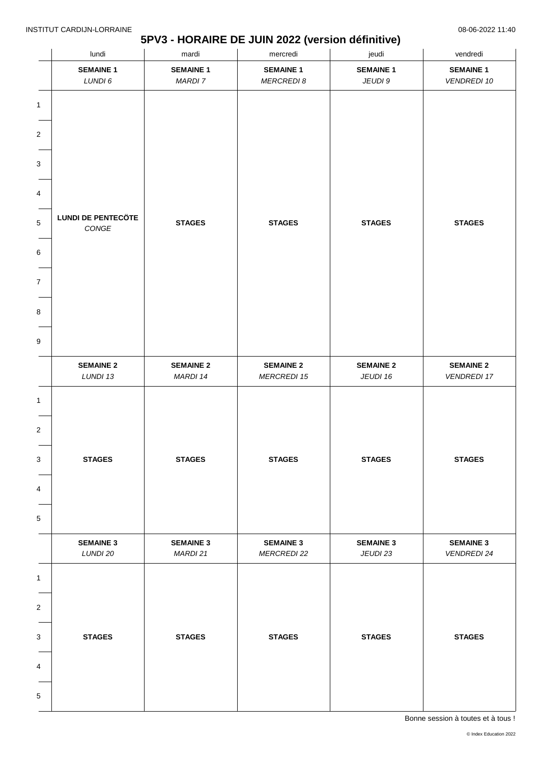INSTITUT CARDIJN-LORRAINE

08-06-2022 11:40

# 5PV3 - HORAIRE DE JUIN 2022 (version définitive)

| | lundi | mardi | mercredi | jeudi | vendredi |
|---|---|---|---|---|---|
| | **SEMAINE 1** *LUNDI 6* | **SEMAINE 1** *MARDI 7* | **SEMAINE 1** *MERCREDI 8* | **SEMAINE 1** *JEUDI 9* | **SEMAINE 1** *VENDREDI 10* |
| 1–9 | **LUNDI DE PENTECÖTE** *CONGE* | **STAGES** | **STAGES** | **STAGES** | **STAGES** |
| | **SEMAINE 2** *LUNDI 13* | **SEMAINE 2** *MARDI 14* | **SEMAINE 2** *MERCREDI 15* | **SEMAINE 2** *JEUDI 16* | **SEMAINE 2** *VENDREDI 17* |
| 1–5 | **STAGES** | **STAGES** | **STAGES** | **STAGES** | **STAGES** |
| | **SEMAINE 3** *LUNDI 20* | **SEMAINE 3** *MARDI 21* | **SEMAINE 3** *MERCREDI 22* | **SEMAINE 3** *JEUDI 23* | **SEMAINE 3** *VENDREDI 24* |
| 1–5 | **STAGES** | **STAGES** | **STAGES** | **STAGES** | **STAGES** |

Bonne session à toutes et à tous !

© Index Education 2022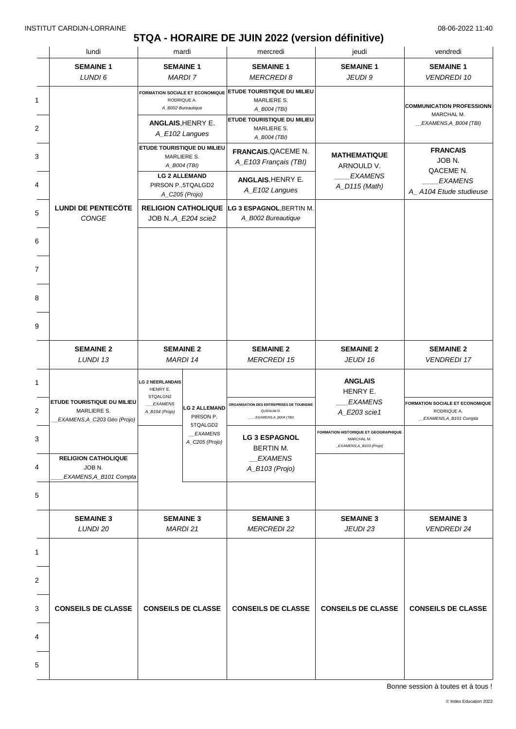INSTITUT CARDIJN-LORRAINE 08-06-2022 11:40

# 5TQA - HORAIRE DE JUIN 2022 (version définitive)

| | lundi | mardi | mercredi | jeudi | vendredi |
|---|---|---|---|---|---|
| | **SEMAINE 1** *LUNDI 6* | **SEMAINE 1** *MARDI 7* | **SEMAINE 1** *MERCREDI 8* | **SEMAINE 1** *JEUDI 9* | **SEMAINE 1** *VENDREDI 10* |
| 1 | **LUNDI DE PENTECÖTE** *CONGE* | **FORMATION SOCIALE ET ECONOMIQUE** RODRIQUE A. *A_B002 Bureautique* | **ETUDE TOURISTIQUE DU MILIEU** MARLIERE S. *A_B004 (TBI)* | | **COMMUNICATION PROFESSIONN** MARCHAL M. *__EXAMENS,A_B004 (TBI)* |
| 2 | | **ANGLAIS**,HENRY E. *A_E102 Langues* | **ETUDE TOURISTIQUE DU MILIEU** MARLIERE S. *A_B004 (TBI)* | | |
| 3 | | **ETUDE TOURISTIQUE DU MILIEU** MARLIERE S. *A_B004 (TBI)* | **FRANCAIS**,QACEME N. *A_E103 Français (TBI)* | **MATHEMATIQUE** ARNOULD V. *____EXAMENS A_D115 (Math)* | **FRANCAIS** JOB N. QACEME N. *____EXAMENS A_ A104 Etude studieuse* |
| 4 | | **LG 2 ALLEMAND** PIRSON P.,5TQALGD2 *A_C205 (Projo)* | **ANGLAIS**,HENRY E. *A_E102 Langues* | | |
| 5 | | **RELIGION CATHOLIQUE** JOB N.,*A_E204 scie2* | **LG 3 ESPAGNOL**,BERTIN M. *A_B002 Bureautique* | | |
| 6 | | | | | |
| 7 | | | | | |
| 8 | | | | | |
| 9 | | | | | |
| | **SEMAINE 2** *LUNDI 13* | **SEMAINE 2** *MARDI 14* | **SEMAINE 2** *MERCREDI 15* | **SEMAINE 2** *JEUDI 16* | **SEMAINE 2** *VENDREDI 17* |
| 1 | | **LG 2 NEERLANDAIS** HENRY E. 5TQALGN2 *___EXAMENS A_B104 (Projo)* / **LG 2 ALLEMAND** PIRSON P. 5TQALGD2 *__EXAMENS A_C205 (Projo)* | | **ANGLAIS** HENRY E. *___EXAMENS A_E203 scie1* | |
| 2 | **ETUDE TOURISTIQUE DU MILIEU** MARLIERE S. *__EXAMENS,A_C203 Géo (Projo)* | | **ORGANISATION DES ENTREPRISES DE TOURISME** QUENUM D. *____EXAMENS,A_B004 (TBI)* | | **FORMATION SOCIALE ET ECONOMIQUE** RODRIQUE A. *__EXAMENS,A_B101 Compta* |
| 3 | | | **LG 3 ESPAGNOL** BERTIN M. *__EXAMENS A_B103 (Projo)* | **FORMATION HISTORIQUE ET GEOGRAPHIQUE** MARCHAL M. *_EXAMENS,A_B103 (Projo)* | |
| 4 | **RELIGION CATHOLIQUE** JOB N. *____EXAMENS,A_B101 Compta* | | | | |
| 5 | | | | | |
| | **SEMAINE 3** *LUNDI 20* | **SEMAINE 3** *MARDI 21* | **SEMAINE 3** *MERCREDI 22* | **SEMAINE 3** *JEUDI 23* | **SEMAINE 3** *VENDREDI 24* |
| 1–5 | **CONSEILS DE CLASSE** | **CONSEILS DE CLASSE** | **CONSEILS DE CLASSE** | **CONSEILS DE CLASSE** | **CONSEILS DE CLASSE** |

Bonne session à toutes et à tous !

© Index Education 2022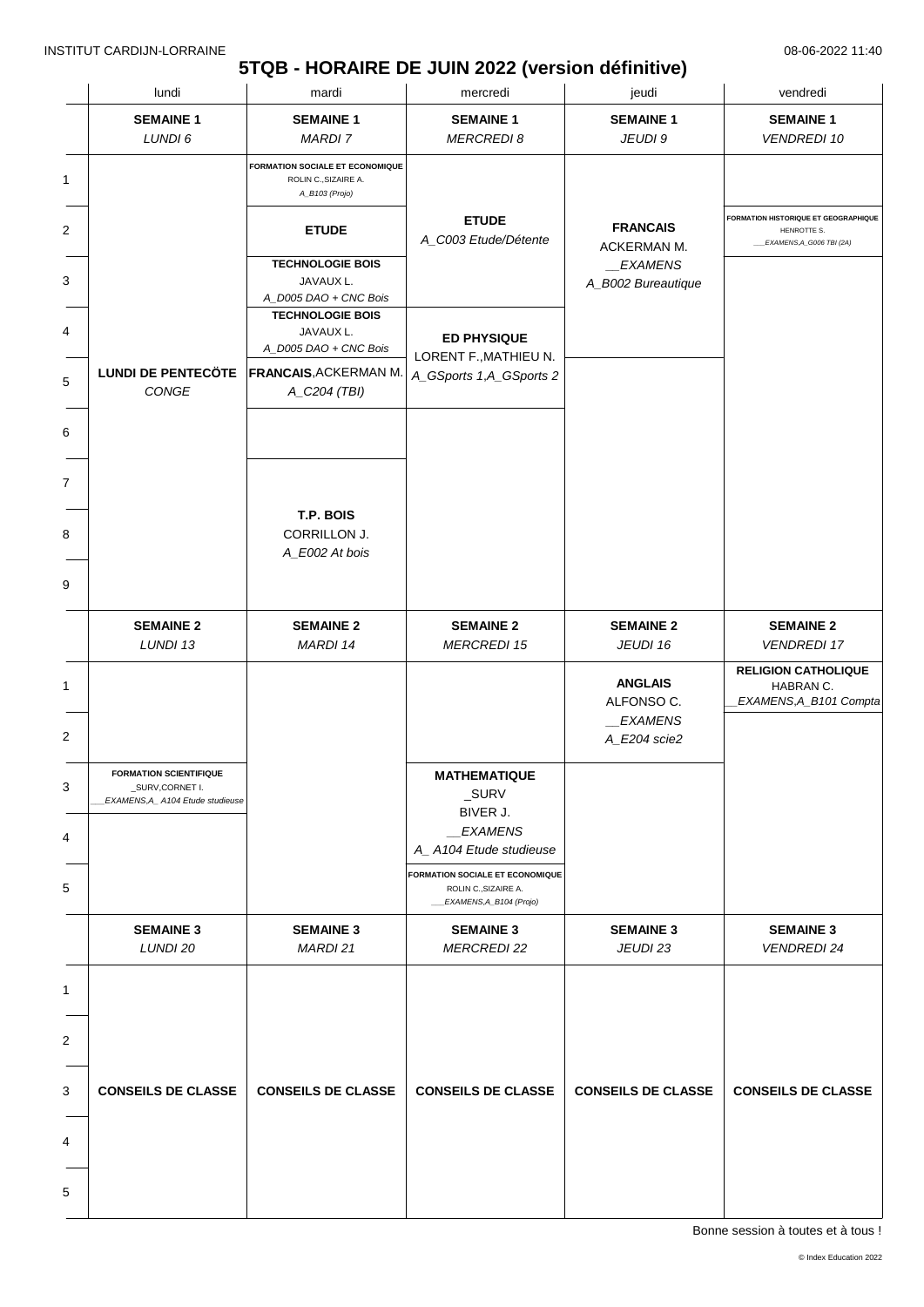# 5TQB - HORAIRE DE JUIN 2022 (version définitive)

| | lundi | mardi | mercredi | jeudi | vendredi |
|---|---|---|---|---|---|
| | **SEMAINE 1** *LUNDI 6* | **SEMAINE 1** *MARDI 7* | **SEMAINE 1** *MERCREDI 8* | **SEMAINE 1** *JEUDI 9* | **SEMAINE 1** *VENDREDI 10* |
| 1 | **LUNDI DE PENTECÖTE** *CONGE* | **FORMATION SOCIALE ET ECONOMIQUE** ROLIN C.,SIZAIRE A. *A_B103 (Projo)* | | | |
| 2 | | **ETUDE** | **ETUDE** *A_C003 Etude/Détente* | **FRANCAIS** ACKERMAN M. *__EXAMENS* *A_B002 Bureautique* | **FORMATION HISTORIQUE ET GEOGRAPHIQUE** HENROTTE S. *___EXAMENS,A_G006 TBI (2A)* |
| 3 | | **TECHNOLOGIE BOIS** JAVAUX L. *A_D005 DAO + CNC Bois* | | | |
| 4 | | **TECHNOLOGIE BOIS** JAVAUX L. *A_D005 DAO + CNC Bois* | **ED PHYSIQUE** LORENT F.,MATHIEU N. *A_GSports 1,A_GSports 2* | | |
| 5 | | **FRANCAIS**,ACKERMAN M. *A_C204 (TBI)* | | | |
| 6 | | | | | |
| 7 | | **T.P. BOIS** CORRILLON J. *A_E002 At bois* | | | |
| 8 | | | | | |
| 9 | | | | | |
| | **SEMAINE 2** *LUNDI 13* | **SEMAINE 2** *MARDI 14* | **SEMAINE 2** *MERCREDI 15* | **SEMAINE 2** *JEUDI 16* | **SEMAINE 2** *VENDREDI 17* |
| 1 | | | | **ANGLAIS** ALFONSO C. *__EXAMENS* *A_E204 scie2* | **RELIGION CATHOLIQUE** HABRAN C. *__EXAMENS,A_B101 Compta* |
| 2 | | | | | |
| 3 | **FORMATION SCIENTIFIQUE** _SURV,CORNET I. *___EXAMENS,A_ A104 Etude studieuse* | | **MATHEMATIQUE** _SURV BIVER J. *__EXAMENS* *A_ A104 Etude studieuse* | | |
| 4 | | | | | |
| 5 | | | **FORMATION SOCIALE ET ECONOMIQUE** ROLIN C.,SIZAIRE A. *___EXAMENS,A_B104 (Projo)* | | |
| | **SEMAINE 3** *LUNDI 20* | **SEMAINE 3** *MARDI 21* | **SEMAINE 3** *MERCREDI 22* | **SEMAINE 3** *JEUDI 23* | **SEMAINE 3** *VENDREDI 24* |
| 1–5 | **CONSEILS DE CLASSE** | **CONSEILS DE CLASSE** | **CONSEILS DE CLASSE** | **CONSEILS DE CLASSE** | **CONSEILS DE CLASSE** |

Bonne session à toutes et à tous !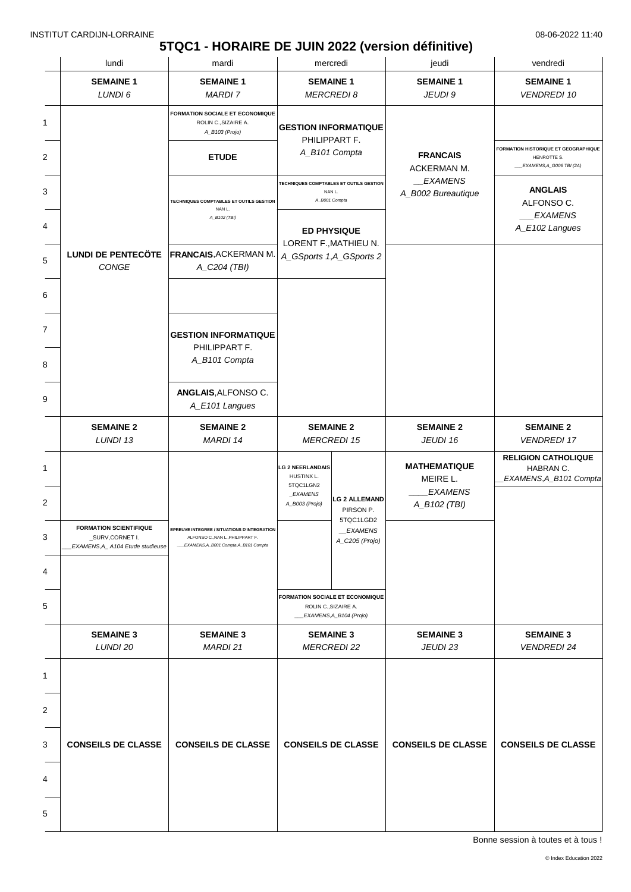INSTITUT CARDIJN-LORRAINE 08-06-2022 11:40

# 5TQC1 - HORAIRE DE JUIN 2022 (version définitive)

| | lundi | mardi | mercredi | jeudi | vendredi |
|---|---|---|---|---|---|
| | **SEMAINE 1** *LUNDI 6* | **SEMAINE 1** *MARDI 7* | **SEMAINE 1** *MERCREDI 8* | **SEMAINE 1** *JEUDI 9* | **SEMAINE 1** *VENDREDI 10* |
| 1 | **LUNDI DE PENTECÔTE** *CONGE* | **FORMATION SOCIALE ET ECONOMIQUE** ROLIN C.,SIZAIRE A. *A_B103 (Projo)* | **GESTION INFORMATIQUE** PHILIPPART F. *A_B101 Compta* | **FRANCAIS** ACKERMAN M. *__EXAMENS A_B002 Bureautique* | |
| 2 | | **ETUDE** | | | **FORMATION HISTORIQUE ET GEOGRAPHIQUE** HENROTTE S. *___EXAMENS,A_G006 TBI (2A)* |
| 3 | | **TECHNIQUES COMPTABLES ET OUTILS GESTION** NAN L. *A_B102 (TBI)* | **TECHNIQUES COMPTABLES ET OUTILS GESTION** NAN L. *A_B001 Compta* | | **ANGLAIS** ALFONSO C. *___EXAMENS A_E102 Langues* |
| 4 | | | **ED PHYSIQUE** LORENT F.,MATHIEU N. *A_GSports 1,A_GSports 2* | | |
| 5 | | **FRANCAIS**,ACKERMAN M. *A_C204 (TBI)* | | | |
| 6 | | | | | |
| 7 | | **GESTION INFORMATIQUE** PHILIPPART F. *A_B101 Compta* | | | |
| 8 | | | | | |
| 9 | | **ANGLAIS**,ALFONSO C. *A_E101 Langues* | | | |
| | **SEMAINE 2** *LUNDI 13* | **SEMAINE 2** *MARDI 14* | **SEMAINE 2** *MERCREDI 15* | **SEMAINE 2** *JEUDI 16* | **SEMAINE 2** *VENDREDI 17* |
| 1 | | | **LG 2 NEERLANDAIS** HUSTINX L. 5TQC1LGN2 *_EXAMENS A_B003 (Projo)* / **LG 2 ALLEMAND** PIRSON P. 5TQC1LGD2 *__EXAMENS A_C205 (Projo)* | **MATHEMATIQUE** MEIRE L. *____EXAMENS A_B102 (TBI)* | **RELIGION CATHOLIQUE** HABRAN C. *_EXAMENS,A_B101 Compta* |
| 2 | | | | | |
| 3 | **FORMATION SCIENTIFIQUE** _SURV,CORNET I. *___EXAMENS,A_ A104 Etude studieuse* | **EPREUVE INTEGREE / SITUATIONS D'INTEGRATION** ALFONSO C.,NAN L.,PHILIPPART F. *___EXAMENS,A_B001 Compta,A_B101 Compta* | | | |
| 4 | | | | | |
| 5 | | | **FORMATION SOCIALE ET ECONOMIQUE** ROLIN C.,SIZAIRE A. *___EXAMENS,A_B104 (Projo)* | | |
| | **SEMAINE 3** *LUNDI 20* | **SEMAINE 3** *MARDI 21* | **SEMAINE 3** *MERCREDI 22* | **SEMAINE 3** *JEUDI 23* | **SEMAINE 3** *VENDREDI 24* |
| 1–5 | **CONSEILS DE CLASSE** | **CONSEILS DE CLASSE** | **CONSEILS DE CLASSE** | **CONSEILS DE CLASSE** | **CONSEILS DE CLASSE** |

Bonne session à toutes et à tous !

© Index Education 2022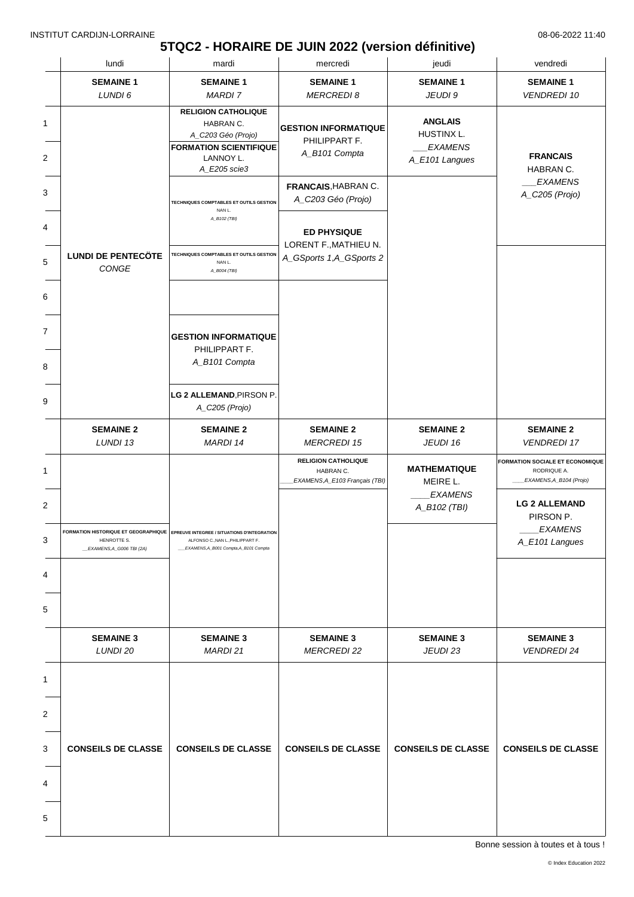INSTITUT CARDIJN-LORRAINE 08-06-2022 11:40

# 5TQC2 - HORAIRE DE JUIN 2022 (version définitive)

| | lundi | mardi | mercredi | jeudi | vendredi |
|---|---|---|---|---|---|
| | **SEMAINE 1** *LUNDI 6* | **SEMAINE 1** *MARDI 7* | **SEMAINE 1** *MERCREDI 8* | **SEMAINE 1** *JEUDI 9* | **SEMAINE 1** *VENDREDI 10* |
| 1 | **LUNDI DE PENTECÖTE** *CONGE* | **RELIGION CATHOLIQUE** HABRAN C. *A_C203 Géo (Projo)* | **GESTION INFORMATIQUE** PHILIPPART F. *A_B101 Compta* | **ANGLAIS** HUSTINX L. *___EXAMENS A_E101 Langues* | **FRANCAIS** HABRAN C. *___EXAMENS A_C205 (Projo)* |
| 2 | | **FORMATION SCIENTIFIQUE** LANNOY L. *A_E205 scie3* | | | |
| 3 | | **TECHNIQUES COMPTABLES ET OUTILS GESTION** NAN L. *A_B102 (TBI)* | **FRANCAIS**, HABRAN C. *A_C203 Géo (Projo)* | | |
| 4 | | | **ED PHYSIQUE** LORENT F., MATHIEU N. *A_GSports 1, A_GSports 2* | | |
| 5 | | **TECHNIQUES COMPTABLES ET OUTILS GESTION** NAN L. *A_B004 (TBI)* | | | |
| 6 | | | | | |
| 7 | | **GESTION INFORMATIQUE** PHILIPPART F. *A_B101 Compta* | | | |
| 8 | | | | | |
| 9 | | **LG 2 ALLEMAND**, PIRSON P. *A_C205 (Projo)* | | | |
| | **SEMAINE 2** *LUNDI 13* | **SEMAINE 2** *MARDI 14* | **SEMAINE 2** *MERCREDI 15* | **SEMAINE 2** *JEUDI 16* | **SEMAINE 2** *VENDREDI 17* |
| 1 | | | **RELIGION CATHOLIQUE** HABRAN C. *____EXAMENS,A_E103 Français (TBI)* | **MATHEMATIQUE** MEIRE L. *____EXAMENS A_B102 (TBI)* | **FORMATION SOCIALE ET ECONOMIQUE** RODRIQUE A. *____EXAMENS,A_B104 (Projo)* |
| 2 | | | | | **LG 2 ALLEMAND** PIRSON P. *____EXAMENS A_E101 Langues* |
| 3 | **FORMATION HISTORIQUE ET GEOGRAPHIQUE** HENROTTE S. *__EXAMENS,A_G006 TBI (2A)* | **EPREUVE INTEGREE / SITUATIONS D'INTEGRATION** ALFONSO C.,NAN L.,PHILIPPART F. *___EXAMENS,A_B001 Compta,A_B101 Compta* | | | |
| 4 | | | | | |
| 5 | | | | | |
| | **SEMAINE 3** *LUNDI 20* | **SEMAINE 3** *MARDI 21* | **SEMAINE 3** *MERCREDI 22* | **SEMAINE 3** *JEUDI 23* | **SEMAINE 3** *VENDREDI 24* |
| 1–5 | **CONSEILS DE CLASSE** | **CONSEILS DE CLASSE** | **CONSEILS DE CLASSE** | **CONSEILS DE CLASSE** | **CONSEILS DE CLASSE** |

Bonne session à toutes et à tous !

© Index Education 2022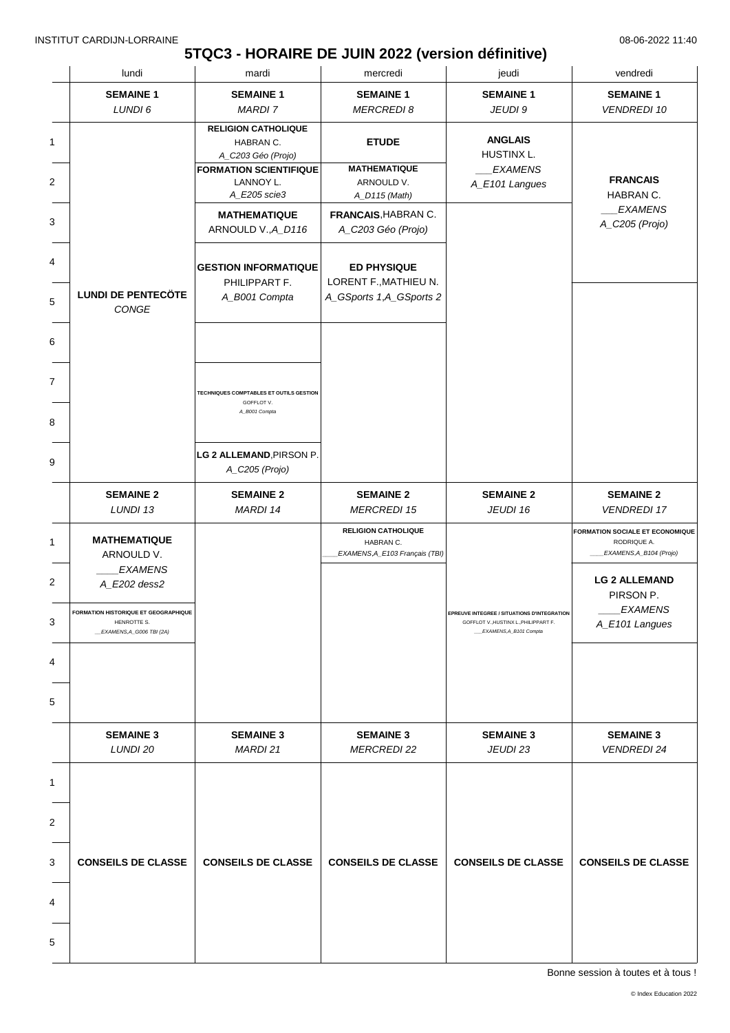INSTITUT CARDIJN-LORRAINE 08-06-2022 11:40

# 5TQC3 - HORAIRE DE JUIN 2022 (version définitive)

| | lundi | mardi | mercredi | jeudi | vendredi |
|---|---|---|---|---|---|
| | **SEMAINE 1** *LUNDI 6* | **SEMAINE 1** *MARDI 7* | **SEMAINE 1** *MERCREDI 8* | **SEMAINE 1** *JEUDI 9* | **SEMAINE 1** *VENDREDI 10* |
| 1 | **LUNDI DE PENTECÖTE** *CONGE* | **RELIGION CATHOLIQUE** HABRAN C. *A_C203 Géo (Projo)* | **ETUDE** | **ANGLAIS** HUSTINX L. *___EXAMENS* *A_E101 Langues* | **FRANCAIS** HABRAN C. *___EXAMENS* *A_C205 (Projo)* |
| 2 | | **FORMATION SCIENTIFIQUE** LANNOY L. *A_E205 scie3* | **MATHEMATIQUE** ARNOULD V. *A_D115 (Math)* | | |
| 3 | | **MATHEMATIQUE** ARNOULD V.,*A_D116* | **FRANCAIS**,HABRAN C. *A_C203 Géo (Projo)* | | |
| 4 | | **GESTION INFORMATIQUE** PHILIPPART F. *A_B001 Compta* | **ED PHYSIQUE** LORENT F.,MATHIEU N. *A_GSports 1,A_GSports 2* | | |
| 5 | | | | | |
| 6 | | | | | |
| 7 | | **TECHNIQUES COMPTABLES ET OUTILS GESTION** GOFFLOT V. *A_B001 Compta* | | | |
| 8 | | | | | |
| 9 | | **LG 2 ALLEMAND**,PIRSON P. *A_C205 (Projo)* | | | |
| | **SEMAINE 2** *LUNDI 13* | **SEMAINE 2** *MARDI 14* | **SEMAINE 2** *MERCREDI 15* | **SEMAINE 2** *JEUDI 16* | **SEMAINE 2** *VENDREDI 17* |
| 1 | **MATHEMATIQUE** ARNOULD V. *____EXAMENS* *A_E202 dess2* | | **RELIGION CATHOLIQUE** HABRAN C. *____EXAMENS,A_E103 Français (TBI)* | | **FORMATION SOCIALE ET ECONOMIQUE** RODRIQUE A. *____EXAMENS,A_B104 (Projo)* |
| 2 | | | | **EPREUVE INTEGREE / SITUATIONS D'INTEGRATION** GOFFLOT V.,HUSTINX L.,PHILIPPART F. *___EXAMENS,A_B101 Compta* | **LG 2 ALLEMAND** PIRSON P. *____EXAMENS* *A_E101 Langues* |
| 3 | **FORMATION HISTORIQUE ET GEOGRAPHIQUE** HENROTTE S. *__EXAMENS,A_G006 TBI (2A)* | | | | |
| 4 | | | | | |
| 5 | | | | | |
| | **SEMAINE 3** *LUNDI 20* | **SEMAINE 3** *MARDI 21* | **SEMAINE 3** *MERCREDI 22* | **SEMAINE 3** *JEUDI 23* | **SEMAINE 3** *VENDREDI 24* |
| 1-5 | **CONSEILS DE CLASSE** | **CONSEILS DE CLASSE** | **CONSEILS DE CLASSE** | **CONSEILS DE CLASSE** | **CONSEILS DE CLASSE** |

Bonne session à toutes et à tous !

© Index Education 2022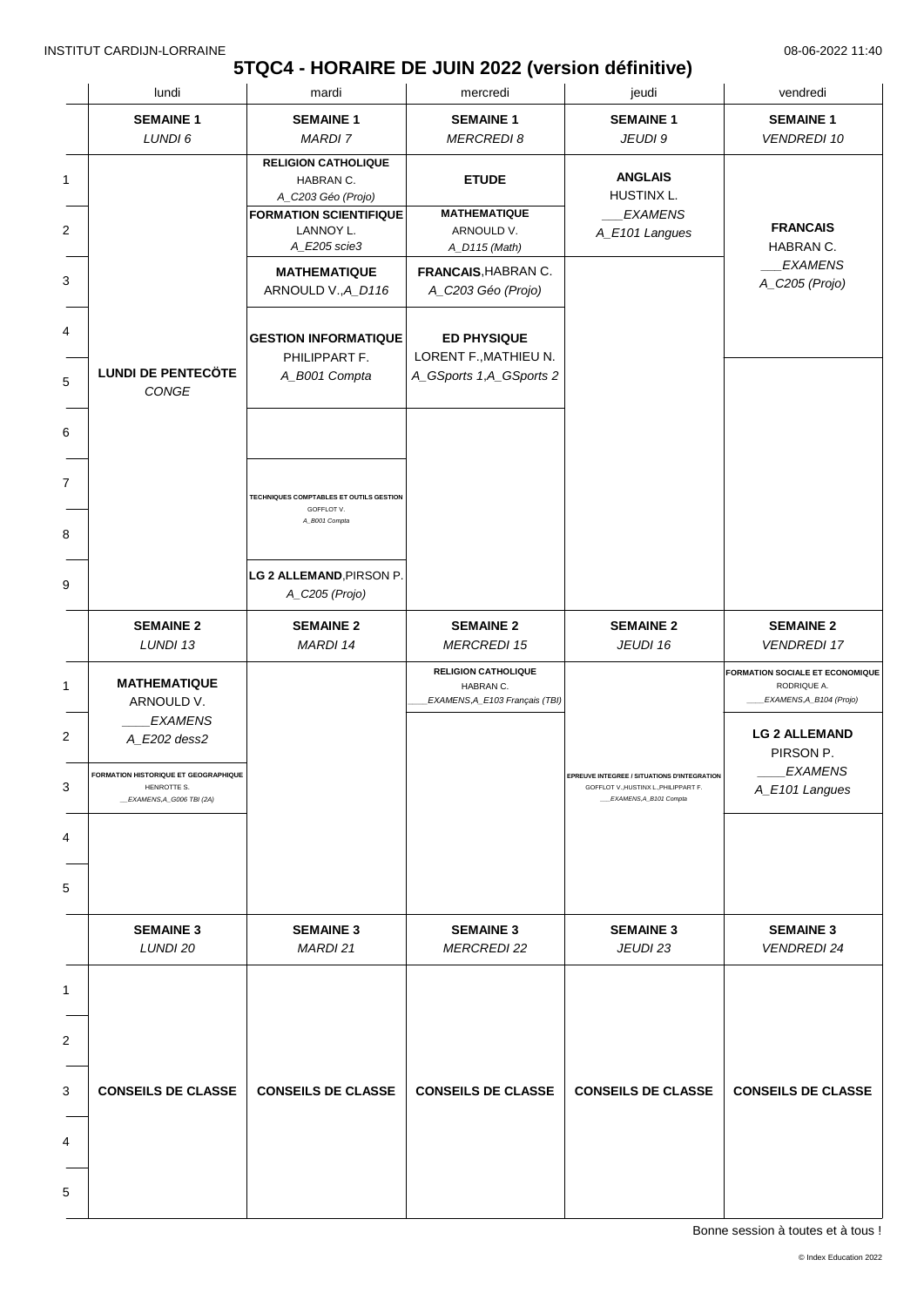INSTITUT CARDIJN-LORRAINE 08-06-2022 11:40

# 5TQC4 - HORAIRE DE JUIN 2022 (version définitive)

| | lundi | mardi | mercredi | jeudi | vendredi |
|---|---|---|---|---|---|
| | **SEMAINE 1** *LUNDI 6* | **SEMAINE 1** *MARDI 7* | **SEMAINE 1** *MERCREDI 8* | **SEMAINE 1** *JEUDI 9* | **SEMAINE 1** *VENDREDI 10* |
| 1 | **LUNDI DE PENTECÖTE** *CONGE* | **RELIGION CATHOLIQUE** HABRAN C. *A_C203 Géo (Projo)* | **ETUDE** | **ANGLAIS** HUSTINX L. *___EXAMENS* *A_E101 Langues* | **FRANCAIS** HABRAN C. *___EXAMENS* *A_C205 (Projo)* |
| 2 | | **FORMATION SCIENTIFIQUE** LANNOY L. *A_E205 scie3* | **MATHEMATIQUE** ARNOULD V. *A_D115 (Math)* | | |
| 3 | | **MATHEMATIQUE** ARNOULD V.,*A_D116* | **FRANCAIS**,HABRAN C. *A_C203 Géo (Projo)* | | |
| 4 | | **GESTION INFORMATIQUE** PHILIPPART F. *A_B001 Compta* | **ED PHYSIQUE** LORENT F.,MATHIEU N. *A_GSports 1,A_GSports 2* | | |
| 5 | | | | | |
| 6 | | | | | |
| 7 | | **TECHNIQUES COMPTABLES ET OUTILS GESTION** GOFFLOT V. *A_B001 Compta* | | | |
| 8 | | | | | |
| 9 | | **LG 2 ALLEMAND**,PIRSON P. *A_C205 (Projo)* | | | |
| | **SEMAINE 2** *LUNDI 13* | **SEMAINE 2** *MARDI 14* | **SEMAINE 2** *MERCREDI 15* | **SEMAINE 2** *JEUDI 16* | **SEMAINE 2** *VENDREDI 17* |
| 1 | **MATHEMATIQUE** ARNOULD V. *____EXAMENS* *A_E202 dess2* | | **RELIGION CATHOLIQUE** HABRAN C. *____EXAMENS,A_E103 Français (TBI)* | **EPREUVE INTEGREE / SITUATIONS D'INTEGRATION** GOFFLOT V.,HUSTINX L.,PHILIPPART F. *___EXAMENS,A_B101 Compta* | **FORMATION SOCIALE ET ECONOMIQUE** RODRIQUE A. *____EXAMENS,A_B104 (Projo)* |
| 2 | | | | | **LG 2 ALLEMAND** PIRSON P. *____EXAMENS* *A_E101 Langues* |
| 3 | **FORMATION HISTORIQUE ET GEOGRAPHIQUE** HENROTTE S. *__EXAMENS,A_G006 TBI (2A)* | | | | |
| 4 | | | | | |
| 5 | | | | | |
| | **SEMAINE 3** *LUNDI 20* | **SEMAINE 3** *MARDI 21* | **SEMAINE 3** *MERCREDI 22* | **SEMAINE 3** *JEUDI 23* | **SEMAINE 3** *VENDREDI 24* |
| 1 | **CONSEILS DE CLASSE** | **CONSEILS DE CLASSE** | **CONSEILS DE CLASSE** | **CONSEILS DE CLASSE** | **CONSEILS DE CLASSE** |
| 2 | | | | | |
| 3 | | | | | |
| 4 | | | | | |
| 5 | | | | | |

Bonne session à toutes et à tous !

© Index Education 2022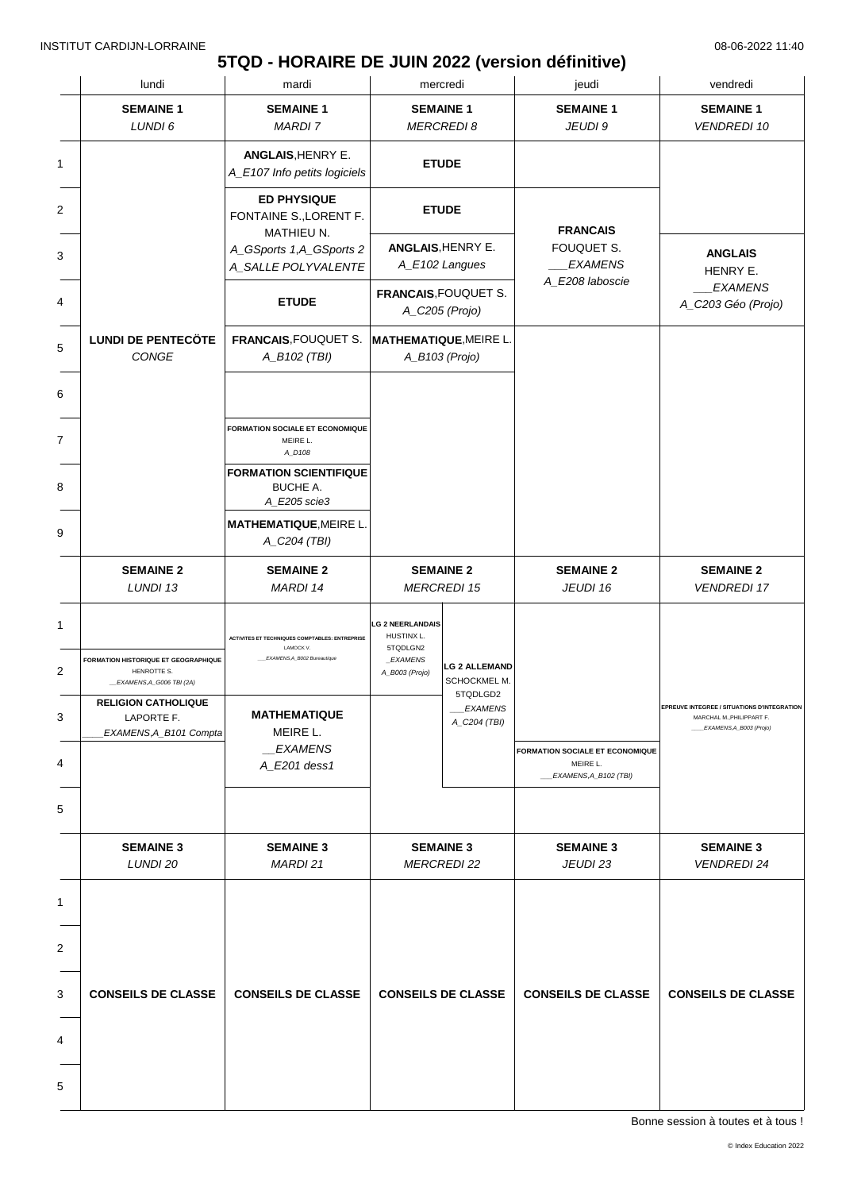INSTITUT CARDIJN-LORRAINE 08-06-2022 11:40

# 5TQD - HORAIRE DE JUIN 2022 (version définitive)

| | lundi | mardi | mercredi | jeudi | vendredi |
|---|---|---|---|---|---|
| | **SEMAINE 1** *LUNDI 6* | **SEMAINE 1** *MARDI 7* | **SEMAINE 1** *MERCREDI 8* | **SEMAINE 1** *JEUDI 9* | **SEMAINE 1** *VENDREDI 10* |
| 1 | **LUNDI DE PENTECÖTE** *CONGE* | **ANGLAIS**, HENRY E. *A_E107 Info petits logiciels* | **ETUDE** | | |
| 2 | | **ED PHYSIQUE** FONTAINE S., LORENT F. MATHIEU N. *A_GSports 1, A_GSports 2 A_SALLE POLYVALENTE* | **ETUDE** | **FRANCAIS** FOUQUET S. *___EXAMENS A_E208 laboscie* | |
| 3 | | | **ANGLAIS**, HENRY E. *A_E102 Langues* | | **ANGLAIS** HENRY E. *___EXAMENS A_C203 Géo (Projo)* |
| 4 | | **ETUDE** | **FRANCAIS**, FOUQUET S. *A_C205 (Projo)* | | |
| 5 | | **FRANCAIS**, FOUQUET S. *A_B102 (TBI)* | **MATHEMATIQUE**, MEIRE L. *A_B103 (Projo)* | | |
| 6 | | | | | |
| 7 | | **FORMATION SOCIALE ET ECONOMIQUE** MEIRE L. *A_D108* | | | |
| 8 | | **FORMATION SCIENTIFIQUE** BUCHE A. *A_E205 scie3* | | | |
| 9 | | **MATHEMATIQUE**, MEIRE L. *A_C204 (TBI)* | | | |
| | **SEMAINE 2** *LUNDI 13* | **SEMAINE 2** *MARDI 14* | **SEMAINE 2** *MERCREDI 15* | **SEMAINE 2** *JEUDI 16* | **SEMAINE 2** *VENDREDI 17* |
| 1 | | **ACTIVITES ET TECHNIQUES COMPTABLES: ENTREPRISE** LAMOCK V. *___EXAMENS,A_B002 Bureautique* | **LG 2 NEERLANDAIS** HUSTINX L. 5TQDLGN2 *_EXAMENS A_B003 (Projo)* / **LG 2 ALLEMAND** SCHOCKMEL M. 5TQDLGD2 *___EXAMENS A_C204 (TBI)* | | **EPREUVE INTEGREE / SITUATIONS D'INTEGRATION** MARCHAL M., PHILIPPART F. *____EXAMENS,A_B003 (Projo)* |
| 2 | **FORMATION HISTORIQUE ET GEOGRAPHIQUE** HENROTTE S. *__EXAMENS,A_G006 TBI (2A)* | | | | |
| 3 | **RELIGION CATHOLIQUE** LAPORTE F. *____EXAMENS,A_B101 Compta* | **MATHEMATIQUE** MEIRE L. *__EXAMENS A_E201 dess1* | | | |
| 4 | | | | **FORMATION SOCIALE ET ECONOMIQUE** MEIRE L. *___EXAMENS,A_B102 (TBI)* | |
| 5 | | | | | |
| | **SEMAINE 3** *LUNDI 20* | **SEMAINE 3** *MARDI 21* | **SEMAINE 3** *MERCREDI 22* | **SEMAINE 3** *JEUDI 23* | **SEMAINE 3** *VENDREDI 24* |
| 1-5 | **CONSEILS DE CLASSE** | **CONSEILS DE CLASSE** | **CONSEILS DE CLASSE** | **CONSEILS DE CLASSE** | **CONSEILS DE CLASSE** |

Bonne session à toutes et à tous !

© Index Education 2022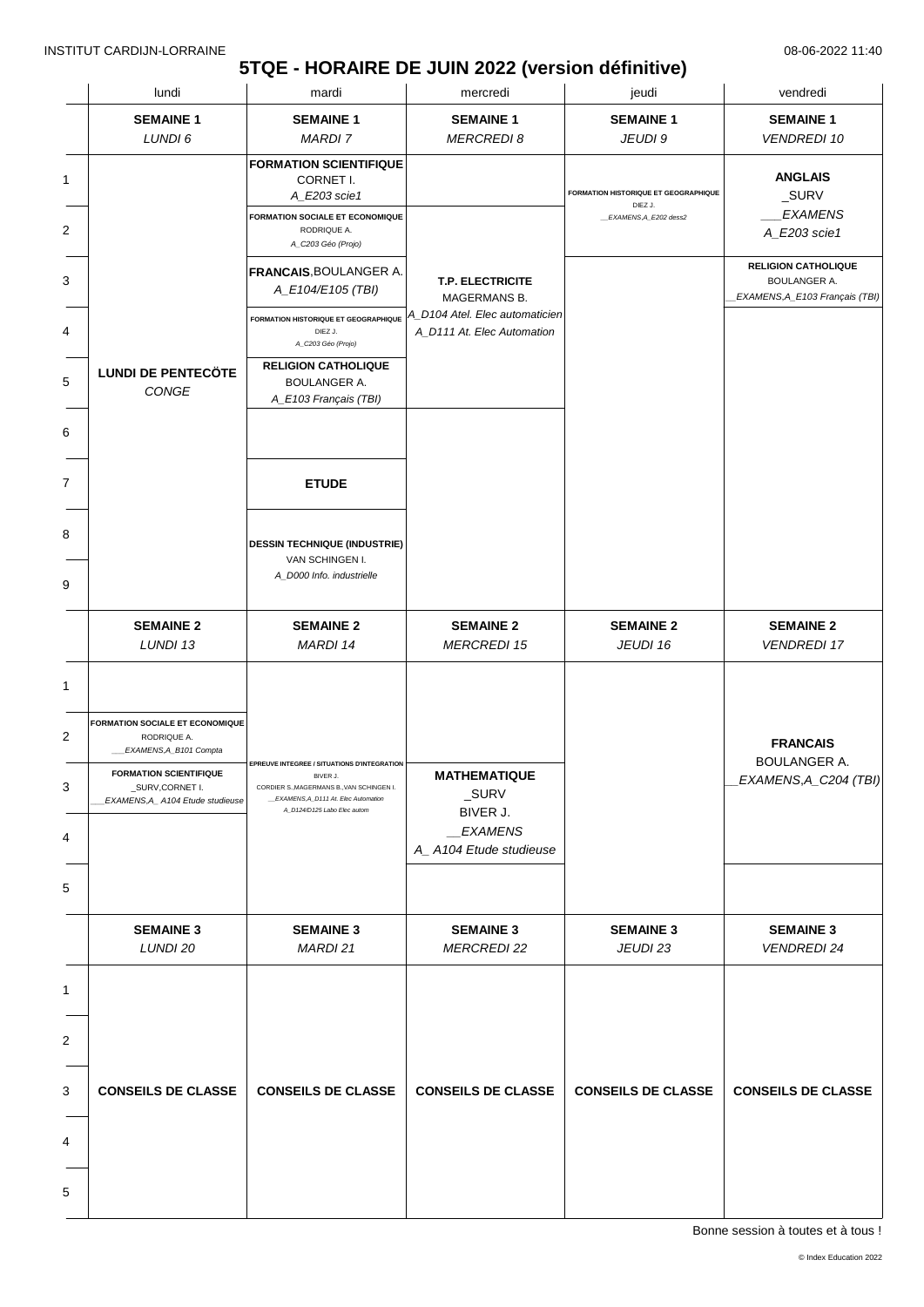INSTITUT CARDIJN-LORRAINE 08-06-2022 11:40

# 5TQE - HORAIRE DE JUIN 2022 (version définitive)

| | lundi | mardi | mercredi | jeudi | vendredi |
|---|---|---|---|---|---|
| | **SEMAINE 1** *LUNDI 6* | **SEMAINE 1** *MARDI 7* | **SEMAINE 1** *MERCREDI 8* | **SEMAINE 1** *JEUDI 9* | **SEMAINE 1** *VENDREDI 10* |
| 1 | **LUNDI DE PENTECÖTE** *CONGE* | **FORMATION SCIENTIFIQUE** CORNET I. *A_E203 scie1* | | **FORMATION HISTORIQUE ET GEOGRAPHIQUE** DIEZ J. *__EXAMENS,A_E202 dess2* | **ANGLAIS** _SURV *___EXAMENS* *A_E203 scie1* |
| 2 | | **FORMATION SOCIALE ET ECONOMIQUE** RODRIQUE A. *A_C203 Géo (Projo)* | **T.P. ELECTRICITE** MAGERMANS B. *A_D104 Atel. Elec automaticien* *A_D111 At. Elec Automation* | | |
| 3 | | **FRANCAIS**,BOULANGER A. *A_E104/E105 (TBI)* | | | **RELIGION CATHOLIQUE** BOULANGER A. *__EXAMENS,A_E103 Français (TBI)* |
| 4 | | **FORMATION HISTORIQUE ET GEOGRAPHIQUE** DIEZ J. *A_C203 Géo (Projo)* | | | |
| 5 | | **RELIGION CATHOLIQUE** BOULANGER A. *A_E103 Français (TBI)* | | | |
| 6 | | | | | |
| 7 | | **ETUDE** | | | |
| 8 | | **DESSIN TECHNIQUE (INDUSTRIE)** VAN SCHINGEN I. *A_D000 Info. industrielle* | | | |
| 9 | | | | | |
| | **SEMAINE 2** *LUNDI 13* | **SEMAINE 2** *MARDI 14* | **SEMAINE 2** *MERCREDI 15* | **SEMAINE 2** *JEUDI 16* | **SEMAINE 2** *VENDREDI 17* |
| 1 | | | | | |
| 2 | **FORMATION SOCIALE ET ECONOMIQUE** RODRIQUE A. *___EXAMENS,A_B101 Compta* | | | | **FRANCAIS** BOULANGER A. *__EXAMENS,A_C204 (TBI)* |
| 3 | **FORMATION SCIENTIFIQUE** _SURV,CORNET I. *___EXAMENS,A_ A104 Etude studieuse* | **EPREUVE INTEGREE / SITUATIONS D'INTEGRATION** BIVER J. CORDIER S.,MAGERMANS B.,VAN SCHINGEN I. *__EXAMENS,A_D111 At. Elec Automation* *A_D124/D125 Labo Elec autom* | **MATHEMATIQUE** _SURV BIVER J. *__EXAMENS* *A_ A104 Etude studieuse* | | |
| 4 | | | | | |
| 5 | | | | | |
| | **SEMAINE 3** *LUNDI 20* | **SEMAINE 3** *MARDI 21* | **SEMAINE 3** *MERCREDI 22* | **SEMAINE 3** *JEUDI 23* | **SEMAINE 3** *VENDREDI 24* |
| 1 | | | | | |
| 2 | | | | | |
| 3 | **CONSEILS DE CLASSE** | **CONSEILS DE CLASSE** | **CONSEILS DE CLASSE** | **CONSEILS DE CLASSE** | **CONSEILS DE CLASSE** |
| 4 | | | | | |
| 5 | | | | | |

Bonne session à toutes et à tous !

© Index Education 2022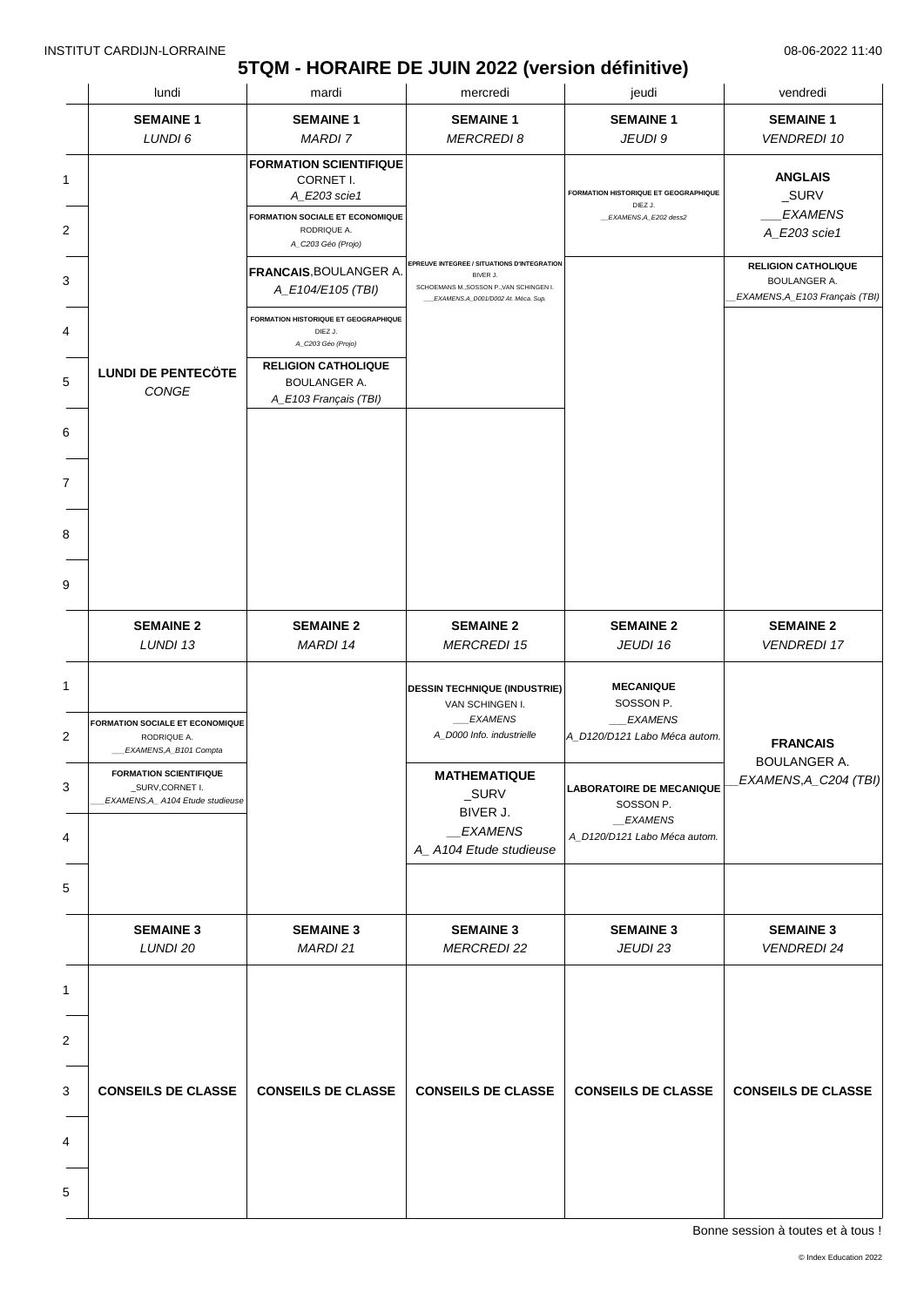# 5TQM - HORAIRE DE JUIN 2022 (version définitive)

| | lundi | mardi | mercredi | jeudi | vendredi |
|---|---|---|---|---|---|
| | **SEMAINE 1** *LUNDI 6* | **SEMAINE 1** *MARDI 7* | **SEMAINE 1** *MERCREDI 8* | **SEMAINE 1** *JEUDI 9* | **SEMAINE 1** *VENDREDI 10* |
| 1 | **LUNDI DE PENTECÖTE** *CONGE* | **FORMATION SCIENTIFIQUE** CORNET I. *A_E203 scie1* | **EPREUVE INTEGREE / SITUATIONS D'INTEGRATION** BIVER J. SCHOEMANS M.,SOSSON P.,VAN SCHINGEN I. *___EXAMENS,A_D001/D002 At. Méca. Sup.* | **FORMATION HISTORIQUE ET GEOGRAPHIQUE** DIEZ J. *__EXAMENS,A_E202 dess2* | **ANGLAIS** _SURV *___EXAMENS* *A_E203 scie1* |
| 2 | | **FORMATION SOCIALE ET ECONOMIQUE** RODRIQUE A. *A_C203 Géo (Projo)* | | | |
| 3 | | **FRANCAIS**,BOULANGER A. *A_E104/E105 (TBI)* | | | **RELIGION CATHOLIQUE** BOULANGER A. *_EXAMENS,A_E103 Français (TBI)* |
| 4 | | **FORMATION HISTORIQUE ET GEOGRAPHIQUE** DIEZ J. *A_C203 Géo (Projo)* | | | |
| 5 | | **RELIGION CATHOLIQUE** BOULANGER A. *A_E103 Français (TBI)* | | | |
| 6 | | | | | |
| 7 | | | | | |
| 8 | | | | | |
| 9 | | | | | |
| | **SEMAINE 2** *LUNDI 13* | **SEMAINE 2** *MARDI 14* | **SEMAINE 2** *MERCREDI 15* | **SEMAINE 2** *JEUDI 16* | **SEMAINE 2** *VENDREDI 17* |
| 1 | | | **DESSIN TECHNIQUE (INDUSTRIE)** VAN SCHINGEN I. *___EXAMENS* *A_D000 Info. industrielle* | **MECANIQUE** SOSSON P. *___EXAMENS* *A_D120/D121 Labo Méca autom.* | **FRANCAIS** BOULANGER A. *_EXAMENS,A_C204 (TBI)* |
| 2 | **FORMATION SOCIALE ET ECONOMIQUE** RODRIQUE A. *___EXAMENS,A_B101 Compta* | | | | |
| 3 | **FORMATION SCIENTIFIQUE** _SURV,CORNET I. *___EXAMENS,A_ A104 Etude studieuse* | | **MATHEMATIQUE** _SURV BIVER J. *__EXAMENS* *A_ A104 Etude studieuse* | **LABORATOIRE DE MECANIQUE** SOSSON P. *__EXAMENS* *A_D120/D121 Labo Méca autom.* | |
| 4 | | | | | |
| 5 | | | | | |
| | **SEMAINE 3** *LUNDI 20* | **SEMAINE 3** *MARDI 21* | **SEMAINE 3** *MERCREDI 22* | **SEMAINE 3** *JEUDI 23* | **SEMAINE 3** *VENDREDI 24* |
| 1–5 | **CONSEILS DE CLASSE** | **CONSEILS DE CLASSE** | **CONSEILS DE CLASSE** | **CONSEILS DE CLASSE** | **CONSEILS DE CLASSE** |

Bonne session à toutes et à tous !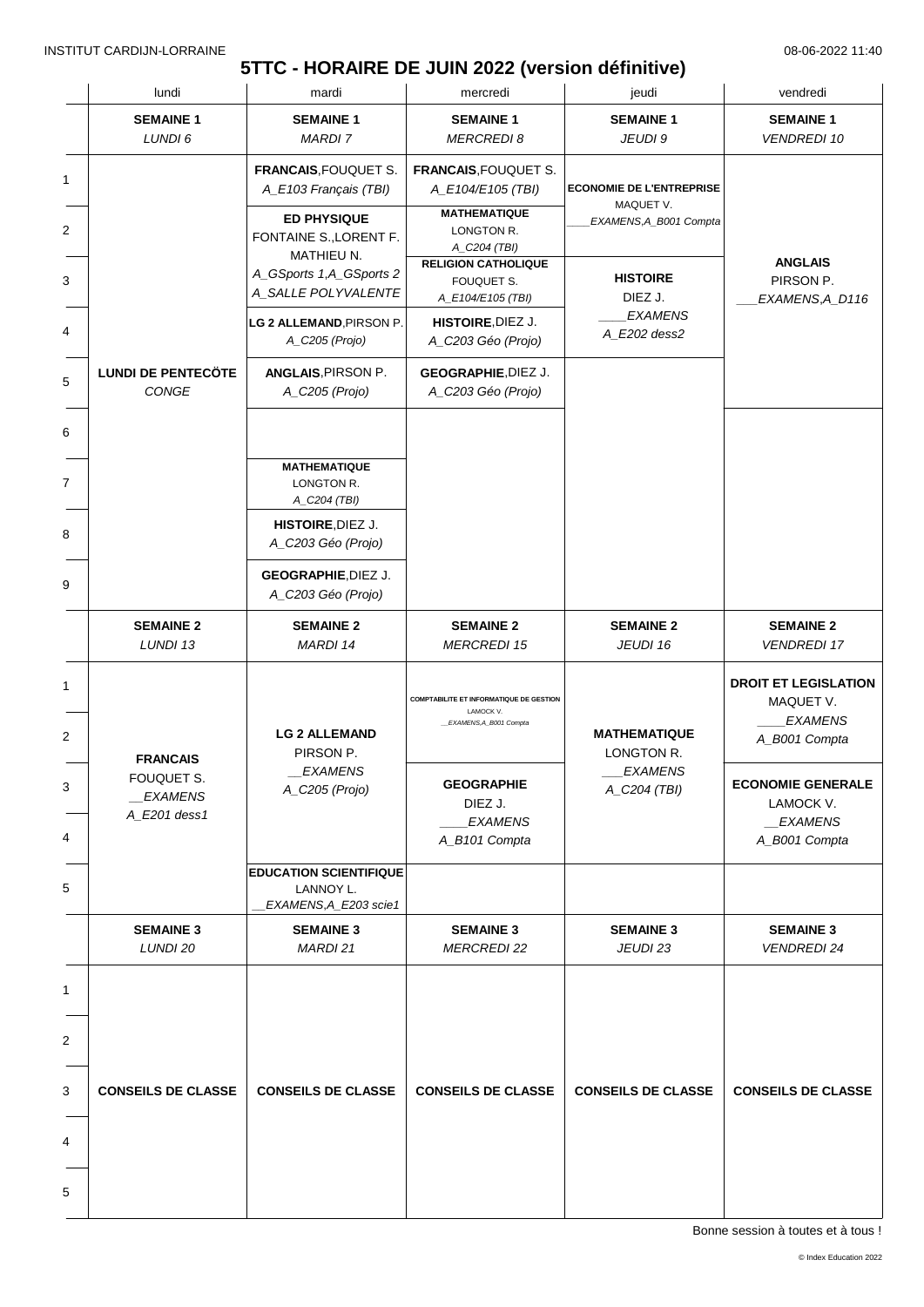INSTITUT CARDIJN-LORRAINE 08-06-2022 11:40

# 5TTC - HORAIRE DE JUIN 2022 (version définitive)

| | lundi | mardi | mercredi | jeudi | vendredi |
|---|---|---|---|---|---|
| | **SEMAINE 1** *LUNDI 6* | **SEMAINE 1** *MARDI 7* | **SEMAINE 1** *MERCREDI 8* | **SEMAINE 1** *JEUDI 9* | **SEMAINE 1** *VENDREDI 10* |
| 1 | **LUNDI DE PENTECÖTE** *CONGE* | **FRANCAIS**,FOUQUET S. *A_E103 Français (TBI)* | **FRANCAIS**,FOUQUET S. *A_E104/E105 (TBI)* | **ECONOMIE DE L'ENTREPRISE** MAQUET V. *____EXAMENS,A_B001 Compta* | **ANGLAIS** PIRSON P. *___EXAMENS,A_D116* |
| 2 | | **ED PHYSIQUE** FONTAINE S.,LORENT F. MATHIEU N. *A_GSports 1,A_GSports 2 A_SALLE POLYVALENTE* | **MATHEMATIQUE** LONGTON R. *A_C204 (TBI)* | | |
| 3 | | | **RELIGION CATHOLIQUE** FOUQUET S. *A_E104/E105 (TBI)* | **HISTOIRE** DIEZ J. *____EXAMENS A_E202 dess2* | |
| 4 | | **LG 2 ALLEMAND**,PIRSON P. *A_C205 (Projo)* | **HISTOIRE**,DIEZ J. *A_C203 Géo (Projo)* | | |
| 5 | | **ANGLAIS**,PIRSON P. *A_C205 (Projo)* | **GEOGRAPHIE**,DIEZ J. *A_C203 Géo (Projo)* | | |
| 6 | | | | | |
| 7 | | **MATHEMATIQUE** LONGTON R. *A_C204 (TBI)* | | | |
| 8 | | **HISTOIRE**,DIEZ J. *A_C203 Géo (Projo)* | | | |
| 9 | | **GEOGRAPHIE**,DIEZ J. *A_C203 Géo (Projo)* | | | |
| | **SEMAINE 2** *LUNDI 13* | **SEMAINE 2** *MARDI 14* | **SEMAINE 2** *MERCREDI 15* | **SEMAINE 2** *JEUDI 16* | **SEMAINE 2** *VENDREDI 17* |
| 1 | **FRANCAIS** FOUQUET S. *__EXAMENS A_E201 dess1* | **LG 2 ALLEMAND** PIRSON P. *__EXAMENS A_C205 (Projo)* | **COMPTABILITE ET INFORMATIQUE DE GESTION** LAMOCK V. *__EXAMENS,A_B001 Compta* | **MATHEMATIQUE** LONGTON R. *___EXAMENS A_C204 (TBI)* | **DROIT ET LEGISLATION** MAQUET V. *____EXAMENS A_B001 Compta* |
| 2 | | | | | |
| 3 | | | **GEOGRAPHIE** DIEZ J. *____EXAMENS A_B101 Compta* | | **ECONOMIE GENERALE** LAMOCK V. *__EXAMENS A_B001 Compta* |
| 4 | | | | | |
| 5 | | **EDUCATION SCIENTIFIQUE** LANNOY L. *__EXAMENS,A_E203 scie1* | | | |
| | **SEMAINE 3** *LUNDI 20* | **SEMAINE 3** *MARDI 21* | **SEMAINE 3** *MERCREDI 22* | **SEMAINE 3** *JEUDI 23* | **SEMAINE 3** *VENDREDI 24* |
| 1–5 | **CONSEILS DE CLASSE** | **CONSEILS DE CLASSE** | **CONSEILS DE CLASSE** | **CONSEILS DE CLASSE** | **CONSEILS DE CLASSE** |

Bonne session à toutes et à tous !

© Index Education 2022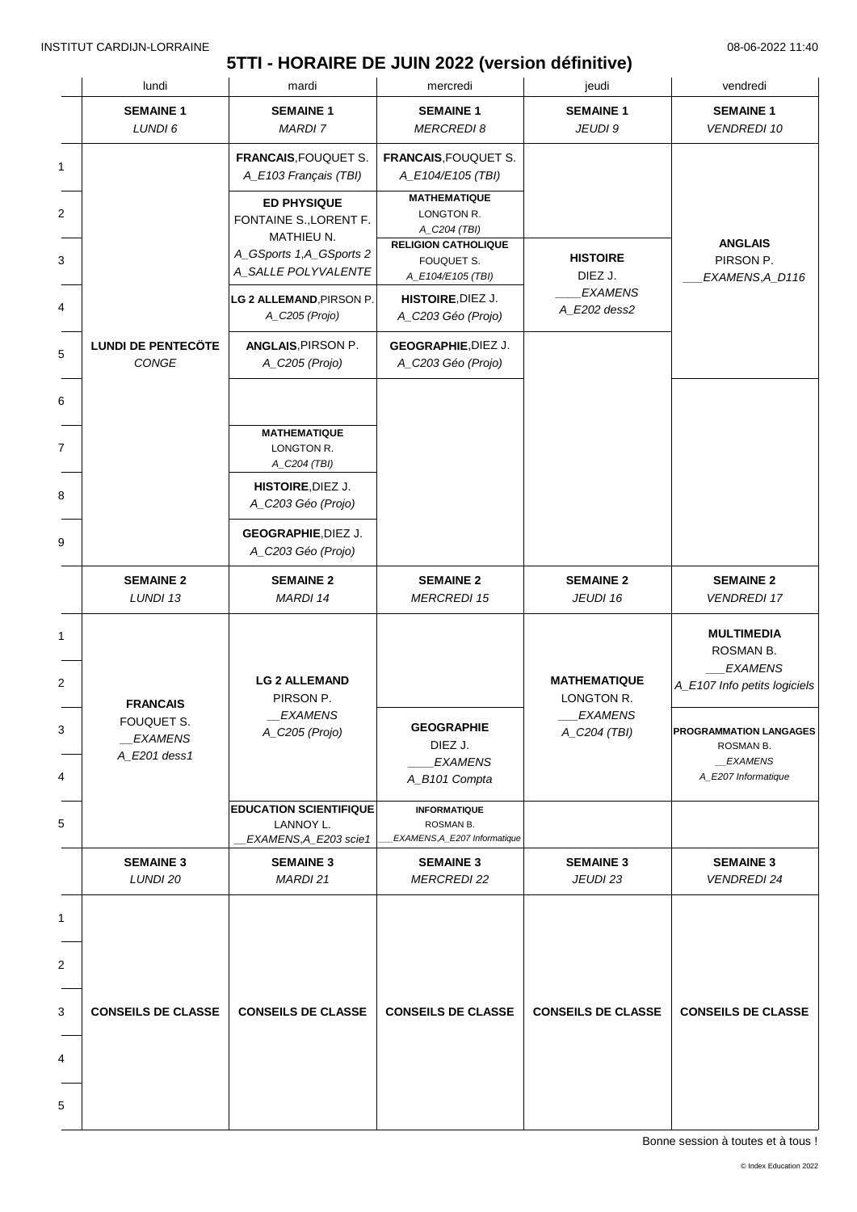INSTITUT CARDIJN-LORRAINE 08-06-2022 11:40

# 5TTI - HORAIRE DE JUIN 2022 (version définitive)

| | lundi | mardi | mercredi | jeudi | vendredi |
|---|---|---|---|---|---|
| | **SEMAINE 1** *LUNDI 6* | **SEMAINE 1** *MARDI 7* | **SEMAINE 1** *MERCREDI 8* | **SEMAINE 1** *JEUDI 9* | **SEMAINE 1** *VENDREDI 10* |
| 1 | **LUNDI DE PENTECÖTE** *CONGE* | **FRANCAIS**, FOUQUET S. *A_E103 Français (TBI)* | **FRANCAIS**, FOUQUET S. *A_E104/E105 (TBI)* | | **ANGLAIS** PIRSON P. *___EXAMENS,A_D116* |
| 2 | | **ED PHYSIQUE** FONTAINE S., LORENT F. MATHIEU N. *A_GSports 1,A_GSports 2 A_SALLE POLYVALENTE* | **MATHEMATIQUE** LONGTON R. *A_C204 (TBI)* | **HISTOIRE** DIEZ J. *____EXAMENS A_E202 dess2* | |
| 3 | | | **RELIGION CATHOLIQUE** FOUQUET S. *A_E104/E105 (TBI)* | | |
| 4 | | **LG 2 ALLEMAND**, PIRSON P. *A_C205 (Projo)* | **HISTOIRE**, DIEZ J. *A_C203 Géo (Projo)* | | |
| 5 | | **ANGLAIS**, PIRSON P. *A_C205 (Projo)* | **GEOGRAPHIE**, DIEZ J. *A_C203 Géo (Projo)* | | |
| 6 | | | | | |
| 7 | | **MATHEMATIQUE** LONGTON R. *A_C204 (TBI)* | | | |
| 8 | | **HISTOIRE**, DIEZ J. *A_C203 Géo (Projo)* | | | |
| 9 | | **GEOGRAPHIE**, DIEZ J. *A_C203 Géo (Projo)* | | | |
| | **SEMAINE 2** *LUNDI 13* | **SEMAINE 2** *MARDI 14* | **SEMAINE 2** *MERCREDI 15* | **SEMAINE 2** *JEUDI 16* | **SEMAINE 2** *VENDREDI 17* |
| 1 | **FRANCAIS** FOUQUET S. *__EXAMENS A_E201 dess1* | **LG 2 ALLEMAND** PIRSON P. *__EXAMENS A_C205 (Projo)* | | **MATHEMATIQUE** LONGTON R. *___EXAMENS A_C204 (TBI)* | **MULTIMEDIA** ROSMAN B. *___EXAMENS A_E107 Info petits logiciels* |
| 2 | | | | | |
| 3 | | | **GEOGRAPHIE** DIEZ J. *____EXAMENS A_B101 Compta* | | **PROGRAMMATION LANGAGES** ROSMAN B. *__EXAMENS A_E207 Informatique* |
| 4 | | | | | |
| 5 | | **EDUCATION SCIENTIFIQUE** LANNOY L. *__EXAMENS,A_E203 scie1* | **INFORMATIQUE** ROSMAN B. *___EXAMENS,A_E207 Informatique* | | |
| | **SEMAINE 3** *LUNDI 20* | **SEMAINE 3** *MARDI 21* | **SEMAINE 3** *MERCREDI 22* | **SEMAINE 3** *JEUDI 23* | **SEMAINE 3** *VENDREDI 24* |
| 1–5 | **CONSEILS DE CLASSE** | **CONSEILS DE CLASSE** | **CONSEILS DE CLASSE** | **CONSEILS DE CLASSE** | **CONSEILS DE CLASSE** |

Bonne session à toutes et à tous !

© Index Education 2022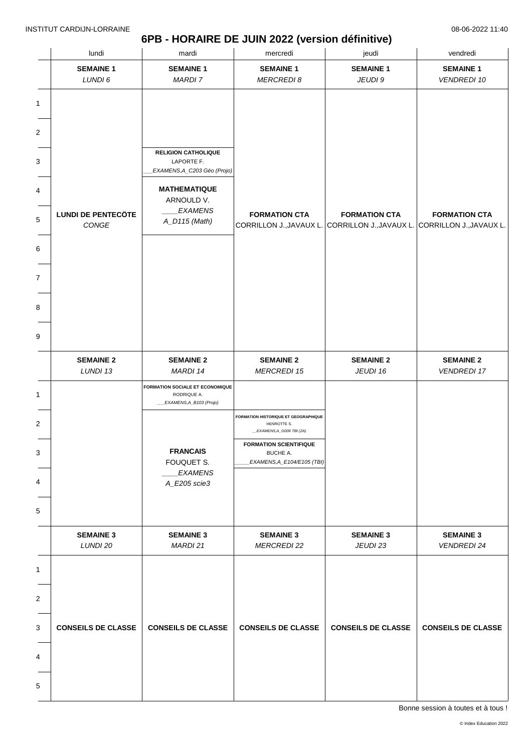INSTITUT CARDIJN-LORRAINE 08-06-2022 11:40

# 6PB - HORAIRE DE JUIN 2022 (version définitive)

| | lundi | mardi | mercredi | jeudi | vendredi |
|---|---|---|---|---|---|
| | **SEMAINE 1** *LUNDI 6* | **SEMAINE 1** *MARDI 7* | **SEMAINE 1** *MERCREDI 8* | **SEMAINE 1** *JEUDI 9* | **SEMAINE 1** *VENDREDI 10* |
| 1 | **LUNDI DE PENTECÖTE** *CONGE* | | **FORMATION CTA** CORRILLON J.,JAVAUX L. | **FORMATION CTA** CORRILLON J.,JAVAUX L. | **FORMATION CTA** CORRILLON J.,JAVAUX L. |
| 2 | | | | | |
| 3 | | **RELIGION CATHOLIQUE** LAPORTE F. *___EXAMENS,A_C203 Géo (Projo)* | | | |
| 4 | | **MATHEMATIQUE** ARNOULD V. *____EXAMENS A_D115 (Math)* | | | |
| 5 | | | | | |
| 6 | | | | | |
| 7 | | | | | |
| 8 | | | | | |
| 9 | | | | | |
| | **SEMAINE 2** *LUNDI 13* | **SEMAINE 2** *MARDI 14* | **SEMAINE 2** *MERCREDI 15* | **SEMAINE 2** *JEUDI 16* | **SEMAINE 2** *VENDREDI 17* |
| 1 | | **FORMATION SOCIALE ET ECONOMIQUE** RODRIQUE A. *___EXAMENS,A_B103 (Projo)* | | | |
| 2 | | **FRANCAIS** FOUQUET S. *____EXAMENS A_E205 scie3* | **FORMATION HISTORIQUE ET GEOGRAPHIQUE** HENROTTE S. *__EXAMENS,A_G006 TBI (2A)* | | |
| 3 | | | **FORMATION SCIENTIFIQUE** BUCHE A. *_____EXAMENS,A_E104/E105 (TBI)* | | |
| 4 | | | | | |
| 5 | | | | | |
| | **SEMAINE 3** *LUNDI 20* | **SEMAINE 3** *MARDI 21* | **SEMAINE 3** *MERCREDI 22* | **SEMAINE 3** *JEUDI 23* | **SEMAINE 3** *VENDREDI 24* |
| 1 | **CONSEILS DE CLASSE** | **CONSEILS DE CLASSE** | **CONSEILS DE CLASSE** | **CONSEILS DE CLASSE** | **CONSEILS DE CLASSE** |
| 2 | | | | | |
| 3 | | | | | |
| 4 | | | | | |
| 5 | | | | | |

Bonne session à toutes et à tous !

© Index Education 2022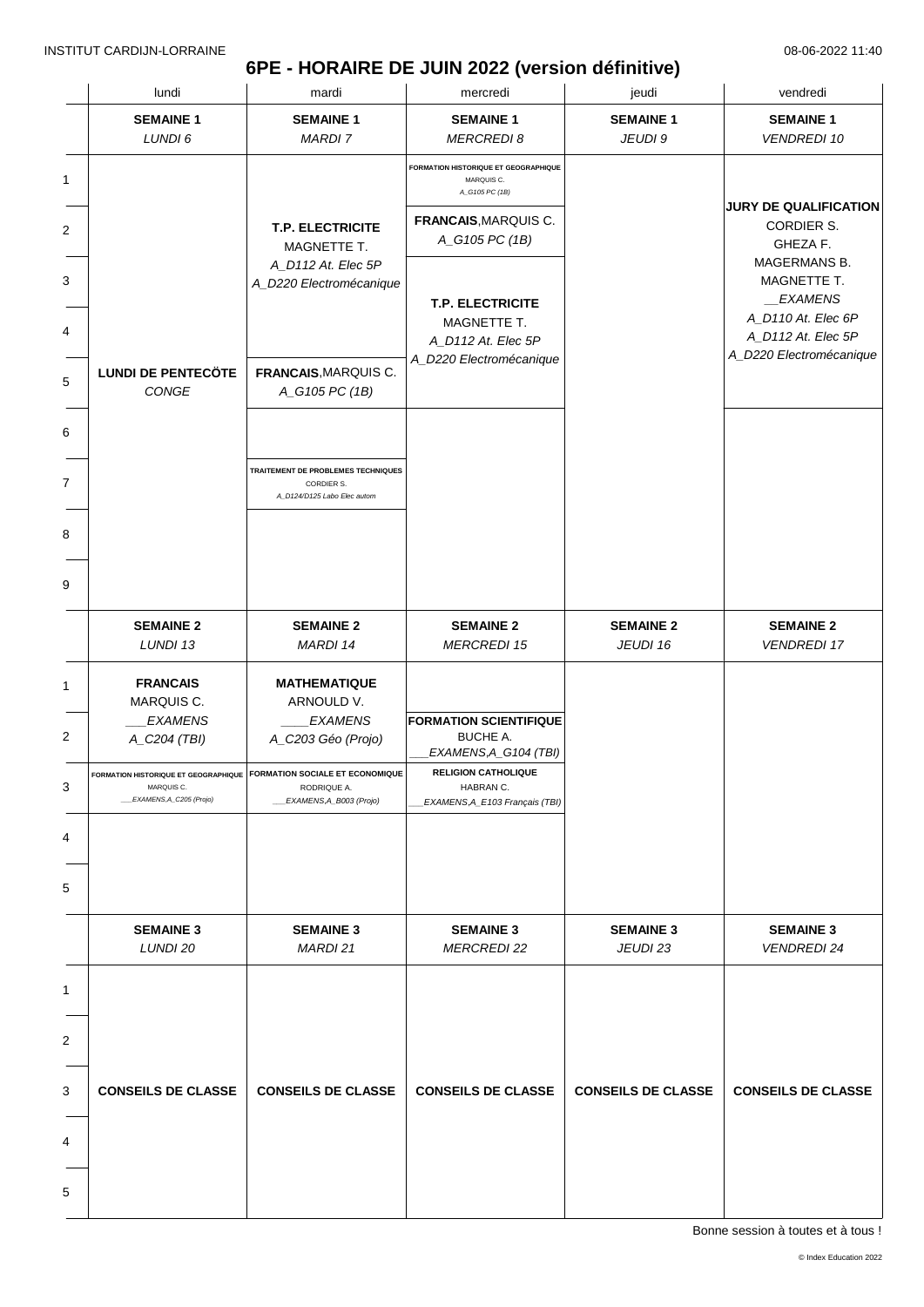INSTITUT CARDIJN-LORRAINE 08-06-2022 11:40

# 6PE - HORAIRE DE JUIN 2022 (version définitive)

| | lundi | mardi | mercredi | jeudi | vendredi |
|---|---|---|---|---|---|
| | **SEMAINE 1** *LUNDI 6* | **SEMAINE 1** *MARDI 7* | **SEMAINE 1** *MERCREDI 8* | **SEMAINE 1** *JEUDI 9* | **SEMAINE 1** *VENDREDI 10* |
| 1 | **LUNDI DE PENTECÖTE** *CONGE* | **T.P. ELECTRICITE** MAGNETTE T. *A_D112 At. Elec 5P* *A_D220 Electromécanique* | **FORMATION HISTORIQUE ET GEOGRAPHIQUE** MARQUIS C. *A_G105 PC (1B)* | | **JURY DE QUALIFICATION** CORDIER S. GHEZA F. MAGERMANS B. MAGNETTE T. *__EXAMENS* *A_D110 At. Elec 6P* *A_D112 At. Elec 5P* *A_D220 Electromécanique* |
| 2 | | | **FRANCAIS**, MARQUIS C. *A_G105 PC (1B)* | | |
| 3 | | | **T.P. ELECTRICITE** MAGNETTE T. *A_D112 At. Elec 5P* *A_D220 Electromécanique* | | |
| 4 | | | | | |
| 5 | | **FRANCAIS**, MARQUIS C. *A_G105 PC (1B)* | | | |
| 6 | | | | | |
| 7 | | **TRAITEMENT DE PROBLEMES TECHNIQUES** CORDIER S. *A_D124/D125 Labo Elec autom* | | | |
| 8 | | | | | |
| 9 | | | | | |
| | **SEMAINE 2** *LUNDI 13* | **SEMAINE 2** *MARDI 14* | **SEMAINE 2** *MERCREDI 15* | **SEMAINE 2** *JEUDI 16* | **SEMAINE 2** *VENDREDI 17* |
| 1 | **FRANCAIS** MARQUIS C. *___EXAMENS* *A_C204 (TBI)* | **MATHEMATIQUE** ARNOULD V. *____EXAMENS* *A_C203 Géo (Projo)* | | | |
| 2 | | | **FORMATION SCIENTIFIQUE** BUCHE A. *___EXAMENS,A_G104 (TBI)* | | |
| 3 | **FORMATION HISTORIQUE ET GEOGRAPHIQUE** MARQUIS C. *___EXAMENS,A_C205 (Projo)* | **FORMATION SOCIALE ET ECONOMIQUE** RODRIQUE A. *___EXAMENS,A_B003 (Projo)* | **RELIGION CATHOLIQUE** HABRAN C. *___EXAMENS,A_E103 Français (TBI)* | | |
| 4 | | | | | |
| 5 | | | | | |
| | **SEMAINE 3** *LUNDI 20* | **SEMAINE 3** *MARDI 21* | **SEMAINE 3** *MERCREDI 22* | **SEMAINE 3** *JEUDI 23* | **SEMAINE 3** *VENDREDI 24* |
| 1-5 | **CONSEILS DE CLASSE** | **CONSEILS DE CLASSE** | **CONSEILS DE CLASSE** | **CONSEILS DE CLASSE** | **CONSEILS DE CLASSE** |

Bonne session à toutes et à tous !

© Index Education 2022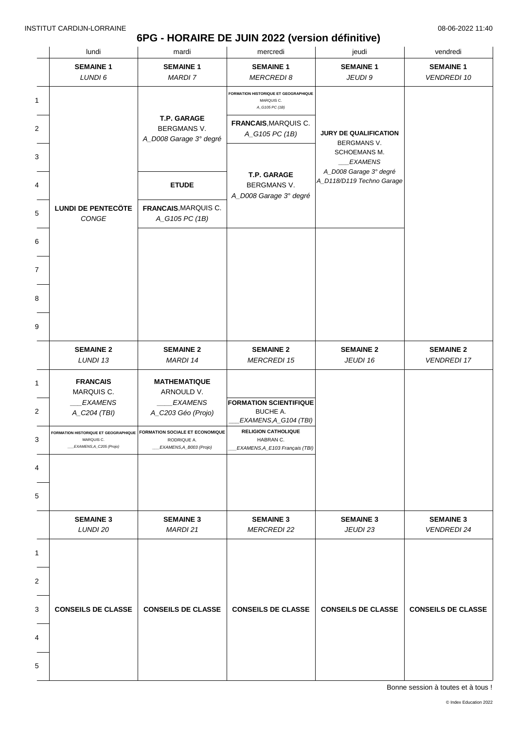INSTITUT CARDIJN-LORRAINE 08-06-2022 11:40

# 6PG - HORAIRE DE JUIN 2022 (version définitive)

| | lundi | mardi | mercredi | jeudi | vendredi |
|---|---|---|---|---|---|
| | **SEMAINE 1** *LUNDI 6* | **SEMAINE 1** *MARDI 7* | **SEMAINE 1** *MERCREDI 8* | **SEMAINE 1** *JEUDI 9* | **SEMAINE 1** *VENDREDI 10* |
| 1 | **LUNDI DE PENTECÖTE** *CONGE* | | **FORMATION HISTORIQUE ET GEOGRAPHIQUE** MARQUIS C. *A_G105 PC (1B)* | **JURY DE QUALIFICATION** BERGMANS V. SCHOEMANS M. *___EXAMENS* *A_D008 Garage 3° degré* *A_D118/D119 Techno Garage* | |
| 2 | | **T.P. GARAGE** BERGMANS V. *A_D008 Garage 3° degré* | **FRANCAIS**, MARQUIS C. *A_G105 PC (1B)* | | |
| 3 | | | **T.P. GARAGE** BERGMANS V. *A_D008 Garage 3° degré* | | |
| 4 | | **ETUDE** | | | |
| 5 | | **FRANCAIS**, MARQUIS C. *A_G105 PC (1B)* | | | |
| 6 | | | | | |
| 7 | | | | | |
| 8 | | | | | |
| 9 | | | | | |
| | **SEMAINE 2** *LUNDI 13* | **SEMAINE 2** *MARDI 14* | **SEMAINE 2** *MERCREDI 15* | **SEMAINE 2** *JEUDI 16* | **SEMAINE 2** *VENDREDI 17* |
| 1 | **FRANCAIS** MARQUIS C. *___EXAMENS* *A_C204 (TBI)* | **MATHEMATIQUE** ARNOULD V. *____EXAMENS* *A_C203 Géo (Projo)* | | | |
| 2 | | | **FORMATION SCIENTIFIQUE** BUCHE A. *___EXAMENS,A_G104 (TBI)* | | |
| 3 | **FORMATION HISTORIQUE ET GEOGRAPHIQUE** MARQUIS C. *___EXAMENS,A_C205 (Projo)* | **FORMATION SOCIALE ET ECONOMIQUE** RODRIQUE A. *___EXAMENS,A_B003 (Projo)* | **RELIGION CATHOLIQUE** HABRAN C. *___EXAMENS,A_E103 Français (TBI)* | | |
| 4 | | | | | |
| 5 | | | | | |
| | **SEMAINE 3** *LUNDI 20* | **SEMAINE 3** *MARDI 21* | **SEMAINE 3** *MERCREDI 22* | **SEMAINE 3** *JEUDI 23* | **SEMAINE 3** *VENDREDI 24* |
| 1 | **CONSEILS DE CLASSE** | **CONSEILS DE CLASSE** | **CONSEILS DE CLASSE** | **CONSEILS DE CLASSE** | **CONSEILS DE CLASSE** |
| 2 | | | | | |
| 3 | | | | | |
| 4 | | | | | |
| 5 | | | | | |

Bonne session à toutes et à tous !

© Index Education 2022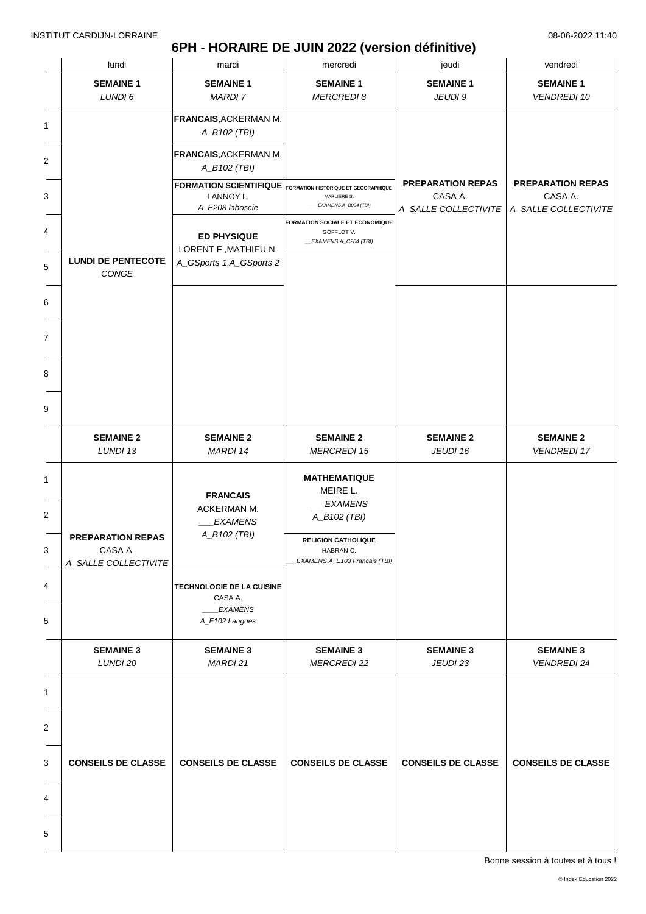INSTITUT CARDIJN-LORRAINE 08-06-2022 11:40

# 6PH - HORAIRE DE JUIN 2022 (version définitive)

| | lundi | mardi | mercredi | jeudi | vendredi |
|---|---|---|---|---|---|
| | **SEMAINE 1** *LUNDI 6* | **SEMAINE 1** *MARDI 7* | **SEMAINE 1** *MERCREDI 8* | **SEMAINE 1** *JEUDI 9* | **SEMAINE 1** *VENDREDI 10* |
| 1 | **LUNDI DE PENTECÔTE** *CONGE* | **FRANCAIS**, ACKERMAN M. *A_B102 (TBI)* | | **PREPARATION REPAS** CASA A. *A_SALLE COLLECTIVITE* | **PREPARATION REPAS** CASA A. *A_SALLE COLLECTIVITE* |
| 2 | | **FRANCAIS**, ACKERMAN M. *A_B102 (TBI)* | | | |
| 3 | | **FORMATION SCIENTIFIQUE** LANNOY L. *A_E208 laboscie* | **FORMATION HISTORIQUE ET GEOGRAPHIQUE** MARLIERE S. *___EXAMENS,A_B004 (TBI)* | | |
| 4 | | **ED PHYSIQUE** LORENT F., MATHIEU N. *A_GSports 1,A_GSports 2* | **FORMATION SOCIALE ET ECONOMIQUE** GOFFLOT V. *__EXAMENS,A_C204 (TBI)* | | |
| 5 | | | | | |
| 6 | | | | | |
| 7 | | | | | |
| 8 | | | | | |
| 9 | | | | | |
| | **SEMAINE 2** *LUNDI 13* | **SEMAINE 2** *MARDI 14* | **SEMAINE 2** *MERCREDI 15* | **SEMAINE 2** *JEUDI 16* | **SEMAINE 2** *VENDREDI 17* |
| 1 | **PREPARATION REPAS** CASA A. *A_SALLE COLLECTIVITE* | **FRANCAIS** ACKERMAN M. *___EXAMENS* *A_B102 (TBI)* | **MATHEMATIQUE** MEIRE L. *___EXAMENS* *A_B102 (TBI)* | | |
| 2 | | | | | |
| 3 | | | **RELIGION CATHOLIQUE** HABRAN C. *___EXAMENS,A_E103 Français (TBI)* | | |
| 4 | | **TECHNOLOGIE DE LA CUISINE** CASA A. *____EXAMENS* *A_E102 Langues* | | | |
| 5 | | | | | |
| | **SEMAINE 3** *LUNDI 20* | **SEMAINE 3** *MARDI 21* | **SEMAINE 3** *MERCREDI 22* | **SEMAINE 3** *JEUDI 23* | **SEMAINE 3** *VENDREDI 24* |
| 1-5 | **CONSEILS DE CLASSE** | **CONSEILS DE CLASSE** | **CONSEILS DE CLASSE** | **CONSEILS DE CLASSE** | **CONSEILS DE CLASSE** |

Bonne session à toutes et à tous !

© Index Education 2022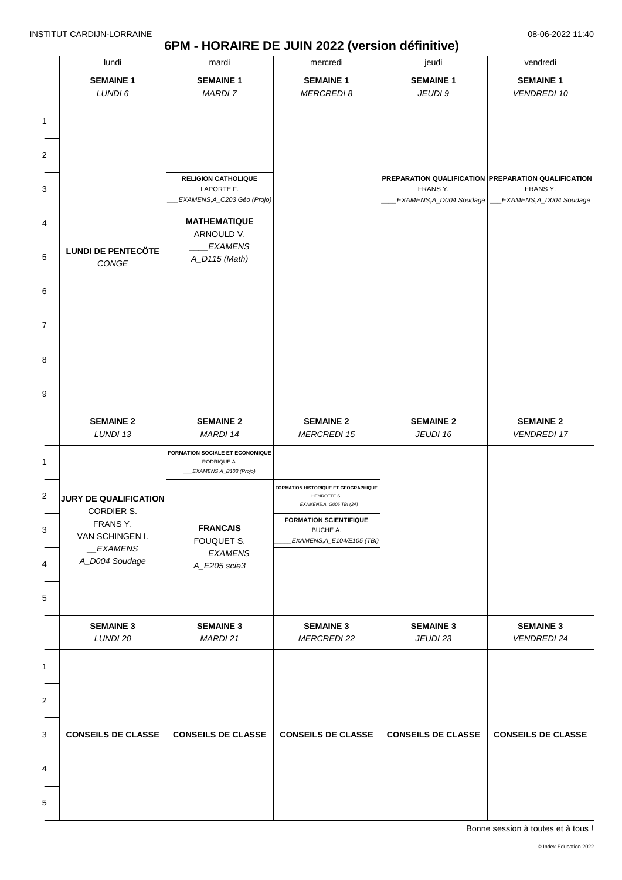INSTITUT CARDIJN-LORRAINE

08-06-2022 11:40

# 6PM - HORAIRE DE JUIN 2022 (version définitive)

| | lundi | mardi | mercredi | jeudi | vendredi |
|---|---|---|---|---|---|
| | **SEMAINE 1** *LUNDI 6* | **SEMAINE 1** *MARDI 7* | **SEMAINE 1** *MERCREDI 8* | **SEMAINE 1** *JEUDI 9* | **SEMAINE 1** *VENDREDI 10* |
| 1 | **LUNDI DE PENTECÖTE** *CONGE* | | | | |
| 2 | | | | | |
| 3 | | **RELIGION CATHOLIQUE** LAPORTE F. *___EXAMENS,A_C203 Géo (Projo)* | | **PREPARATION QUALIFICATION** FRANS Y. *____EXAMENS,A_D004 Soudage* | **PREPARATION QUALIFICATION** FRANS Y. *___EXAMENS,A_D004 Soudage* |
| 4 | | **MATHEMATIQUE** ARNOULD V. *____EXAMENS A_D115 (Math)* | | | |
| 5 | | | | | |
| 6 | | | | | |
| 7 | | | | | |
| 8 | | | | | |
| 9 | | | | | |
| | **SEMAINE 2** *LUNDI 13* | **SEMAINE 2** *MARDI 14* | **SEMAINE 2** *MERCREDI 15* | **SEMAINE 2** *JEUDI 16* | **SEMAINE 2** *VENDREDI 17* |
| 1 | **JURY DE QUALIFICATION** CORDIER S. FRANS Y. VAN SCHINGEN I. *__EXAMENS A_D004 Soudage* | **FORMATION SOCIALE ET ECONOMIQUE** RODRIQUE A. *___EXAMENS,A_B103 (Projo)* | | | |
| 2 | | **FRANCAIS** FOUQUET S. *____EXAMENS A_E205 scie3* | **FORMATION HISTORIQUE ET GEOGRAPHIQUE** HENROTTE S. *__EXAMENS,A_G006 TBI (2A)* | | |
| 3 | | | **FORMATION SCIENTIFIQUE** BUCHE A. *____EXAMENS,A_E104/E105 (TBI)* | | |
| 4 | | | | | |
| 5 | | | | | |
| | **SEMAINE 3** *LUNDI 20* | **SEMAINE 3** *MARDI 21* | **SEMAINE 3** *MERCREDI 22* | **SEMAINE 3** *JEUDI 23* | **SEMAINE 3** *VENDREDI 24* |
| 1–5 | **CONSEILS DE CLASSE** | **CONSEILS DE CLASSE** | **CONSEILS DE CLASSE** | **CONSEILS DE CLASSE** | **CONSEILS DE CLASSE** |

Bonne session à toutes et à tous !

© Index Education 2022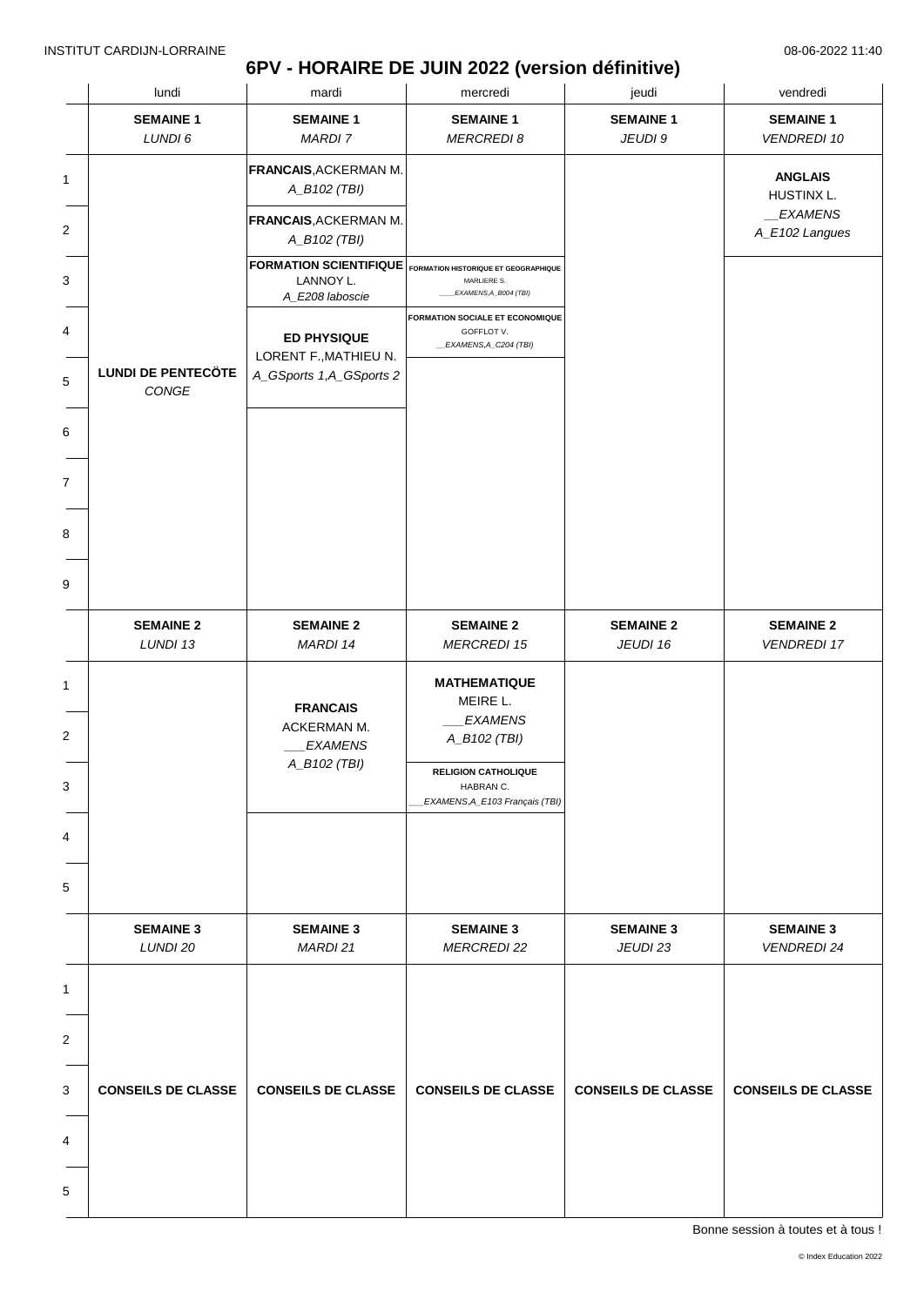# 6PV - HORAIRE DE JUIN 2022 (version définitive)

INSTITUT CARDIJN-LORRAINE — 08-06-2022 11:40

| | lundi | mardi | mercredi | jeudi | vendredi |
|---|---|---|---|---|---|
| | **SEMAINE 1** *LUNDI 6* | **SEMAINE 1** *MARDI 7* | **SEMAINE 1** *MERCREDI 8* | **SEMAINE 1** *JEUDI 9* | **SEMAINE 1** *VENDREDI 10* |
| 1 | **LUNDI DE PENTECÔTE** *CONGE* | **FRANCAIS**,ACKERMAN M. *A_B102 (TBI)* | | | **ANGLAIS** HUSTINX L. *__EXAMENS A_E102 Langues* |
| 2 | | **FRANCAIS**,ACKERMAN M. *A_B102 (TBI)* | | | |
| 3 | | **FORMATION SCIENTIFIQUE** LANNOY L. *A_E208 laboscie* | **FORMATION HISTORIQUE ET GEOGRAPHIQUE** MARLIERE S. *___EXAMENS,A_B004 (TBI)* | | |
| 4 | | **ED PHYSIQUE** LORENT F.,MATHIEU N. *A_GSports 1,A_GSports 2* | **FORMATION SOCIALE ET ECONOMIQUE** GOFFLOT V. *__EXAMENS,A_C204 (TBI)* | | |
| 5 | | | | | |
| 6 | | | | | |
| 7 | | | | | |
| 8 | | | | | |
| 9 | | | | | |
| | **SEMAINE 2** *LUNDI 13* | **SEMAINE 2** *MARDI 14* | **SEMAINE 2** *MERCREDI 15* | **SEMAINE 2** *JEUDI 16* | **SEMAINE 2** *VENDREDI 17* |
| 1 | | **FRANCAIS** ACKERMAN M. *___EXAMENS A_B102 (TBI)* | **MATHEMATIQUE** MEIRE L. *___EXAMENS A_B102 (TBI)* | | |
| 2 | | | | | |
| 3 | | | **RELIGION CATHOLIQUE** HABRAN C. *___EXAMENS,A_E103 Français (TBI)* | | |
| 4 | | | | | |
| 5 | | | | | |
| | **SEMAINE 3** *LUNDI 20* | **SEMAINE 3** *MARDI 21* | **SEMAINE 3** *MERCREDI 22* | **SEMAINE 3** *JEUDI 23* | **SEMAINE 3** *VENDREDI 24* |
| 1 | **CONSEILS DE CLASSE** | **CONSEILS DE CLASSE** | **CONSEILS DE CLASSE** | **CONSEILS DE CLASSE** | **CONSEILS DE CLASSE** |
| 2 | | | | | |
| 3 | | | | | |
| 4 | | | | | |
| 5 | | | | | |

Bonne session à toutes et à tous !

© Index Education 2022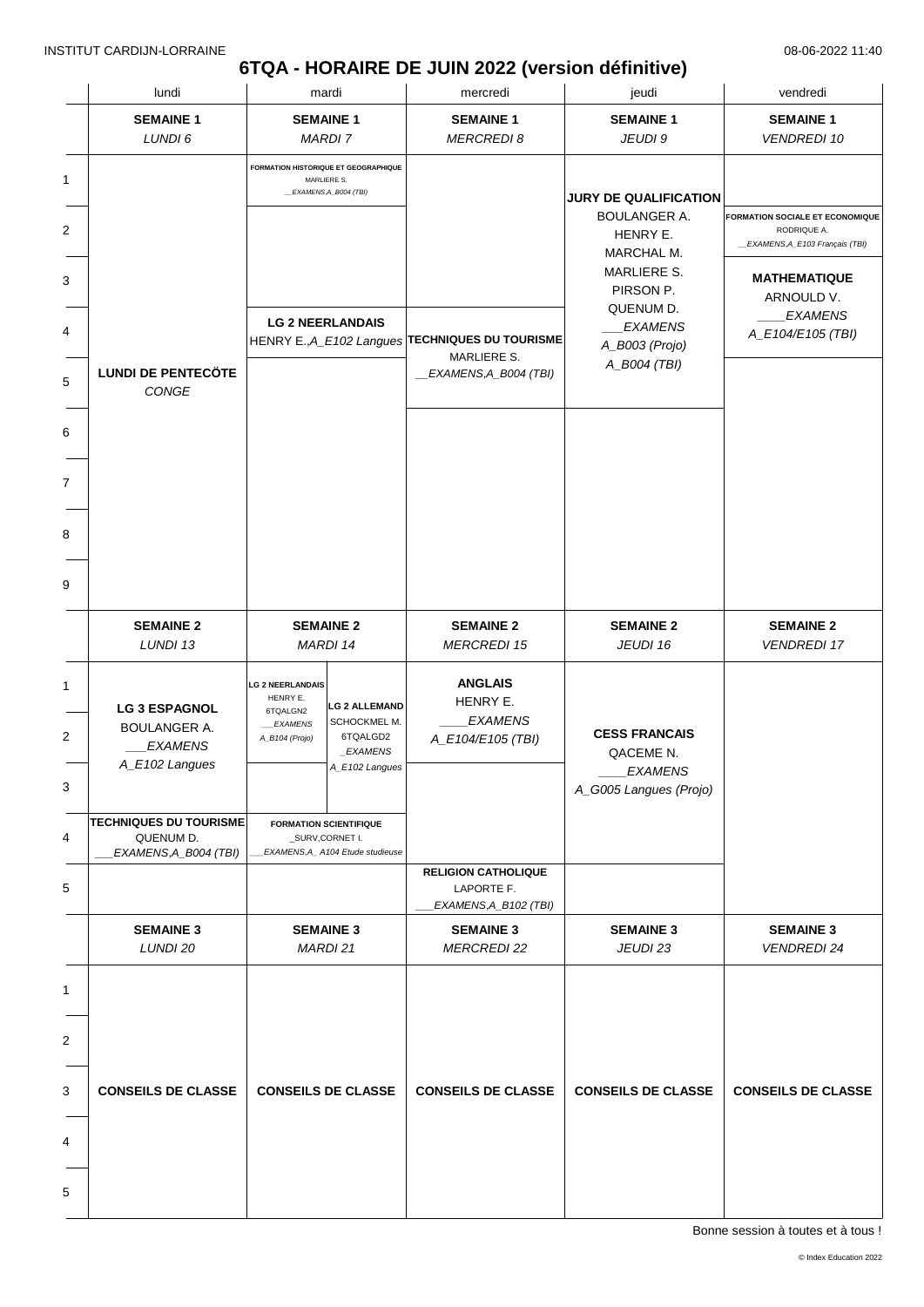INSTITUT CARDIJN-LORRAINE 08-06-2022 11:40

# 6TQA - HORAIRE DE JUIN 2022 (version définitive)

| | lundi | mardi | mercredi | jeudi | vendredi |
|---|---|---|---|---|---|
| | **SEMAINE 1** *LUNDI 6* | **SEMAINE 1** *MARDI 7* | **SEMAINE 1** *MERCREDI 8* | **SEMAINE 1** *JEUDI 9* | **SEMAINE 1** *VENDREDI 10* |
| 1 | **LUNDI DE PENTECÖTE** *CONGE* | **FORMATION HISTORIQUE ET GEOGRAPHIQUE** MARLIERE S. *__EXAMENS,A_B004 (TBI)* | | **JURY DE QUALIFICATION** BOULANGER A. HENRY E. MARCHAL M. MARLIERE S. PIRSON P. QUENUM D. *___EXAMENS A_B003 (Projo) A_B004 (TBI)* | |
| 2 | | | | | **FORMATION SOCIALE ET ECONOMIQUE** RODRIQUE A. *__EXAMENS,A_E103 Français (TBI)* |
| 3 | | | | | **MATHEMATIQUE** ARNOULD V. *____EXAMENS A_E104/E105 (TBI)* |
| 4 | | **LG 2 NEERLANDAIS** HENRY E.,*A_E102 Langues* | **TECHNIQUES DU TOURISME** MARLIERE S. *__EXAMENS,A_B004 (TBI)* | | |
| 5 | | | | | |
| 6 | | | | | |
| 7 | | | | | |
| 8 | | | | | |
| 9 | | | | | |
| | **SEMAINE 2** *LUNDI 13* | **SEMAINE 2** *MARDI 14* | **SEMAINE 2** *MERCREDI 15* | **SEMAINE 2** *JEUDI 16* | **SEMAINE 2** *VENDREDI 17* |
| 1 | **LG 3 ESPAGNOL** BOULANGER A. *___EXAMENS A_E102 Langues* | **LG 2 NEERLANDAIS** HENRY E. 6TQALGN2 *___EXAMENS A_B104 (Projo)* / **LG 2 ALLEMAND** SCHOCKMEL M. 6TQALGD2 *_EXAMENS A_E102 Langues* | **ANGLAIS** HENRY E. *____EXAMENS A_E104/E105 (TBI)* | **CESS FRANCAIS** QACEME N. *____EXAMENS A_G005 Langues (Projo)* | |
| 2 | | | | | |
| 3 | | | | | |
| 4 | **TECHNIQUES DU TOURISME** QUENUM D. *___EXAMENS,A_B004 (TBI)* | **FORMATION SCIENTIFIQUE** _SURV,CORNET I. *___EXAMENS,A_ A104 Etude studieuse* | | | |
| 5 | | | **RELIGION CATHOLIQUE** LAPORTE F. *___EXAMENS,A_B102 (TBI)* | | |
| | **SEMAINE 3** *LUNDI 20* | **SEMAINE 3** *MARDI 21* | **SEMAINE 3** *MERCREDI 22* | **SEMAINE 3** *JEUDI 23* | **SEMAINE 3** *VENDREDI 24* |
| 1–5 | **CONSEILS DE CLASSE** | **CONSEILS DE CLASSE** | **CONSEILS DE CLASSE** | **CONSEILS DE CLASSE** | **CONSEILS DE CLASSE** |

Bonne session à toutes et à tous !

© Index Education 2022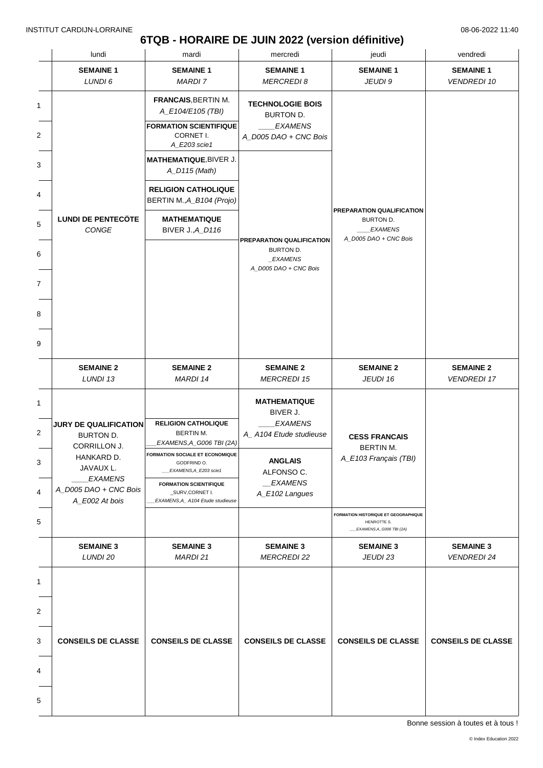INSTITUT CARDIJN-LORRAINE 08-06-2022 11:40

# 6TQB - HORAIRE DE JUIN 2022 (version définitive)

| | lundi | mardi | mercredi | jeudi | vendredi |
|---|---|---|---|---|---|
| | **SEMAINE 1** *LUNDI 6* | **SEMAINE 1** *MARDI 7* | **SEMAINE 1** *MERCREDI 8* | **SEMAINE 1** *JEUDI 9* | **SEMAINE 1** *VENDREDI 10* |
| 1 | **LUNDI DE PENTECÖTE** *CONGE* | **FRANCAIS**, BERTIN M. *A_E104/E105 (TBI)* | **TECHNOLOGIE BOIS** BURTON D. *____EXAMENS* *A_D005 DAO + CNC Bois* | **PREPARATION QUALIFICATION** BURTON D. *____EXAMENS* *A_D005 DAO + CNC Bois* | |
| 2 | | **FORMATION SCIENTIFIQUE** CORNET I. *A_E203 scie1* | | | |
| 3 | | **MATHEMATIQUE**, BIVER J. *A_D115 (Math)* | **PREPARATION QUALIFICATION** BURTON D. *_EXAMENS* *A_D005 DAO + CNC Bois* | | |
| 4 | | **RELIGION CATHOLIQUE** BERTIN M., *A_B104 (Projo)* | | | |
| 5 | | **MATHEMATIQUE** BIVER J., *A_D116* | | | |
| 6 | | | | | |
| 7 | | | | | |
| 8 | | | | | |
| 9 | | | | | |
| | **SEMAINE 2** *LUNDI 13* | **SEMAINE 2** *MARDI 14* | **SEMAINE 2** *MERCREDI 15* | **SEMAINE 2** *JEUDI 16* | **SEMAINE 2** *VENDREDI 17* |
| 1 | **JURY DE QUALIFICATION** BURTON D. CORRILLON J. HANKARD D. JAVAUX L. *____EXAMENS* *A_D005 DAO + CNC Bois* *A_E002 At bois* | | **MATHEMATIQUE** BIVER J. *____EXAMENS* *A_ A104 Etude studieuse* | **CESS FRANCAIS** BERTIN M. *A_E103 Français (TBI)* | |
| 2 | | **RELIGION CATHOLIQUE** BERTIN M. *___EXAMENS,A_G006 TBI (2A)* | | | |
| 3 | | **FORMATION SOCIALE ET ECONOMIQUE** GODFRIND O. *___EXAMENS,A_E203 scie1* | **ANGLAIS** ALFONSO C. *__EXAMENS* *A_E102 Langues* | | |
| 4 | | **FORMATION SCIENTIFIQUE** _SURV,CORNET I. *___EXAMENS,A_ A104 Etude studieuse* | | | |
| 5 | | | | **FORMATION HISTORIQUE ET GEOGRAPHIQUE** HENROTTE S. *___EXAMENS,A_G006 TBI (2A)* | |
| | **SEMAINE 3** *LUNDI 20* | **SEMAINE 3** *MARDI 21* | **SEMAINE 3** *MERCREDI 22* | **SEMAINE 3** *JEUDI 23* | **SEMAINE 3** *VENDREDI 24* |
| 1–5 | **CONSEILS DE CLASSE** | **CONSEILS DE CLASSE** | **CONSEILS DE CLASSE** | **CONSEILS DE CLASSE** | **CONSEILS DE CLASSE** |

Bonne session à toutes et à tous !

© Index Education 2022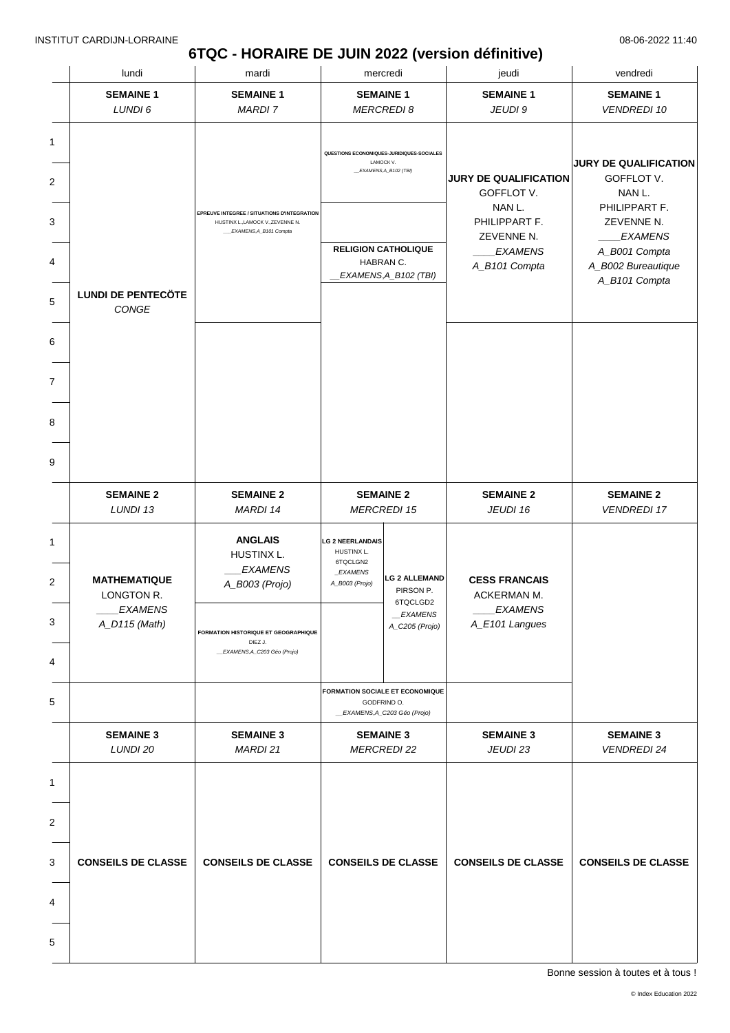INSTITUT CARDIJN-LORRAINE

08-06-2022 11:40

# 6TQC - HORAIRE DE JUIN 2022 (version définitive)

| | lundi | mardi | mercredi | jeudi | vendredi |
|---|---|---|---|---|---|
| | **SEMAINE 1** *LUNDI 6* | **SEMAINE 1** *MARDI 7* | **SEMAINE 1** *MERCREDI 8* | **SEMAINE 1** *JEUDI 9* | **SEMAINE 1** *VENDREDI 10* |
| 1 | **LUNDI DE PENTECÔTE** *CONGE* | | **QUESTIONS ECONOMIQUES-JURIDIQUES-SOCIALES** LAMOCK V. *__EXAMENS,A_B102 (TBI)* | **JURY DE QUALIFICATION** GOFFLOT V. NAN L. PHILIPPART F. ZEVENNE N. *____EXAMENS A_B101 Compta* | **JURY DE QUALIFICATION** GOFFLOT V. NAN L. PHILIPPART F. ZEVENNE N. *____EXAMENS A_B001 Compta A_B002 Bureautique A_B101 Compta* |
| 2 | | **EPREUVE INTEGREE / SITUATIONS D'INTEGRATION** HUSTINX L.,LAMOCK V.,ZEVENNE N. *___EXAMENS,A_B101 Compta* | | | |
| 3 | | | **RELIGION CATHOLIQUE** HABRAN C. *__EXAMENS,A_B102 (TBI)* | | |
| 4 | | | | | |
| 5 | | | | | |
| 6 | | | | | |
| 7 | | | | | |
| 8 | | | | | |
| 9 | | | | | |
| | **SEMAINE 2** *LUNDI 13* | **SEMAINE 2** *MARDI 14* | **SEMAINE 2** *MERCREDI 15* | **SEMAINE 2** *JEUDI 16* | **SEMAINE 2** *VENDREDI 17* |
| 1 | **MATHEMATIQUE** LONGTON R. *____EXAMENS A_D115 (Math)* | **ANGLAIS** HUSTINX L. *___EXAMENS A_B003 (Projo)* | **LG 2 NEERLANDAIS** HUSTINX L. 6TQCLGN2 *_EXAMENS A_B003 (Projo)* / **LG 2 ALLEMAND** PIRSON P. 6TQCLGD2 *__EXAMENS A_C205 (Projo)* | **CESS FRANCAIS** ACKERMAN M. *____EXAMENS A_E101 Langues* | |
| 2 | | | | | |
| 3 | | **FORMATION HISTORIQUE ET GEOGRAPHIQUE** DIEZ J. *__EXAMENS,A_C203 Géo (Projo)* | | | |
| 4 | | | | | |
| 5 | | | **FORMATION SOCIALE ET ECONOMIQUE** GODFRIND O. *__EXAMENS,A_C203 Géo (Projo)* | | |
| | **SEMAINE 3** *LUNDI 20* | **SEMAINE 3** *MARDI 21* | **SEMAINE 3** *MERCREDI 22* | **SEMAINE 3** *JEUDI 23* | **SEMAINE 3** *VENDREDI 24* |
| 1–5 | **CONSEILS DE CLASSE** | **CONSEILS DE CLASSE** | **CONSEILS DE CLASSE** | **CONSEILS DE CLASSE** | **CONSEILS DE CLASSE** |

Bonne session à toutes et à tous !

© Index Education 2022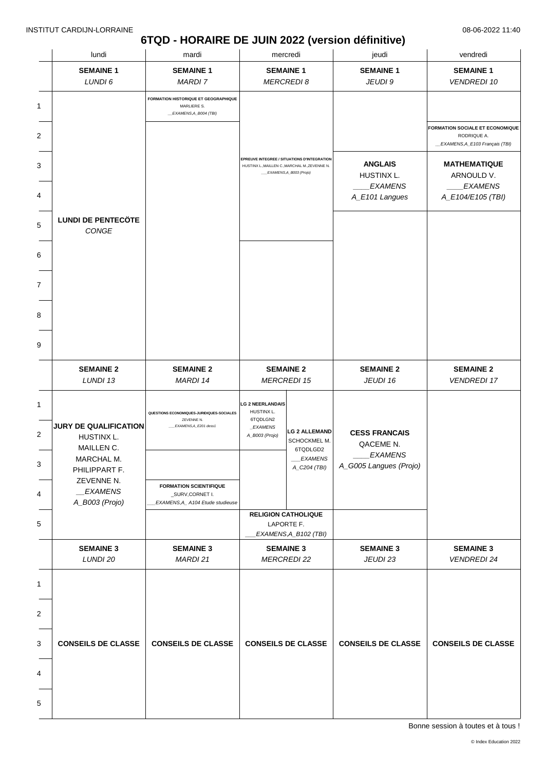INSTITUT CARDIJN-LORRAINE

08-06-2022 11:40

# 6TQD - HORAIRE DE JUIN 2022 (version définitive)

| | lundi | mardi | mercredi | jeudi | vendredi |
|---|---|---|---|---|---|
| | **SEMAINE 1** *LUNDI 6* | **SEMAINE 1** *MARDI 7* | **SEMAINE 1** *MERCREDI 8* | **SEMAINE 1** *JEUDI 9* | **SEMAINE 1** *VENDREDI 10* |
| 1 | **LUNDI DE PENTECÔTE** *CONGE* | **FORMATION HISTORIQUE ET GEOGRAPHIQUE** MARLIERE S. *__EXAMENS,A_B004 (TBI)* | | | |
| 2 | | | | | **FORMATION SOCIALE ET ECONOMIQUE** RODRIQUE A. *__EXAMENS,A_E103 Français (TBI)* |
| 3 | | | **EPREUVE INTEGREE / SITUATIONS D'INTEGRATION** HUSTINX L.,MAILLEN C.,MARCHAL M.,ZEVENNE N. *___EXAMENS,A_B003 (Projo)* | **ANGLAIS** HUSTINX L. *____EXAMENS A_E101 Langues* | **MATHEMATIQUE** ARNOULD V. *____EXAMENS A_E104/E105 (TBI)* |
| 4 | | | | | |
| 5 | | | | | |
| 6 | | | | | |
| 7 | | | | | |
| 8 | | | | | |
| 9 | | | | | |
| | **SEMAINE 2** *LUNDI 13* | **SEMAINE 2** *MARDI 14* | **SEMAINE 2** *MERCREDI 15* | **SEMAINE 2** *JEUDI 16* | **SEMAINE 2** *VENDREDI 17* |
| 1 | **JURY DE QUALIFICATION** HUSTINX L. MAILLEN C. MARCHAL M. PHILIPPART F. ZEVENNE N. *__EXAMENS A_B003 (Projo)* | **QUESTIONS ECONOMIQUES-JURIDIQUES-SOCIALES** ZEVENNE N. *___EXAMENS,A_E201 dess1* | **LG 2 NEERLANDAIS** HUSTINX L. 6TQDLGN2 *_EXAMENS A_B003 (Projo)* / **LG 2 ALLEMAND** SCHOCKMEL M. 6TQDLGD2 *___EXAMENS A_C204 (TBI)* | **CESS FRANCAIS** QACEME N. *____EXAMENS A_G005 Langues (Projo)* | |
| 2 | | | | | |
| 3 | | | | | |
| 4 | | **FORMATION SCIENTIFIQUE** _SURV,CORNET I. *___EXAMENS,A_ A104 Etude studieuse* | | | |
| 5 | | | **RELIGION CATHOLIQUE** LAPORTE F. *___EXAMENS,A_B102 (TBI)* | | |
| | **SEMAINE 3** *LUNDI 20* | **SEMAINE 3** *MARDI 21* | **SEMAINE 3** *MERCREDI 22* | **SEMAINE 3** *JEUDI 23* | **SEMAINE 3** *VENDREDI 24* |
| 1 | **CONSEILS DE CLASSE** | **CONSEILS DE CLASSE** | **CONSEILS DE CLASSE** | **CONSEILS DE CLASSE** | **CONSEILS DE CLASSE** |
| 2 | | | | | |
| 3 | | | | | |
| 4 | | | | | |
| 5 | | | | | |

Bonne session à toutes et à tous !

© Index Education 2022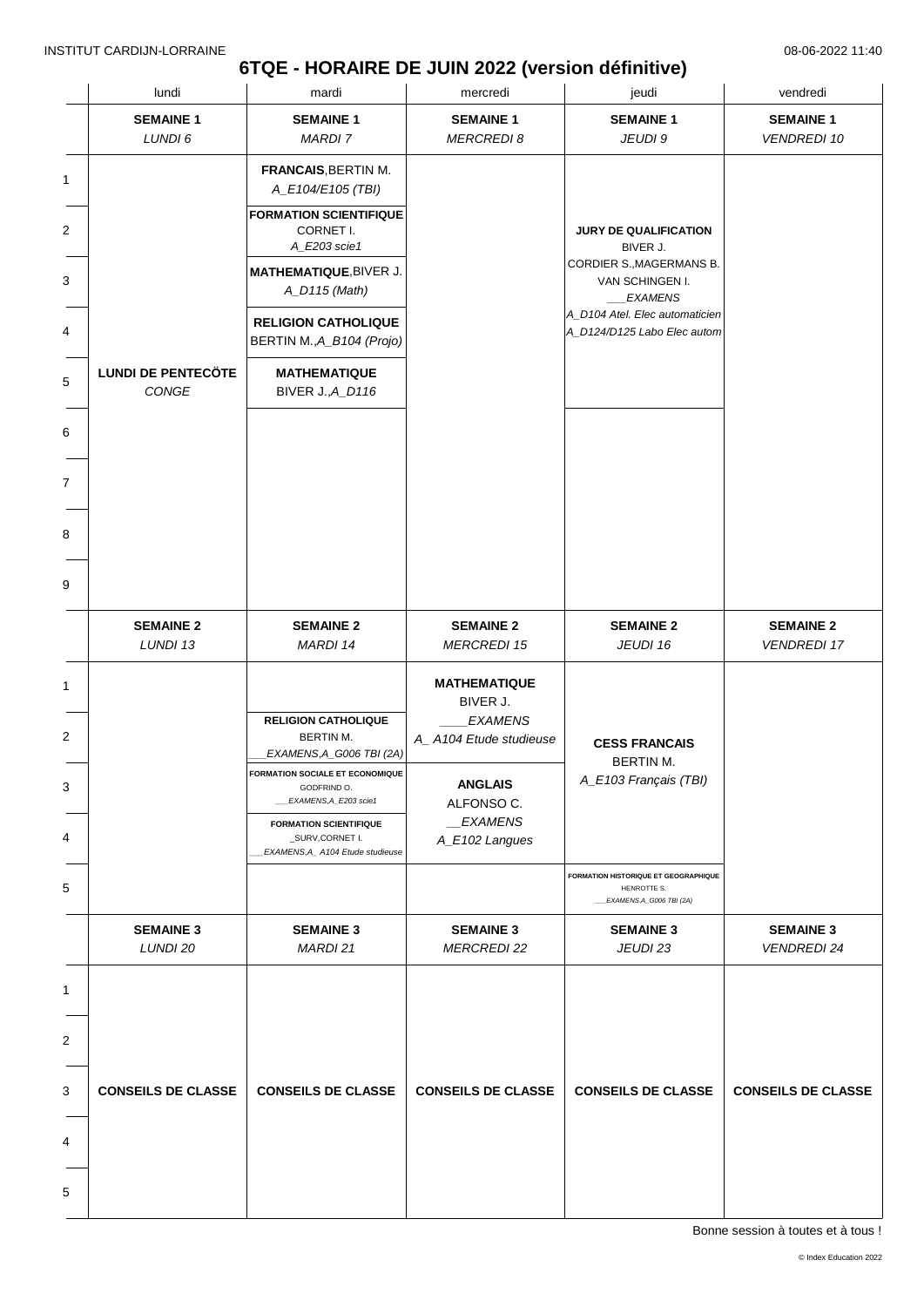# 6TQE - HORAIRE DE JUIN 2022 (version définitive)

| | lundi | mardi | mercredi | jeudi | vendredi |
|---|---|---|---|---|---|
| | **SEMAINE 1** *LUNDI 6* | **SEMAINE 1** *MARDI 7* | **SEMAINE 1** *MERCREDI 8* | **SEMAINE 1** *JEUDI 9* | **SEMAINE 1** *VENDREDI 10* |
| 1 | | **FRANCAIS**, BERTIN M. *A_E104/E105 (TBI)* | | | |
| 2 | | **FORMATION SCIENTIFIQUE** CORNET I. *A_E203 scie1* | | **JURY DE QUALIFICATION** BIVER J. CORDIER S., MAGERMANS B. VAN SCHINGEN I. *___EXAMENS A_D104 Atel. Elec automaticien A_D124/D125 Labo Elec autom* | |
| 3 | | **MATHEMATIQUE**, BIVER J. *A_D115 (Math)* | | | |
| 4 | | **RELIGION CATHOLIQUE** BERTIN M., *A_B104 (Projo)* | | | |
| 5 | **LUNDI DE PENTECÔTE** *CONGE* | **MATHEMATIQUE** BIVER J., *A_D116* | | | |
| 6 | | | | | |
| 7 | | | | | |
| 8 | | | | | |
| 9 | | | | | |
| | **SEMAINE 2** *LUNDI 13* | **SEMAINE 2** *MARDI 14* | **SEMAINE 2** *MERCREDI 15* | **SEMAINE 2** *JEUDI 16* | **SEMAINE 2** *VENDREDI 17* |
| 1 | | | **MATHEMATIQUE** BIVER J. *____EXAMENS A_ A104 Etude studieuse* | | |
| 2 | | **RELIGION CATHOLIQUE** BERTIN M. *___EXAMENS,A_G006 TBI (2A)* | | **CESS FRANCAIS** BERTIN M. *A_E103 Français (TBI)* | |
| 3 | | **FORMATION SOCIALE ET ECONOMIQUE** GODFRIND O. *___EXAMENS,A_E203 scie1* | **ANGLAIS** ALFONSO C. *__EXAMENS A_E102 Langues* | | |
| 4 | | **FORMATION SCIENTIFIQUE** _SURV,CORNET I. *___EXAMENS,A_ A104 Etude studieuse* | | | |
| 5 | | | | **FORMATION HISTORIQUE ET GEOGRAPHIQUE** HENROTTE S. *___EXAMENS,A_G006 TBI (2A)* | |
| | **SEMAINE 3** *LUNDI 20* | **SEMAINE 3** *MARDI 21* | **SEMAINE 3** *MERCREDI 22* | **SEMAINE 3** *JEUDI 23* | **SEMAINE 3** *VENDREDI 24* |
| 1 | | | | | |
| 2 | | | | | |
| 3 | **CONSEILS DE CLASSE** | **CONSEILS DE CLASSE** | **CONSEILS DE CLASSE** | **CONSEILS DE CLASSE** | **CONSEILS DE CLASSE** |
| 4 | | | | | |
| 5 | | | | | |

Bonne session à toutes et à tous !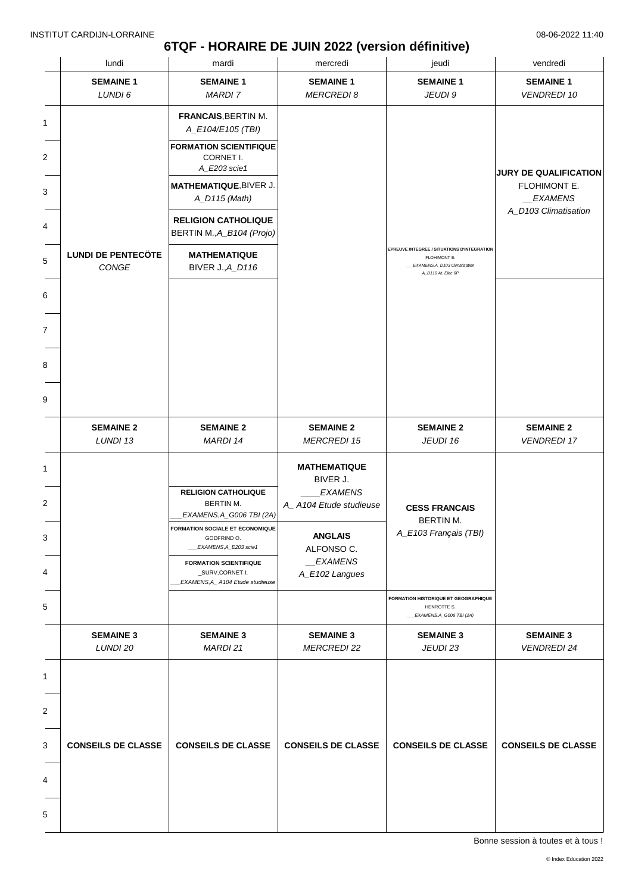# 6TQF - HORAIRE DE JUIN 2022 (version définitive)

INSTITUT CARDIJN-LORRAINE — 08-06-2022 11:40

| | lundi | mardi | mercredi | jeudi | vendredi |
|---|---|---|---|---|---|
| | **SEMAINE 1** *LUNDI 6* | **SEMAINE 1** *MARDI 7* | **SEMAINE 1** *MERCREDI 8* | **SEMAINE 1** *JEUDI 9* | **SEMAINE 1** *VENDREDI 10* |
| 1 | **LUNDI DE PENTECÖTE** *CONGE* | **FRANCAIS**, BERTIN M. *A_E104/E105 (TBI)* | | **EPREUVE INTEGREE / SITUATIONS D'INTEGRATION** FLOHIMONT E. *___EXAMENS,A_D103 Climatisation A_D110 At. Elec 6P* | **JURY DE QUALIFICATION** FLOHIMONT E. *__EXAMENS A_D103 Climatisation* |
| 2 | | **FORMATION SCIENTIFIQUE** CORNET I. *A_E203 scie1* | | | |
| 3 | | **MATHEMATIQUE**, BIVER J. *A_D115 (Math)* | | | |
| 4 | | **RELIGION CATHOLIQUE** BERTIN M., *A_B104 (Projo)* | | | |
| 5 | | **MATHEMATIQUE** BIVER J., *A_D116* | | | |
| 6 | | | | | |
| 7 | | | | | |
| 8 | | | | | |
| 9 | | | | | |
| | **SEMAINE 2** *LUNDI 13* | **SEMAINE 2** *MARDI 14* | **SEMAINE 2** *MERCREDI 15* | **SEMAINE 2** *JEUDI 16* | **SEMAINE 2** *VENDREDI 17* |
| 1 | | | **MATHEMATIQUE** BIVER J. *____EXAMENS A_ A104 Etude studieuse* | **CESS FRANCAIS** BERTIN M. *A_E103 Français (TBI)* | |
| 2 | | **RELIGION CATHOLIQUE** BERTIN M. *___EXAMENS,A_G006 TBI (2A)* | | | |
| 3 | | **FORMATION SOCIALE ET ECONOMIQUE** GODFRIND O. *___EXAMENS,A_E203 scie1* | **ANGLAIS** ALFONSO C. *__EXAMENS A_E102 Langues* | | |
| 4 | | **FORMATION SCIENTIFIQUE** _SURV,CORNET I. *___EXAMENS,A_ A104 Etude studieuse* | | | |
| 5 | | | | **FORMATION HISTORIQUE ET GEOGRAPHIQUE** HENROTTE S. *___EXAMENS,A_G006 TBI (2A)* | |
| | **SEMAINE 3** *LUNDI 20* | **SEMAINE 3** *MARDI 21* | **SEMAINE 3** *MERCREDI 22* | **SEMAINE 3** *JEUDI 23* | **SEMAINE 3** *VENDREDI 24* |
| 1–5 | **CONSEILS DE CLASSE** | **CONSEILS DE CLASSE** | **CONSEILS DE CLASSE** | **CONSEILS DE CLASSE** | **CONSEILS DE CLASSE** |

Bonne session à toutes et à tous !

© Index Education 2022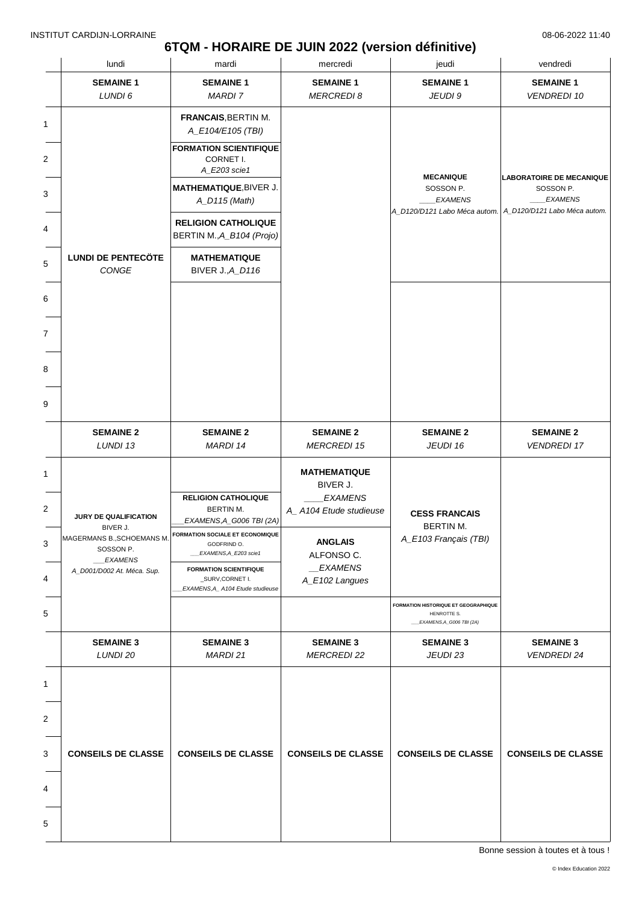INSTITUT CARDIJN-LORRAINE

08-06-2022 11:40

# 6TQM - HORAIRE DE JUIN 2022 (version définitive)

| | lundi | mardi | mercredi | jeudi | vendredi |
|---|---|---|---|---|---|
| | **SEMAINE 1** *LUNDI 6* | **SEMAINE 1** *MARDI 7* | **SEMAINE 1** *MERCREDI 8* | **SEMAINE 1** *JEUDI 9* | **SEMAINE 1** *VENDREDI 10* |
| 1 | **LUNDI DE PENTECÔTE** *CONGE* | **FRANCAIS**, BERTIN M. *A_E104/E105 (TBI)* | | **MECANIQUE** SOSSON P. *____EXAMENS* *A_D120/D121 Labo Méca autom.* | **LABORATOIRE DE MECANIQUE** SOSSON P. *____EXAMENS* *A_D120/D121 Labo Méca autom.* |
| 2 | | **FORMATION SCIENTIFIQUE** CORNET I. *A_E203 scie1* | | | |
| 3 | | **MATHEMATIQUE**, BIVER J. *A_D115 (Math)* | | | |
| 4 | | **RELIGION CATHOLIQUE** BERTIN M., *A_B104 (Projo)* | | | |
| 5 | | **MATHEMATIQUE** BIVER J., *A_D116* | | | |
| 6 | | | | | |
| 7 | | | | | |
| 8 | | | | | |
| 9 | | | | | |
| | **SEMAINE 2** *LUNDI 13* | **SEMAINE 2** *MARDI 14* | **SEMAINE 2** *MERCREDI 15* | **SEMAINE 2** *JEUDI 16* | **SEMAINE 2** *VENDREDI 17* |
| 1 | **JURY DE QUALIFICATION** BIVER J. MAGERMANS B., SCHOEMANS M. SOSSON P. *___EXAMENS* *A_D001/D002 At. Méca. Sup.* | | **MATHEMATIQUE** BIVER J. *____EXAMENS* *A_ A104 Etude studieuse* | **CESS FRANCAIS** BERTIN M. *A_E103 Français (TBI)* | |
| 2 | | **RELIGION CATHOLIQUE** BERTIN M. *__EXAMENS,A_G006 TBI (2A)* | | | |
| 3 | | **FORMATION SOCIALE ET ECONOMIQUE** GODFRIND O. *___EXAMENS,A_E203 scie1* | **ANGLAIS** ALFONSO C. *__EXAMENS* *A_E102 Langues* | | |
| 4 | | **FORMATION SCIENTIFIQUE** _SURV,CORNET I. *___EXAMENS,A_ A104 Etude studieuse* | | | |
| 5 | | | | **FORMATION HISTORIQUE ET GEOGRAPHIQUE** HENROTTE S. *___EXAMENS,A_G006 TBI (2A)* | |
| | **SEMAINE 3** *LUNDI 20* | **SEMAINE 3** *MARDI 21* | **SEMAINE 3** *MERCREDI 22* | **SEMAINE 3** *JEUDI 23* | **SEMAINE 3** *VENDREDI 24* |
| 1 | **CONSEILS DE CLASSE** | **CONSEILS DE CLASSE** | **CONSEILS DE CLASSE** | **CONSEILS DE CLASSE** | **CONSEILS DE CLASSE** |
| 2 | | | | | |
| 3 | | | | | |
| 4 | | | | | |
| 5 | | | | | |

Bonne session à toutes et à tous !

© Index Education 2022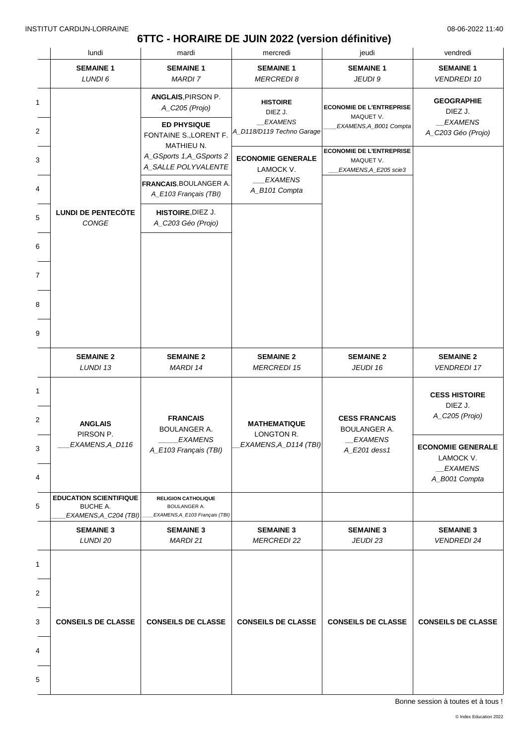INSTITUT CARDIJN-LORRAINE 08-06-2022 11:40

# 6TTC - HORAIRE DE JUIN 2022 (version définitive)

| | lundi | mardi | mercredi | jeudi | vendredi |
|---|---|---|---|---|---|
| | **SEMAINE 1** *LUNDI 6* | **SEMAINE 1** *MARDI 7* | **SEMAINE 1** *MERCREDI 8* | **SEMAINE 1** *JEUDI 9* | **SEMAINE 1** *VENDREDI 10* |
| 1 | **LUNDI DE PENTECÖTE** *CONGE* | **ANGLAIS**,PIRSON P. *A_C205 (Projo)* | **HISTOIRE** DIEZ J. *__EXAMENS A_D118/D119 Techno Garage* | **ECONOMIE DE L'ENTREPRISE** MAQUET V. *____EXAMENS,A_B001 Compta* | **GEOGRAPHIE** DIEZ J. *__EXAMENS A_C203 Géo (Projo)* |
| 2 | | **ED PHYSIQUE** FONTAINE S.,LORENT F. MATHIEU N. *A_GSports 1,A_GSports 2 A_SALLE POLYVALENTE* | | | |
| 3 | | | **ECONOMIE GENERALE** LAMOCK V. *___EXAMENS A_B101 Compta* | **ECONOMIE DE L'ENTREPRISE** MAQUET V. *___EXAMENS,A_E205 scie3* | |
| 4 | | **FRANCAIS**,BOULANGER A. *A_E103 Français (TBI)* | | | |
| 5 | | **HISTOIRE**,DIEZ J. *A_C203 Géo (Projo)* | | | |
| 6 | | | | | |
| 7 | | | | | |
| 8 | | | | | |
| 9 | | | | | |
| | **SEMAINE 2** *LUNDI 13* | **SEMAINE 2** *MARDI 14* | **SEMAINE 2** *MERCREDI 15* | **SEMAINE 2** *JEUDI 16* | **SEMAINE 2** *VENDREDI 17* |
| 1 | **ANGLAIS** PIRSON P. *___EXAMENS,A_D116* | **FRANCAIS** BOULANGER A. *_____EXAMENS A_E103 Français (TBI)* | **MATHEMATIQUE** LONGTON R. *__EXAMENS,A_D114 (TBI)* | **CESS FRANCAIS** BOULANGER A. *__EXAMENS A_E201 dess1* | **CESS HISTOIRE** DIEZ J. *A_C205 (Projo)* |
| 2 | | | | | |
| 3 | | | | | **ECONOMIE GENERALE** LAMOCK V. *__EXAMENS A_B001 Compta* |
| 4 | | | | | |
| 5 | **EDUCATION SCIENTIFIQUE** BUCHE A. *____EXAMENS,A_C204 (TBI)* | **RELIGION CATHOLIQUE** BOULANGER A. *___EXAMENS,A_E103 Français (TBI)* | | | |
| | **SEMAINE 3** *LUNDI 20* | **SEMAINE 3** *MARDI 21* | **SEMAINE 3** *MERCREDI 22* | **SEMAINE 3** *JEUDI 23* | **SEMAINE 3** *VENDREDI 24* |
| 1 | **CONSEILS DE CLASSE** | **CONSEILS DE CLASSE** | **CONSEILS DE CLASSE** | **CONSEILS DE CLASSE** | **CONSEILS DE CLASSE** |
| 2 | | | | | |
| 3 | | | | | |
| 4 | | | | | |
| 5 | | | | | |

Bonne session à toutes et à tous !

© Index Education 2022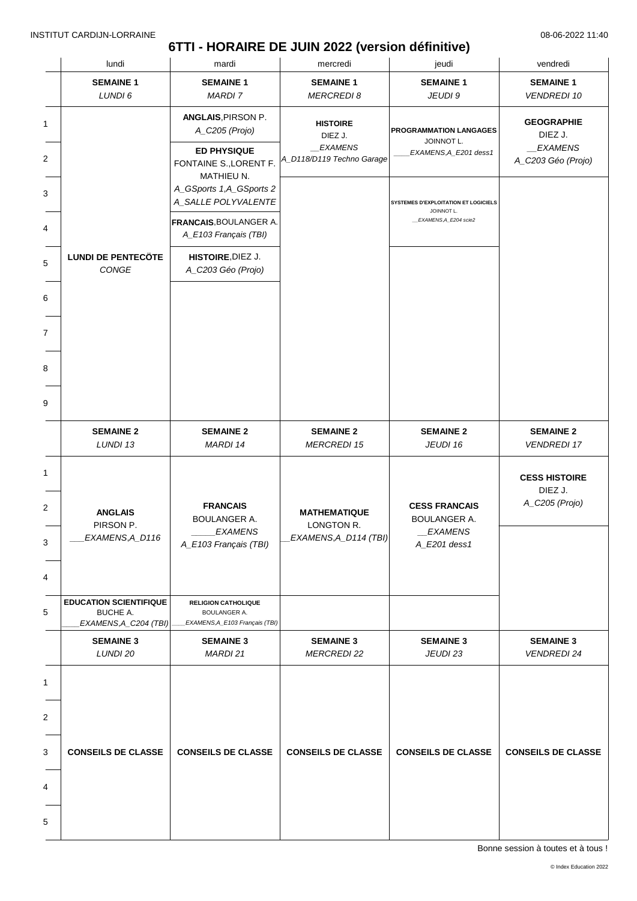# 6TTI - HORAIRE DE JUIN 2022 (version définitive)

|  | lundi | mardi | mercredi | jeudi | vendredi |
|---|---|---|---|---|---|
|  | **SEMAINE 1** *LUNDI 6* | **SEMAINE 1** *MARDI 7* | **SEMAINE 1** *MERCREDI 8* | **SEMAINE 1** *JEUDI 9* | **SEMAINE 1** *VENDREDI 10* |
| 1 | **LUNDI DE PENTECÖTE** *CONGE* | **ANGLAIS**,PIRSON P. *A_C205 (Projo)* | **HISTOIRE** DIEZ J. *__EXAMENS A_D118/D119 Techno Garage* | **PROGRAMMATION LANGAGES** JOINNOT L. *____EXAMENS,A_E201 dess1* | **GEOGRAPHIE** DIEZ J. *__EXAMENS A_C203 Géo (Projo)* |
| 2 |  | **ED PHYSIQUE** FONTAINE S.,LORENT F. MATHIEU N. *A_GSports 1,A_GSports 2 A_SALLE POLYVALENTE* |  |  |  |
| 3 |  |  |  | **SYSTEMES D'EXPLOITATION ET LOGICIELS** JOINNOT L. *__EXAMENS,A_E204 scie2* |  |
| 4 |  | **FRANCAIS**,BOULANGER A. *A_E103 Français (TBI)* |  |  |  |
| 5 |  | **HISTOIRE**,DIEZ J. *A_C203 Géo (Projo)* |  |  |  |
| 6 |  |  |  |  |  |
| 7 |  |  |  |  |  |
| 8 |  |  |  |  |  |
| 9 |  |  |  |  |  |
|  | **SEMAINE 2** *LUNDI 13* | **SEMAINE 2** *MARDI 14* | **SEMAINE 2** *MERCREDI 15* | **SEMAINE 2** *JEUDI 16* | **SEMAINE 2** *VENDREDI 17* |
| 1 | **ANGLAIS** PIRSON P. *___EXAMENS,A_D116* | **FRANCAIS** BOULANGER A. *_____EXAMENS A_E103 Français (TBI)* | **MATHEMATIQUE** LONGTON R. *__EXAMENS,A_D114 (TBI)* | **CESS FRANCAIS** BOULANGER A. *__EXAMENS A_E201 dess1* | **CESS HISTOIRE** DIEZ J. *A_C205 (Projo)* |
| 2 |  |  |  |  |  |
| 3 |  |  |  |  |  |
| 4 |  |  |  |  |  |
| 5 | **EDUCATION SCIENTIFIQUE** BUCHE A. *____EXAMENS,A_C204 (TBI)* | **RELIGION CATHOLIQUE** BOULANGER A. *___EXAMENS,A_E103 Français (TBI)* |  |  |  |
|  | **SEMAINE 3** *LUNDI 20* | **SEMAINE 3** *MARDI 21* | **SEMAINE 3** *MERCREDI 22* | **SEMAINE 3** *JEUDI 23* | **SEMAINE 3** *VENDREDI 24* |
| 1–5 | **CONSEILS DE CLASSE** | **CONSEILS DE CLASSE** | **CONSEILS DE CLASSE** | **CONSEILS DE CLASSE** | **CONSEILS DE CLASSE** |

Bonne session à toutes et à tous !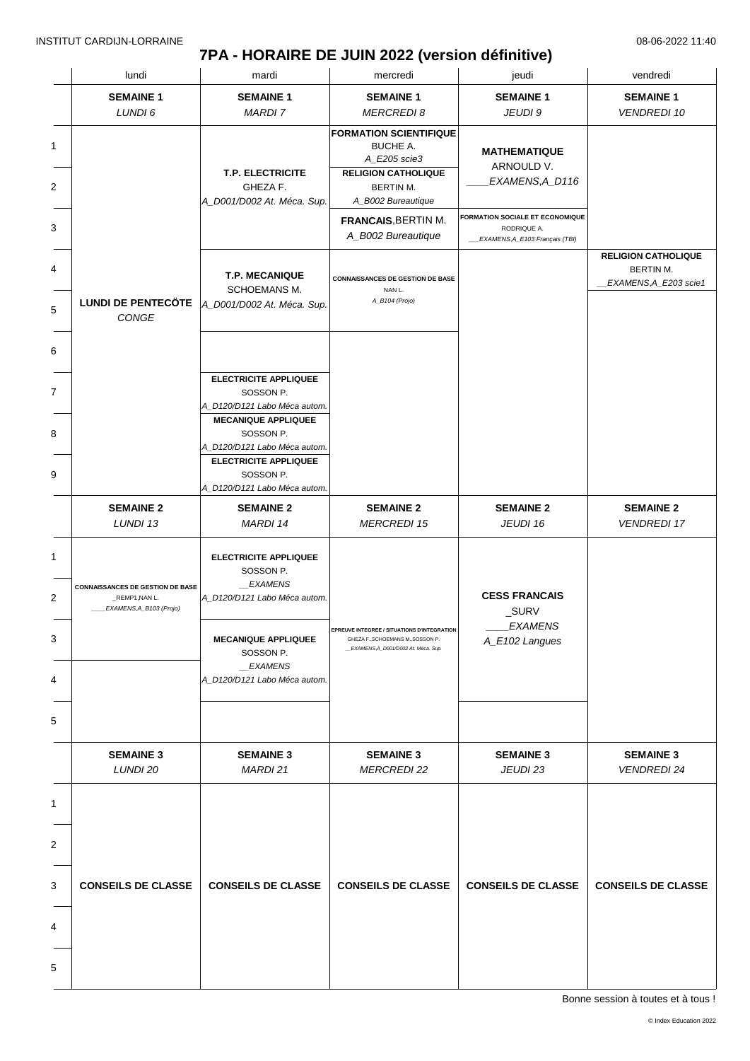INSTITUT CARDIJN-LORRAINE 08-06-2022 11:40

# 7PA - HORAIRE DE JUIN 2022 (version définitive)

| | lundi | mardi | mercredi | jeudi | vendredi |
|---|---|---|---|---|---|
| | **SEMAINE 1** *LUNDI 6* | **SEMAINE 1** *MARDI 7* | **SEMAINE 1** *MERCREDI 8* | **SEMAINE 1** *JEUDI 9* | **SEMAINE 1** *VENDREDI 10* |
| 1 | **LUNDI DE PENTECÔTE** *CONGE* | **T.P. ELECTRICITE** GHEZA F. *A_D001/D002 At. Méca. Sup.* | **FORMATION SCIENTIFIQUE** BUCHE A. *A_E205 scie3* | **MATHEMATIQUE** ARNOULD V. *____EXAMENS,A_D116* | |
| 2 | | | **RELIGION CATHOLIQUE** BERTIN M. *A_B002 Bureautique* | | |
| 3 | | | **FRANCAIS**, BERTIN M. *A_B002 Bureautique* | **FORMATION SOCIALE ET ECONOMIQUE** RODRIQUE A. *___EXAMENS,A_E103 Français (TBI)* | |
| 4 | | **T.P. MECANIQUE** SCHOEMANS M. *A_D001/D002 At. Méca. Sup.* | **CONNAISSANCES DE GESTION DE BASE** NAN L. *A_B104 (Projo)* | | **RELIGION CATHOLIQUE** BERTIN M. *__EXAMENS,A_E203 scie1* |
| 5 | | | | | |
| 6 | | | | | |
| 7 | | **ELECTRICITE APPLIQUEE** SOSSON P. *A_D120/D121 Labo Méca autom.* | | | |
| 8 | | **MECANIQUE APPLIQUEE** SOSSON P. *A_D120/D121 Labo Méca autom.* | | | |
| 9 | | **ELECTRICITE APPLIQUEE** SOSSON P. *A_D120/D121 Labo Méca autom.* | | | |
| | **SEMAINE 2** *LUNDI 13* | **SEMAINE 2** *MARDI 14* | **SEMAINE 2** *MERCREDI 15* | **SEMAINE 2** *JEUDI 16* | **SEMAINE 2** *VENDREDI 17* |
| 1 | **CONNAISSANCES DE GESTION DE BASE** _REMP1,NAN L. *____EXAMENS,A_B103 (Projo)* | **ELECTRICITE APPLIQUEE** SOSSON P. *__EXAMENS* *A_D120/D121 Labo Méca autom.* | | **CESS FRANCAIS** _SURV *____EXAMENS* *A_E102 Langues* | |
| 2 | | | | | |
| 3 | | **MECANIQUE APPLIQUEE** SOSSON P. *__EXAMENS* *A_D120/D121 Labo Méca autom.* | **EPREUVE INTEGREE / SITUATIONS D'INTEGRATION** GHEZA F.,SCHOEMANS M.,SOSSON P. *__EXAMENS,A_D001/D002 At. Méca. Sup.* | | |
| 4 | | | | | |
| 5 | | | | | |
| | **SEMAINE 3** *LUNDI 20* | **SEMAINE 3** *MARDI 21* | **SEMAINE 3** *MERCREDI 22* | **SEMAINE 3** *JEUDI 23* | **SEMAINE 3** *VENDREDI 24* |
| 1–5 | **CONSEILS DE CLASSE** | **CONSEILS DE CLASSE** | **CONSEILS DE CLASSE** | **CONSEILS DE CLASSE** | **CONSEILS DE CLASSE** |

Bonne session à toutes et à tous !

© Index Education 2022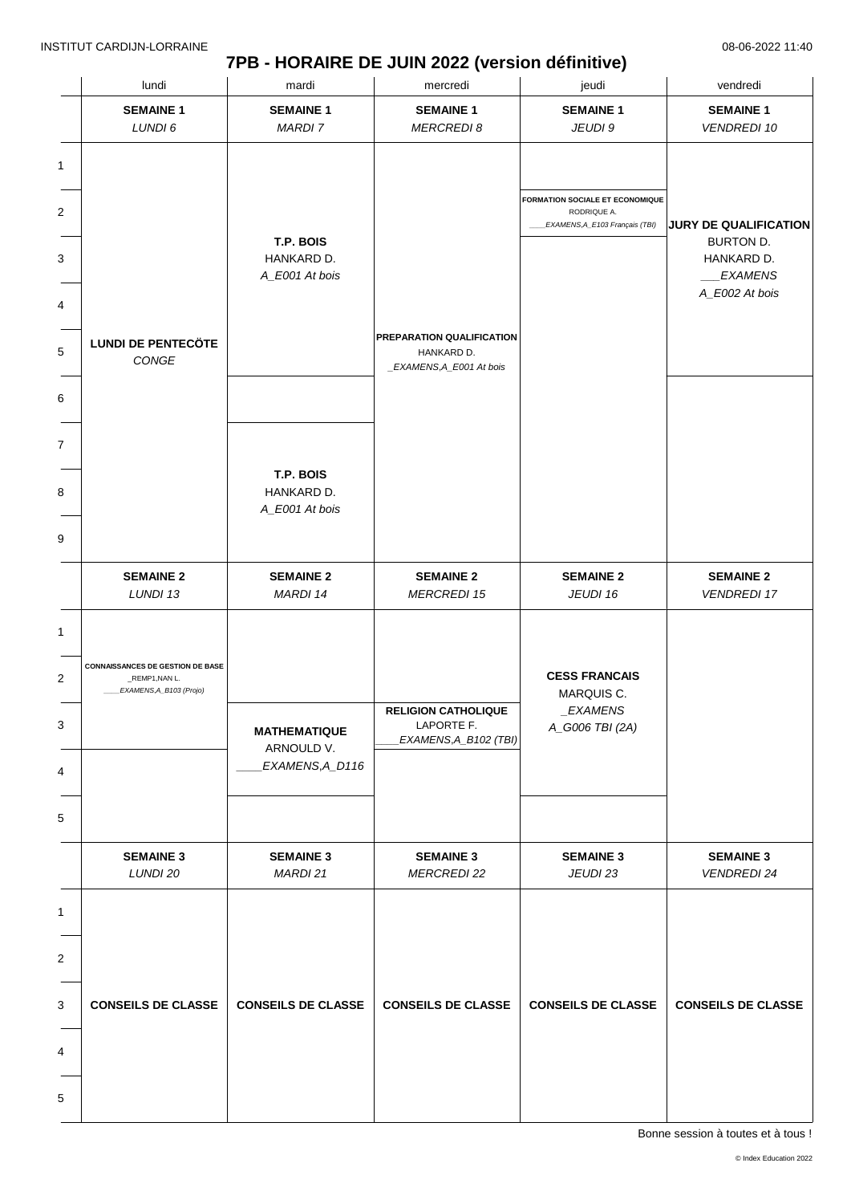INSTITUT CARDIJN-LORRAINE 08-06-2022 11:40

# 7PB - HORAIRE DE JUIN 2022 (version définitive)

| | lundi | mardi | mercredi | jeudi | vendredi |
|---|---|---|---|---|---|
| | **SEMAINE 1** *LUNDI 6* | **SEMAINE 1** *MARDI 7* | **SEMAINE 1** *MERCREDI 8* | **SEMAINE 1** *JEUDI 9* | **SEMAINE 1** *VENDREDI 10* |
| 1 | **LUNDI DE PENTECÖTE** *CONGE* | | | | |
| 2 | | **T.P. BOIS** HANKARD D. *A_E001 At bois* | | **FORMATION SOCIALE ET ECONOMIQUE** RODRIQUE A. *____EXAMENS,A_E103 Français (TBI)* | **JURY DE QUALIFICATION** BURTON D. HANKARD D. *___EXAMENS* *A_E002 At bois* |
| 3 | | | **PREPARATION QUALIFICATION** HANKARD D. *_EXAMENS,A_E001 At bois* | | |
| 4 | | | | | |
| 5 | | | | | |
| 6 | | | | | |
| 7 | | **T.P. BOIS** HANKARD D. *A_E001 At bois* | | | |
| 8 | | | | | |
| 9 | | | | | |
| | **SEMAINE 2** *LUNDI 13* | **SEMAINE 2** *MARDI 14* | **SEMAINE 2** *MERCREDI 15* | **SEMAINE 2** *JEUDI 16* | **SEMAINE 2** *VENDREDI 17* |
| 1 | | | | | |
| 2 | **CONNAISSANCES DE GESTION DE BASE** _REMP1,NAN L. *____EXAMENS,A_B103 (Projo)* | | | **CESS FRANCAIS** MARQUIS C. *_EXAMENS* *A_G006 TBI (2A)* | |
| 3 | | **MATHEMATIQUE** ARNOULD V. *____EXAMENS,A_D116* | **RELIGION CATHOLIQUE** LAPORTE F. *____EXAMENS,A_B102 (TBI)* | | |
| 4 | | | | | |
| 5 | | | | | |
| | **SEMAINE 3** *LUNDI 20* | **SEMAINE 3** *MARDI 21* | **SEMAINE 3** *MERCREDI 22* | **SEMAINE 3** *JEUDI 23* | **SEMAINE 3** *VENDREDI 24* |
| 1 | | | | | |
| 2 | | | | | |
| 3 | **CONSEILS DE CLASSE** | **CONSEILS DE CLASSE** | **CONSEILS DE CLASSE** | **CONSEILS DE CLASSE** | **CONSEILS DE CLASSE** |
| 4 | | | | | |
| 5 | | | | | |

Bonne session à toutes et à tous !

© Index Education 2022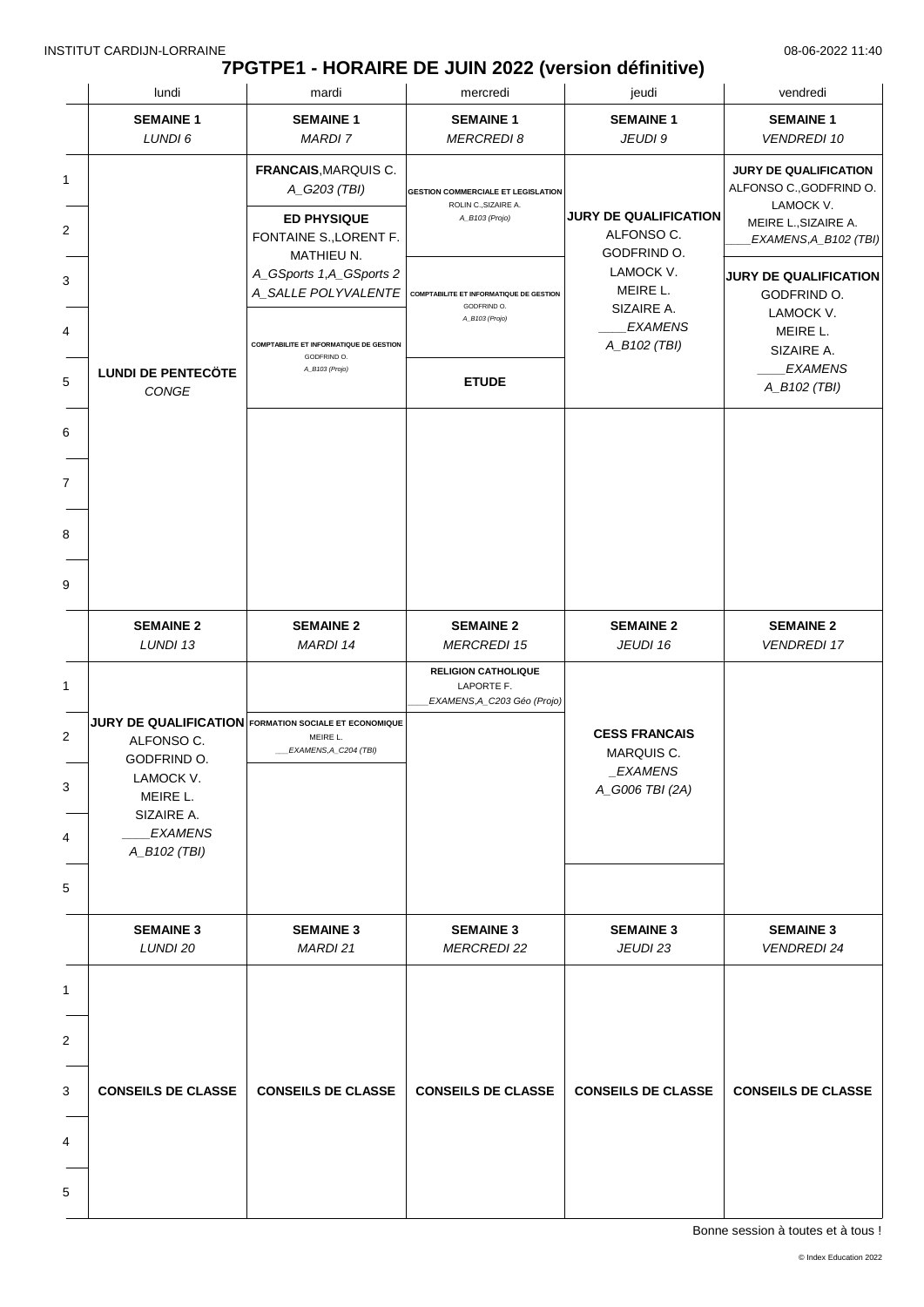INSTITUT CARDIJN-LORRAINE

08-06-2022 11:40

# 7PGTPE1 - HORAIRE DE JUIN 2022 (version définitive)

| | lundi | mardi | mercredi | jeudi | vendredi |
|---|---|---|---|---|---|
| | **SEMAINE 1** *LUNDI 6* | **SEMAINE 1** *MARDI 7* | **SEMAINE 1** *MERCREDI 8* | **SEMAINE 1** *JEUDI 9* | **SEMAINE 1** *VENDREDI 10* |
| 1 | **LUNDI DE PENTECÔTE** *CONGE* | **FRANCAIS**, MARQUIS C. *A_G203 (TBI)* | **GESTION COMMERCIALE ET LEGISLATION** ROLIN C., SIZAIRE A. *A_B103 (Projo)* | **JURY DE QUALIFICATION** ALFONSO C. GODFRIND O. LAMOCK V. MEIRE L. SIZAIRE A. *____EXAMENS A_B102 (TBI)* | **JURY DE QUALIFICATION** ALFONSO C., GODFRIND O. LAMOCK V. MEIRE L., SIZAIRE A. *____EXAMENS, A_B102 (TBI)* |
| 2 | | **ED PHYSIQUE** FONTAINE S., LORENT F. MATHIEU N. *A_GSports 1, A_GSports 2 A_SALLE POLYVALENTE* | | | |
| 3 | | | **COMPTABILITE ET INFORMATIQUE DE GESTION** GODFRIND O. *A_B103 (Projo)* | | **JURY DE QUALIFICATION** GODFRIND O. LAMOCK V. MEIRE L. SIZAIRE A. *____EXAMENS A_B102 (TBI)* |
| 4 | | **COMPTABILITE ET INFORMATIQUE DE GESTION** GODFRIND O. *A_B103 (Projo)* | | | |
| 5 | | | **ETUDE** | | |
| 6 | | | | | |
| 7 | | | | | |
| 8 | | | | | |
| 9 | | | | | |
| | **SEMAINE 2** *LUNDI 13* | **SEMAINE 2** *MARDI 14* | **SEMAINE 2** *MERCREDI 15* | **SEMAINE 2** *JEUDI 16* | **SEMAINE 2** *VENDREDI 17* |
| 1 | | | **RELIGION CATHOLIQUE** LAPORTE F. *____EXAMENS, A_C203 Géo (Projo)* | | |
| 2 | **JURY DE QUALIFICATION** ALFONSO C. GODFRIND O. LAMOCK V. MEIRE L. SIZAIRE A. *____EXAMENS A_B102 (TBI)* | **FORMATION SOCIALE ET ECONOMIQUE** MEIRE L. *___EXAMENS, A_C204 (TBI)* | | **CESS FRANCAIS** MARQUIS C. *_EXAMENS A_G006 TBI (2A)* | |
| 3 | | | | | |
| 4 | | | | | |
| 5 | | | | | |
| | **SEMAINE 3** *LUNDI 20* | **SEMAINE 3** *MARDI 21* | **SEMAINE 3** *MERCREDI 22* | **SEMAINE 3** *JEUDI 23* | **SEMAINE 3** *VENDREDI 24* |
| 1-5 | **CONSEILS DE CLASSE** | **CONSEILS DE CLASSE** | **CONSEILS DE CLASSE** | **CONSEILS DE CLASSE** | **CONSEILS DE CLASSE** |

Bonne session à toutes et à tous !

© Index Education 2022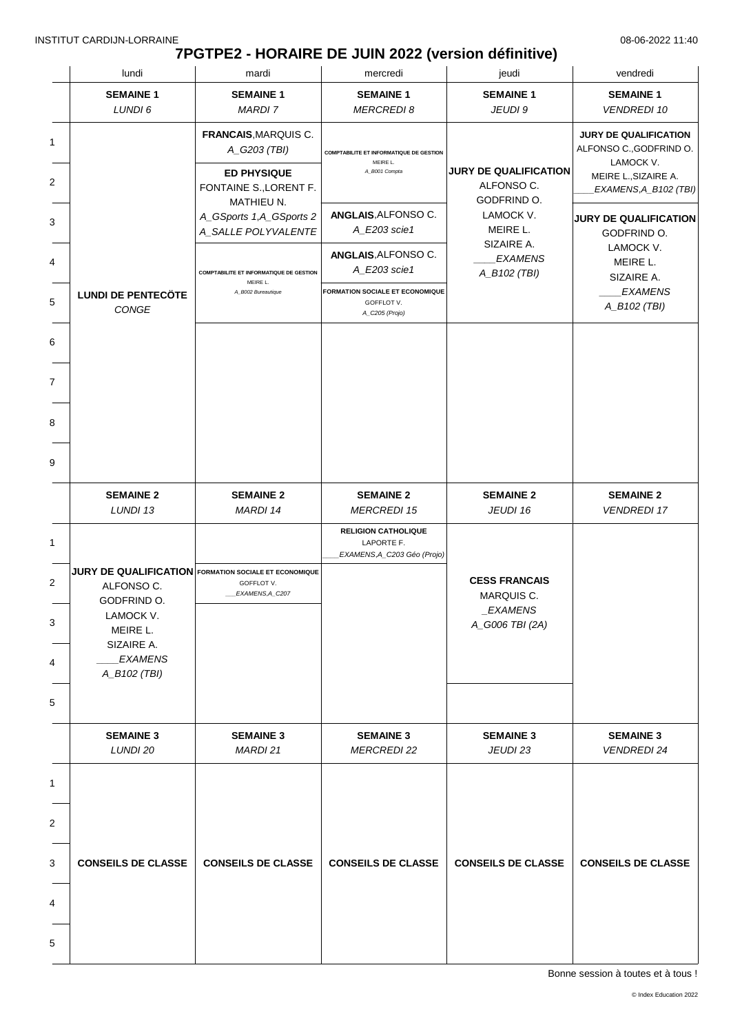INSTITUT CARDIJN-LORRAINE 08-06-2022 11:40

# 7PGTPE2 - HORAIRE DE JUIN 2022 (version définitive)

| | lundi | mardi | mercredi | jeudi | vendredi |
|---|---|---|---|---|---|
| | **SEMAINE 1** *LUNDI 6* | **SEMAINE 1** *MARDI 7* | **SEMAINE 1** *MERCREDI 8* | **SEMAINE 1** *JEUDI 9* | **SEMAINE 1** *VENDREDI 10* |
| 1 | **LUNDI DE PENTECÖTE** *CONGE* | **FRANCAIS**,MARQUIS C. *A_G203 (TBI)* | **COMPTABILITE ET INFORMATIQUE DE GESTION** MEIRE L. *A_B001 Compta* | | **JURY DE QUALIFICATION** ALFONSO C.,GODFRIND O. LAMOCK V. MEIRE L.,SIZAIRE A. *____EXAMENS,A_B102 (TBI)* |
| 2 | | **ED PHYSIQUE** FONTAINE S.,LORENT F. MATHIEU N. *A_GSports 1,A_GSports 2 A_SALLE POLYVALENTE* | | **JURY DE QUALIFICATION** ALFONSO C. GODFRIND O. LAMOCK V. MEIRE L. SIZAIRE A. *____EXAMENS A_B102 (TBI)* | |
| 3 | | | **ANGLAIS**,ALFONSO C. *A_E203 scie1* | | **JURY DE QUALIFICATION** GODFRIND O. LAMOCK V. MEIRE L. SIZAIRE A. *____EXAMENS A_B102 (TBI)* |
| 4 | | **COMPTABILITE ET INFORMATIQUE DE GESTION** MEIRE L. *A_B002 Bureautique* | **ANGLAIS**,ALFONSO C. *A_E203 scie1* | | |
| 5 | | | **FORMATION SOCIALE ET ECONOMIQUE** GOFFLOT V. *A_C205 (Projo)* | | |
| 6 | | | | | |
| 7 | | | | | |
| 8 | | | | | |
| 9 | | | | | |
| | **SEMAINE 2** *LUNDI 13* | **SEMAINE 2** *MARDI 14* | **SEMAINE 2** *MERCREDI 15* | **SEMAINE 2** *JEUDI 16* | **SEMAINE 2** *VENDREDI 17* |
| 1 | | | **RELIGION CATHOLIQUE** LAPORTE F. *____EXAMENS,A_C203 Géo (Projo)* | | |
| 2 | **JURY DE QUALIFICATION** ALFONSO C. GODFRIND O. LAMOCK V. MEIRE L. SIZAIRE A. *____EXAMENS A_B102 (TBI)* | **FORMATION SOCIALE ET ECONOMIQUE** GOFFLOT V. *___EXAMENS,A_C207* | | **CESS FRANCAIS** MARQUIS C. *_EXAMENS A_G006 TBI (2A)* | |
| 3 | | | | | |
| 4 | | | | | |
| 5 | | | | | |
| | **SEMAINE 3** *LUNDI 20* | **SEMAINE 3** *MARDI 21* | **SEMAINE 3** *MERCREDI 22* | **SEMAINE 3** *JEUDI 23* | **SEMAINE 3** *VENDREDI 24* |
| 1 | | | | | |
| 2 | | | | | |
| 3 | **CONSEILS DE CLASSE** | **CONSEILS DE CLASSE** | **CONSEILS DE CLASSE** | **CONSEILS DE CLASSE** | **CONSEILS DE CLASSE** |
| 4 | | | | | |
| 5 | | | | | |

Bonne session à toutes et à tous !

© Index Education 2022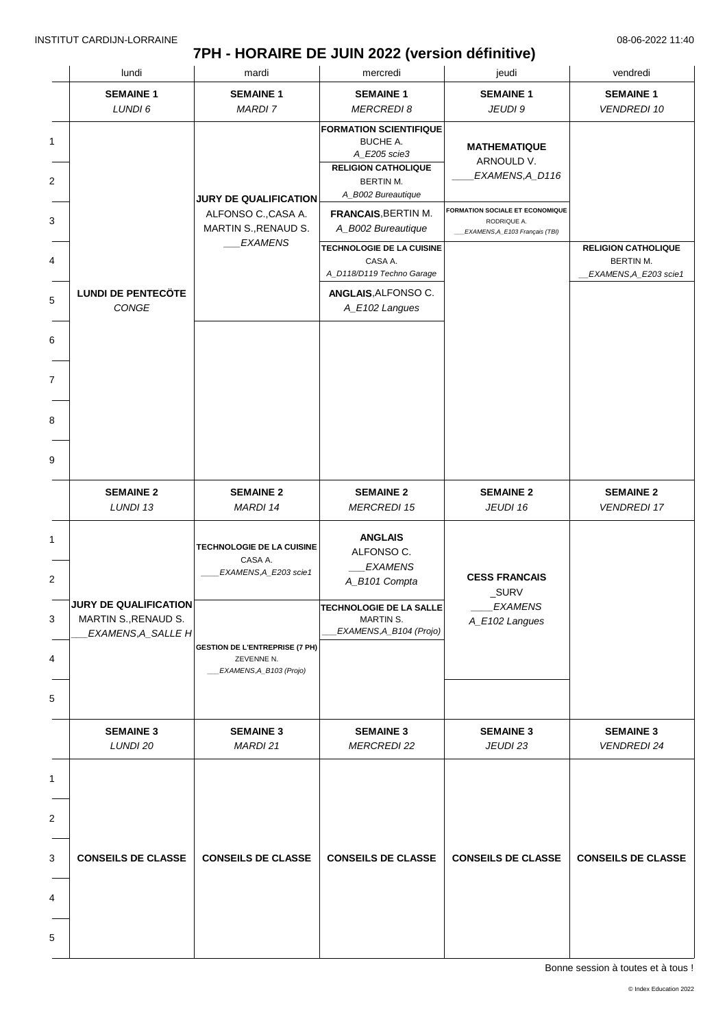INSTITUT CARDIJN-LORRAINE 08-06-2022 11:40

# 7PH - HORAIRE DE JUIN 2022 (version définitive)

| | lundi | mardi | mercredi | jeudi | vendredi |
|---|---|---|---|---|---|
| | **SEMAINE 1** *LUNDI 6* | **SEMAINE 1** *MARDI 7* | **SEMAINE 1** *MERCREDI 8* | **SEMAINE 1** *JEUDI 9* | **SEMAINE 1** *VENDREDI 10* |
| 1 | **LUNDI DE PENTECÔTE** *CONGE* | **JURY DE QUALIFICATION** ALFONSO C.,CASA A. MARTIN S.,RENAUD S. *___EXAMENS* | **FORMATION SCIENTIFIQUE** BUCHE A. *A_E205 scie3* | **MATHEMATIQUE** ARNOULD V. *____EXAMENS,A_D116* | |
| 2 | | | **RELIGION CATHOLIQUE** BERTIN M. *A_B002 Bureautique* | | |
| 3 | | | **FRANCAIS**,BERTIN M. *A_B002 Bureautique* | **FORMATION SOCIALE ET ECONOMIQUE** RODRIQUE A. *___EXAMENS,A_E103 Français (TBI)* | |
| 4 | | | **TECHNOLOGIE DE LA CUISINE** CASA A. *A_D118/D119 Techno Garage* | | **RELIGION CATHOLIQUE** BERTIN M. *__EXAMENS,A_E203 scie1* |
| 5 | | | **ANGLAIS**,ALFONSO C. *A_E102 Langues* | | |
| 6 | | | | | |
| 7 | | | | | |
| 8 | | | | | |
| 9 | | | | | |
| | **SEMAINE 2** *LUNDI 13* | **SEMAINE 2** *MARDI 14* | **SEMAINE 2** *MERCREDI 15* | **SEMAINE 2** *JEUDI 16* | **SEMAINE 2** *VENDREDI 17* |
| 1 | **JURY DE QUALIFICATION** MARTIN S.,RENAUD S. *___EXAMENS,A_SALLE H* | **TECHNOLOGIE DE LA CUISINE** CASA A. *____EXAMENS,A_E203 scie1* | **ANGLAIS** ALFONSO C. *___EXAMENS* *A_B101 Compta* | **CESS FRANCAIS** _SURV *____EXAMENS* *A_E102 Langues* | |
| 2 | | | | | |
| 3 | | **GESTION DE L'ENTREPRISE (7 PH)** ZEVENNE N. *___EXAMENS,A_B103 (Projo)* | **TECHNOLOGIE DE LA SALLE** MARTIN S. *___EXAMENS,A_B104 (Projo)* | | |
| 4 | | | | | |
| 5 | | | | | |
| | **SEMAINE 3** *LUNDI 20* | **SEMAINE 3** *MARDI 21* | **SEMAINE 3** *MERCREDI 22* | **SEMAINE 3** *JEUDI 23* | **SEMAINE 3** *VENDREDI 24* |
| 1 | | | | | |
| 2 | | | | | |
| 3 | **CONSEILS DE CLASSE** | **CONSEILS DE CLASSE** | **CONSEILS DE CLASSE** | **CONSEILS DE CLASSE** | **CONSEILS DE CLASSE** |
| 4 | | | | | |
| 5 | | | | | |

Bonne session à toutes et à tous !

© Index Education 2022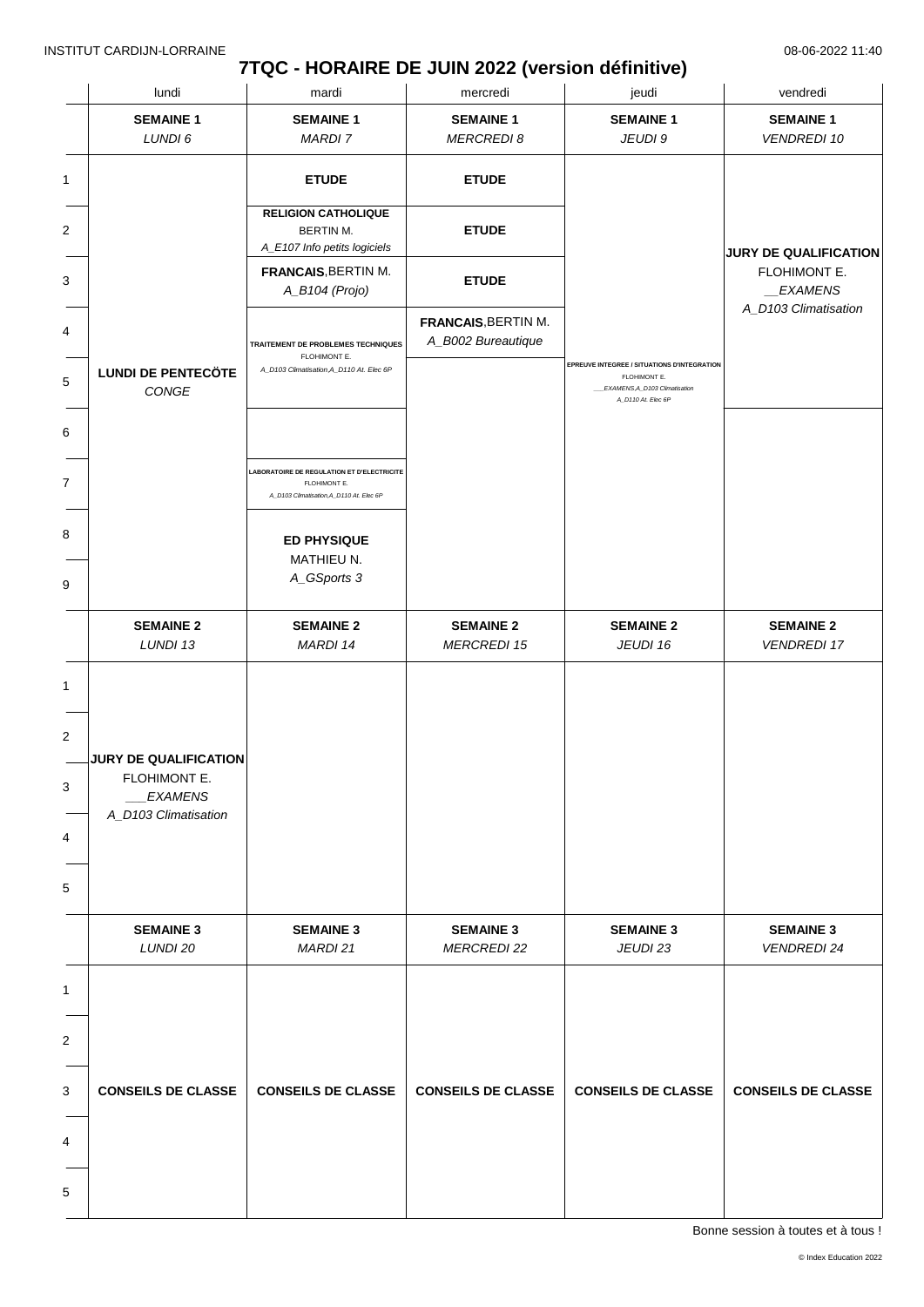# 7TQC - HORAIRE DE JUIN 2022 (version définitive)

| | lundi | mardi | mercredi | jeudi | vendredi |
|---|---|---|---|---|---|
| | **SEMAINE 1** *LUNDI 6* | **SEMAINE 1** *MARDI 7* | **SEMAINE 1** *MERCREDI 8* | **SEMAINE 1** *JEUDI 9* | **SEMAINE 1** *VENDREDI 10* |
| 1 | **LUNDI DE PENTECÖTE** *CONGE* | **ETUDE** | **ETUDE** | **EPREUVE INTEGREE / SITUATIONS D'INTEGRATION** FLOHIMONT E. *___EXAMENS,A_D103 Climatisation A_D110 At. Elec 6P* | **JURY DE QUALIFICATION** FLOHIMONT E. *__EXAMENS A_D103 Climatisation* |
| 2 | | **RELIGION CATHOLIQUE** BERTIN M. *A_E107 Info petits logiciels* | **ETUDE** | | |
| 3 | | **FRANCAIS**, BERTIN M. *A_B104 (Projo)* | **ETUDE** | | |
| 4 | | **TRAITEMENT DE PROBLEMES TECHNIQUES** FLOHIMONT E. *A_D103 Climatisation,A_D110 At. Elec 6P* | **FRANCAIS**, BERTIN M. *A_B002 Bureautique* | | |
| 5 | | | | | |
| 6 | | | | | |
| 7 | | **LABORATOIRE DE REGULATION ET D'ELECTRICITE** FLOHIMONT E. *A_D103 Climatisation,A_D110 At. Elec 6P* | | | |
| 8 | | **ED PHYSIQUE** MATHIEU N. *A_GSports 3* | | | |
| 9 | | | | | |
| | **SEMAINE 2** *LUNDI 13* | **SEMAINE 2** *MARDI 14* | **SEMAINE 2** *MERCREDI 15* | **SEMAINE 2** *JEUDI 16* | **SEMAINE 2** *VENDREDI 17* |
| 1 | **JURY DE QUALIFICATION** FLOHIMONT E. *___EXAMENS A_D103 Climatisation* | | | | |
| 2 | | | | | |
| 3 | | | | | |
| 4 | | | | | |
| 5 | | | | | |
| | **SEMAINE 3** *LUNDI 20* | **SEMAINE 3** *MARDI 21* | **SEMAINE 3** *MERCREDI 22* | **SEMAINE 3** *JEUDI 23* | **SEMAINE 3** *VENDREDI 24* |
| 1 | **CONSEILS DE CLASSE** | **CONSEILS DE CLASSE** | **CONSEILS DE CLASSE** | **CONSEILS DE CLASSE** | **CONSEILS DE CLASSE** |
| 2 | | | | | |
| 3 | | | | | |
| 4 | | | | | |
| 5 | | | | | |

Bonne session à toutes et à tous !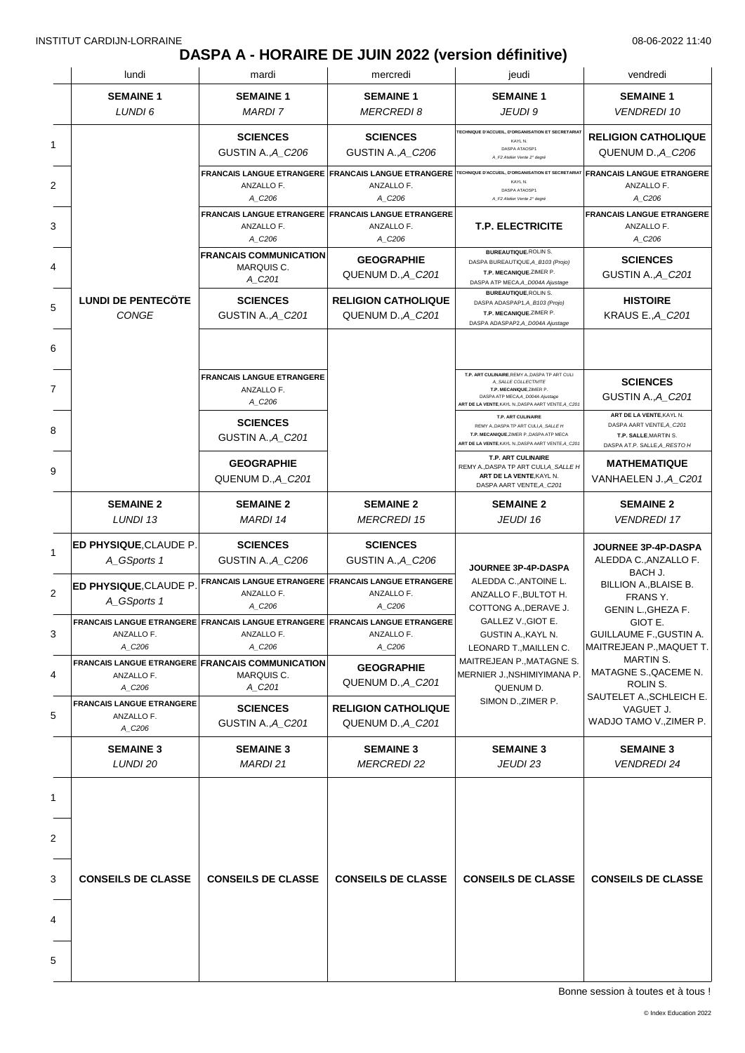INSTITUT CARDIJN-LORRAINE 08-06-2022 11:40

# DASPA A - HORAIRE DE JUIN 2022 (version définitive)

| | lundi | mardi | mercredi | jeudi | vendredi |
|---|---|---|---|---|---|
| | **SEMAINE 1** *LUNDI 6* | **SEMAINE 1** *MARDI 7* | **SEMAINE 1** *MERCREDI 8* | **SEMAINE 1** *JEUDI 9* | **SEMAINE 1** *VENDREDI 10* |
| 1 | **LUNDI DE PENTECÔTE** *CONGE* | **SCIENCES** GUSTIN A., *A_C206* | **SCIENCES** GUSTIN A., *A_C206* | **TECHNIQUE D'ACCUEIL, D'ORGANISATION ET SECRETARIAT** KAYL N. DASPA ATAOSP1 *A_F2 Atelier Vente 2° degré* | **RELIGION CATHOLIQUE** QUENUM D., *A_C206* |
| 2 | | **FRANCAIS LANGUE ETRANGERE** ANZALLO F. *A_C206* | **FRANCAIS LANGUE ETRANGERE** ANZALLO F. *A_C206* | **TECHNIQUE D'ACCUEIL, D'ORGANISATION ET SECRETARIAT** KAYL N. DASPA ATAOSP1 *A_F2 Atelier Vente 2° degré* | **FRANCAIS LANGUE ETRANGERE** ANZALLO F. *A_C206* |
| 3 | | **FRANCAIS LANGUE ETRANGERE** ANZALLO F. *A_C206* | **FRANCAIS LANGUE ETRANGERE** ANZALLO F. *A_C206* | **T.P. ELECTRICITE** | **FRANCAIS LANGUE ETRANGERE** ANZALLO F. *A_C206* |
| 4 | | **FRANCAIS COMMUNICATION** MARQUIS C. *A_C201* | **GEOGRAPHIE** QUENUM D., *A_C201* | **BUREAUTIQUE**, ROLIN S. DASPA BUREAUTIQUE, *A_B103 (Projo)* **T.P. MECANIQUE**, ZIMER P. DASPA ATP MECA, *A_D004A Ajustage* | **SCIENCES** GUSTIN A., *A_C201* |
| 5 | | **SCIENCES** GUSTIN A., *A_C201* | **RELIGION CATHOLIQUE** QUENUM D., *A_C201* | **BUREAUTIQUE**, ROLIN S. DASPA ADASPAP1, *A_B103 (Projo)* **T.P. MECANIQUE**, ZIMER P. DASPA ADASPAP2, *A_D004A Ajustage* | **HISTOIRE** KRAUS E., *A_C201* |
| 6 | | | | | |
| 7 | | **FRANCAIS LANGUE ETRANGERE** ANZALLO F. *A_C206* | | **T.P. ART CULINAIRE**, REMY A., DASPA TP ART CULI *A_SALLE COLLECTIVITE* **T.P. MECANIQUE**, ZIMER P. DASPA ATP MECA, *A_D004A Ajustage* **ART DE LA VENTE**, KAYL N., DASPA AART VENTE, *A_C201* | **SCIENCES** GUSTIN A., *A_C201* |
| 8 | | **SCIENCES** GUSTIN A., *A_C201* | | **T.P. ART CULINAIRE** REMY A., DASPA TP ART CULI, *A_SALLE H* **T.P. MECANIQUE**, ZIMER P., DASPA ATP MECA **ART DE LA VENTE**, KAYL N., DASPA AART VENTE, *A_C201* | **ART DE LA VENTE**, KAYL N. DASPA AART VENTE, *A_C201* **T.P. SALLE**, MARTIN S. DASPA AT.P. SALLE, *A_RESTO H* |
| 9 | | **GEOGRAPHIE** QUENUM D., *A_C201* | | **T.P. ART CULINAIRE** REMY A., DASPA TP ART CULI, *A_SALLE H* **ART DE LA VENTE**, KAYL N. DASPA AART VENTE, *A_C201* | **MATHEMATIQUE** VANHAELEN J., *A_C201* |
| | **SEMAINE 2** *LUNDI 13* | **SEMAINE 2** *MARDI 14* | **SEMAINE 2** *MERCREDI 15* | **SEMAINE 2** *JEUDI 16* | **SEMAINE 2** *VENDREDI 17* |
| 1 | **ED PHYSIQUE**, CLAUDE P. *A_GSports 1* | **SCIENCES** GUSTIN A., *A_C206* | **SCIENCES** GUSTIN A., *A_C206* | **JOURNEE 3P-4P-DASPA** ALEDDA C., ANTOINE L. ANZALLO F., BULTOT H. COTTONG A., DERAVE J. GALLEZ V., GIOT E. GUSTIN A., KAYL N. LEONARD T., MAILLEN C. MAITREJEAN P., MATAGNE S. MERNIER J., NSHIMIYIMANA P. QUENUM D. SIMON D., ZIMER P. | **JOURNEE 3P-4P-DASPA** ALEDDA C., ANZALLO F. BACH J. BILLION A., BLAISE B. FRANS Y. GENIN L., GHEZA F. GIOT E. GUILLAUME F., GUSTIN A. MAITREJEAN P., MAQUET T. MARTIN S. MATAGNE S., QACEME N. ROLIN S. SAUTELET A., SCHLEICH E. VAGUET J. WADJO TAMO V., ZIMER P. |
| 2 | **ED PHYSIQUE**, CLAUDE P. *A_GSports 1* | **FRANCAIS LANGUE ETRANGERE** ANZALLO F. *A_C206* | **FRANCAIS LANGUE ETRANGERE** ANZALLO F. *A_C206* | | |
| 3 | **FRANCAIS LANGUE ETRANGERE** ANZALLO F. *A_C206* | **FRANCAIS LANGUE ETRANGERE** ANZALLO F. *A_C206* | **FRANCAIS LANGUE ETRANGERE** ANZALLO F. *A_C206* | | |
| 4 | **FRANCAIS LANGUE ETRANGERE** ANZALLO F. *A_C206* | **FRANCAIS COMMUNICATION** MARQUIS C. *A_C201* | **GEOGRAPHIE** QUENUM D., *A_C201* | | |
| 5 | **FRANCAIS LANGUE ETRANGERE** ANZALLO F. *A_C206* | **SCIENCES** GUSTIN A., *A_C201* | **RELIGION CATHOLIQUE** QUENUM D., *A_C201* | | |
| | **SEMAINE 3** *LUNDI 20* | **SEMAINE 3** *MARDI 21* | **SEMAINE 3** *MERCREDI 22* | **SEMAINE 3** *JEUDI 23* | **SEMAINE 3** *VENDREDI 24* |
| 1–5 | **CONSEILS DE CLASSE** | **CONSEILS DE CLASSE** | **CONSEILS DE CLASSE** | **CONSEILS DE CLASSE** | **CONSEILS DE CLASSE** |

Bonne session à toutes et à tous !

© Index Education 2022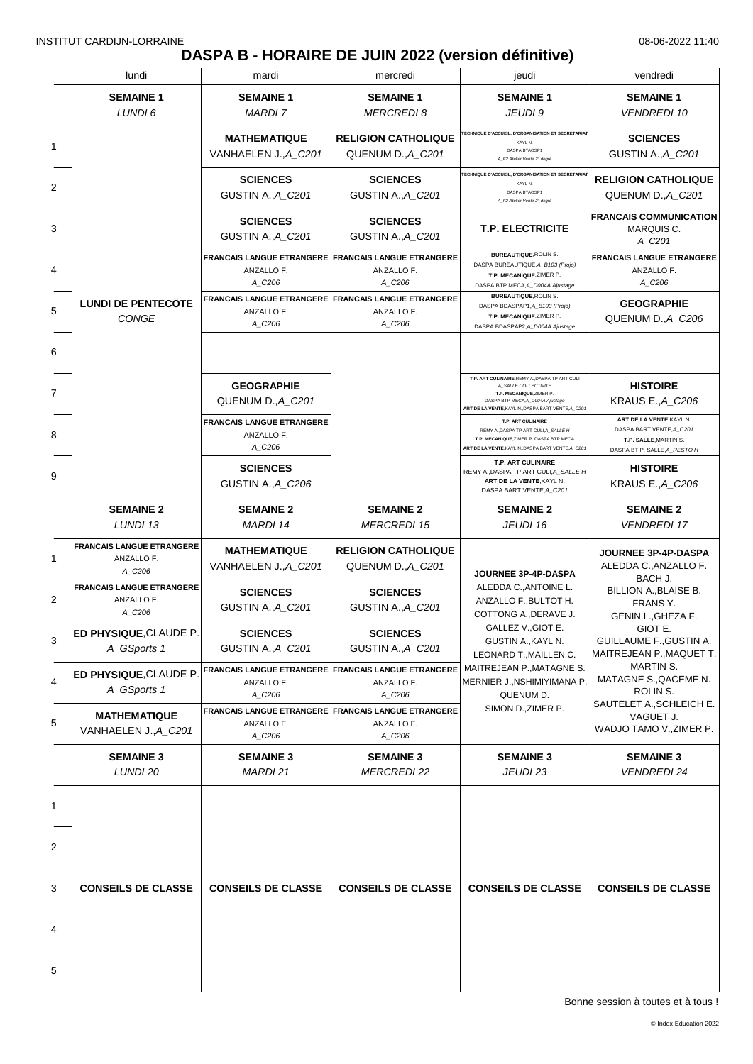INSTITUT CARDIJN-LORRAINE 08-06-2022 11:40

# DASPA B - HORAIRE DE JUIN 2022 (version définitive)

| | lundi | mardi | mercredi | jeudi | vendredi |
|---|---|---|---|---|---|
| | **SEMAINE 1** *LUNDI 6* | **SEMAINE 1** *MARDI 7* | **SEMAINE 1** *MERCREDI 8* | **SEMAINE 1** *JEUDI 9* | **SEMAINE 1** *VENDREDI 10* |
| 1 | **LUNDI DE PENTECÖTE** *CONGE* | **MATHEMATIQUE** VANHAELEN J.,*A_C201* | **RELIGION CATHOLIQUE** QUENUM D.,*A_C201* | **TECHNIQUE D'ACCUEIL, D'ORGANISATION ET SECRETARIAT** KAYL N. DASPA BTAOSP1 *A_F2 Atelier Vente 2° degré* | **SCIENCES** GUSTIN A.,*A_C201* |
| 2 | | **SCIENCES** GUSTIN A.,*A_C201* | **SCIENCES** GUSTIN A.,*A_C201* | **TECHNIQUE D'ACCUEIL, D'ORGANISATION ET SECRETARIAT** KAYL N. DASPA BTAOSP1 *A_F2 Atelier Vente 2° degré* | **RELIGION CATHOLIQUE** QUENUM D.,*A_C201* |
| 3 | | **SCIENCES** GUSTIN A.,*A_C201* | **SCIENCES** GUSTIN A.,*A_C201* | **T.P. ELECTRICITE** | **FRANCAIS COMMUNICATION** MARQUIS C. *A_C201* |
| 4 | | **FRANCAIS LANGUE ETRANGERE** ANZALLO F. *A_C206* | **FRANCAIS LANGUE ETRANGERE** ANZALLO F. *A_C206* | **BUREAUTIQUE**,ROLIN S. DASPA BUREAUTIQUE,*A_B103 (Projo)* **T.P. MECANIQUE**,ZIMER P. DASPA BTP MECA,*A_D004A Ajustage* | **FRANCAIS LANGUE ETRANGERE** ANZALLO F. *A_C206* |
| 5 | | **FRANCAIS LANGUE ETRANGERE** ANZALLO F. *A_C206* | **FRANCAIS LANGUE ETRANGERE** ANZALLO F. *A_C206* | **BUREAUTIQUE**,ROLIN S. DASPA BDASPAP1,*A_B103 (Projo)* **T.P. MECANIQUE**,ZIMER P. DASPA BDASPAP2,*A_D004A Ajustage* | **GEOGRAPHIE** QUENUM D.,*A_C206* |
| 6 | | | | | |
| 7 | | **GEOGRAPHIE** QUENUM D.,*A_C201* | | **T.P. ART CULINAIRE**,REMY A.,DASPA TP ART CULI *A_SALLE COLLECTIVITE* **T.P. MECANIQUE**,ZIMER P. DASPA BTP MECA,*A_D004A Ajustage* **ART DE LA VENTE**,KAYL N.,DASPA BART VENTE,*A_C201* | **HISTOIRE** KRAUS E.,*A_C206* |
| 8 | | **FRANCAIS LANGUE ETRANGERE** ANZALLO F. *A_C206* | | **T.P. ART CULINAIRE** REMY A.,DASPA TP ART CULI,*A_SALLE H* **T.P. MECANIQUE**,ZIMER P.,DASPA BTP MECA **ART DE LA VENTE**,KAYL N.,DASPA BART VENTE,*A_C201* | **ART DE LA VENTE**,KAYL N. DASPA BART VENTE,*A_C201* **T.P. SALLE**,MARTIN S. DASPA BT.P. SALLE,*A_RESTO H* |
| 9 | | **SCIENCES** GUSTIN A.,*A_C206* | | **T.P. ART CULINAIRE** REMY A.,DASPA TP ART CULI,*A_SALLE H* **ART DE LA VENTE**,KAYL N. DASPA BART VENTE,*A_C201* | **HISTOIRE** KRAUS E.,*A_C206* |
| | **SEMAINE 2** *LUNDI 13* | **SEMAINE 2** *MARDI 14* | **SEMAINE 2** *MERCREDI 15* | **SEMAINE 2** *JEUDI 16* | **SEMAINE 2** *VENDREDI 17* |
| 1 | **FRANCAIS LANGUE ETRANGERE** ANZALLO F. *A_C206* | **MATHEMATIQUE** VANHAELEN J.,*A_C201* | **RELIGION CATHOLIQUE** QUENUM D.,*A_C201* | **JOURNEE 3P-4P-DASPA** ALEDDA C.,ANTOINE L. ANZALLO F.,BULTOT H. COTTONG A.,DERAVE J. GALLEZ V.,GIOT E. GUSTIN A.,KAYL N. LEONARD T.,MAILLEN C. MAITREJEAN P.,MATAGNE S. MERNIER J.,NSHIMIYIMANA P. QUENUM D. SIMON D.,ZIMER P. | **JOURNEE 3P-4P-DASPA** ALEDDA C.,ANZALLO F. BACH J. BILLION A.,BLAISE B. FRANS Y. GENIN L.,GHEZA F. GIOT E. GUILLAUME F.,GUSTIN A. MAITREJEAN P.,MAQUET T. MARTIN S. MATAGNE S.,QACEME N. ROLIN S. SAUTELET A.,SCHLEICH E. VAGUET J. WADJO TAMO V.,ZIMER P. |
| 2 | **FRANCAIS LANGUE ETRANGERE** ANZALLO F. *A_C206* | **SCIENCES** GUSTIN A.,*A_C201* | **SCIENCES** GUSTIN A.,*A_C201* | | |
| 3 | **ED PHYSIQUE**,CLAUDE P. *A_GSports 1* | **SCIENCES** GUSTIN A.,*A_C201* | **SCIENCES** GUSTIN A.,*A_C201* | | |
| 4 | **ED PHYSIQUE**,CLAUDE P. *A_GSports 1* | **FRANCAIS LANGUE ETRANGERE** ANZALLO F. *A_C206* | **FRANCAIS LANGUE ETRANGERE** ANZALLO F. *A_C206* | | |
| 5 | **MATHEMATIQUE** VANHAELEN J.,*A_C201* | **FRANCAIS LANGUE ETRANGERE** ANZALLO F. *A_C206* | **FRANCAIS LANGUE ETRANGERE** ANZALLO F. *A_C206* | | |
| | **SEMAINE 3** *LUNDI 20* | **SEMAINE 3** *MARDI 21* | **SEMAINE 3** *MERCREDI 22* | **SEMAINE 3** *JEUDI 23* | **SEMAINE 3** *VENDREDI 24* |
| 1–5 | **CONSEILS DE CLASSE** | **CONSEILS DE CLASSE** | **CONSEILS DE CLASSE** | **CONSEILS DE CLASSE** | **CONSEILS DE CLASSE** |

Bonne session à toutes et à tous !

© Index Education 2022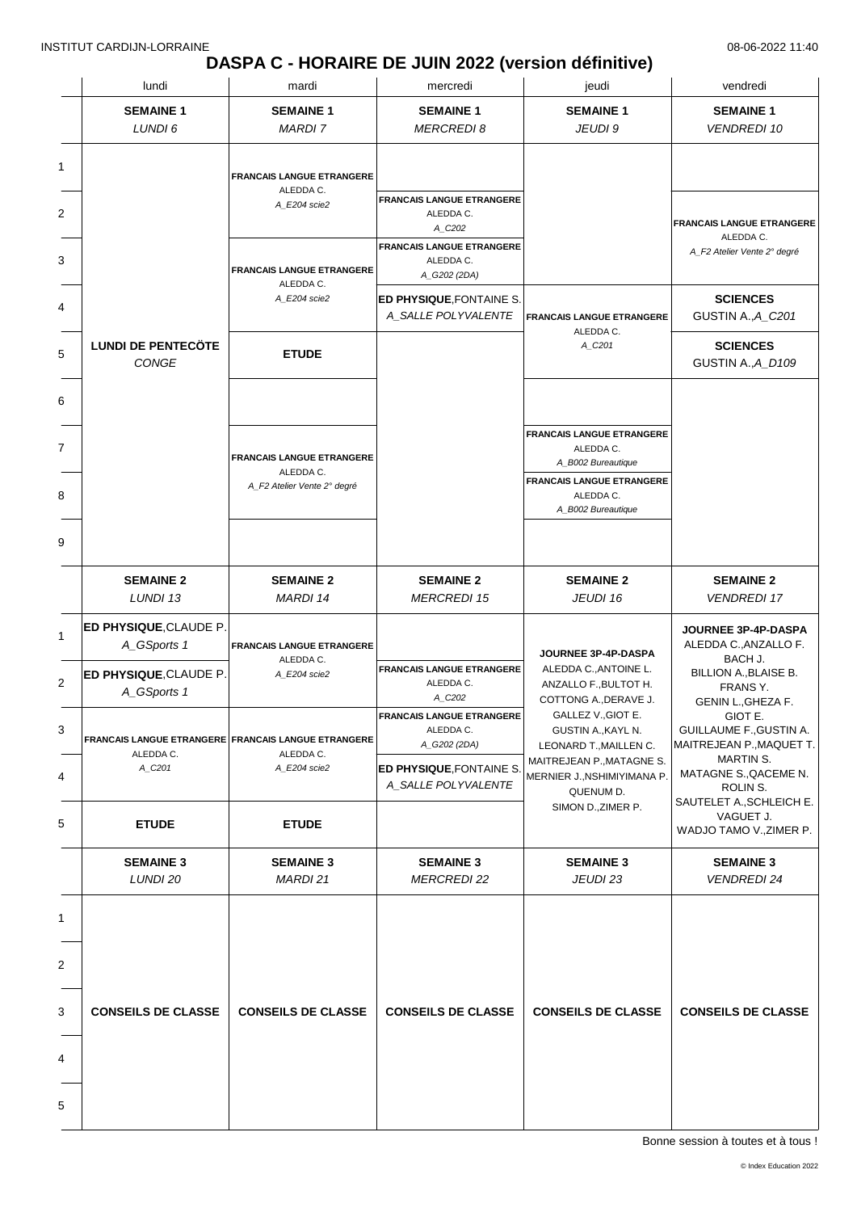# DASPA C - HORAIRE DE JUIN 2022 (version définitive)

| | lundi | mardi | mercredi | jeudi | vendredi |
|---|---|---|---|---|---|
| | **SEMAINE 1** *LUNDI 6* | **SEMAINE 1** *MARDI 7* | **SEMAINE 1** *MERCREDI 8* | **SEMAINE 1** *JEUDI 9* | **SEMAINE 1** *VENDREDI 10* |
| 1 | **LUNDI DE PENTECÖTE** *CONGE* | **FRANCAIS LANGUE ETRANGERE** ALEDDA C. *A_E204 scie2* | | | |
| 2 | | | **FRANCAIS LANGUE ETRANGERE** ALEDDA C. *A_C202* | | **FRANCAIS LANGUE ETRANGERE** ALEDDA C. *A_F2 Atelier Vente 2° degré* |
| 3 | | **FRANCAIS LANGUE ETRANGERE** ALEDDA C. *A_E204 scie2* | **FRANCAIS LANGUE ETRANGERE** ALEDDA C. *A_G202 (2DA)* | | |
| 4 | | | **ED PHYSIQUE**, FONTAINE S. *A_SALLE POLYVALENTE* | **FRANCAIS LANGUE ETRANGERE** ALEDDA C. *A_C201* | **SCIENCES** GUSTIN A., *A_C201* |
| 5 | | **ETUDE** | | | **SCIENCES** GUSTIN A., *A_D109* |
| 6 | | | | | |
| 7 | | **FRANCAIS LANGUE ETRANGERE** ALEDDA C. *A_F2 Atelier Vente 2° degré* | | **FRANCAIS LANGUE ETRANGERE** ALEDDA C. *A_B002 Bureautique* | |
| 8 | | | | **FRANCAIS LANGUE ETRANGERE** ALEDDA C. *A_B002 Bureautique* | |
| 9 | | | | | |
| | **SEMAINE 2** *LUNDI 13* | **SEMAINE 2** *MARDI 14* | **SEMAINE 2** *MERCREDI 15* | **SEMAINE 2** *JEUDI 16* | **SEMAINE 2** *VENDREDI 17* |
| 1 | **ED PHYSIQUE**, CLAUDE P. *A_GSports 1* | **FRANCAIS LANGUE ETRANGERE** ALEDDA C. *A_E204 scie2* | | **JOURNEE 3P-4P-DASPA** ALEDDA C., ANTOINE L. ANZALLO F., BULTOT H. COTTONG A., DERAVE J. GALLEZ V., GIOT E. GUSTIN A., KAYL N. LEONARD T., MAILLEN C. MAITREJEAN P., MATAGNE S. MERNIER J., NSHIMIYIMANA P. QUENUM D. SIMON D., ZIMER P. | **JOURNEE 3P-4P-DASPA** ALEDDA C., ANZALLO F. BACH J. BILLION A., BLAISE B. FRANS Y. GENIN L., GHEZA F. GIOT E. GUILLAUME F., GUSTIN A. MAITREJEAN P., MAQUET T. MARTIN S. MATAGNE S., QACEME N. ROLIN S. SAUTELET A., SCHLEICH E. VAGUET J. WADJO TAMO V., ZIMER P. |
| 2 | **ED PHYSIQUE**, CLAUDE P. *A_GSports 1* | | **FRANCAIS LANGUE ETRANGERE** ALEDDA C. *A_C202* | | |
| 3 | **FRANCAIS LANGUE ETRANGERE** ALEDDA C. *A_C201* | **FRANCAIS LANGUE ETRANGERE** ALEDDA C. *A_E204 scie2* | **FRANCAIS LANGUE ETRANGERE** ALEDDA C. *A_G202 (2DA)* | | |
| 4 | | | **ED PHYSIQUE**, FONTAINE S. *A_SALLE POLYVALENTE* | | |
| 5 | **ETUDE** | **ETUDE** | | | |
| | **SEMAINE 3** *LUNDI 20* | **SEMAINE 3** *MARDI 21* | **SEMAINE 3** *MERCREDI 22* | **SEMAINE 3** *JEUDI 23* | **SEMAINE 3** *VENDREDI 24* |
| 1-5 | **CONSEILS DE CLASSE** | **CONSEILS DE CLASSE** | **CONSEILS DE CLASSE** | **CONSEILS DE CLASSE** | **CONSEILS DE CLASSE** |

Bonne session à toutes et à tous !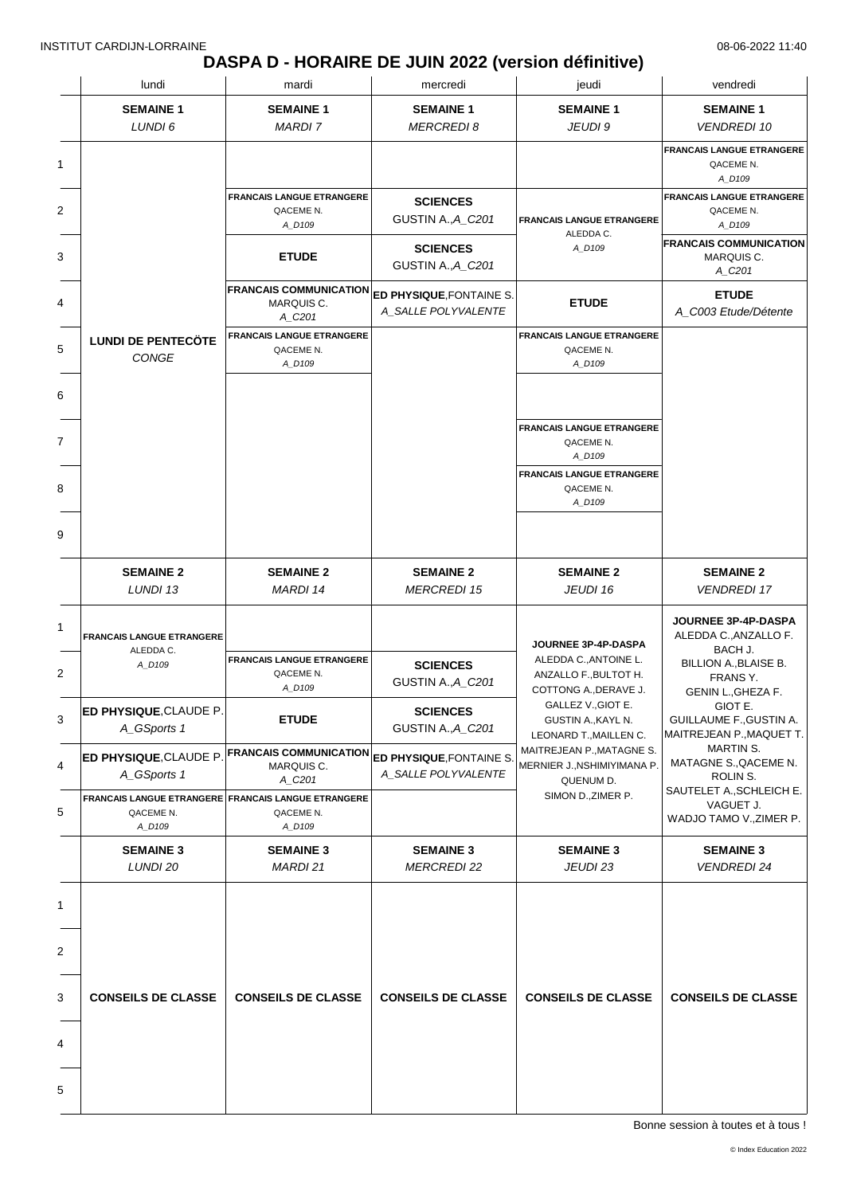INSTITUT CARDIJN-LORRAINE 08-06-2022 11:40

# DASPA D - HORAIRE DE JUIN 2022 (version définitive)

| | lundi | mardi | mercredi | jeudi | vendredi |
|---|---|---|---|---|---|
| | **SEMAINE 1** *LUNDI 6* | **SEMAINE 1** *MARDI 7* | **SEMAINE 1** *MERCREDI 8* | **SEMAINE 1** *JEUDI 9* | **SEMAINE 1** *VENDREDI 10* |
| 1 | **LUNDI DE PENTECÖTE** *CONGE* | | | | **FRANCAIS LANGUE ETRANGERE** QACEME N. *A_D109* |
| 2 | | **FRANCAIS LANGUE ETRANGERE** QACEME N. *A_D109* | **SCIENCES** GUSTIN A.,*A_C201* | **FRANCAIS LANGUE ETRANGERE** ALEDDA C. *A_D109* | **FRANCAIS LANGUE ETRANGERE** QACEME N. *A_D109* |
| 3 | | **ETUDE** | **SCIENCES** GUSTIN A.,*A_C201* | | **FRANCAIS COMMUNICATION** MARQUIS C. *A_C201* |
| 4 | | **FRANCAIS COMMUNICATION** MARQUIS C. *A_C201* | **ED PHYSIQUE**,FONTAINE S. *A_SALLE POLYVALENTE* | **ETUDE** | **ETUDE** *A_C003 Etude/Détente* |
| 5 | | **FRANCAIS LANGUE ETRANGERE** QACEME N. *A_D109* | | **FRANCAIS LANGUE ETRANGERE** QACEME N. *A_D109* | |
| 6 | | | | | |
| 7 | | | | **FRANCAIS LANGUE ETRANGERE** QACEME N. *A_D109* | |
| 8 | | | | **FRANCAIS LANGUE ETRANGERE** QACEME N. *A_D109* | |
| 9 | | | | | |
| | **SEMAINE 2** *LUNDI 13* | **SEMAINE 2** *MARDI 14* | **SEMAINE 2** *MERCREDI 15* | **SEMAINE 2** *JEUDI 16* | **SEMAINE 2** *VENDREDI 17* |
| 1 | **FRANCAIS LANGUE ETRANGERE** ALEDDA C. *A_D109* | | | **JOURNEE 3P-4P-DASPA** ALEDDA C.,ANTOINE L. ANZALLO F.,BULTOT H. COTTONG A.,DERAVE J. GALLEZ V.,GIOT E. GUSTIN A.,KAYL N. LEONARD T.,MAILLEN C. MAITREJEAN P.,MATAGNE S. MERNIER J.,NSHIMIYIMANA P. QUENUM D. SIMON D.,ZIMER P. | **JOURNEE 3P-4P-DASPA** ALEDDA C.,ANZALLO F. BACH J. BILLION A.,BLAISE B. FRANS Y. GENIN L.,GHEZA F. GIOT E. GUILLAUME F.,GUSTIN A. MAITREJEAN P.,MAQUET T. MARTIN S. MATAGNE S.,QACEME N. ROLIN S. SAUTELET A.,SCHLEICH E. VAGUET J. WADJO TAMO V.,ZIMER P. |
| 2 | | **FRANCAIS LANGUE ETRANGERE** QACEME N. *A_D109* | **SCIENCES** GUSTIN A.,*A_C201* | | |
| 3 | **ED PHYSIQUE**,CLAUDE P. *A_GSports 1* | **ETUDE** | **SCIENCES** GUSTIN A.,*A_C201* | | |
| 4 | **ED PHYSIQUE**,CLAUDE P. *A_GSports 1* | **FRANCAIS COMMUNICATION** MARQUIS C. *A_C201* | **ED PHYSIQUE**,FONTAINE S. *A_SALLE POLYVALENTE* | | |
| 5 | **FRANCAIS LANGUE ETRANGERE** QACEME N. *A_D109* | **FRANCAIS LANGUE ETRANGERE** QACEME N. *A_D109* | | | |
| | **SEMAINE 3** *LUNDI 20* | **SEMAINE 3** *MARDI 21* | **SEMAINE 3** *MERCREDI 22* | **SEMAINE 3** *JEUDI 23* | **SEMAINE 3** *VENDREDI 24* |
| 1-5 | **CONSEILS DE CLASSE** | **CONSEILS DE CLASSE** | **CONSEILS DE CLASSE** | **CONSEILS DE CLASSE** | **CONSEILS DE CLASSE** |

Bonne session à toutes et à tous !

© Index Education 2022